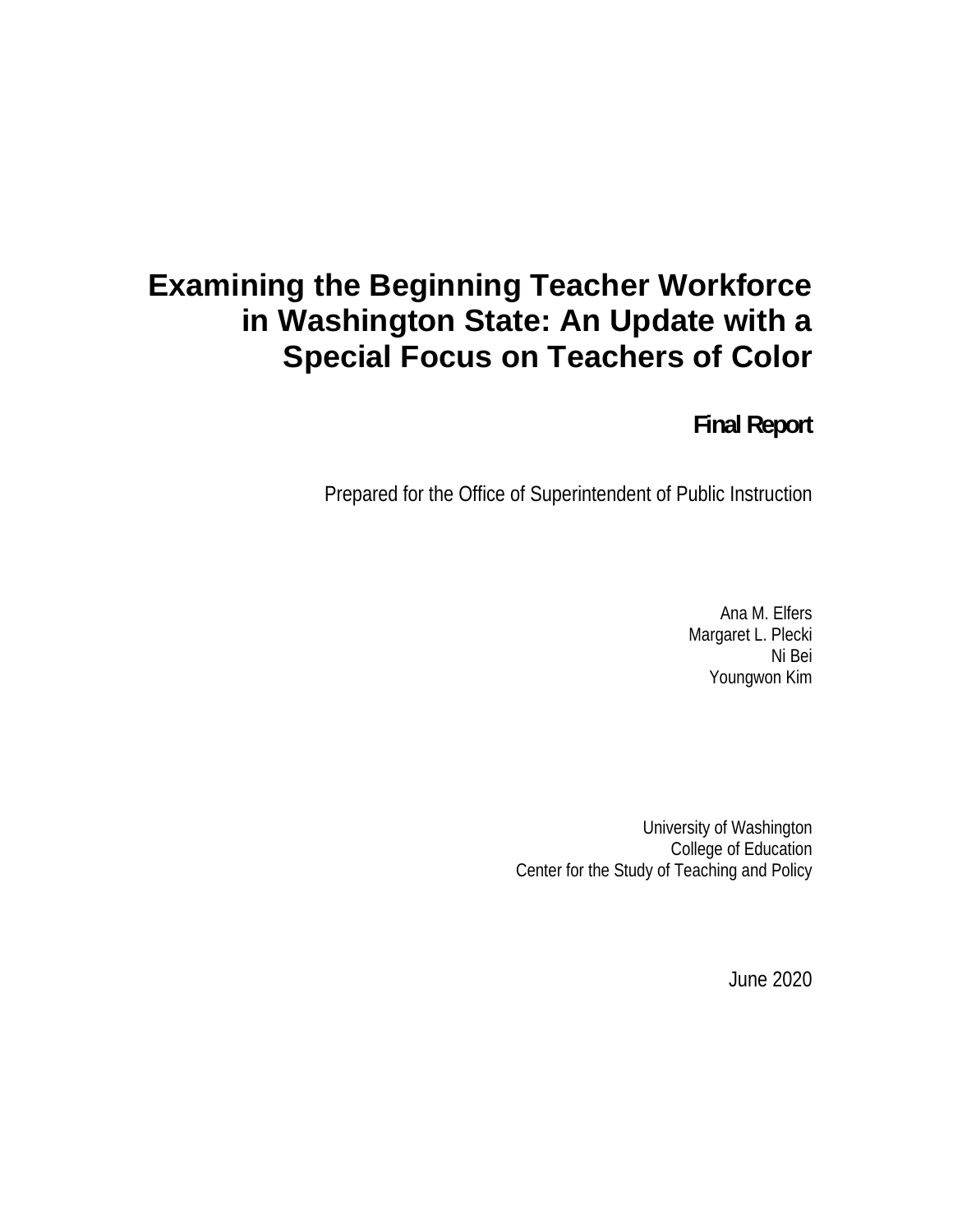# Examining the Beginning Teacher Workforce in Washington State: An Update with a Special Focus on Teachers of Color

**Final Report**

Prepared for the Office of Superintendent of Public Instruction

Ana M. Elfers
Margaret L. Plecki
Ni Bei
Youngwon Kim

University of Washington
College of Education
Center for the Study of Teaching and Policy

June 2020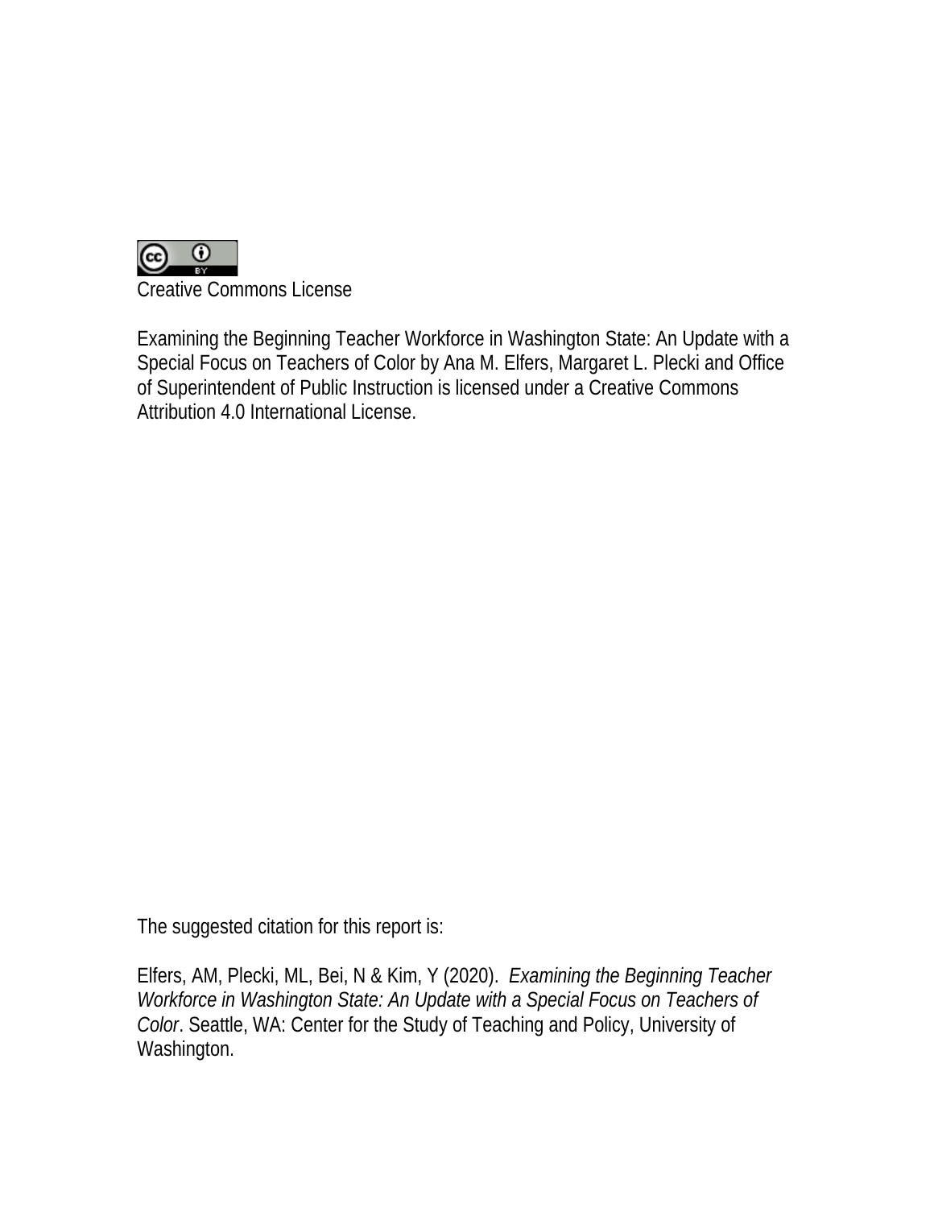Creative Commons License

Examining the Beginning Teacher Workforce in Washington State: An Update with a Special Focus on Teachers of Color by Ana M. Elfers, Margaret L. Plecki and Office of Superintendent of Public Instruction is licensed under a Creative Commons Attribution 4.0 International License.

The suggested citation for this report is:

Elfers, AM, Plecki, ML, Bei, N & Kim, Y (2020). *Examining the Beginning Teacher Workforce in Washington State: An Update with a Special Focus on Teachers of Color*. Seattle, WA: Center for the Study of Teaching and Policy, University of Washington.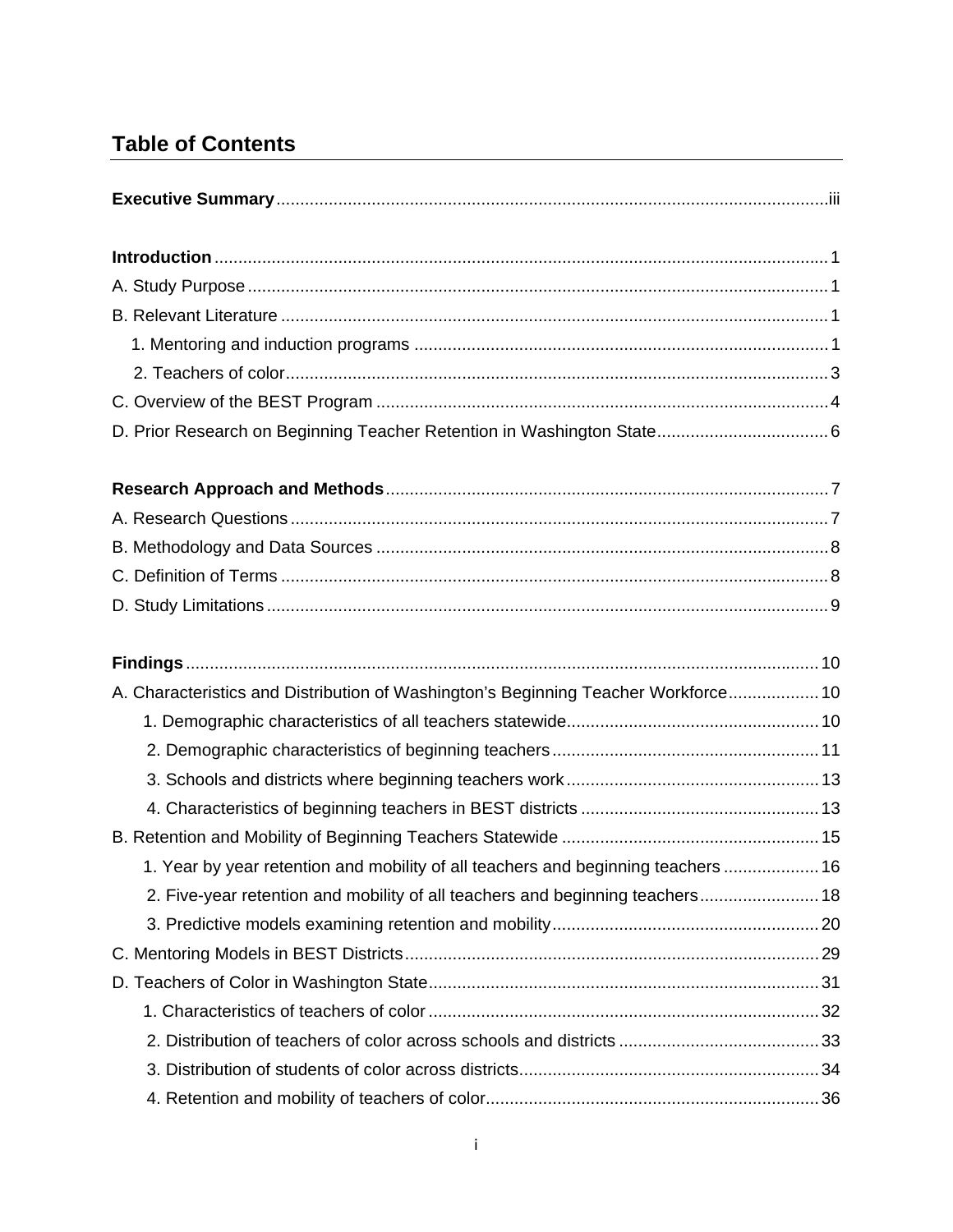# Table of Contents

**Executive Summary** ... iii

**Introduction** ... 1

A. Study Purpose ... 1

B. Relevant Literature ... 1

- 1. Mentoring and induction programs ... 1
- 2. Teachers of color ... 3

C. Overview of the BEST Program ... 4

D. Prior Research on Beginning Teacher Retention in Washington State ... 6

**Research Approach and Methods** ... 7

A. Research Questions ... 7

B. Methodology and Data Sources ... 8

C. Definition of Terms ... 8

D. Study Limitations ... 9

**Findings** ... 10

A. Characteristics and Distribution of Washington's Beginning Teacher Workforce ... 10

- 1. Demographic characteristics of all teachers statewide ... 10
- 2. Demographic characteristics of beginning teachers ... 11
- 3. Schools and districts where beginning teachers work ... 13
- 4. Characteristics of beginning teachers in BEST districts ... 13

B. Retention and Mobility of Beginning Teachers Statewide ... 15

- 1. Year by year retention and mobility of all teachers and beginning teachers ... 16
- 2. Five-year retention and mobility of all teachers and beginning teachers ... 18
- 3. Predictive models examining retention and mobility ... 20

C. Mentoring Models in BEST Districts ... 29

D. Teachers of Color in Washington State ... 31

- 1. Characteristics of teachers of color ... 32
- 2. Distribution of teachers of color across schools and districts ... 33
- 3. Distribution of students of color across districts ... 34
- 4. Retention and mobility of teachers of color ... 36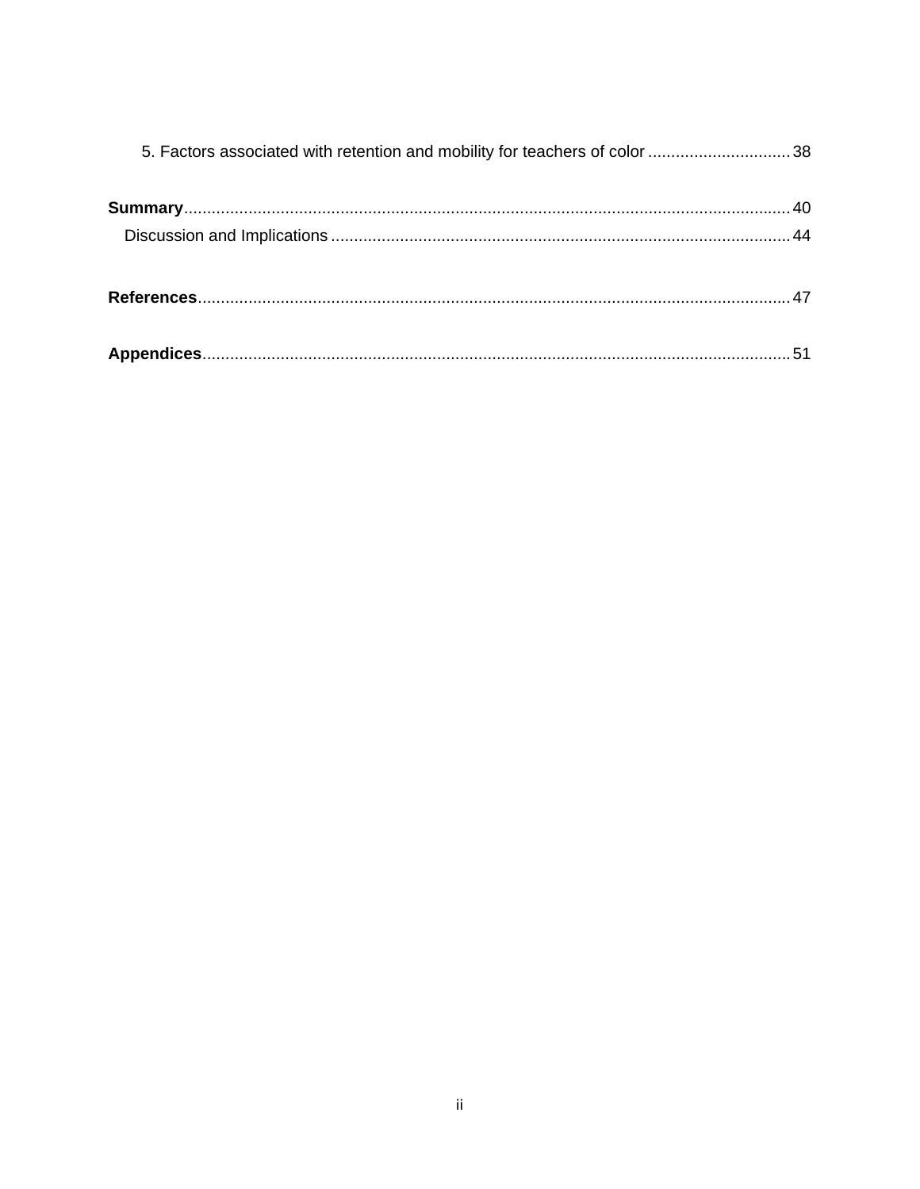5. Factors associated with retention and mobility for teachers of color ............................... 38

**Summary**................................................................................................................................ 40

Discussion and Implications ................................................................................................. 44

**References**............................................................................................................................. 47

**Appendices**............................................................................................................................ 51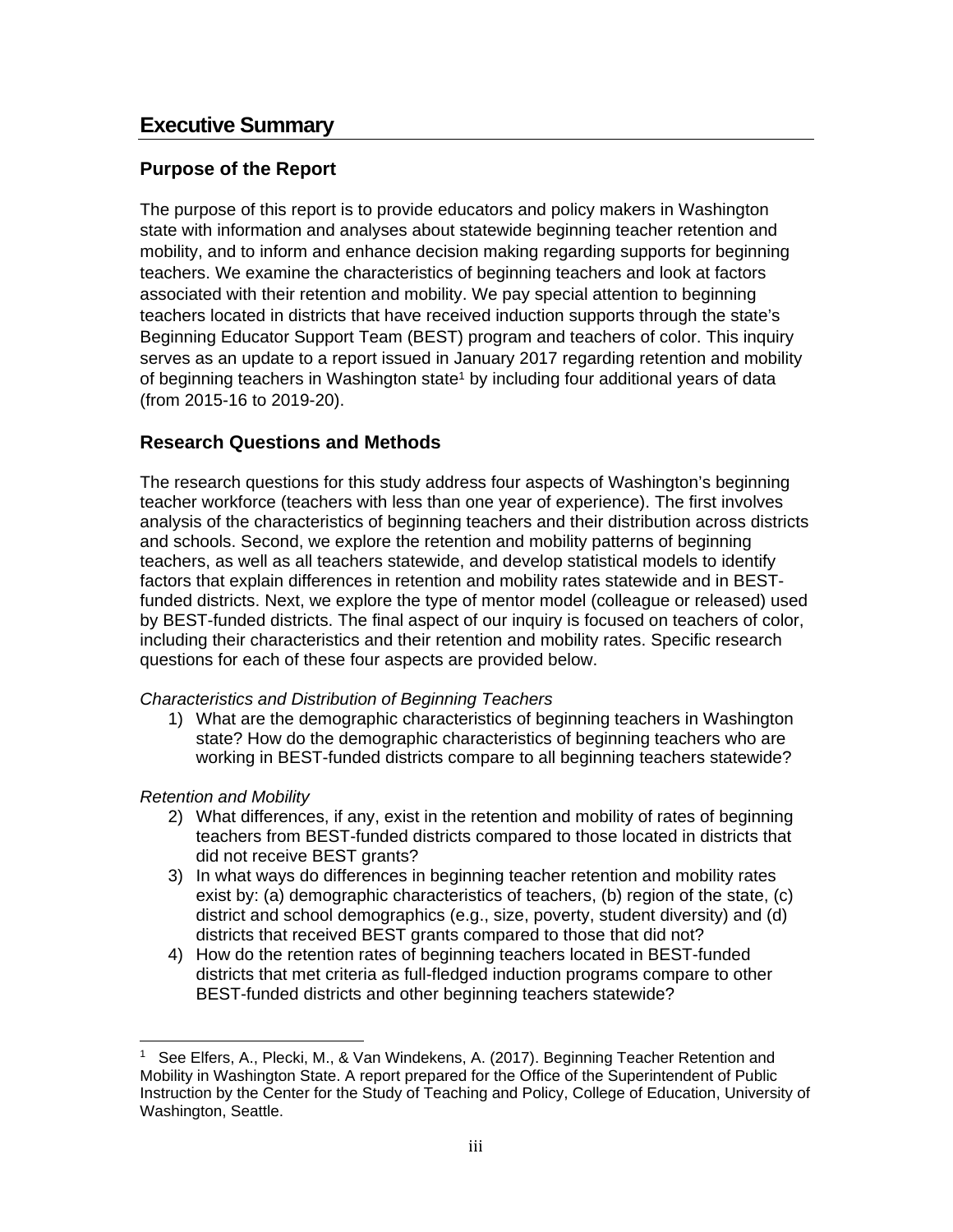# Executive Summary

## Purpose of the Report

The purpose of this report is to provide educators and policy makers in Washington state with information and analyses about statewide beginning teacher retention and mobility, and to inform and enhance decision making regarding supports for beginning teachers. We examine the characteristics of beginning teachers and look at factors associated with their retention and mobility. We pay special attention to beginning teachers located in districts that have received induction supports through the state's Beginning Educator Support Team (BEST) program and teachers of color. This inquiry serves as an update to a report issued in January 2017 regarding retention and mobility of beginning teachers in Washington state[1] by including four additional years of data (from 2015-16 to 2019-20).

## Research Questions and Methods

The research questions for this study address four aspects of Washington's beginning teacher workforce (teachers with less than one year of experience). The first involves analysis of the characteristics of beginning teachers and their distribution across districts and schools. Second, we explore the retention and mobility patterns of beginning teachers, as well as all teachers statewide, and develop statistical models to identify factors that explain differences in retention and mobility rates statewide and in BEST-funded districts. Next, we explore the type of mentor model (colleague or released) used by BEST-funded districts. The final aspect of our inquiry is focused on teachers of color, including their characteristics and their retention and mobility rates. Specific research questions for each of these four aspects are provided below.

*Characteristics and Distribution of Beginning Teachers*

1) What are the demographic characteristics of beginning teachers in Washington state? How do the demographic characteristics of beginning teachers who are working in BEST-funded districts compare to all beginning teachers statewide?

*Retention and Mobility*

2) What differences, if any, exist in the retention and mobility of rates of beginning teachers from BEST-funded districts compared to those located in districts that did not receive BEST grants?
3) In what ways do differences in beginning teacher retention and mobility rates exist by: (a) demographic characteristics of teachers, (b) region of the state, (c) district and school demographics (e.g., size, poverty, student diversity) and (d) districts that received BEST grants compared to those that did not?
4) How do the retention rates of beginning teachers located in BEST-funded districts that met criteria as full-fledged induction programs compare to other BEST-funded districts and other beginning teachers statewide?

---

[1] See Elfers, A., Plecki, M., & Van Windekens, A. (2017). Beginning Teacher Retention and Mobility in Washington State. A report prepared for the Office of the Superintendent of Public Instruction by the Center for the Study of Teaching and Policy, College of Education, University of Washington, Seattle.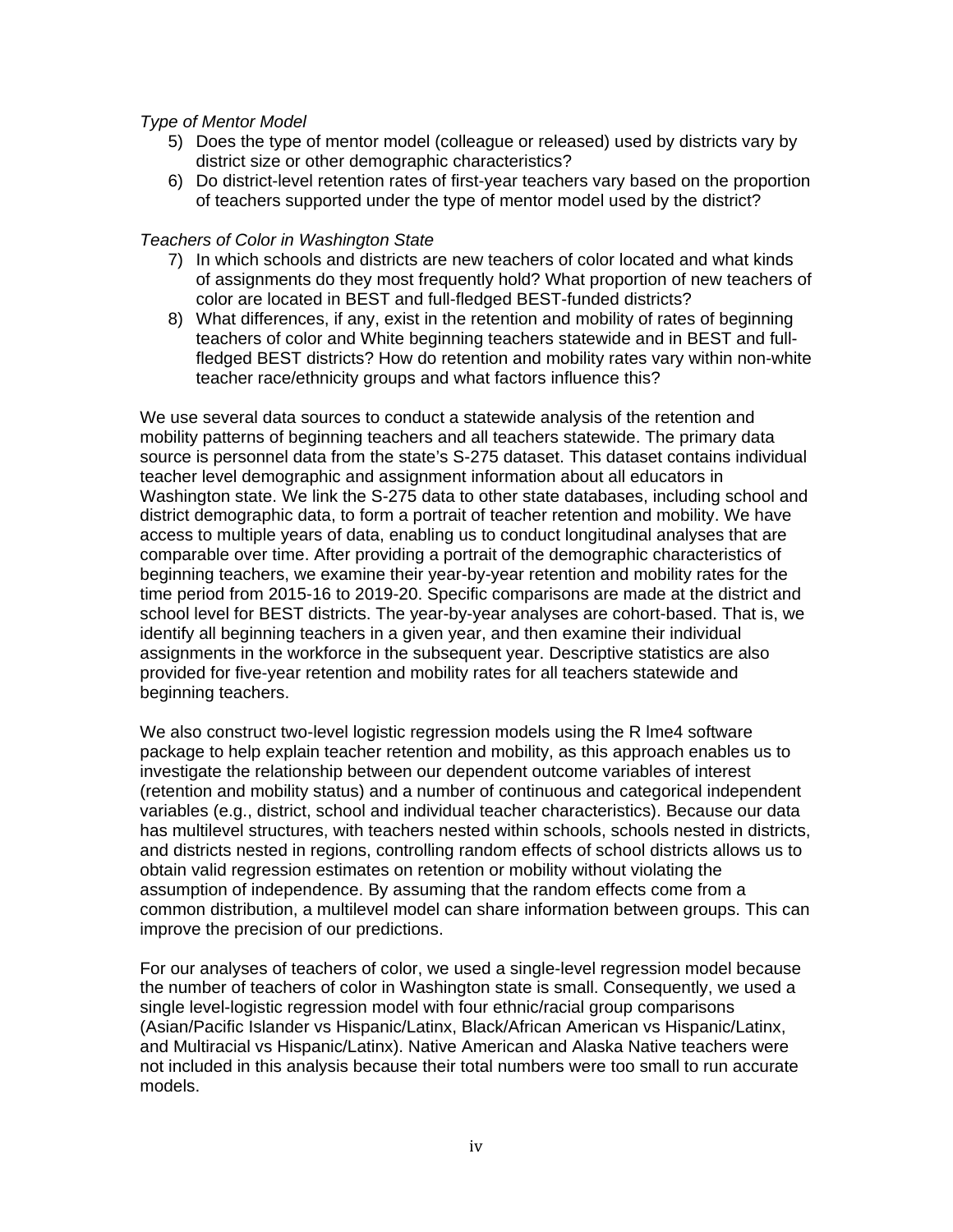*Type of Mentor Model*

5) Does the type of mentor model (colleague or released) used by districts vary by district size or other demographic characteristics?
6) Do district-level retention rates of first-year teachers vary based on the proportion of teachers supported under the type of mentor model used by the district?

*Teachers of Color in Washington State*

7) In which schools and districts are new teachers of color located and what kinds of assignments do they most frequently hold? What proportion of new teachers of color are located in BEST and full-fledged BEST-funded districts?
8) What differences, if any, exist in the retention and mobility of rates of beginning teachers of color and White beginning teachers statewide and in BEST and full-fledged BEST districts? How do retention and mobility rates vary within non-white teacher race/ethnicity groups and what factors influence this?

We use several data sources to conduct a statewide analysis of the retention and mobility patterns of beginning teachers and all teachers statewide. The primary data source is personnel data from the state's S-275 dataset. This dataset contains individual teacher level demographic and assignment information about all educators in Washington state. We link the S-275 data to other state databases, including school and district demographic data, to form a portrait of teacher retention and mobility. We have access to multiple years of data, enabling us to conduct longitudinal analyses that are comparable over time. After providing a portrait of the demographic characteristics of beginning teachers, we examine their year-by-year retention and mobility rates for the time period from 2015-16 to 2019-20. Specific comparisons are made at the district and school level for BEST districts. The year-by-year analyses are cohort-based. That is, we identify all beginning teachers in a given year, and then examine their individual assignments in the workforce in the subsequent year. Descriptive statistics are also provided for five-year retention and mobility rates for all teachers statewide and beginning teachers.

We also construct two-level logistic regression models using the R lme4 software package to help explain teacher retention and mobility, as this approach enables us to investigate the relationship between our dependent outcome variables of interest (retention and mobility status) and a number of continuous and categorical independent variables (e.g., district, school and individual teacher characteristics). Because our data has multilevel structures, with teachers nested within schools, schools nested in districts, and districts nested in regions, controlling random effects of school districts allows us to obtain valid regression estimates on retention or mobility without violating the assumption of independence. By assuming that the random effects come from a common distribution, a multilevel model can share information between groups. This can improve the precision of our predictions.

For our analyses of teachers of color, we used a single-level regression model because the number of teachers of color in Washington state is small. Consequently, we used a single level-logistic regression model with four ethnic/racial group comparisons (Asian/Pacific Islander vs Hispanic/Latinx, Black/African American vs Hispanic/Latinx, and Multiracial vs Hispanic/Latinx). Native American and Alaska Native teachers were not included in this analysis because their total numbers were too small to run accurate models.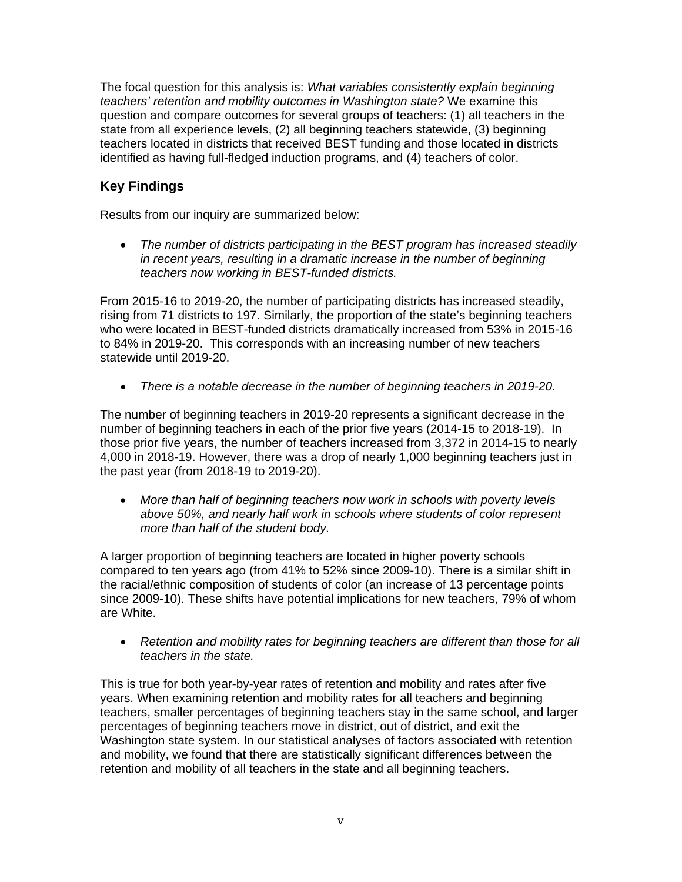The focal question for this analysis is: *What variables consistently explain beginning teachers' retention and mobility outcomes in Washington state?* We examine this question and compare outcomes for several groups of teachers: (1) all teachers in the state from all experience levels, (2) all beginning teachers statewide, (3) beginning teachers located in districts that received BEST funding and those located in districts identified as having full-fledged induction programs, and (4) teachers of color.

## Key Findings

Results from our inquiry are summarized below:

- *The number of districts participating in the BEST program has increased steadily in recent years, resulting in a dramatic increase in the number of beginning teachers now working in BEST-funded districts.*

From 2015-16 to 2019-20, the number of participating districts has increased steadily, rising from 71 districts to 197. Similarly, the proportion of the state's beginning teachers who were located in BEST-funded districts dramatically increased from 53% in 2015-16 to 84% in 2019-20. This corresponds with an increasing number of new teachers statewide until 2019-20.

- *There is a notable decrease in the number of beginning teachers in 2019-20.*

The number of beginning teachers in 2019-20 represents a significant decrease in the number of beginning teachers in each of the prior five years (2014-15 to 2018-19). In those prior five years, the number of teachers increased from 3,372 in 2014-15 to nearly 4,000 in 2018-19. However, there was a drop of nearly 1,000 beginning teachers just in the past year (from 2018-19 to 2019-20).

- *More than half of beginning teachers now work in schools with poverty levels above 50%, and nearly half work in schools where students of color represent more than half of the student body.*

A larger proportion of beginning teachers are located in higher poverty schools compared to ten years ago (from 41% to 52% since 2009-10). There is a similar shift in the racial/ethnic composition of students of color (an increase of 13 percentage points since 2009-10). These shifts have potential implications for new teachers, 79% of whom are White.

- *Retention and mobility rates for beginning teachers are different than those for all teachers in the state.*

This is true for both year-by-year rates of retention and mobility and rates after five years. When examining retention and mobility rates for all teachers and beginning teachers, smaller percentages of beginning teachers stay in the same school, and larger percentages of beginning teachers move in district, out of district, and exit the Washington state system. In our statistical analyses of factors associated with retention and mobility, we found that there are statistically significant differences between the retention and mobility of all teachers in the state and all beginning teachers.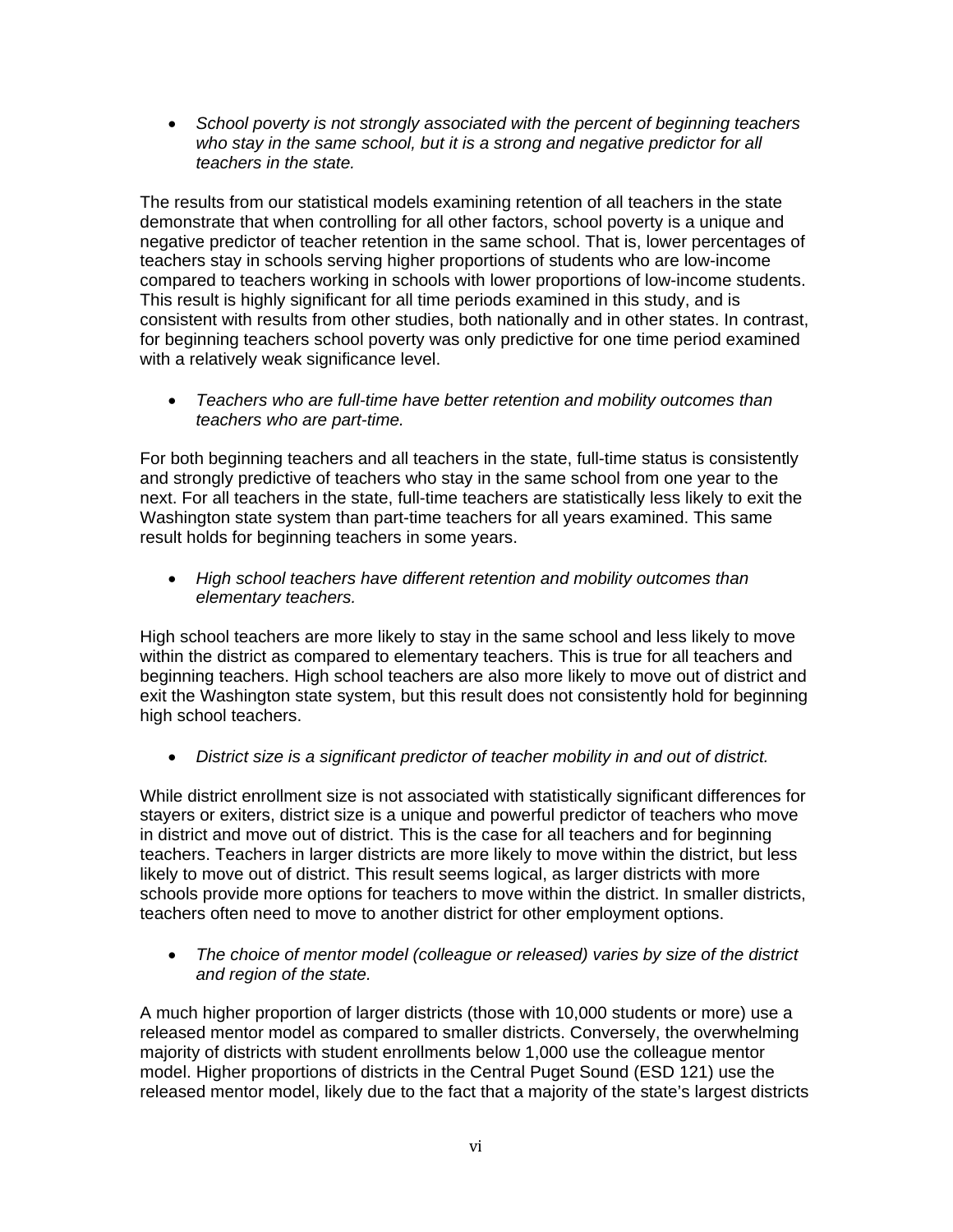- *School poverty is not strongly associated with the percent of beginning teachers who stay in the same school, but it is a strong and negative predictor for all teachers in the state.*

The results from our statistical models examining retention of all teachers in the state demonstrate that when controlling for all other factors, school poverty is a unique and negative predictor of teacher retention in the same school. That is, lower percentages of teachers stay in schools serving higher proportions of students who are low-income compared to teachers working in schools with lower proportions of low-income students. This result is highly significant for all time periods examined in this study, and is consistent with results from other studies, both nationally and in other states. In contrast, for beginning teachers school poverty was only predictive for one time period examined with a relatively weak significance level.

- *Teachers who are full-time have better retention and mobility outcomes than teachers who are part-time.*

For both beginning teachers and all teachers in the state, full-time status is consistently and strongly predictive of teachers who stay in the same school from one year to the next. For all teachers in the state, full-time teachers are statistically less likely to exit the Washington state system than part-time teachers for all years examined. This same result holds for beginning teachers in some years.

- *High school teachers have different retention and mobility outcomes than elementary teachers.*

High school teachers are more likely to stay in the same school and less likely to move within the district as compared to elementary teachers. This is true for all teachers and beginning teachers. High school teachers are also more likely to move out of district and exit the Washington state system, but this result does not consistently hold for beginning high school teachers.

- *District size is a significant predictor of teacher mobility in and out of district.*

While district enrollment size is not associated with statistically significant differences for stayers or exiters, district size is a unique and powerful predictor of teachers who move in district and move out of district. This is the case for all teachers and for beginning teachers. Teachers in larger districts are more likely to move within the district, but less likely to move out of district. This result seems logical, as larger districts with more schools provide more options for teachers to move within the district. In smaller districts, teachers often need to move to another district for other employment options.

- *The choice of mentor model (colleague or released) varies by size of the district and region of the state.*

A much higher proportion of larger districts (those with 10,000 students or more) use a released mentor model as compared to smaller districts. Conversely, the overwhelming majority of districts with student enrollments below 1,000 use the colleague mentor model. Higher proportions of districts in the Central Puget Sound (ESD 121) use the released mentor model, likely due to the fact that a majority of the state's largest districts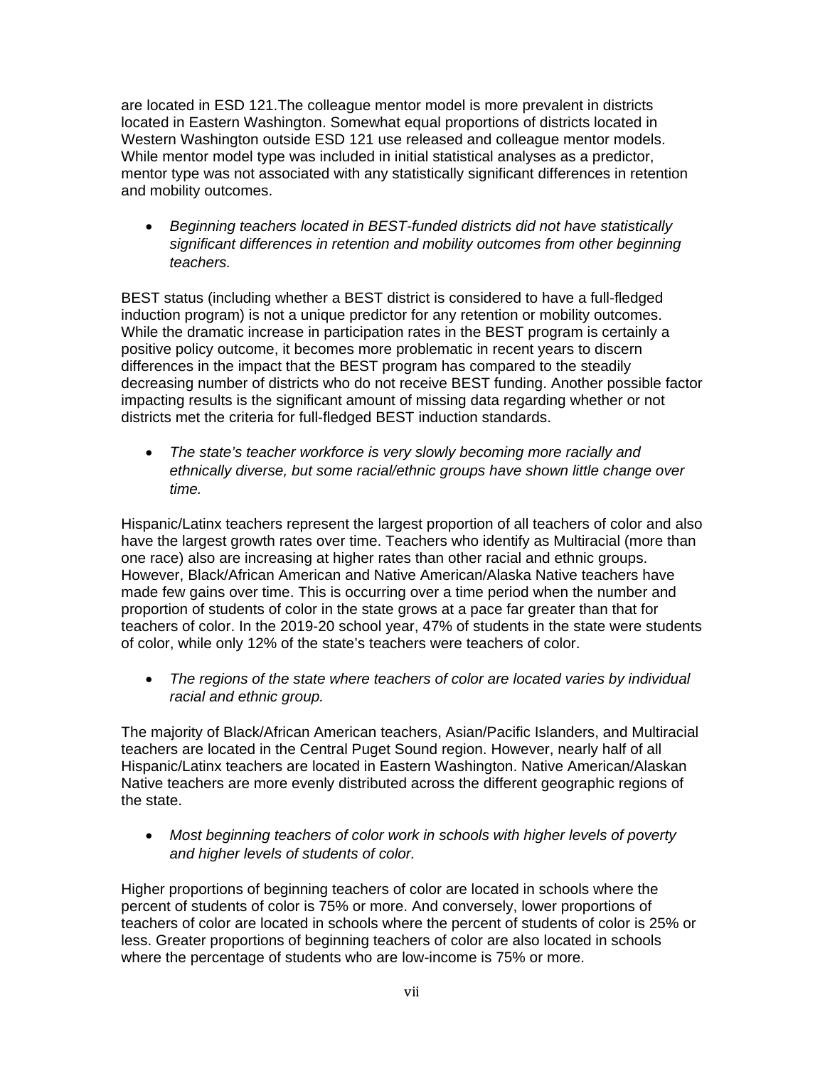are located in ESD 121.The colleague mentor model is more prevalent in districts located in Eastern Washington. Somewhat equal proportions of districts located in Western Washington outside ESD 121 use released and colleague mentor models. While mentor model type was included in initial statistical analyses as a predictor, mentor type was not associated with any statistically significant differences in retention and mobility outcomes.

- *Beginning teachers located in BEST-funded districts did not have statistically significant differences in retention and mobility outcomes from other beginning teachers.*

BEST status (including whether a BEST district is considered to have a full-fledged induction program) is not a unique predictor for any retention or mobility outcomes. While the dramatic increase in participation rates in the BEST program is certainly a positive policy outcome, it becomes more problematic in recent years to discern differences in the impact that the BEST program has compared to the steadily decreasing number of districts who do not receive BEST funding. Another possible factor impacting results is the significant amount of missing data regarding whether or not districts met the criteria for full-fledged BEST induction standards.

- *The state's teacher workforce is very slowly becoming more racially and ethnically diverse, but some racial/ethnic groups have shown little change over time.*

Hispanic/Latinx teachers represent the largest proportion of all teachers of color and also have the largest growth rates over time. Teachers who identify as Multiracial (more than one race) also are increasing at higher rates than other racial and ethnic groups. However, Black/African American and Native American/Alaska Native teachers have made few gains over time. This is occurring over a time period when the number and proportion of students of color in the state grows at a pace far greater than that for teachers of color. In the 2019-20 school year, 47% of students in the state were students of color, while only 12% of the state's teachers were teachers of color.

- *The regions of the state where teachers of color are located varies by individual racial and ethnic group.*

The majority of Black/African American teachers, Asian/Pacific Islanders, and Multiracial teachers are located in the Central Puget Sound region. However, nearly half of all Hispanic/Latinx teachers are located in Eastern Washington. Native American/Alaskan Native teachers are more evenly distributed across the different geographic regions of the state.

- *Most beginning teachers of color work in schools with higher levels of poverty and higher levels of students of color.*

Higher proportions of beginning teachers of color are located in schools where the percent of students of color is 75% or more. And conversely, lower proportions of teachers of color are located in schools where the percent of students of color is 25% or less. Greater proportions of beginning teachers of color are also located in schools where the percentage of students who are low-income is 75% or more.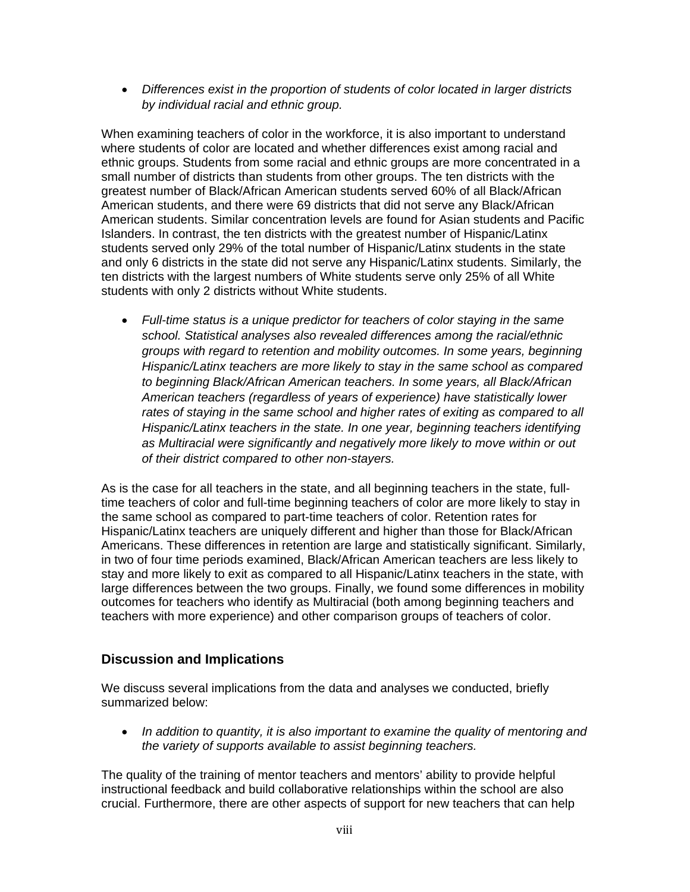- *Differences exist in the proportion of students of color located in larger districts by individual racial and ethnic group.*

When examining teachers of color in the workforce, it is also important to understand where students of color are located and whether differences exist among racial and ethnic groups. Students from some racial and ethnic groups are more concentrated in a small number of districts than students from other groups. The ten districts with the greatest number of Black/African American students served 60% of all Black/African American students, and there were 69 districts that did not serve any Black/African American students. Similar concentration levels are found for Asian students and Pacific Islanders. In contrast, the ten districts with the greatest number of Hispanic/Latinx students served only 29% of the total number of Hispanic/Latinx students in the state and only 6 districts in the state did not serve any Hispanic/Latinx students. Similarly, the ten districts with the largest numbers of White students serve only 25% of all White students with only 2 districts without White students.

- *Full-time status is a unique predictor for teachers of color staying in the same school. Statistical analyses also revealed differences among the racial/ethnic groups with regard to retention and mobility outcomes. In some years, beginning Hispanic/Latinx teachers are more likely to stay in the same school as compared to beginning Black/African American teachers. In some years, all Black/African American teachers (regardless of years of experience) have statistically lower rates of staying in the same school and higher rates of exiting as compared to all Hispanic/Latinx teachers in the state. In one year, beginning teachers identifying as Multiracial were significantly and negatively more likely to move within or out of their district compared to other non-stayers.*

As is the case for all teachers in the state, and all beginning teachers in the state, full-time teachers of color and full-time beginning teachers of color are more likely to stay in the same school as compared to part-time teachers of color. Retention rates for Hispanic/Latinx teachers are uniquely different and higher than those for Black/African Americans. These differences in retention are large and statistically significant. Similarly, in two of four time periods examined, Black/African American teachers are less likely to stay and more likely to exit as compared to all Hispanic/Latinx teachers in the state, with large differences between the two groups. Finally, we found some differences in mobility outcomes for teachers who identify as Multiracial (both among beginning teachers and teachers with more experience) and other comparison groups of teachers of color.

## Discussion and Implications

We discuss several implications from the data and analyses we conducted, briefly summarized below:

- *In addition to quantity, it is also important to examine the quality of mentoring and the variety of supports available to assist beginning teachers.*

The quality of the training of mentor teachers and mentors' ability to provide helpful instructional feedback and build collaborative relationships within the school are also crucial. Furthermore, there are other aspects of support for new teachers that can help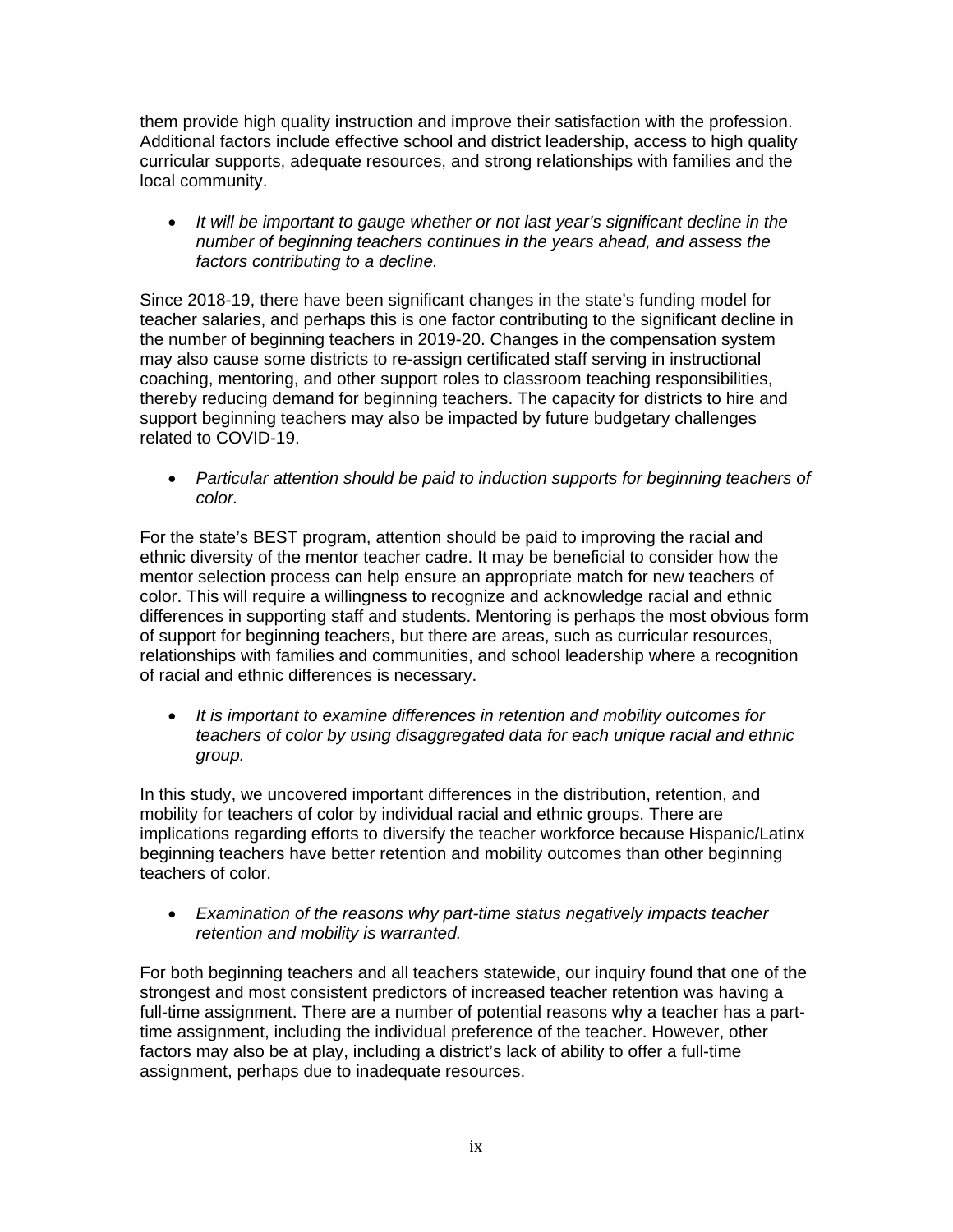them provide high quality instruction and improve their satisfaction with the profession. Additional factors include effective school and district leadership, access to high quality curricular supports, adequate resources, and strong relationships with families and the local community.

- *It will be important to gauge whether or not last year's significant decline in the number of beginning teachers continues in the years ahead, and assess the factors contributing to a decline.*

Since 2018-19, there have been significant changes in the state's funding model for teacher salaries, and perhaps this is one factor contributing to the significant decline in the number of beginning teachers in 2019-20. Changes in the compensation system may also cause some districts to re-assign certificated staff serving in instructional coaching, mentoring, and other support roles to classroom teaching responsibilities, thereby reducing demand for beginning teachers. The capacity for districts to hire and support beginning teachers may also be impacted by future budgetary challenges related to COVID-19.

- *Particular attention should be paid to induction supports for beginning teachers of color.*

For the state's BEST program, attention should be paid to improving the racial and ethnic diversity of the mentor teacher cadre. It may be beneficial to consider how the mentor selection process can help ensure an appropriate match for new teachers of color. This will require a willingness to recognize and acknowledge racial and ethnic differences in supporting staff and students. Mentoring is perhaps the most obvious form of support for beginning teachers, but there are areas, such as curricular resources, relationships with families and communities, and school leadership where a recognition of racial and ethnic differences is necessary.

- *It is important to examine differences in retention and mobility outcomes for teachers of color by using disaggregated data for each unique racial and ethnic group.*

In this study, we uncovered important differences in the distribution, retention, and mobility for teachers of color by individual racial and ethnic groups. There are implications regarding efforts to diversify the teacher workforce because Hispanic/Latinx beginning teachers have better retention and mobility outcomes than other beginning teachers of color.

- *Examination of the reasons why part-time status negatively impacts teacher retention and mobility is warranted.*

For both beginning teachers and all teachers statewide, our inquiry found that one of the strongest and most consistent predictors of increased teacher retention was having a full-time assignment. There are a number of potential reasons why a teacher has a part-time assignment, including the individual preference of the teacher. However, other factors may also be at play, including a district's lack of ability to offer a full-time assignment, perhaps due to inadequate resources.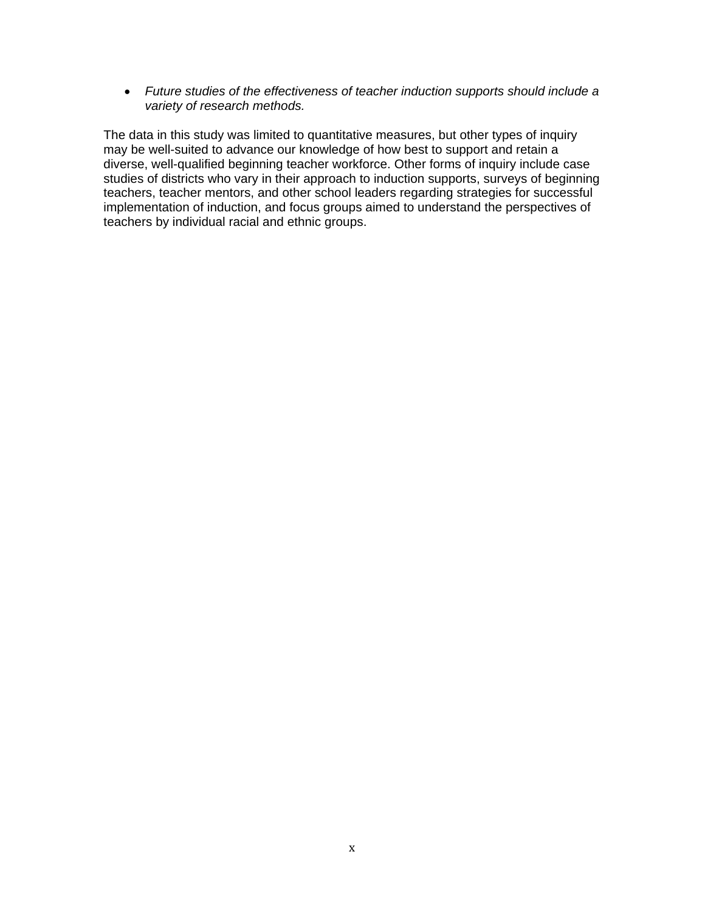- *Future studies of the effectiveness of teacher induction supports should include a variety of research methods.*

The data in this study was limited to quantitative measures, but other types of inquiry may be well-suited to advance our knowledge of how best to support and retain a diverse, well-qualified beginning teacher workforce. Other forms of inquiry include case studies of districts who vary in their approach to induction supports, surveys of beginning teachers, teacher mentors, and other school leaders regarding strategies for successful implementation of induction, and focus groups aimed to understand the perspectives of teachers by individual racial and ethnic groups.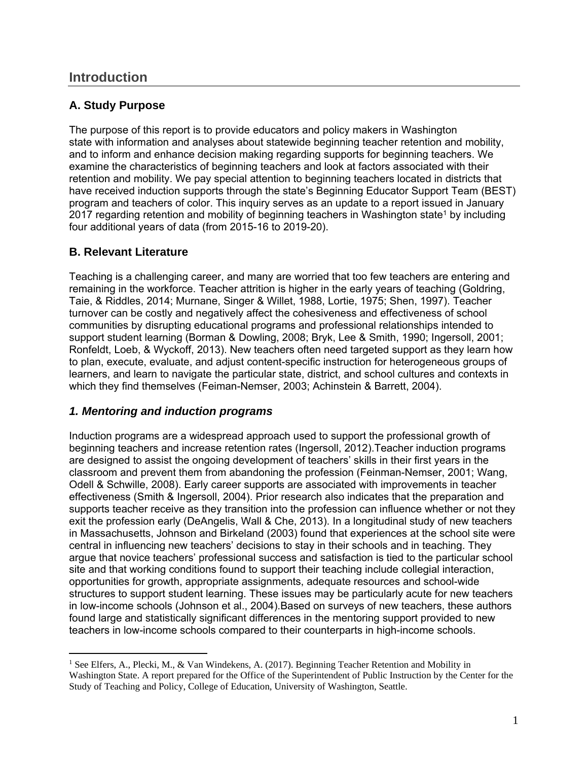# Introduction

## A. Study Purpose

The purpose of this report is to provide educators and policy makers in Washington state with information and analyses about statewide beginning teacher retention and mobility, and to inform and enhance decision making regarding supports for beginning teachers. We examine the characteristics of beginning teachers and look at factors associated with their retention and mobility. We pay special attention to beginning teachers located in districts that have received induction supports through the state's Beginning Educator Support Team (BEST) program and teachers of color. This inquiry serves as an update to a report issued in January 2017 regarding retention and mobility of beginning teachers in Washington state[1] by including four additional years of data (from 2015-16 to 2019-20).

## B. Relevant Literature

Teaching is a challenging career, and many are worried that too few teachers are entering and remaining in the workforce. Teacher attrition is higher in the early years of teaching (Goldring, Taie, & Riddles, 2014; Murnane, Singer & Willet, 1988, Lortie, 1975; Shen, 1997). Teacher turnover can be costly and negatively affect the cohesiveness and effectiveness of school communities by disrupting educational programs and professional relationships intended to support student learning (Borman & Dowling, 2008; Bryk, Lee & Smith, 1990; Ingersoll, 2001; Ronfeldt, Loeb, & Wyckoff, 2013). New teachers often need targeted support as they learn how to plan, execute, evaluate, and adjust content-specific instruction for heterogeneous groups of learners, and learn to navigate the particular state, district, and school cultures and contexts in which they find themselves (Feiman-Nemser, 2003; Achinstein & Barrett, 2004).

### *1. Mentoring and induction programs*

Induction programs are a widespread approach used to support the professional growth of beginning teachers and increase retention rates (Ingersoll, 2012).Teacher induction programs are designed to assist the ongoing development of teachers' skills in their first years in the classroom and prevent them from abandoning the profession (Feinman-Nemser, 2001; Wang, Odell & Schwille, 2008). Early career supports are associated with improvements in teacher effectiveness (Smith & Ingersoll, 2004). Prior research also indicates that the preparation and supports teacher receive as they transition into the profession can influence whether or not they exit the profession early (DeAngelis, Wall & Che, 2013). In a longitudinal study of new teachers in Massachusetts, Johnson and Birkeland (2003) found that experiences at the school site were central in influencing new teachers' decisions to stay in their schools and in teaching. They argue that novice teachers' professional success and satisfaction is tied to the particular school site and that working conditions found to support their teaching include collegial interaction, opportunities for growth, appropriate assignments, adequate resources and school-wide structures to support student learning. These issues may be particularly acute for new teachers in low-income schools (Johnson et al., 2004).Based on surveys of new teachers, these authors found large and statistically significant differences in the mentoring support provided to new teachers in low-income schools compared to their counterparts in high-income schools.

[1] See Elfers, A., Plecki, M., & Van Windekens, A. (2017). Beginning Teacher Retention and Mobility in Washington State. A report prepared for the Office of the Superintendent of Public Instruction by the Center for the Study of Teaching and Policy, College of Education, University of Washington, Seattle.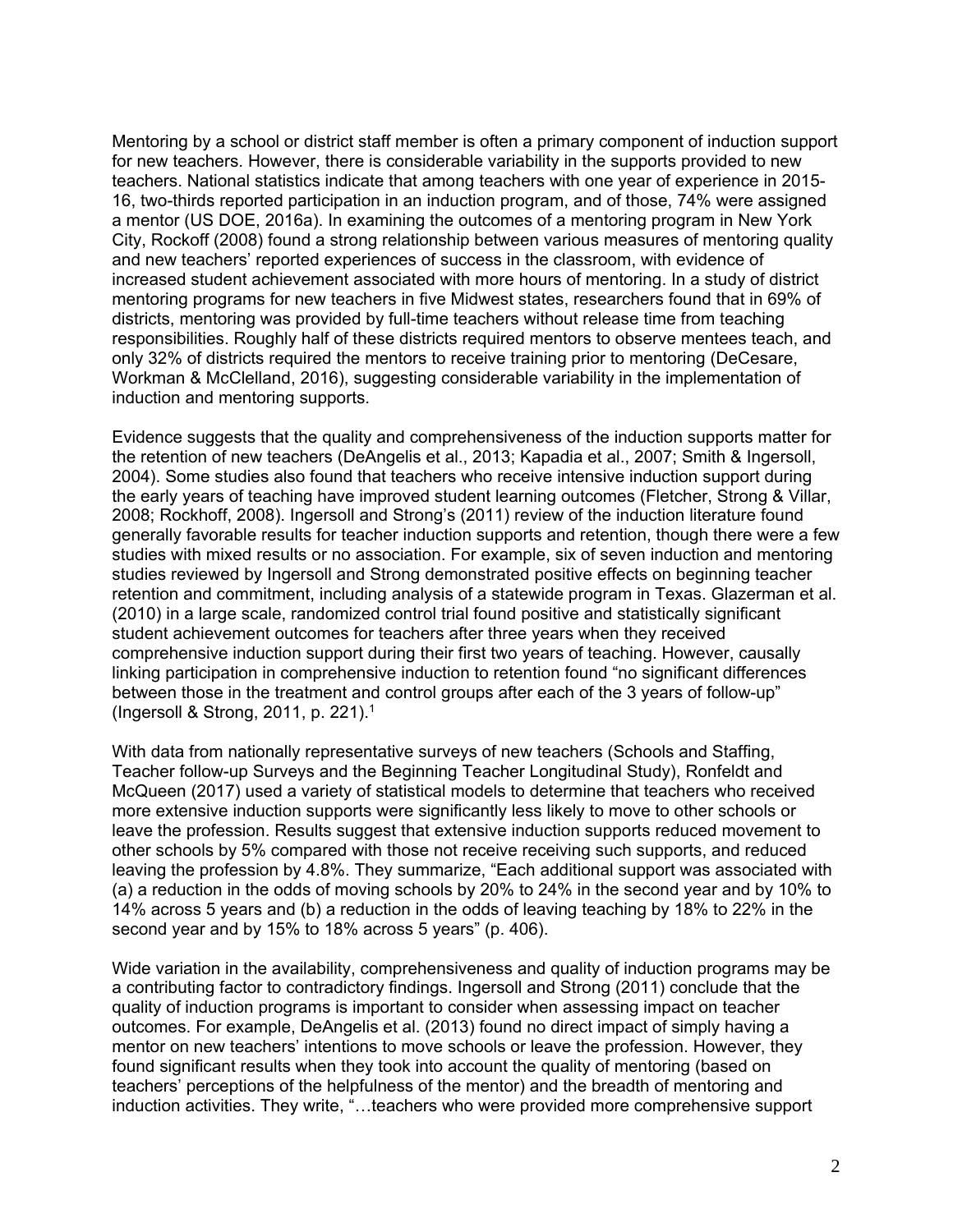Mentoring by a school or district staff member is often a primary component of induction support for new teachers. However, there is considerable variability in the supports provided to new teachers. National statistics indicate that among teachers with one year of experience in 2015-16, two-thirds reported participation in an induction program, and of those, 74% were assigned a mentor (US DOE, 2016a). In examining the outcomes of a mentoring program in New York City, Rockoff (2008) found a strong relationship between various measures of mentoring quality and new teachers' reported experiences of success in the classroom, with evidence of increased student achievement associated with more hours of mentoring. In a study of district mentoring programs for new teachers in five Midwest states, researchers found that in 69% of districts, mentoring was provided by full-time teachers without release time from teaching responsibilities. Roughly half of these districts required mentors to observe mentees teach, and only 32% of districts required the mentors to receive training prior to mentoring (DeCesare, Workman & McClelland, 2016), suggesting considerable variability in the implementation of induction and mentoring supports.

Evidence suggests that the quality and comprehensiveness of the induction supports matter for the retention of new teachers (DeAngelis et al., 2013; Kapadia et al., 2007; Smith & Ingersoll, 2004). Some studies also found that teachers who receive intensive induction support during the early years of teaching have improved student learning outcomes (Fletcher, Strong & Villar, 2008; Rockhoff, 2008). Ingersoll and Strong's (2011) review of the induction literature found generally favorable results for teacher induction supports and retention, though there were a few studies with mixed results or no association. For example, six of seven induction and mentoring studies reviewed by Ingersoll and Strong demonstrated positive effects on beginning teacher retention and commitment, including analysis of a statewide program in Texas. Glazerman et al. (2010) in a large scale, randomized control trial found positive and statistically significant student achievement outcomes for teachers after three years when they received comprehensive induction support during their first two years of teaching. However, causally linking participation in comprehensive induction to retention found "no significant differences between those in the treatment and control groups after each of the 3 years of follow-up" (Ingersoll & Strong, 2011, p. 221).[1]

With data from nationally representative surveys of new teachers (Schools and Staffing, Teacher follow-up Surveys and the Beginning Teacher Longitudinal Study), Ronfeldt and McQueen (2017) used a variety of statistical models to determine that teachers who received more extensive induction supports were significantly less likely to move to other schools or leave the profession. Results suggest that extensive induction supports reduced movement to other schools by 5% compared with those not receive receiving such supports, and reduced leaving the profession by 4.8%. They summarize, "Each additional support was associated with (a) a reduction in the odds of moving schools by 20% to 24% in the second year and by 10% to 14% across 5 years and (b) a reduction in the odds of leaving teaching by 18% to 22% in the second year and by 15% to 18% across 5 years" (p. 406).

Wide variation in the availability, comprehensiveness and quality of induction programs may be a contributing factor to contradictory findings. Ingersoll and Strong (2011) conclude that the quality of induction programs is important to consider when assessing impact on teacher outcomes. For example, DeAngelis et al. (2013) found no direct impact of simply having a mentor on new teachers' intentions to move schools or leave the profession. However, they found significant results when they took into account the quality of mentoring (based on teachers' perceptions of the helpfulness of the mentor) and the breadth of mentoring and induction activities. They write, "…teachers who were provided more comprehensive support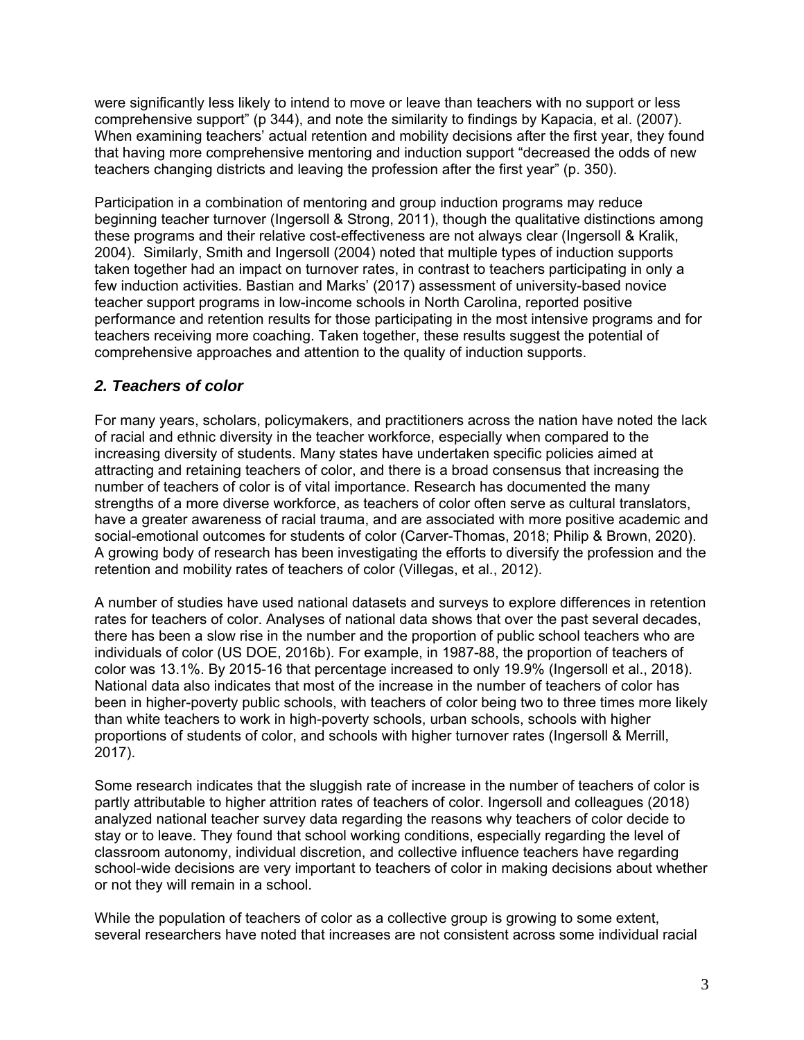were significantly less likely to intend to move or leave than teachers with no support or less comprehensive support" (p 344), and note the similarity to findings by Kapacia, et al. (2007). When examining teachers' actual retention and mobility decisions after the first year, they found that having more comprehensive mentoring and induction support "decreased the odds of new teachers changing districts and leaving the profession after the first year" (p. 350).

Participation in a combination of mentoring and group induction programs may reduce beginning teacher turnover (Ingersoll & Strong, 2011), though the qualitative distinctions among these programs and their relative cost-effectiveness are not always clear (Ingersoll & Kralik, 2004). Similarly, Smith and Ingersoll (2004) noted that multiple types of induction supports taken together had an impact on turnover rates, in contrast to teachers participating in only a few induction activities. Bastian and Marks' (2017) assessment of university-based novice teacher support programs in low-income schools in North Carolina, reported positive performance and retention results for those participating in the most intensive programs and for teachers receiving more coaching. Taken together, these results suggest the potential of comprehensive approaches and attention to the quality of induction supports.

## *2. Teachers of color*

For many years, scholars, policymakers, and practitioners across the nation have noted the lack of racial and ethnic diversity in the teacher workforce, especially when compared to the increasing diversity of students. Many states have undertaken specific policies aimed at attracting and retaining teachers of color, and there is a broad consensus that increasing the number of teachers of color is of vital importance. Research has documented the many strengths of a more diverse workforce, as teachers of color often serve as cultural translators, have a greater awareness of racial trauma, and are associated with more positive academic and social-emotional outcomes for students of color (Carver-Thomas, 2018; Philip & Brown, 2020). A growing body of research has been investigating the efforts to diversify the profession and the retention and mobility rates of teachers of color (Villegas, et al., 2012).

A number of studies have used national datasets and surveys to explore differences in retention rates for teachers of color. Analyses of national data shows that over the past several decades, there has been a slow rise in the number and the proportion of public school teachers who are individuals of color (US DOE, 2016b). For example, in 1987-88, the proportion of teachers of color was 13.1%. By 2015-16 that percentage increased to only 19.9% (Ingersoll et al., 2018). National data also indicates that most of the increase in the number of teachers of color has been in higher-poverty public schools, with teachers of color being two to three times more likely than white teachers to work in high-poverty schools, urban schools, schools with higher proportions of students of color, and schools with higher turnover rates (Ingersoll & Merrill, 2017).

Some research indicates that the sluggish rate of increase in the number of teachers of color is partly attributable to higher attrition rates of teachers of color. Ingersoll and colleagues (2018) analyzed national teacher survey data regarding the reasons why teachers of color decide to stay or to leave. They found that school working conditions, especially regarding the level of classroom autonomy, individual discretion, and collective influence teachers have regarding school-wide decisions are very important to teachers of color in making decisions about whether or not they will remain in a school.

While the population of teachers of color as a collective group is growing to some extent, several researchers have noted that increases are not consistent across some individual racial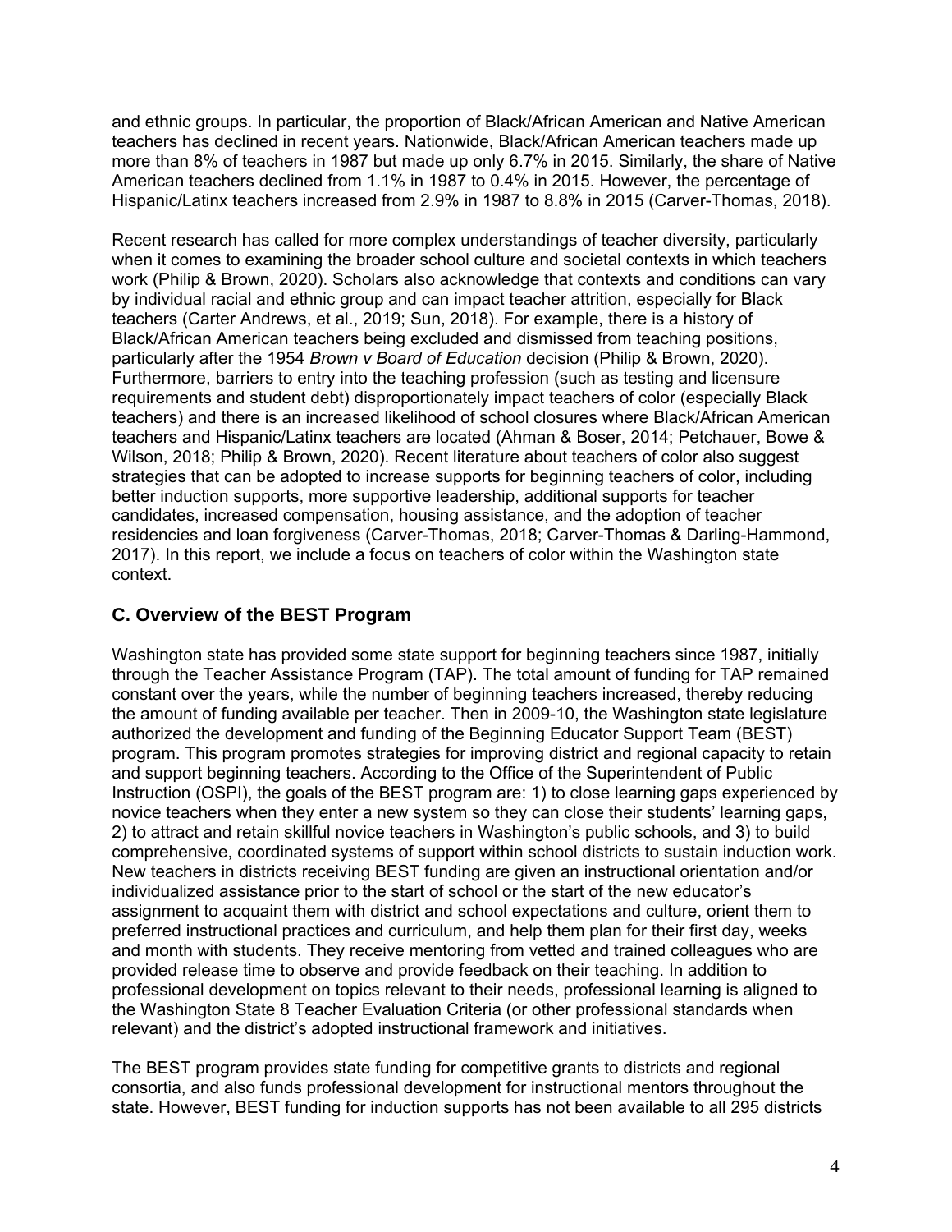and ethnic groups. In particular, the proportion of Black/African American and Native American teachers has declined in recent years. Nationwide, Black/African American teachers made up more than 8% of teachers in 1987 but made up only 6.7% in 2015. Similarly, the share of Native American teachers declined from 1.1% in 1987 to 0.4% in 2015. However, the percentage of Hispanic/Latinx teachers increased from 2.9% in 1987 to 8.8% in 2015 (Carver-Thomas, 2018).

Recent research has called for more complex understandings of teacher diversity, particularly when it comes to examining the broader school culture and societal contexts in which teachers work (Philip & Brown, 2020). Scholars also acknowledge that contexts and conditions can vary by individual racial and ethnic group and can impact teacher attrition, especially for Black teachers (Carter Andrews, et al., 2019; Sun, 2018). For example, there is a history of Black/African American teachers being excluded and dismissed from teaching positions, particularly after the 1954 *Brown v Board of Education* decision (Philip & Brown, 2020). Furthermore, barriers to entry into the teaching profession (such as testing and licensure requirements and student debt) disproportionately impact teachers of color (especially Black teachers) and there is an increased likelihood of school closures where Black/African American teachers and Hispanic/Latinx teachers are located (Ahman & Boser, 2014; Petchauer, Bowe & Wilson, 2018; Philip & Brown, 2020). Recent literature about teachers of color also suggest strategies that can be adopted to increase supports for beginning teachers of color, including better induction supports, more supportive leadership, additional supports for teacher candidates, increased compensation, housing assistance, and the adoption of teacher residencies and loan forgiveness (Carver-Thomas, 2018; Carver-Thomas & Darling-Hammond, 2017). In this report, we include a focus on teachers of color within the Washington state context.

## C. Overview of the BEST Program

Washington state has provided some state support for beginning teachers since 1987, initially through the Teacher Assistance Program (TAP). The total amount of funding for TAP remained constant over the years, while the number of beginning teachers increased, thereby reducing the amount of funding available per teacher. Then in 2009-10, the Washington state legislature authorized the development and funding of the Beginning Educator Support Team (BEST) program. This program promotes strategies for improving district and regional capacity to retain and support beginning teachers. According to the Office of the Superintendent of Public Instruction (OSPI), the goals of the BEST program are: 1) to close learning gaps experienced by novice teachers when they enter a new system so they can close their students' learning gaps, 2) to attract and retain skillful novice teachers in Washington's public schools, and 3) to build comprehensive, coordinated systems of support within school districts to sustain induction work. New teachers in districts receiving BEST funding are given an instructional orientation and/or individualized assistance prior to the start of school or the start of the new educator's assignment to acquaint them with district and school expectations and culture, orient them to preferred instructional practices and curriculum, and help them plan for their first day, weeks and month with students. They receive mentoring from vetted and trained colleagues who are provided release time to observe and provide feedback on their teaching. In addition to professional development on topics relevant to their needs, professional learning is aligned to the Washington State 8 Teacher Evaluation Criteria (or other professional standards when relevant) and the district's adopted instructional framework and initiatives.

The BEST program provides state funding for competitive grants to districts and regional consortia, and also funds professional development for instructional mentors throughout the state. However, BEST funding for induction supports has not been available to all 295 districts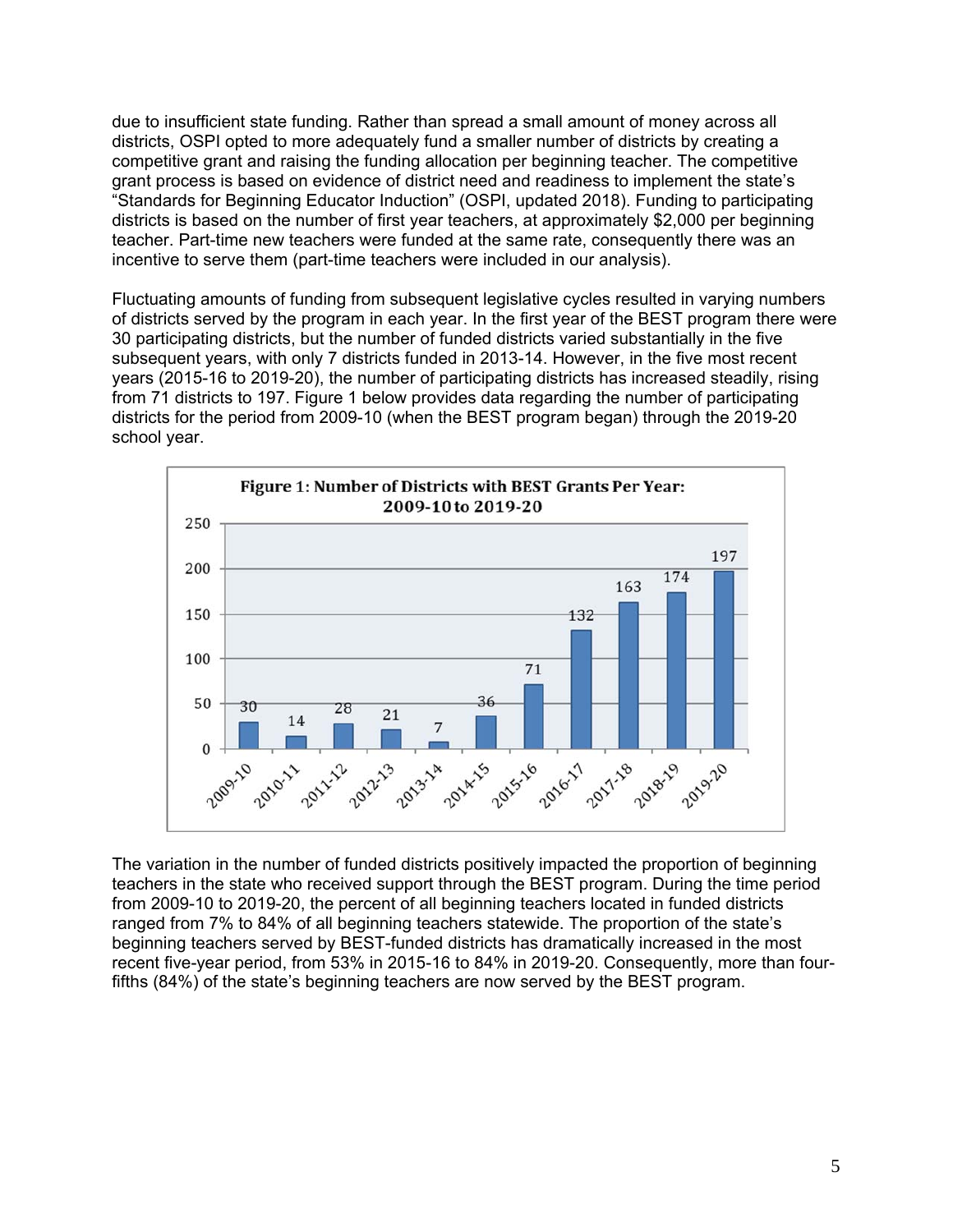due to insufficient state funding. Rather than spread a small amount of money across all districts, OSPI opted to more adequately fund a smaller number of districts by creating a competitive grant and raising the funding allocation per beginning teacher. The competitive grant process is based on evidence of district need and readiness to implement the state's "Standards for Beginning Educator Induction" (OSPI, updated 2018). Funding to participating districts is based on the number of first year teachers, at approximately $2,000 per beginning teacher. Part-time new teachers were funded at the same rate, consequently there was an incentive to serve them (part-time teachers were included in our analysis).

Fluctuating amounts of funding from subsequent legislative cycles resulted in varying numbers of districts served by the program in each year. In the first year of the BEST program there were 30 participating districts, but the number of funded districts varied substantially in the five subsequent years, with only 7 districts funded in 2013-14. However, in the five most recent years (2015-16 to 2019-20), the number of participating districts has increased steadily, rising from 71 districts to 197. Figure 1 below provides data regarding the number of participating districts for the period from 2009-10 (when the BEST program began) through the 2019-20 school year.

**Figure 1: Number of Districts with BEST Grants Per Year: 2009-10 to 2019-20**

| Year | Number of Districts |
|---|---|
| 2009-10 | 30 |
| 2010-11 | 14 |
| 2011-12 | 28 |
| 2012-13 | 21 |
| 2013-14 | 7 |
| 2014-15 | 36 |
| 2015-16 | 71 |
| 2016-17 | 132 |
| 2017-18 | 163 |
| 2018-19 | 174 |
| 2019-20 | 197 |

The variation in the number of funded districts positively impacted the proportion of beginning teachers in the state who received support through the BEST program. During the time period from 2009-10 to 2019-20, the percent of all beginning teachers located in funded districts ranged from 7% to 84% of all beginning teachers statewide. The proportion of the state's beginning teachers served by BEST-funded districts has dramatically increased in the most recent five-year period, from 53% in 2015-16 to 84% in 2019-20. Consequently, more than four-fifths (84%) of the state's beginning teachers are now served by the BEST program.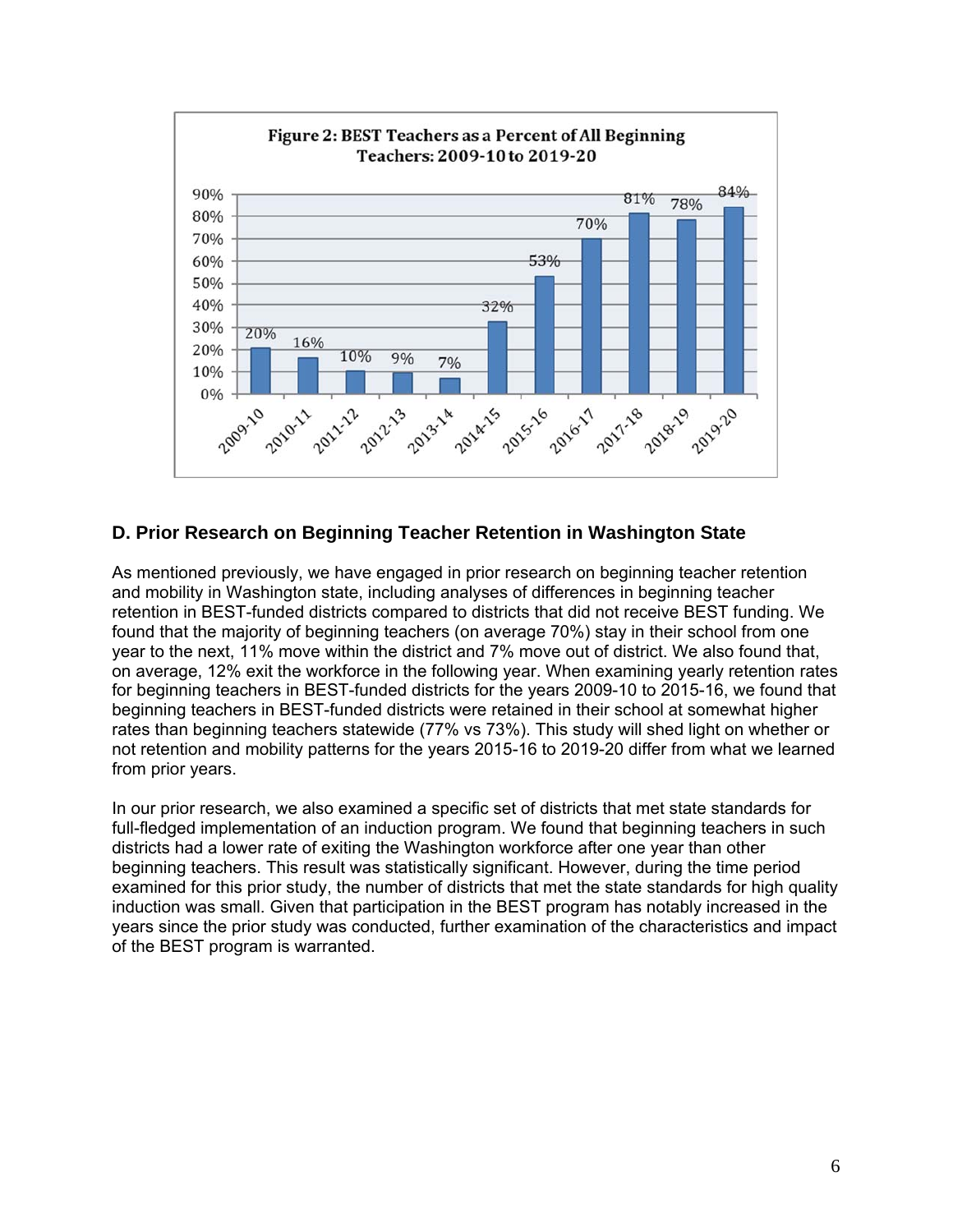**Figure 2: BEST Teachers as a Percent of All Beginning Teachers: 2009-10 to 2019-20**

| Year | Percent |
|---|---|
| 2009-10 | 20% |
| 2010-11 | 16% |
| 2011-12 | 10% |
| 2012-13 | 9% |
| 2013-14 | 7% |
| 2014-15 | 32% |
| 2015-16 | 53% |
| 2016-17 | 70% |
| 2017-18 | 81% |
| 2018-19 | 78% |
| 2019-20 | 84% |

## D. Prior Research on Beginning Teacher Retention in Washington State

As mentioned previously, we have engaged in prior research on beginning teacher retention and mobility in Washington state, including analyses of differences in beginning teacher retention in BEST-funded districts compared to districts that did not receive BEST funding. We found that the majority of beginning teachers (on average 70%) stay in their school from one year to the next, 11% move within the district and 7% move out of district. We also found that, on average, 12% exit the workforce in the following year. When examining yearly retention rates for beginning teachers in BEST-funded districts for the years 2009-10 to 2015-16, we found that beginning teachers in BEST-funded districts were retained in their school at somewhat higher rates than beginning teachers statewide (77% vs 73%). This study will shed light on whether or not retention and mobility patterns for the years 2015-16 to 2019-20 differ from what we learned from prior years.

In our prior research, we also examined a specific set of districts that met state standards for full-fledged implementation of an induction program. We found that beginning teachers in such districts had a lower rate of exiting the Washington workforce after one year than other beginning teachers. This result was statistically significant. However, during the time period examined for this prior study, the number of districts that met the state standards for high quality induction was small. Given that participation in the BEST program has notably increased in the years since the prior study was conducted, further examination of the characteristics and impact of the BEST program is warranted.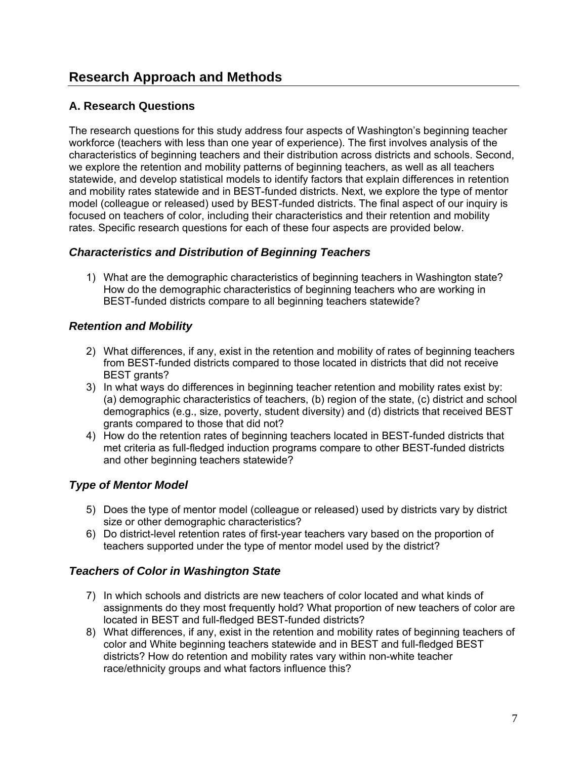# Research Approach and Methods

## A. Research Questions

The research questions for this study address four aspects of Washington's beginning teacher workforce (teachers with less than one year of experience). The first involves analysis of the characteristics of beginning teachers and their distribution across districts and schools. Second, we explore the retention and mobility patterns of beginning teachers, as well as all teachers statewide, and develop statistical models to identify factors that explain differences in retention and mobility rates statewide and in BEST-funded districts. Next, we explore the type of mentor model (colleague or released) used by BEST-funded districts. The final aspect of our inquiry is focused on teachers of color, including their characteristics and their retention and mobility rates. Specific research questions for each of these four aspects are provided below.

### *Characteristics and Distribution of Beginning Teachers*

1) What are the demographic characteristics of beginning teachers in Washington state? How do the demographic characteristics of beginning teachers who are working in BEST-funded districts compare to all beginning teachers statewide?

### *Retention and Mobility*

2) What differences, if any, exist in the retention and mobility of rates of beginning teachers from BEST-funded districts compared to those located in districts that did not receive BEST grants?
3) In what ways do differences in beginning teacher retention and mobility rates exist by: (a) demographic characteristics of teachers, (b) region of the state, (c) district and school demographics (e.g., size, poverty, student diversity) and (d) districts that received BEST grants compared to those that did not?
4) How do the retention rates of beginning teachers located in BEST-funded districts that met criteria as full-fledged induction programs compare to other BEST-funded districts and other beginning teachers statewide?

### *Type of Mentor Model*

5) Does the type of mentor model (colleague or released) used by districts vary by district size or other demographic characteristics?
6) Do district-level retention rates of first-year teachers vary based on the proportion of teachers supported under the type of mentor model used by the district?

### *Teachers of Color in Washington State*

7) In which schools and districts are new teachers of color located and what kinds of assignments do they most frequently hold? What proportion of new teachers of color are located in BEST and full-fledged BEST-funded districts?
8) What differences, if any, exist in the retention and mobility rates of beginning teachers of color and White beginning teachers statewide and in BEST and full-fledged BEST districts? How do retention and mobility rates vary within non-white teacher race/ethnicity groups and what factors influence this?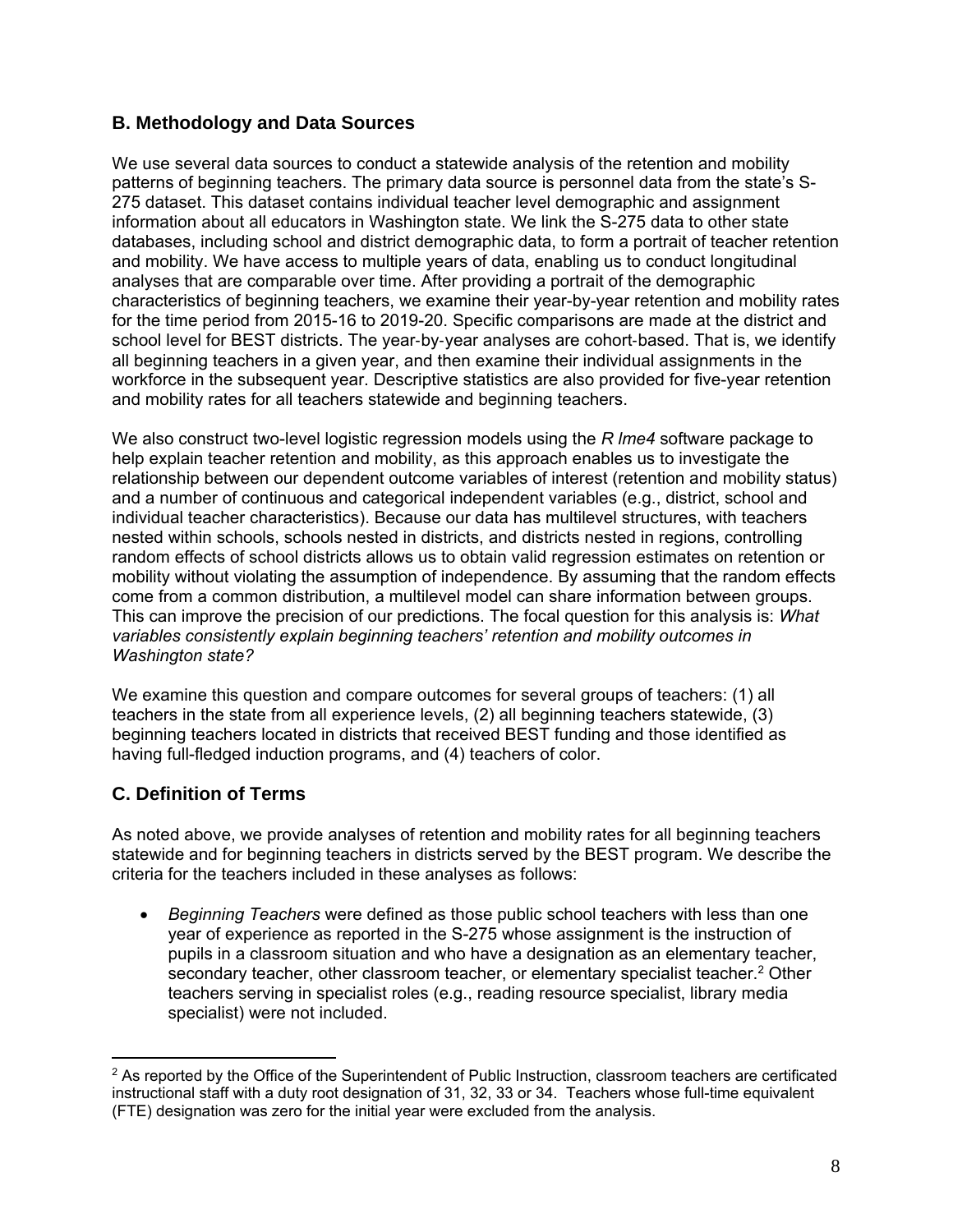## B. Methodology and Data Sources

We use several data sources to conduct a statewide analysis of the retention and mobility patterns of beginning teachers. The primary data source is personnel data from the state's S-275 dataset. This dataset contains individual teacher level demographic and assignment information about all educators in Washington state. We link the S-275 data to other state databases, including school and district demographic data, to form a portrait of teacher retention and mobility. We have access to multiple years of data, enabling us to conduct longitudinal analyses that are comparable over time. After providing a portrait of the demographic characteristics of beginning teachers, we examine their year-by-year retention and mobility rates for the time period from 2015-16 to 2019-20. Specific comparisons are made at the district and school level for BEST districts. The year-by-year analyses are cohort-based. That is, we identify all beginning teachers in a given year, and then examine their individual assignments in the workforce in the subsequent year. Descriptive statistics are also provided for five-year retention and mobility rates for all teachers statewide and beginning teachers.

We also construct two-level logistic regression models using the *R lme4* software package to help explain teacher retention and mobility, as this approach enables us to investigate the relationship between our dependent outcome variables of interest (retention and mobility status) and a number of continuous and categorical independent variables (e.g., district, school and individual teacher characteristics). Because our data has multilevel structures, with teachers nested within schools, schools nested in districts, and districts nested in regions, controlling random effects of school districts allows us to obtain valid regression estimates on retention or mobility without violating the assumption of independence. By assuming that the random effects come from a common distribution, a multilevel model can share information between groups. This can improve the precision of our predictions. The focal question for this analysis is: *What variables consistently explain beginning teachers' retention and mobility outcomes in Washington state?*

We examine this question and compare outcomes for several groups of teachers: (1) all teachers in the state from all experience levels, (2) all beginning teachers statewide, (3) beginning teachers located in districts that received BEST funding and those identified as having full-fledged induction programs, and (4) teachers of color.

## C. Definition of Terms

As noted above, we provide analyses of retention and mobility rates for all beginning teachers statewide and for beginning teachers in districts served by the BEST program. We describe the criteria for the teachers included in these analyses as follows:

- *Beginning Teachers* were defined as those public school teachers with less than one year of experience as reported in the S-275 whose assignment is the instruction of pupils in a classroom situation and who have a designation as an elementary teacher, secondary teacher, other classroom teacher, or elementary specialist teacher.[2] Other teachers serving in specialist roles (e.g., reading resource specialist, library media specialist) were not included.

[2] As reported by the Office of the Superintendent of Public Instruction, classroom teachers are certificated instructional staff with a duty root designation of 31, 32, 33 or 34. Teachers whose full-time equivalent (FTE) designation was zero for the initial year were excluded from the analysis.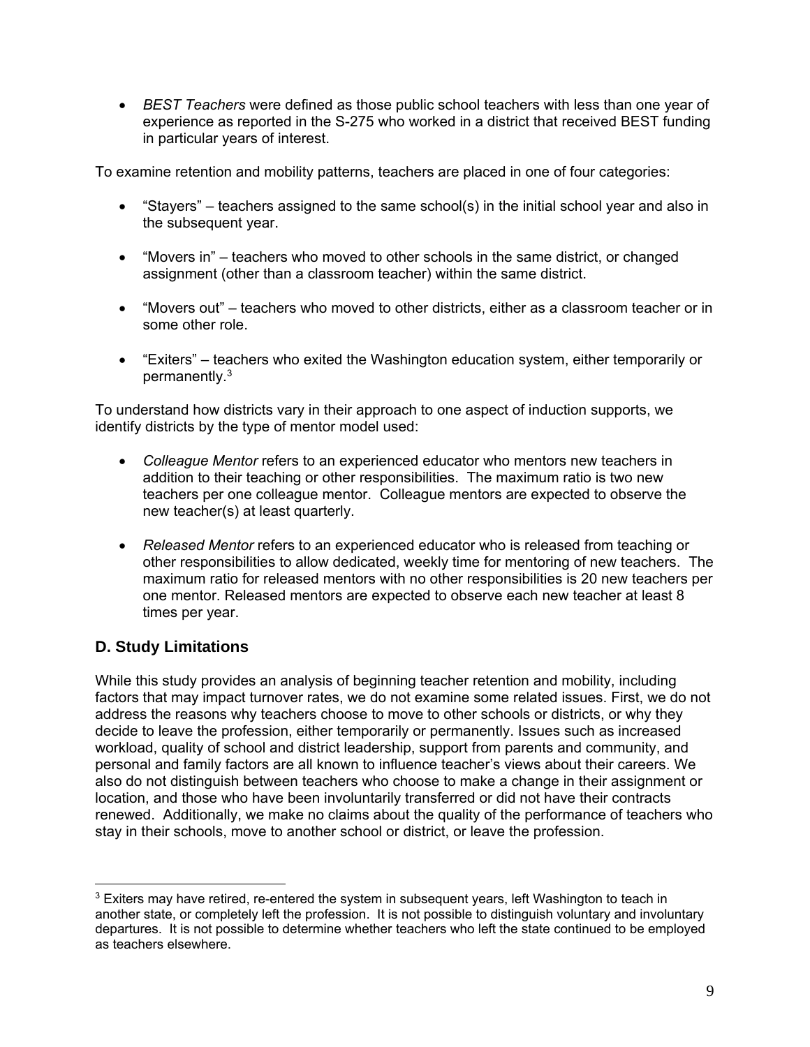- *BEST Teachers* were defined as those public school teachers with less than one year of experience as reported in the S-275 who worked in a district that received BEST funding in particular years of interest.

To examine retention and mobility patterns, teachers are placed in one of four categories:

- "Stayers" – teachers assigned to the same school(s) in the initial school year and also in the subsequent year.
- "Movers in" – teachers who moved to other schools in the same district, or changed assignment (other than a classroom teacher) within the same district.
- "Movers out" – teachers who moved to other districts, either as a classroom teacher or in some other role.
- "Exiters" – teachers who exited the Washington education system, either temporarily or permanently.[3]

To understand how districts vary in their approach to one aspect of induction supports, we identify districts by the type of mentor model used:

- *Colleague Mentor* refers to an experienced educator who mentors new teachers in addition to their teaching or other responsibilities. The maximum ratio is two new teachers per one colleague mentor. Colleague mentors are expected to observe the new teacher(s) at least quarterly.
- *Released Mentor* refers to an experienced educator who is released from teaching or other responsibilities to allow dedicated, weekly time for mentoring of new teachers. The maximum ratio for released mentors with no other responsibilities is 20 new teachers per one mentor. Released mentors are expected to observe each new teacher at least 8 times per year.

## D. Study Limitations

While this study provides an analysis of beginning teacher retention and mobility, including factors that may impact turnover rates, we do not examine some related issues. First, we do not address the reasons why teachers choose to move to other schools or districts, or why they decide to leave the profession, either temporarily or permanently. Issues such as increased workload, quality of school and district leadership, support from parents and community, and personal and family factors are all known to influence teacher's views about their careers. We also do not distinguish between teachers who choose to make a change in their assignment or location, and those who have been involuntarily transferred or did not have their contracts renewed. Additionally, we make no claims about the quality of the performance of teachers who stay in their schools, move to another school or district, or leave the profession.

[3] Exiters may have retired, re-entered the system in subsequent years, left Washington to teach in another state, or completely left the profession. It is not possible to distinguish voluntary and involuntary departures. It is not possible to determine whether teachers who left the state continued to be employed as teachers elsewhere.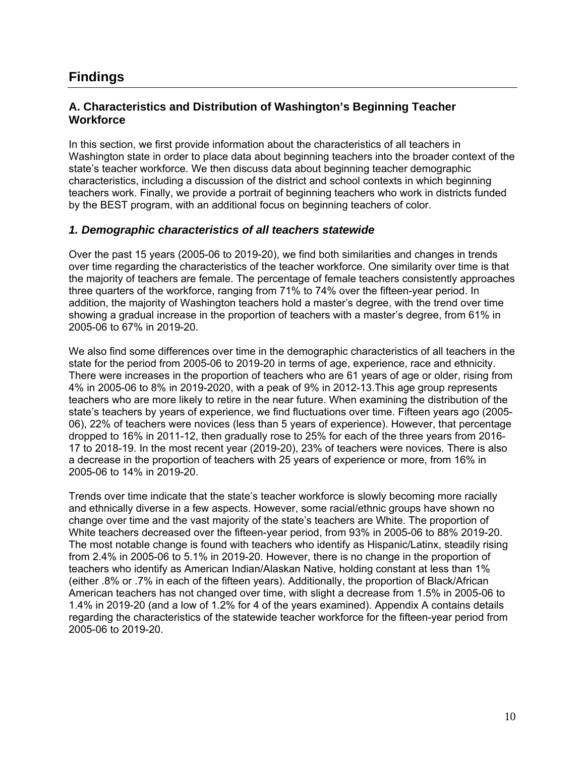# Findings

## A. Characteristics and Distribution of Washington's Beginning Teacher Workforce

In this section, we first provide information about the characteristics of all teachers in Washington state in order to place data about beginning teachers into the broader context of the state's teacher workforce. We then discuss data about beginning teacher demographic characteristics, including a discussion of the district and school contexts in which beginning teachers work. Finally, we provide a portrait of beginning teachers who work in districts funded by the BEST program, with an additional focus on beginning teachers of color.

### *1. Demographic characteristics of all teachers statewide*

Over the past 15 years (2005-06 to 2019-20), we find both similarities and changes in trends over time regarding the characteristics of the teacher workforce. One similarity over time is that the majority of teachers are female. The percentage of female teachers consistently approaches three quarters of the workforce, ranging from 71% to 74% over the fifteen-year period. In addition, the majority of Washington teachers hold a master's degree, with the trend over time showing a gradual increase in the proportion of teachers with a master's degree, from 61% in 2005-06 to 67% in 2019-20.

We also find some differences over time in the demographic characteristics of all teachers in the state for the period from 2005-06 to 2019-20 in terms of age, experience, race and ethnicity. There were increases in the proportion of teachers who are 61 years of age or older, rising from 4% in 2005-06 to 8% in 2019-2020, with a peak of 9% in 2012-13.This age group represents teachers who are more likely to retire in the near future. When examining the distribution of the state's teachers by years of experience, we find fluctuations over time. Fifteen years ago (2005-06), 22% of teachers were novices (less than 5 years of experience). However, that percentage dropped to 16% in 2011-12, then gradually rose to 25% for each of the three years from 2016-17 to 2018-19. In the most recent year (2019-20), 23% of teachers were novices. There is also a decrease in the proportion of teachers with 25 years of experience or more, from 16% in 2005-06 to 14% in 2019-20.

Trends over time indicate that the state's teacher workforce is slowly becoming more racially and ethnically diverse in a few aspects. However, some racial/ethnic groups have shown no change over time and the vast majority of the state's teachers are White. The proportion of White teachers decreased over the fifteen-year period, from 93% in 2005-06 to 88% 2019-20. The most notable change is found with teachers who identify as Hispanic/Latinx, steadily rising from 2.4% in 2005-06 to 5.1% in 2019-20. However, there is no change in the proportion of teachers who identify as American Indian/Alaskan Native, holding constant at less than 1% (either .8% or .7% in each of the fifteen years). Additionally, the proportion of Black/African American teachers has not changed over time, with slight a decrease from 1.5% in 2005-06 to 1.4% in 2019-20 (and a low of 1.2% for 4 of the years examined). Appendix A contains details regarding the characteristics of the statewide teacher workforce for the fifteen-year period from 2005-06 to 2019-20.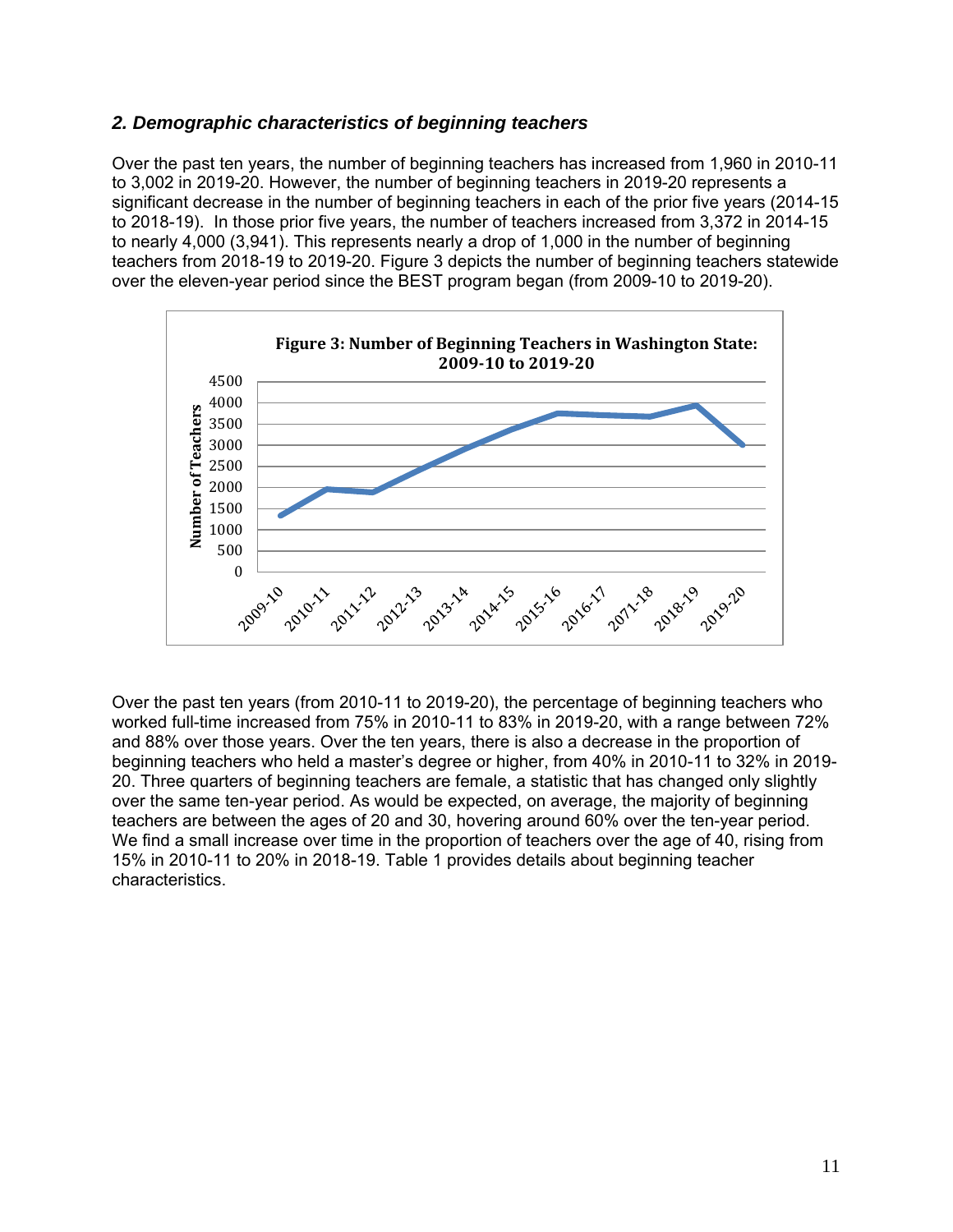### *2. Demographic characteristics of beginning teachers*

Over the past ten years, the number of beginning teachers has increased from 1,960 in 2010-11 to 3,002 in 2019-20. However, the number of beginning teachers in 2019-20 represents a significant decrease in the number of beginning teachers in each of the prior five years (2014-15 to 2018-19). In those prior five years, the number of teachers increased from 3,372 in 2014-15 to nearly 4,000 (3,941). This represents nearly a drop of 1,000 in the number of beginning teachers from 2018-19 to 2019-20. Figure 3 depicts the number of beginning teachers statewide over the eleven-year period since the BEST program began (from 2009-10 to 2019-20).

**Figure 3: Number of Beginning Teachers in Washington State: 2009-10 to 2019-20**

Over the past ten years (from 2010-11 to 2019-20), the percentage of beginning teachers who worked full-time increased from 75% in 2010-11 to 83% in 2019-20, with a range between 72% and 88% over those years. Over the ten years, there is also a decrease in the proportion of beginning teachers who held a master's degree or higher, from 40% in 2010-11 to 32% in 2019-20. Three quarters of beginning teachers are female, a statistic that has changed only slightly over the same ten-year period. As would be expected, on average, the majority of beginning teachers are between the ages of 20 and 30, hovering around 60% over the ten-year period. We find a small increase over time in the proportion of teachers over the age of 40, rising from 15% in 2010-11 to 20% in 2018-19. Table 1 provides details about beginning teacher characteristics.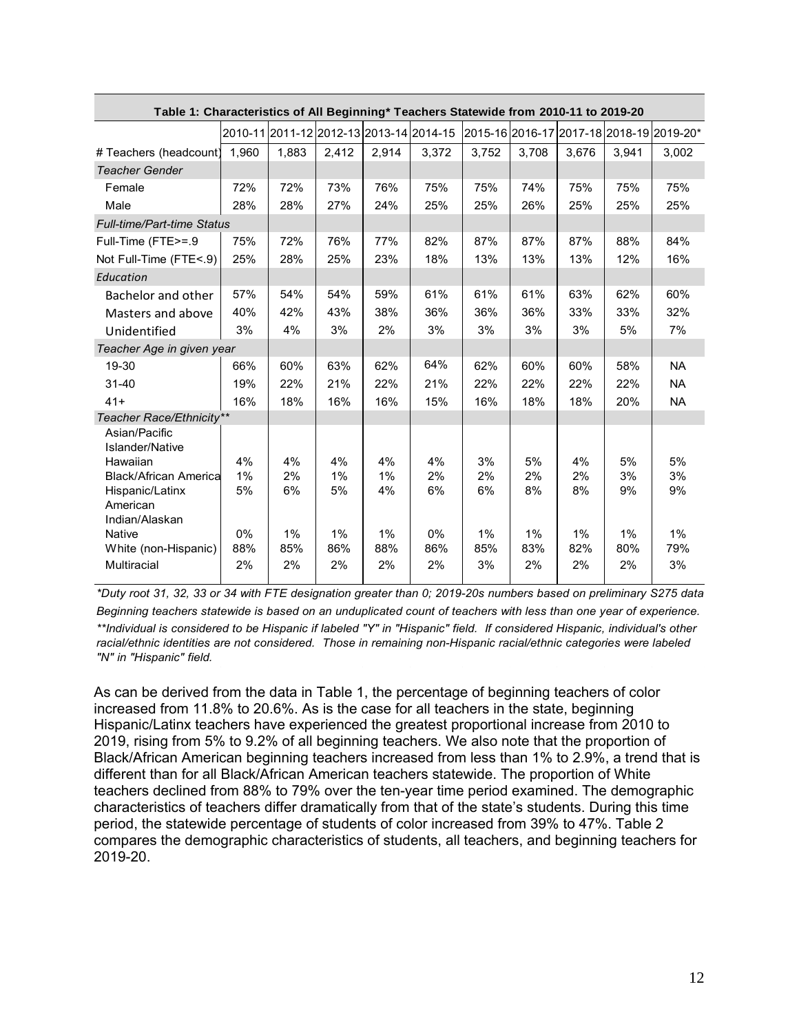| Table 1: Characteristics of All Beginning* Teachers Statewide from 2010-11 to 2019-20 | | | | | | | | | | |
|---|---|---|---|---|---|---|---|---|---|---|
| | 2010-11 | 2011-12 | 2012-13 | 2013-14 | 2014-15 | 2015-16 | 2016-17 | 2017-18 | 2018-19 | 2019-20* |
| # Teachers (headcount) | 1,960 | 1,883 | 2,412 | 2,914 | 3,372 | 3,752 | 3,708 | 3,676 | 3,941 | 3,002 |
| *Teacher Gender* | | | | | | | | | | |
| Female | 72% | 72% | 73% | 76% | 75% | 75% | 74% | 75% | 75% | 75% |
| Male | 28% | 28% | 27% | 24% | 25% | 25% | 26% | 25% | 25% | 25% |
| *Full-time/Part-time Status* | | | | | | | | | | |
| Full-Time (FTE>=.9 | 75% | 72% | 76% | 77% | 82% | 87% | 87% | 87% | 88% | 84% |
| Not Full-Time (FTE<.9) | 25% | 28% | 25% | 23% | 18% | 13% | 13% | 13% | 12% | 16% |
| *Education* | | | | | | | | | | |
| Bachelor and other | 57% | 54% | 54% | 59% | 61% | 61% | 61% | 63% | 62% | 60% |
| Masters and above | 40% | 42% | 43% | 38% | 36% | 36% | 36% | 33% | 33% | 32% |
| Unidentified | 3% | 4% | 3% | 2% | 3% | 3% | 3% | 3% | 5% | 7% |
| *Teacher Age in given year* | | | | | | | | | | |
| 19-30 | 66% | 60% | 63% | 62% | 64% | 62% | 60% | 60% | 58% | NA |
| 31-40 | 19% | 22% | 21% | 22% | 21% | 22% | 22% | 22% | 22% | NA |
| 41+ | 16% | 18% | 16% | 16% | 15% | 16% | 18% | 18% | 20% | NA |
| *Teacher Race/Ethnicity*** | | | | | | | | | | |
| Asian/Pacific Islander/Native Hawaiian | 4% | 4% | 4% | 4% | 4% | 3% | 5% | 4% | 5% | 5% |
| Black/African America | 1% | 2% | 1% | 1% | 2% | 2% | 2% | 2% | 3% | 3% |
| Hispanic/Latinx | 5% | 6% | 5% | 4% | 6% | 6% | 8% | 8% | 9% | 9% |
| American Indian/Alaskan Native | 0% | 1% | 1% | 1% | 0% | 1% | 1% | 1% | 1% | 1% |
| White (non-Hispanic) | 88% | 85% | 86% | 88% | 86% | 85% | 83% | 82% | 80% | 79% |
| Multiracial | 2% | 2% | 2% | 2% | 2% | 3% | 2% | 2% | 2% | 3% |

*\*Duty root 31, 32, 33 or 34 with FTE designation greater than 0; 2019-20s numbers based on preliminary S275 data*

*Beginning teachers statewide is based on an unduplicated count of teachers with less than one year of experience.*

*\*\*Individual is considered to be Hispanic if labeled "Y" in "Hispanic" field. If considered Hispanic, individual's other racial/ethnic identities are not considered. Those in remaining non-Hispanic racial/ethnic categories were labeled "N" in "Hispanic" field.*

As can be derived from the data in Table 1, the percentage of beginning teachers of color increased from 11.8% to 20.6%. As is the case for all teachers in the state, beginning Hispanic/Latinx teachers have experienced the greatest proportional increase from 2010 to 2019, rising from 5% to 9.2% of all beginning teachers. We also note that the proportion of Black/African American beginning teachers increased from less than 1% to 2.9%, a trend that is different than for all Black/African American teachers statewide. The proportion of White teachers declined from 88% to 79% over the ten-year time period examined. The demographic characteristics of teachers differ dramatically from that of the state's students. During this time period, the statewide percentage of students of color increased from 39% to 47%. Table 2 compares the demographic characteristics of students, all teachers, and beginning teachers for 2019-20.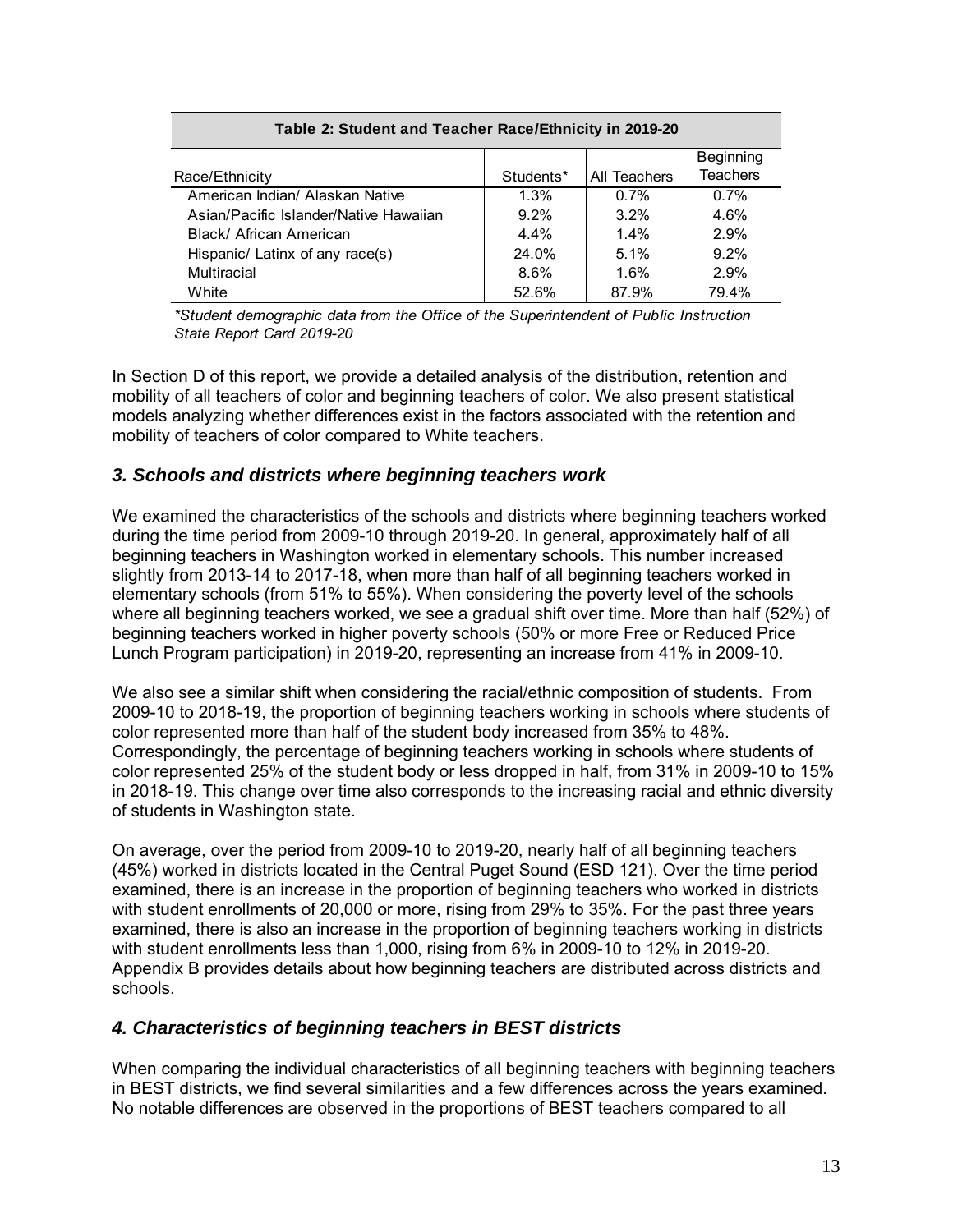| Table 2: Student and Teacher Race/Ethnicity in 2019-20 | | | |
|---|---|---|---|
| Race/Ethnicity | Students* | All Teachers | Beginning Teachers |
| American Indian/ Alaskan Native | 1.3% | 0.7% | 0.7% |
| Asian/Pacific Islander/Native Hawaiian | 9.2% | 3.2% | 4.6% |
| Black/ African American | 4.4% | 1.4% | 2.9% |
| Hispanic/ Latinx of any race(s) | 24.0% | 5.1% | 9.2% |
| Multiracial | 8.6% | 1.6% | 2.9% |
| White | 52.6% | 87.9% | 79.4% |

*\*Student demographic data from the Office of the Superintendent of Public Instruction State Report Card 2019-20*

In Section D of this report, we provide a detailed analysis of the distribution, retention and mobility of all teachers of color and beginning teachers of color. We also present statistical models analyzing whether differences exist in the factors associated with the retention and mobility of teachers of color compared to White teachers.

### *3. Schools and districts where beginning teachers work*

We examined the characteristics of the schools and districts where beginning teachers worked during the time period from 2009-10 through 2019-20. In general, approximately half of all beginning teachers in Washington worked in elementary schools. This number increased slightly from 2013-14 to 2017-18, when more than half of all beginning teachers worked in elementary schools (from 51% to 55%). When considering the poverty level of the schools where all beginning teachers worked, we see a gradual shift over time. More than half (52%) of beginning teachers worked in higher poverty schools (50% or more Free or Reduced Price Lunch Program participation) in 2019-20, representing an increase from 41% in 2009-10.

We also see a similar shift when considering the racial/ethnic composition of students. From 2009-10 to 2018-19, the proportion of beginning teachers working in schools where students of color represented more than half of the student body increased from 35% to 48%. Correspondingly, the percentage of beginning teachers working in schools where students of color represented 25% of the student body or less dropped in half, from 31% in 2009-10 to 15% in 2018-19. This change over time also corresponds to the increasing racial and ethnic diversity of students in Washington state.

On average, over the period from 2009-10 to 2019-20, nearly half of all beginning teachers (45%) worked in districts located in the Central Puget Sound (ESD 121). Over the time period examined, there is an increase in the proportion of beginning teachers who worked in districts with student enrollments of 20,000 or more, rising from 29% to 35%. For the past three years examined, there is also an increase in the proportion of beginning teachers working in districts with student enrollments less than 1,000, rising from 6% in 2009-10 to 12% in 2019-20. Appendix B provides details about how beginning teachers are distributed across districts and schools.

### *4. Characteristics of beginning teachers in BEST districts*

When comparing the individual characteristics of all beginning teachers with beginning teachers in BEST districts, we find several similarities and a few differences across the years examined. No notable differences are observed in the proportions of BEST teachers compared to all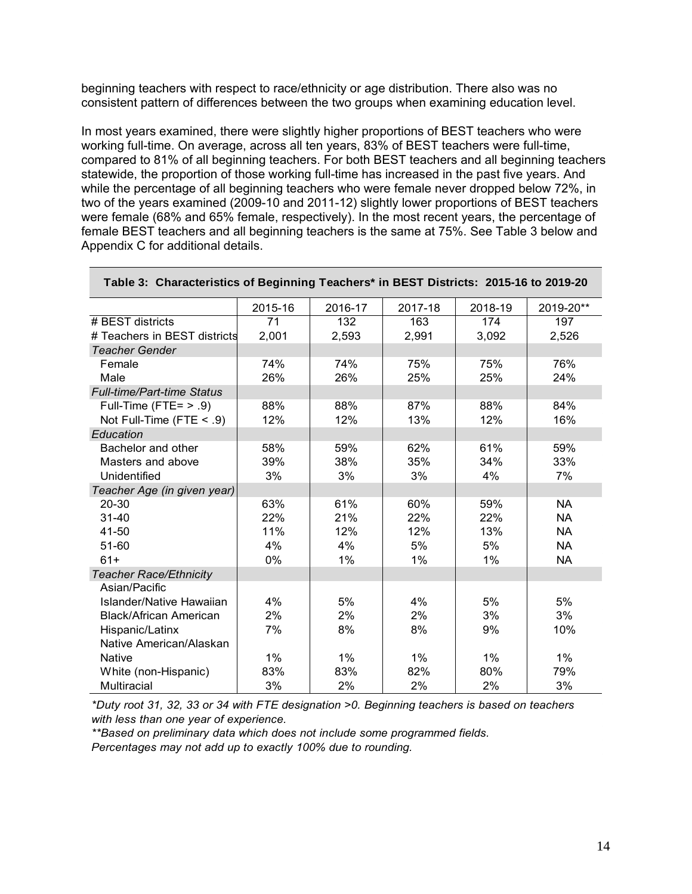beginning teachers with respect to race/ethnicity or age distribution. There also was no consistent pattern of differences between the two groups when examining education level.

In most years examined, there were slightly higher proportions of BEST teachers who were working full-time. On average, across all ten years, 83% of BEST teachers were full-time, compared to 81% of all beginning teachers. For both BEST teachers and all beginning teachers statewide, the proportion of those working full-time has increased in the past five years. And while the percentage of all beginning teachers who were female never dropped below 72%, in two of the years examined (2009-10 and 2011-12) slightly lower proportions of BEST teachers were female (68% and 65% female, respectively). In the most recent years, the percentage of female BEST teachers and all beginning teachers is the same at 75%. See Table 3 below and Appendix C for additional details.

**Table 3: Characteristics of Beginning Teachers* in BEST Districts: 2015-16 to 2019-20**

| | 2015-16 | 2016-17 | 2017-18 | 2018-19 | 2019-20** |
|---|---|---|---|---|---|
| # BEST districts | 71 | 132 | 163 | 174 | 197 |
| # Teachers in BEST districts | 2,001 | 2,593 | 2,991 | 3,092 | 2,526 |
| *Teacher Gender* | | | | | |
| Female | 74% | 74% | 75% | 75% | 76% |
| Male | 26% | 26% | 25% | 25% | 24% |
| *Full-time/Part-time Status* | | | | | |
| Full-Time (FTE= > .9) | 88% | 88% | 87% | 88% | 84% |
| Not Full-Time (FTE < .9) | 12% | 12% | 13% | 12% | 16% |
| *Education* | | | | | |
| Bachelor and other | 58% | 59% | 62% | 61% | 59% |
| Masters and above | 39% | 38% | 35% | 34% | 33% |
| Unidentified | 3% | 3% | 3% | 4% | 7% |
| *Teacher Age (in given year)* | | | | | |
| 20-30 | 63% | 61% | 60% | 59% | NA |
| 31-40 | 22% | 21% | 22% | 22% | NA |
| 41-50 | 11% | 12% | 12% | 13% | NA |
| 51-60 | 4% | 4% | 5% | 5% | NA |
| 61+ | 0% | 1% | 1% | 1% | NA |
| *Teacher Race/Ethnicity* | | | | | |
| Asian/Pacific Islander/Native Hawaiian | 4% | 5% | 4% | 5% | 5% |
| Black/African American | 2% | 2% | 2% | 3% | 3% |
| Hispanic/Latinx | 7% | 8% | 8% | 9% | 10% |
| Native American/Alaskan Native | 1% | 1% | 1% | 1% | 1% |
| White (non-Hispanic) | 83% | 83% | 82% | 80% | 79% |
| Multiracial | 3% | 2% | 2% | 2% | 3% |

*\*Duty root 31, 32, 33 or 34 with FTE designation >0. Beginning teachers is based on teachers with less than one year of experience.*
*\*\*Based on preliminary data which does not include some programmed fields.*
*Percentages may not add up to exactly 100% due to rounding.*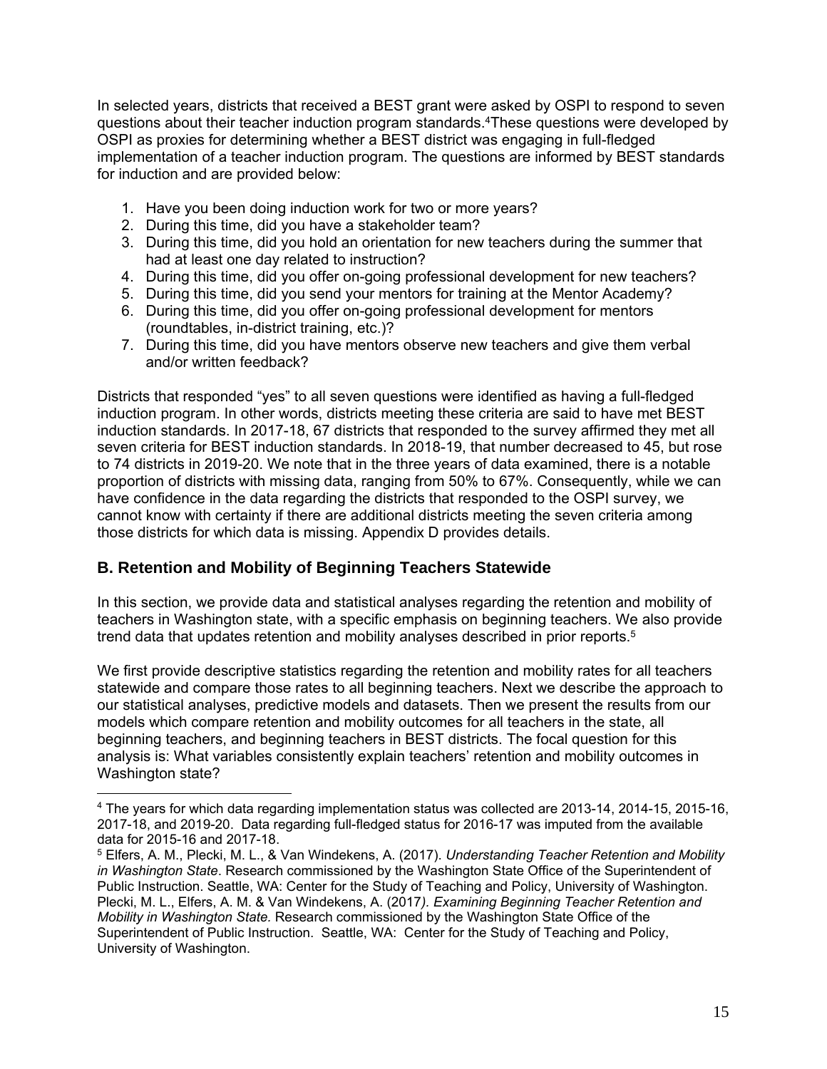In selected years, districts that received a BEST grant were asked by OSPI to respond to seven questions about their teacher induction program standards.[4] These questions were developed by OSPI as proxies for determining whether a BEST district was engaging in full-fledged implementation of a teacher induction program. The questions are informed by BEST standards for induction and are provided below:

1. Have you been doing induction work for two or more years?
2. During this time, did you have a stakeholder team?
3. During this time, did you hold an orientation for new teachers during the summer that had at least one day related to instruction?
4. During this time, did you offer on-going professional development for new teachers?
5. During this time, did you send your mentors for training at the Mentor Academy?
6. During this time, did you offer on-going professional development for mentors (roundtables, in-district training, etc.)?
7. During this time, did you have mentors observe new teachers and give them verbal and/or written feedback?

Districts that responded "yes" to all seven questions were identified as having a full-fledged induction program. In other words, districts meeting these criteria are said to have met BEST induction standards. In 2017-18, 67 districts that responded to the survey affirmed they met all seven criteria for BEST induction standards. In 2018-19, that number decreased to 45, but rose to 74 districts in 2019-20. We note that in the three years of data examined, there is a notable proportion of districts with missing data, ranging from 50% to 67%. Consequently, while we can have confidence in the data regarding the districts that responded to the OSPI survey, we cannot know with certainty if there are additional districts meeting the seven criteria among those districts for which data is missing. Appendix D provides details.

## B. Retention and Mobility of Beginning Teachers Statewide

In this section, we provide data and statistical analyses regarding the retention and mobility of teachers in Washington state, with a specific emphasis on beginning teachers. We also provide trend data that updates retention and mobility analyses described in prior reports.[5]

We first provide descriptive statistics regarding the retention and mobility rates for all teachers statewide and compare those rates to all beginning teachers. Next we describe the approach to our statistical analyses, predictive models and datasets. Then we present the results from our models which compare retention and mobility outcomes for all teachers in the state, all beginning teachers, and beginning teachers in BEST districts. The focal question for this analysis is: What variables consistently explain teachers' retention and mobility outcomes in Washington state?

---

[4] The years for which data regarding implementation status was collected are 2013-14, 2014-15, 2015-16, 2017-18, and 2019-20. Data regarding full-fledged status for 2016-17 was imputed from the available data for 2015-16 and 2017-18.

[5] Elfers, A. M., Plecki, M. L., & Van Windekens, A. (2017). *Understanding Teacher Retention and Mobility in Washington State*. Research commissioned by the Washington State Office of the Superintendent of Public Instruction. Seattle, WA: Center for the Study of Teaching and Policy, University of Washington. Plecki, M. L., Elfers, A. M. & Van Windekens, A. (2017*). Examining Beginning Teacher Retention and Mobility in Washington State.* Research commissioned by the Washington State Office of the Superintendent of Public Instruction. Seattle, WA: Center for the Study of Teaching and Policy, University of Washington.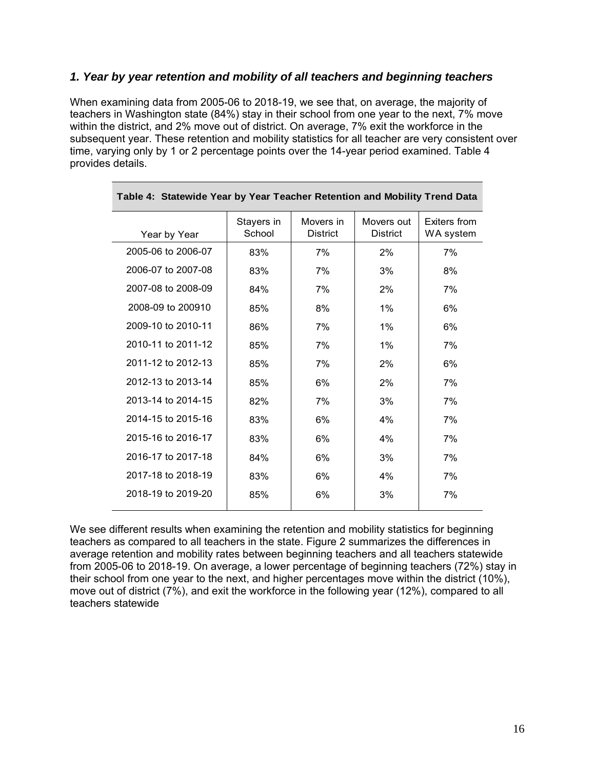### *1. Year by year retention and mobility of all teachers and beginning teachers*

When examining data from 2005-06 to 2018-19, we see that, on average, the majority of teachers in Washington state (84%) stay in their school from one year to the next, 7% move within the district, and 2% move out of district. On average, 7% exit the workforce in the subsequent year. These retention and mobility statistics for all teacher are very consistent over time, varying only by 1 or 2 percentage points over the 14-year period examined. Table 4 provides details.

**Table 4: Statewide Year by Year Teacher Retention and Mobility Trend Data**

| Year by Year | Stayers in School | Movers in District | Movers out District | Exiters from WA system |
|---|---|---|---|---|
| 2005-06 to 2006-07 | 83% | 7% | 2% | 7% |
| 2006-07 to 2007-08 | 83% | 7% | 3% | 8% |
| 2007-08 to 2008-09 | 84% | 7% | 2% | 7% |
| 2008-09 to 200910 | 85% | 8% | 1% | 6% |
| 2009-10 to 2010-11 | 86% | 7% | 1% | 6% |
| 2010-11 to 2011-12 | 85% | 7% | 1% | 7% |
| 2011-12 to 2012-13 | 85% | 7% | 2% | 6% |
| 2012-13 to 2013-14 | 85% | 6% | 2% | 7% |
| 2013-14 to 2014-15 | 82% | 7% | 3% | 7% |
| 2014-15 to 2015-16 | 83% | 6% | 4% | 7% |
| 2015-16 to 2016-17 | 83% | 6% | 4% | 7% |
| 2016-17 to 2017-18 | 84% | 6% | 3% | 7% |
| 2017-18 to 2018-19 | 83% | 6% | 4% | 7% |
| 2018-19 to 2019-20 | 85% | 6% | 3% | 7% |

We see different results when examining the retention and mobility statistics for beginning teachers as compared to all teachers in the state. Figure 2 summarizes the differences in average retention and mobility rates between beginning teachers and all teachers statewide from 2005-06 to 2018-19. On average, a lower percentage of beginning teachers (72%) stay in their school from one year to the next, and higher percentages move within the district (10%), move out of district (7%), and exit the workforce in the following year (12%), compared to all teachers statewide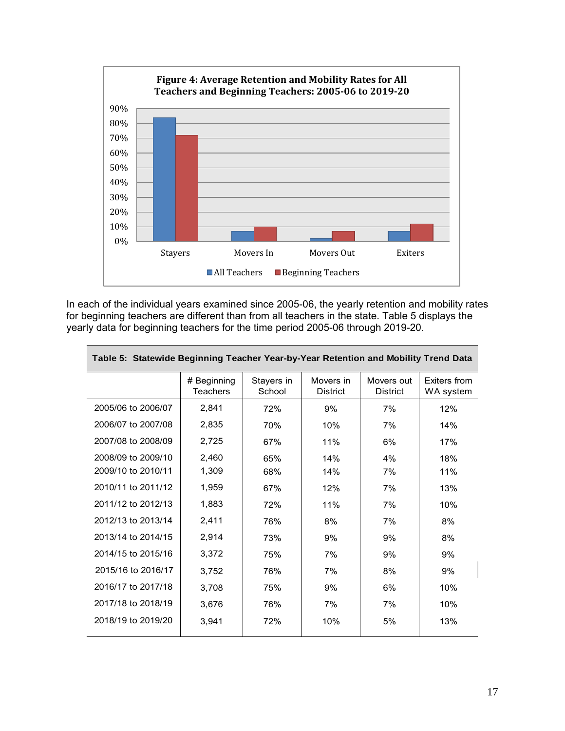**Figure 4: Average Retention and Mobility Rates for All Teachers and Beginning Teachers: 2005-06 to 2019-20**

In each of the individual years examined since 2005-06, the yearly retention and mobility rates for beginning teachers are different than from all teachers in the state. Table 5 displays the yearly data for beginning teachers for the time period 2005-06 through 2019-20.

**Table 5: Statewide Beginning Teacher Year-by-Year Retention and Mobility Trend Data**

| | # Beginning Teachers | Stayers in School | Movers in District | Movers out District | Exiters from WA system |
|---|---|---|---|---|---|
| 2005/06 to 2006/07 | 2,841 | 72% | 9% | 7% | 12% |
| 2006/07 to 2007/08 | 2,835 | 70% | 10% | 7% | 14% |
| 2007/08 to 2008/09 | 2,725 | 67% | 11% | 6% | 17% |
| 2008/09 to 2009/10 | 2,460 | 65% | 14% | 4% | 18% |
| 2009/10 to 2010/11 | 1,309 | 68% | 14% | 7% | 11% |
| 2010/11 to 2011/12 | 1,959 | 67% | 12% | 7% | 13% |
| 2011/12 to 2012/13 | 1,883 | 72% | 11% | 7% | 10% |
| 2012/13 to 2013/14 | 2,411 | 76% | 8% | 7% | 8% |
| 2013/14 to 2014/15 | 2,914 | 73% | 9% | 9% | 8% |
| 2014/15 to 2015/16 | 3,372 | 75% | 7% | 9% | 9% |
| 2015/16 to 2016/17 | 3,752 | 76% | 7% | 8% | 9% |
| 2016/17 to 2017/18 | 3,708 | 75% | 9% | 6% | 10% |
| 2017/18 to 2018/19 | 3,676 | 76% | 7% | 7% | 10% |
| 2018/19 to 2019/20 | 3,941 | 72% | 10% | 5% | 13% |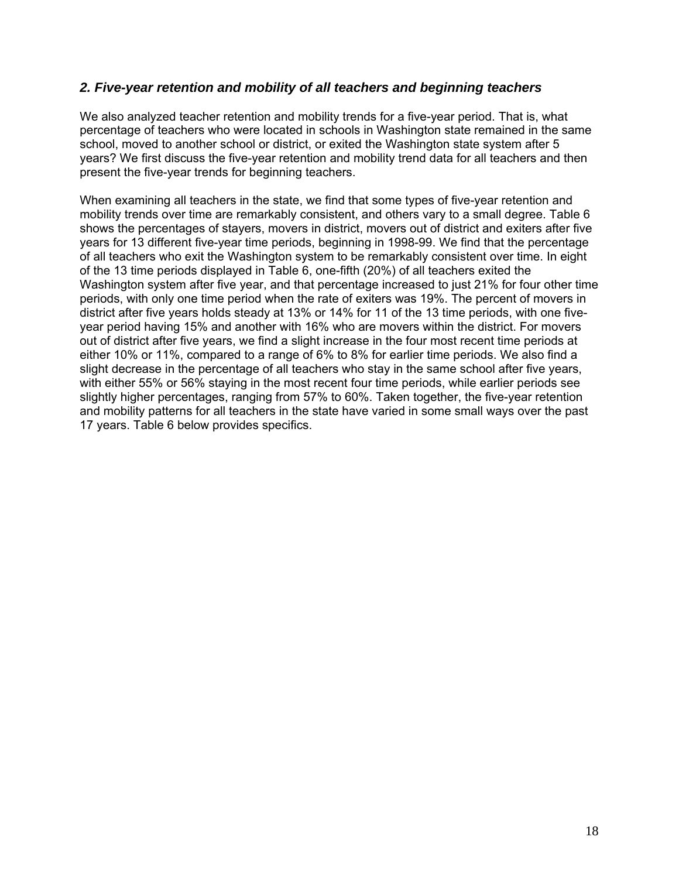### *2. Five-year retention and mobility of all teachers and beginning teachers*

We also analyzed teacher retention and mobility trends for a five-year period. That is, what percentage of teachers who were located in schools in Washington state remained in the same school, moved to another school or district, or exited the Washington state system after 5 years? We first discuss the five-year retention and mobility trend data for all teachers and then present the five-year trends for beginning teachers.

When examining all teachers in the state, we find that some types of five-year retention and mobility trends over time are remarkably consistent, and others vary to a small degree. Table 6 shows the percentages of stayers, movers in district, movers out of district and exiters after five years for 13 different five-year time periods, beginning in 1998-99. We find that the percentage of all teachers who exit the Washington system to be remarkably consistent over time. In eight of the 13 time periods displayed in Table 6, one-fifth (20%) of all teachers exited the Washington system after five year, and that percentage increased to just 21% for four other time periods, with only one time period when the rate of exiters was 19%. The percent of movers in district after five years holds steady at 13% or 14% for 11 of the 13 time periods, with one five-year period having 15% and another with 16% who are movers within the district. For movers out of district after five years, we find a slight increase in the four most recent time periods at either 10% or 11%, compared to a range of 6% to 8% for earlier time periods. We also find a slight decrease in the percentage of all teachers who stay in the same school after five years, with either 55% or 56% staying in the most recent four time periods, while earlier periods see slightly higher percentages, ranging from 57% to 60%. Taken together, the five-year retention and mobility patterns for all teachers in the state have varied in some small ways over the past 17 years. Table 6 below provides specifics.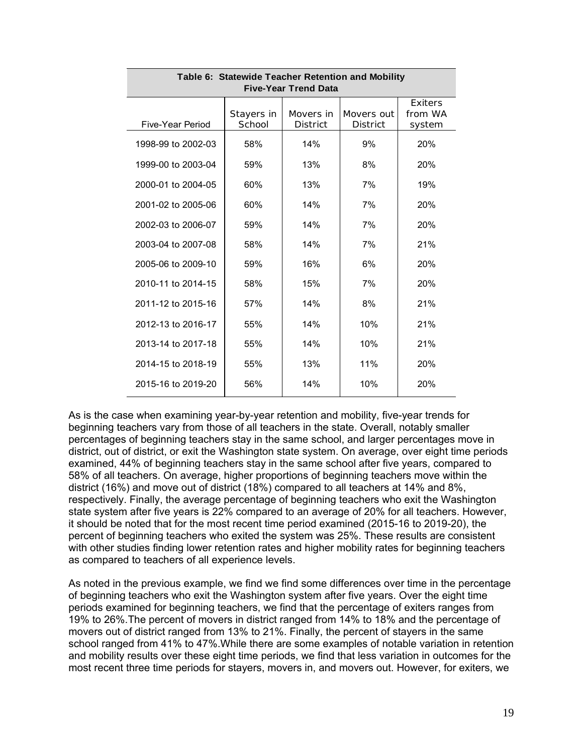| Table 6: Statewide Teacher Retention and Mobility Five-Year Trend Data | | | | |
|---|---|---|---|---|
| Five-Year Period | Stayers in School | Movers in District | Movers out District | Exiters from WA system |
| 1998-99 to 2002-03 | 58% | 14% | 9% | 20% |
| 1999-00 to 2003-04 | 59% | 13% | 8% | 20% |
| 2000-01 to 2004-05 | 60% | 13% | 7% | 19% |
| 2001-02 to 2005-06 | 60% | 14% | 7% | 20% |
| 2002-03 to 2006-07 | 59% | 14% | 7% | 20% |
| 2003-04 to 2007-08 | 58% | 14% | 7% | 21% |
| 2005-06 to 2009-10 | 59% | 16% | 6% | 20% |
| 2010-11 to 2014-15 | 58% | 15% | 7% | 20% |
| 2011-12 to 2015-16 | 57% | 14% | 8% | 21% |
| 2012-13 to 2016-17 | 55% | 14% | 10% | 21% |
| 2013-14 to 2017-18 | 55% | 14% | 10% | 21% |
| 2014-15 to 2018-19 | 55% | 13% | 11% | 20% |
| 2015-16 to 2019-20 | 56% | 14% | 10% | 20% |

As is the case when examining year-by-year retention and mobility, five-year trends for beginning teachers vary from those of all teachers in the state. Overall, notably smaller percentages of beginning teachers stay in the same school, and larger percentages move in district, out of district, or exit the Washington state system. On average, over eight time periods examined, 44% of beginning teachers stay in the same school after five years, compared to 58% of all teachers. On average, higher proportions of beginning teachers move within the district (16%) and move out of district (18%) compared to all teachers at 14% and 8%, respectively. Finally, the average percentage of beginning teachers who exit the Washington state system after five years is 22% compared to an average of 20% for all teachers. However, it should be noted that for the most recent time period examined (2015-16 to 2019-20), the percent of beginning teachers who exited the system was 25%. These results are consistent with other studies finding lower retention rates and higher mobility rates for beginning teachers as compared to teachers of all experience levels.

As noted in the previous example, we find we find some differences over time in the percentage of beginning teachers who exit the Washington system after five years. Over the eight time periods examined for beginning teachers, we find that the percentage of exiters ranges from 19% to 26%.The percent of movers in district ranged from 14% to 18% and the percentage of movers out of district ranged from 13% to 21%. Finally, the percent of stayers in the same school ranged from 41% to 47%.While there are some examples of notable variation in retention and mobility results over these eight time periods, we find that less variation in outcomes for the most recent three time periods for stayers, movers in, and movers out. However, for exiters, we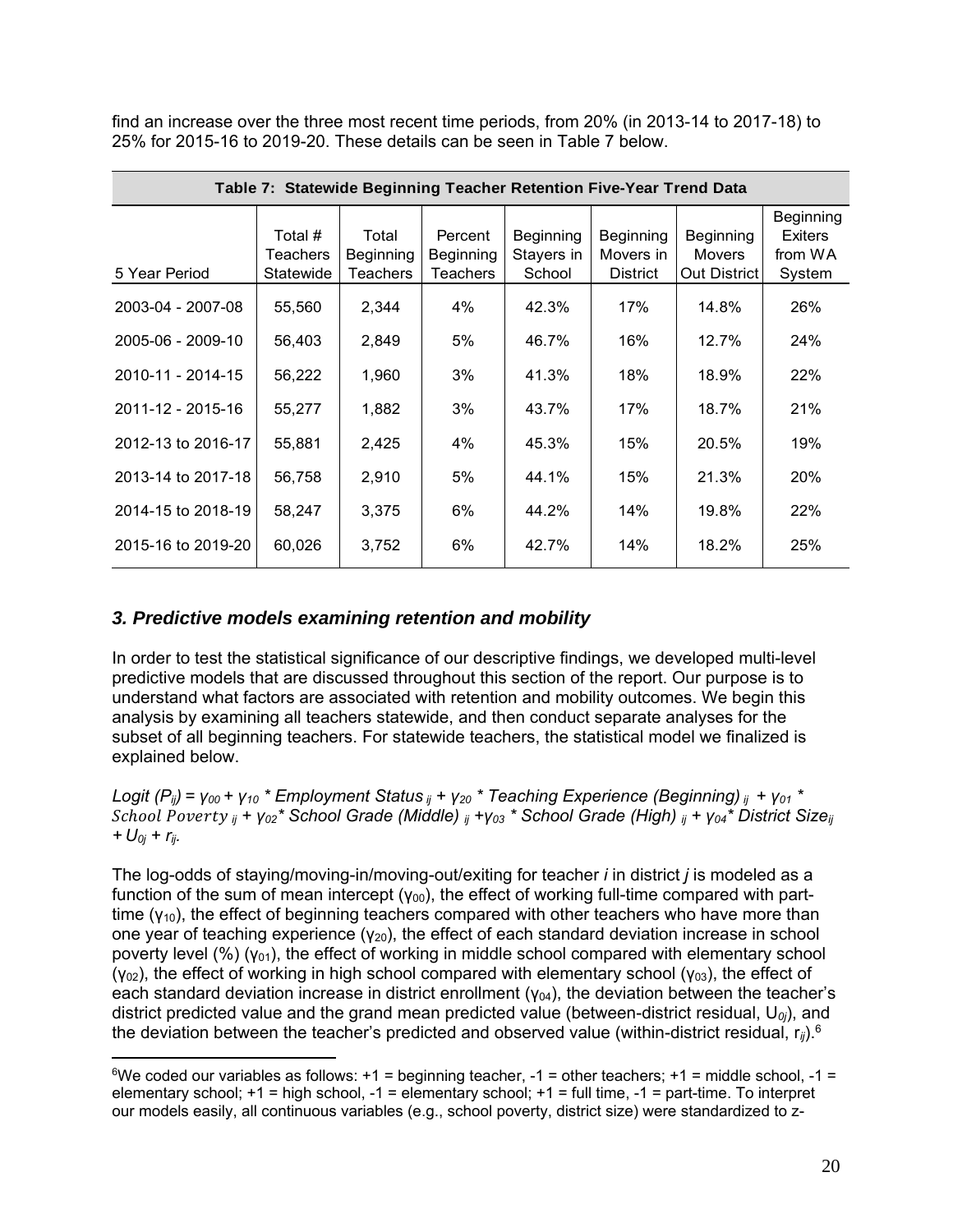find an increase over the three most recent time periods, from 20% (in 2013-14 to 2017-18) to 25% for 2015-16 to 2019-20. These details can be seen in Table 7 below.

| Table 7: Statewide Beginning Teacher Retention Five-Year Trend Data | | | | | | | |
|---|---|---|---|---|---|---|---|
| 5 Year Period | Total # Teachers Statewide | Total Beginning Teachers | Percent Beginning Teachers | Beginning Stayers in School | Beginning Movers in District | Beginning Movers Out District | Beginning Exiters from WA System |
| 2003-04 - 2007-08 | 55,560 | 2,344 | 4% | 42.3% | 17% | 14.8% | 26% |
| 2005-06 - 2009-10 | 56,403 | 2,849 | 5% | 46.7% | 16% | 12.7% | 24% |
| 2010-11 - 2014-15 | 56,222 | 1,960 | 3% | 41.3% | 18% | 18.9% | 22% |
| 2011-12 - 2015-16 | 55,277 | 1,882 | 3% | 43.7% | 17% | 18.7% | 21% |
| 2012-13 to 2016-17 | 55,881 | 2,425 | 4% | 45.3% | 15% | 20.5% | 19% |
| 2013-14 to 2017-18 | 56,758 | 2,910 | 5% | 44.1% | 15% | 21.3% | 20% |
| 2014-15 to 2018-19 | 58,247 | 3,375 | 6% | 44.2% | 14% | 19.8% | 22% |
| 2015-16 to 2019-20 | 60,026 | 3,752 | 6% | 42.7% | 14% | 18.2% | 25% |

### *3. Predictive models examining retention and mobility*

In order to test the statistical significance of our descriptive findings, we developed multi-level predictive models that are discussed throughout this section of the report. Our purpose is to understand what factors are associated with retention and mobility outcomes. We begin this analysis by examining all teachers statewide, and then conduct separate analyses for the subset of all beginning teachers. For statewide teachers, the statistical model we finalized is explained below.

$$Logit(P_{ij}) = \gamma_{00} + \gamma_{10} * \text{Employment Status}_{ij} + \gamma_{20} * \text{Teaching Experience (Beginning)}_{ij} + \gamma_{01} * \text{School Poverty}_{ij} + \gamma_{02} * \text{School Grade (Middle)}_{ij} + \gamma_{03} * \text{School Grade (High)}_{ij} + \gamma_{04} * \text{District Size}_{ij} + U_{0j} + r_{ij}.$$

The log-odds of staying/moving-in/moving-out/exiting for teacher *i* in district *j* is modeled as a function of the sum of mean intercept ($\gamma_{00}$), the effect of working full-time compared with part-time ($\gamma_{10}$), the effect of beginning teachers compared with other teachers who have more than one year of teaching experience ($\gamma_{20}$), the effect of each standard deviation increase in school poverty level (%) ($\gamma_{01}$), the effect of working in middle school compared with elementary school ($\gamma_{02}$), the effect of working in high school compared with elementary school ($\gamma_{03}$), the effect of each standard deviation increase in district enrollment ($\gamma_{04}$), the deviation between the teacher's district predicted value and the grand mean predicted value (between-district residual, $U_{0j}$), and the deviation between the teacher's predicted and observed value (within-district residual, $r_{ij}$).[6]

---

[6]We coded our variables as follows: +1 = beginning teacher, -1 = other teachers; +1 = middle school, -1 = elementary school; +1 = high school, -1 = elementary school; +1 = full time, -1 = part-time. To interpret our models easily, all continuous variables (e.g., school poverty, district size) were standardized to z-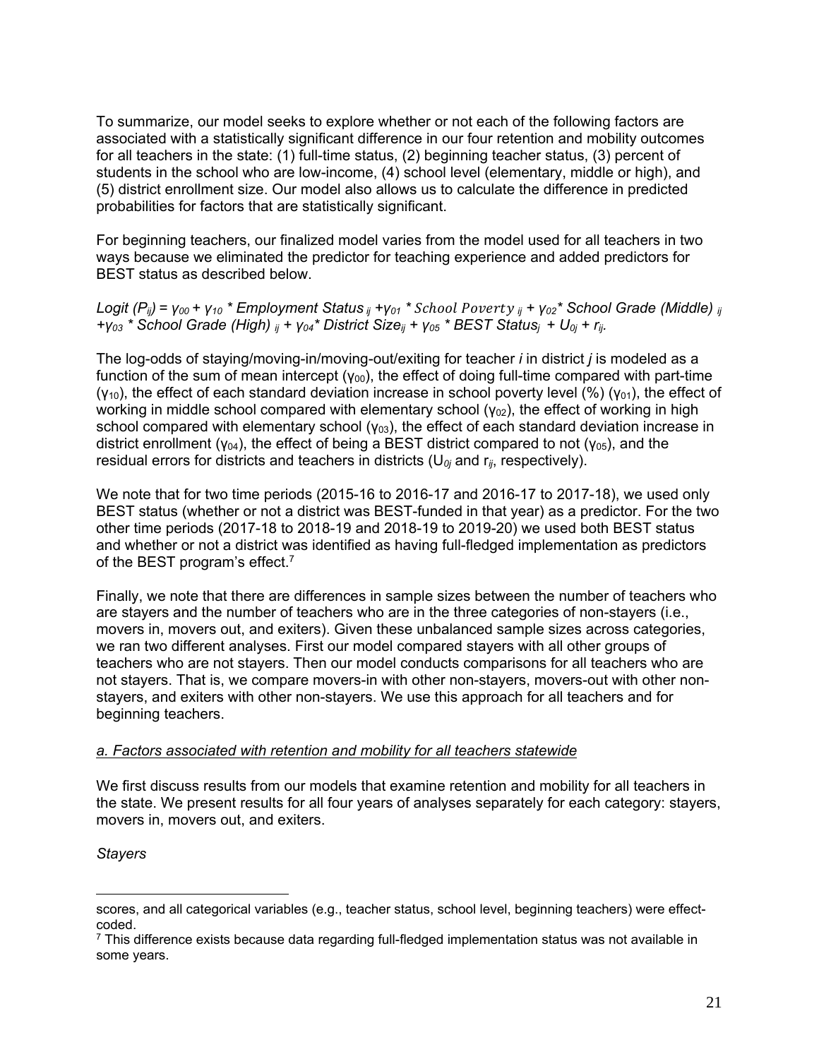To summarize, our model seeks to explore whether or not each of the following factors are associated with a statistically significant difference in our four retention and mobility outcomes for all teachers in the state: (1) full-time status, (2) beginning teacher status, (3) percent of students in the school who are low-income, (4) school level (elementary, middle or high), and (5) district enrollment size. Our model also allows us to calculate the difference in predicted probabilities for factors that are statistically significant.

For beginning teachers, our finalized model varies from the model used for all teachers in two ways because we eliminated the predictor for teaching experience and added predictors for BEST status as described below.

$$Logit\,(P_{ij}) = \gamma_{00} + \gamma_{10} * Employment\ Status_{ij} + \gamma_{01} * School\ Poverty_{ij} + \gamma_{02} * School\ Grade\ (Middle)_{ij} + \gamma_{03} * School\ Grade\ (High)_{ij} + \gamma_{04} * District\ Size_{ij} + \gamma_{05} * BEST\ Status_{j} + U_{0j} + r_{ij}.$$

The log-odds of staying/moving-in/moving-out/exiting for teacher *i* in district *j* is modeled as a function of the sum of mean intercept ($\gamma_{00}$), the effect of doing full-time compared with part-time ($\gamma_{10}$), the effect of each standard deviation increase in school poverty level (%) ($\gamma_{01}$), the effect of working in middle school compared with elementary school ($\gamma_{02}$), the effect of working in high school compared with elementary school ($\gamma_{03}$), the effect of each standard deviation increase in district enrollment ($\gamma_{04}$), the effect of being a BEST district compared to not ($\gamma_{05}$), and the residual errors for districts and teachers in districts ($U_{0j}$ and $r_{ij}$, respectively).

We note that for two time periods (2015-16 to 2016-17 and 2016-17 to 2017-18), we used only BEST status (whether or not a district was BEST-funded in that year) as a predictor. For the two other time periods (2017-18 to 2018-19 and 2018-19 to 2019-20) we used both BEST status and whether or not a district was identified as having full-fledged implementation as predictors of the BEST program's effect.[7]

Finally, we note that there are differences in sample sizes between the number of teachers who are stayers and the number of teachers who are in the three categories of non-stayers (i.e., movers in, movers out, and exiters). Given these unbalanced sample sizes across categories, we ran two different analyses. First our model compared stayers with all other groups of teachers who are not stayers. Then our model conducts comparisons for all teachers who are not stayers. That is, we compare movers-in with other non-stayers, movers-out with other non-stayers, and exiters with other non-stayers. We use this approach for all teachers and for beginning teachers.

*a. Factors associated with retention and mobility for all teachers statewide*

We first discuss results from our models that examine retention and mobility for all teachers in the state. We present results for all four years of analyses separately for each category: stayers, movers in, movers out, and exiters.

*Stayers*

---

scores, and all categorical variables (e.g., teacher status, school level, beginning teachers) were effect-coded.

[7] This difference exists because data regarding full-fledged implementation status was not available in some years.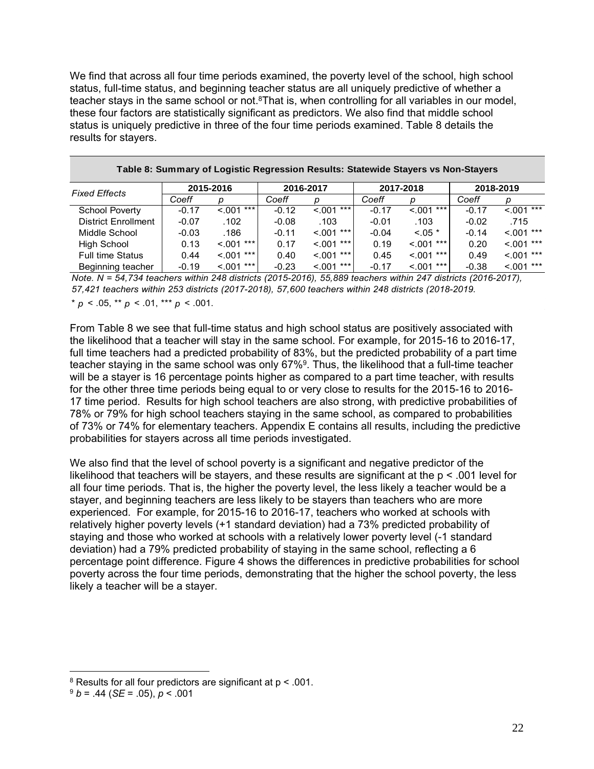We find that across all four time periods examined, the poverty level of the school, high school status, full-time status, and beginning teacher status are all uniquely predictive of whether a teacher stays in the same school or not.[8] That is, when controlling for all variables in our model, these four factors are statistically significant as predictors. We also find that middle school status is uniquely predictive in three of the four time periods examined. Table 8 details the results for stayers.

**Table 8: Summary of Logistic Regression Results: Statewide Stayers vs Non-Stayers**

| *Fixed Effects* | 2015-2016 | | 2016-2017 | | 2017-2018 | | 2018-2019 | |
|---|---|---|---|---|---|---|---|---|
| | *Coeff* | *p* | *Coeff* | *p* | *Coeff* | *p* | *Coeff* | *p* |
| School Poverty | -0.17 | <.001 *** | -0.12 | <.001 *** | -0.17 | <.001 *** | -0.17 | <.001 *** |
| District Enrollment | -0.07 | .102 | -0.08 | .103 | -0.01 | .103 | -0.02 | .715 |
| Middle School | -0.03 | .186 | -0.11 | <.001 *** | -0.04 | <.05 * | -0.14 | <.001 *** |
| High School | 0.13 | <.001 *** | 0.17 | <.001 *** | 0.19 | <.001 *** | 0.20 | <.001 *** |
| Full time Status | 0.44 | <.001 *** | 0.40 | <.001 *** | 0.45 | <.001 *** | 0.49 | <.001 *** |
| Beginning teacher | -0.19 | <.001 *** | -0.23 | <.001 *** | -0.17 | <.001 *** | -0.38 | <.001 *** |

*Note. N = 54,734 teachers within 248 districts (2015-2016), 55,889 teachers within 247 districts (2016-2017), 57,421 teachers within 253 districts (2017-2018), 57,600 teachers within 248 districts (2018-2019.*

* $p < .05$, ** $p < .01$, *** $p < .001$.

From Table 8 we see that full-time status and high school status are positively associated with the likelihood that a teacher will stay in the same school. For example, for 2015-16 to 2016-17, full time teachers had a predicted probability of 83%, but the predicted probability of a part time teacher staying in the same school was only 67%[9]. Thus, the likelihood that a full-time teacher will be a stayer is 16 percentage points higher as compared to a part time teacher, with results for the other three time periods being equal to or very close to results for the 2015-16 to 2016-17 time period. Results for high school teachers are also strong, with predictive probabilities of 78% or 79% for high school teachers staying in the same school, as compared to probabilities of 73% or 74% for elementary teachers. Appendix E contains all results, including the predictive probabilities for stayers across all time periods investigated.

We also find that the level of school poverty is a significant and negative predictor of the likelihood that teachers will be stayers, and these results are significant at the $p < .001$ level for all four time periods. That is, the higher the poverty level, the less likely a teacher would be a stayer, and beginning teachers are less likely to be stayers than teachers who are more experienced. For example, for 2015-16 to 2016-17, teachers who worked at schools with relatively higher poverty levels (+1 standard deviation) had a 73% predicted probability of staying and those who worked at schools with a relatively lower poverty level (-1 standard deviation) had a 79% predicted probability of staying in the same school, reflecting a 6 percentage point difference. Figure 4 shows the differences in predictive probabilities for school poverty across the four time periods, demonstrating that the higher the school poverty, the less likely a teacher will be a stayer.

---

[8] Results for all four predictors are significant at $p < .001$.

[9] $b = .44$ ($SE = .05$), $p < .001$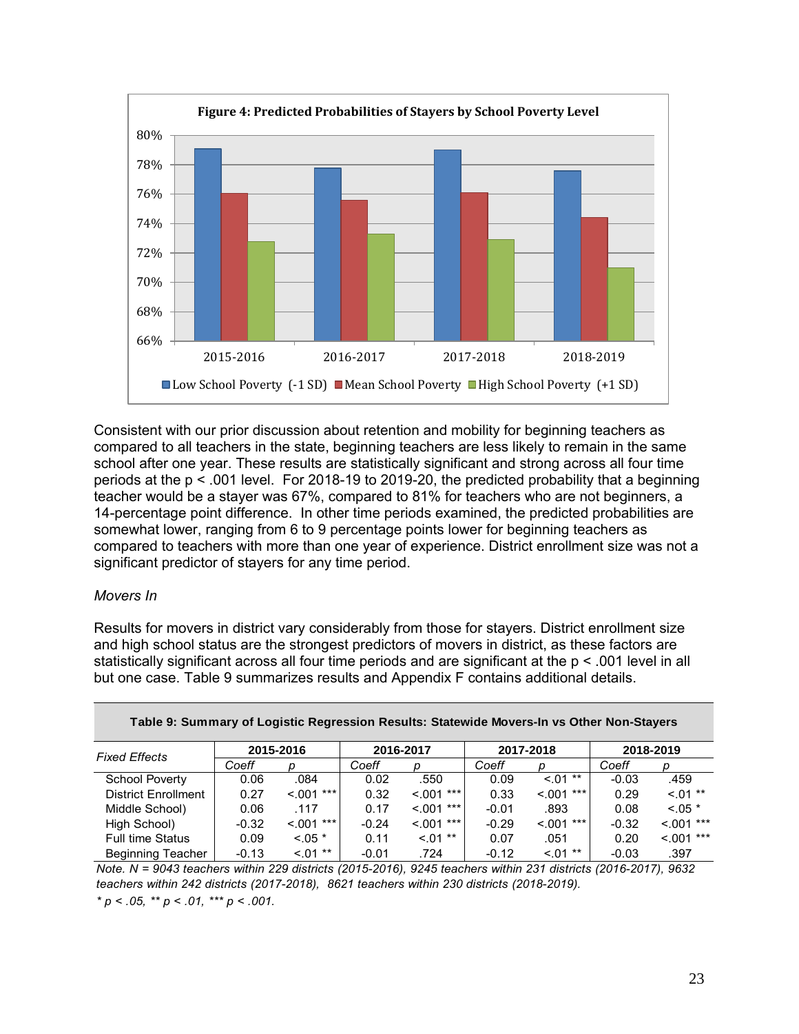**Figure 4: Predicted Probabilities of Stayers by School Poverty Level**

Consistent with our prior discussion about retention and mobility for beginning teachers as compared to all teachers in the state, beginning teachers are less likely to remain in the same school after one year. These results are statistically significant and strong across all four time periods at the $p < .001$ level. For 2018-19 to 2019-20, the predicted probability that a beginning teacher would be a stayer was 67%, compared to 81% for teachers who are not beginners, a 14-percentage point difference. In other time periods examined, the predicted probabilities are somewhat lower, ranging from 6 to 9 percentage points lower for beginning teachers as compared to teachers with more than one year of experience. District enrollment size was not a significant predictor of stayers for any time period.

*Movers In*

Results for movers in district vary considerably from those for stayers. District enrollment size and high school status are the strongest predictors of movers in district, as these factors are statistically significant across all four time periods and are significant at the $p < .001$ level in all but one case. Table 9 summarizes results and Appendix F contains additional details.

**Table 9: Summary of Logistic Regression Results: Statewide Movers-In vs Other Non-Stayers**

| *Fixed Effects* | 2015-2016 | | 2016-2017 | | 2017-2018 | | 2018-2019 | |
|---|---|---|---|---|---|---|---|---|
| | *Coeff* | *p* | *Coeff* | *p* | *Coeff* | *p* | *Coeff* | *p* |
| School Poverty | 0.06 | .084 | 0.02 | .550 | 0.09 | <.01 ** | -0.03 | .459 |
| District Enrollment | 0.27 | <.001 *** | 0.32 | <.001 *** | 0.33 | <.001 *** | 0.29 | <.01 ** |
| Middle School) | 0.06 | .117 | 0.17 | <.001 *** | -0.01 | .893 | 0.08 | <.05 * |
| High School) | -0.32 | <.001 *** | -0.24 | <.001 *** | -0.29 | <.001 *** | -0.32 | <.001 *** |
| Full time Status | 0.09 | <.05 * | 0.11 | <.01 ** | 0.07 | .051 | 0.20 | <.001 *** |
| Beginning Teacher | -0.13 | <.01 ** | -0.01 | .724 | -0.12 | <.01 ** | -0.03 | .397 |

*Note. N = 9043 teachers within 229 districts (2015-2016), 9245 teachers within 231 districts (2016-2017), 9632 teachers within 242 districts (2017-2018), 8621 teachers within 230 districts (2018-2019).*

*\* $p < .05$, \*\* $p < .01$, \*\*\* $p < .001$.*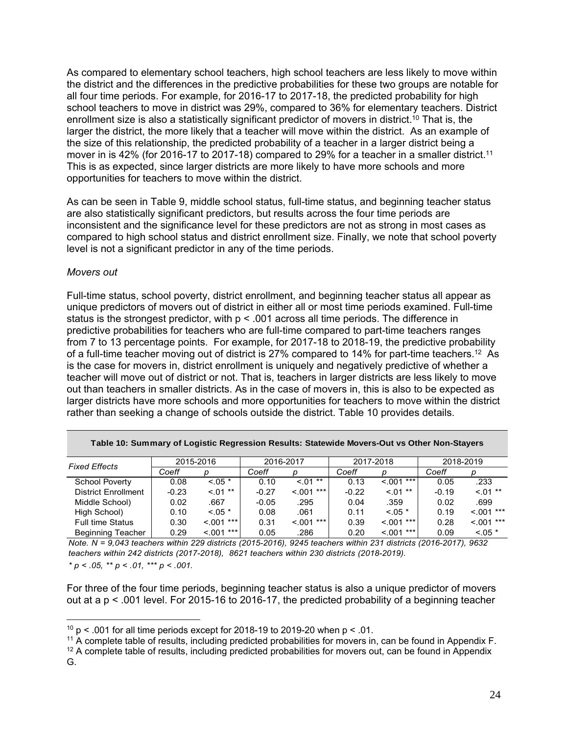As compared to elementary school teachers, high school teachers are less likely to move within the district and the differences in the predictive probabilities for these two groups are notable for all four time periods. For example, for 2016-17 to 2017-18, the predicted probability for high school teachers to move in district was 29%, compared to 36% for elementary teachers. District enrollment size is also a statistically significant predictor of movers in district.[10] That is, the larger the district, the more likely that a teacher will move within the district. As an example of the size of this relationship, the predicted probability of a teacher in a larger district being a mover in is 42% (for 2016-17 to 2017-18) compared to 29% for a teacher in a smaller district.[11] This is as expected, since larger districts are more likely to have more schools and more opportunities for teachers to move within the district.

As can be seen in Table 9, middle school status, full-time status, and beginning teacher status are also statistically significant predictors, but results across the four time periods are inconsistent and the significance level for these predictors are not as strong in most cases as compared to high school status and district enrollment size. Finally, we note that school poverty level is not a significant predictor in any of the time periods.

*Movers out*

Full-time status, school poverty, district enrollment, and beginning teacher status all appear as unique predictors of movers out of district in either all or most time periods examined. Full-time status is the strongest predictor, with $p < .001$ across all time periods. The difference in predictive probabilities for teachers who are full-time compared to part-time teachers ranges from 7 to 13 percentage points. For example, for 2017-18 to 2018-19, the predictive probability of a full-time teacher moving out of district is 27% compared to 14% for part-time teachers.[12] As is the case for movers in, district enrollment is uniquely and negatively predictive of whether a teacher will move out of district or not. That is, teachers in larger districts are less likely to move out than teachers in smaller districts. As in the case of movers in, this is also to be expected as larger districts have more schools and more opportunities for teachers to move within the district rather than seeking a change of schools outside the district. Table 10 provides details.

**Table 10: Summary of Logistic Regression Results: Statewide Movers-Out vs Other Non-Stayers**

| *Fixed Effects* | 2015-2016 | | 2016-2017 | | 2017-2018 | | 2018-2019 | |
|---|---|---|---|---|---|---|---|---|
| | *Coeff* | *p* | *Coeff* | *p* | *Coeff* | *p* | *Coeff* | *p* |
| School Poverty | 0.08 | <.05 * | 0.10 | <.01 ** | 0.13 | <.001 *** | 0.05 | .233 |
| District Enrollment | -0.23 | <.01 ** | -0.27 | <.001 *** | -0.22 | <.01 ** | -0.19 | <.01 ** |
| Middle School) | 0.02 | .667 | -0.05 | .295 | 0.04 | .359 | 0.02 | .699 |
| High School) | 0.10 | <.05 * | 0.08 | .061 | 0.11 | <.05 * | 0.19 | <.001 *** |
| Full time Status | 0.30 | <.001 *** | 0.31 | <.001 *** | 0.39 | <.001 *** | 0.28 | <.001 *** |
| Beginning Teacher | 0.29 | <.001 *** | 0.05 | .286 | 0.20 | <.001 *** | 0.09 | <.05 * |

*Note. N = 9,043 teachers within 229 districts (2015-2016), 9245 teachers within 231 districts (2016-2017), 9632 teachers within 242 districts (2017-2018), 8621 teachers within 230 districts (2018-2019).*

*\* p < .05, \*\* p < .01, \*\*\* p < .001.*

For three of the four time periods, beginning teacher status is also a unique predictor of movers out at a $p < .001$ level. For 2015-16 to 2016-17, the predicted probability of a beginning teacher

---

[10] $p < .001$ for all time periods except for 2018-19 to 2019-20 when $p < .01$.

[11] A complete table of results, including predicted probabilities for movers in, can be found in Appendix F.

[12] A complete table of results, including predicted probabilities for movers out, can be found in Appendix G.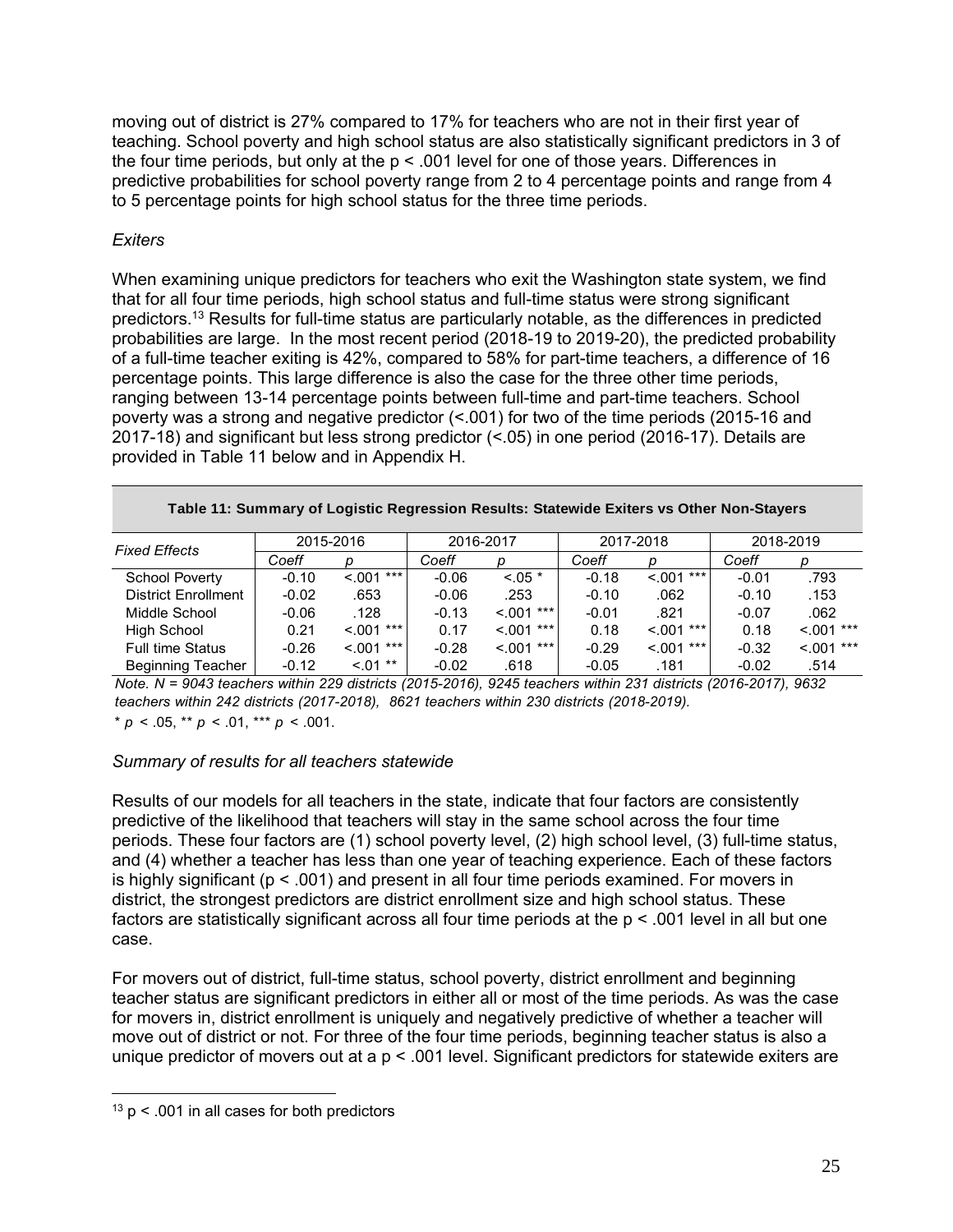moving out of district is 27% compared to 17% for teachers who are not in their first year of teaching. School poverty and high school status are also statistically significant predictors in 3 of the four time periods, but only at the $p < .001$ level for one of those years. Differences in predictive probabilities for school poverty range from 2 to 4 percentage points and range from 4 to 5 percentage points for high school status for the three time periods.

*Exiters*

When examining unique predictors for teachers who exit the Washington state system, we find that for all four time periods, high school status and full-time status were strong significant predictors.[13] Results for full-time status are particularly notable, as the differences in predicted probabilities are large. In the most recent period (2018-19 to 2019-20), the predicted probability of a full-time teacher exiting is 42%, compared to 58% for part-time teachers, a difference of 16 percentage points. This large difference is also the case for the three other time periods, ranging between 13-14 percentage points between full-time and part-time teachers. School poverty was a strong and negative predictor (<.001) for two of the time periods (2015-16 and 2017-18) and significant but less strong predictor (<.05) in one period (2016-17). Details are provided in Table 11 below and in Appendix H.

**Table 11: Summary of Logistic Regression Results: Statewide Exiters vs Other Non-Stayers**

| *Fixed Effects* | 2015-2016 | | 2016-2017 | | 2017-2018 | | 2018-2019 | |
|---|---|---|---|---|---|---|---|---|
| | *Coeff* | *p* | *Coeff* | *p* | *Coeff* | *p* | *Coeff* | *p* |
| School Poverty | -0.10 | <.001 *** | -0.06 | <.05 * | -0.18 | <.001 *** | -0.01 | .793 |
| District Enrollment | -0.02 | .653 | -0.06 | .253 | -0.10 | .062 | -0.10 | .153 |
| Middle School | -0.06 | .128 | -0.13 | <.001 *** | -0.01 | .821 | -0.07 | .062 |
| High School | 0.21 | <.001 *** | 0.17 | <.001 *** | 0.18 | <.001 *** | 0.18 | <.001 *** |
| Full time Status | -0.26 | <.001 *** | -0.28 | <.001 *** | -0.29 | <.001 *** | -0.32 | <.001 *** |
| Beginning Teacher | -0.12 | <.01 ** | -0.02 | .618 | -0.05 | .181 | -0.02 | .514 |

*Note. N = 9043 teachers within 229 districts (2015-2016), 9245 teachers within 231 districts (2016-2017), 9632 teachers within 242 districts (2017-2018), 8621 teachers within 230 districts (2018-2019).*

* $p < .05$, ** $p < .01$, *** $p < .001$.

*Summary of results for all teachers statewide*

Results of our models for all teachers in the state, indicate that four factors are consistently predictive of the likelihood that teachers will stay in the same school across the four time periods. These four factors are (1) school poverty level, (2) high school level, (3) full-time status, and (4) whether a teacher has less than one year of teaching experience. Each of these factors is highly significant ($p < .001$) and present in all four time periods examined. For movers in district, the strongest predictors are district enrollment size and high school status. These factors are statistically significant across all four time periods at the $p < .001$ level in all but one case.

For movers out of district, full-time status, school poverty, district enrollment and beginning teacher status are significant predictors in either all or most of the time periods. As was the case for movers in, district enrollment is uniquely and negatively predictive of whether a teacher will move out of district or not. For three of the four time periods, beginning teacher status is also a unique predictor of movers out at a $p < .001$ level. Significant predictors for statewide exiters are

[13] $p < .001$ in all cases for both predictors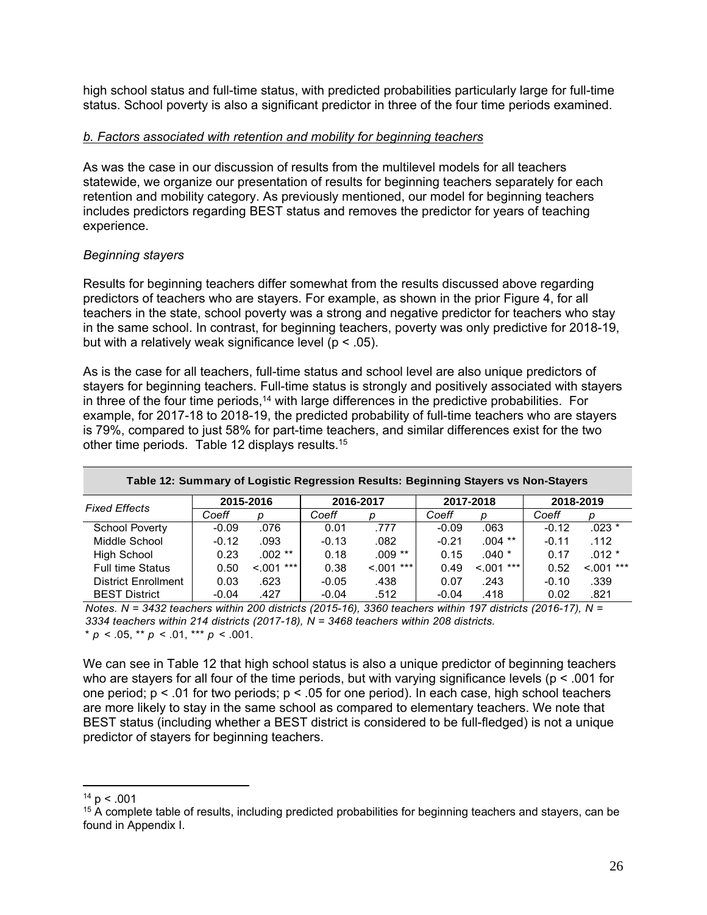high school status and full-time status, with predicted probabilities particularly large for full-time status. School poverty is also a significant predictor in three of the four time periods examined.

*b. Factors associated with retention and mobility for beginning teachers*

As was the case in our discussion of results from the multilevel models for all teachers statewide, we organize our presentation of results for beginning teachers separately for each retention and mobility category. As previously mentioned, our model for beginning teachers includes predictors regarding BEST status and removes the predictor for years of teaching experience.

*Beginning stayers*

Results for beginning teachers differ somewhat from the results discussed above regarding predictors of teachers who are stayers. For example, as shown in the prior Figure 4, for all teachers in the state, school poverty was a strong and negative predictor for teachers who stay in the same school. In contrast, for beginning teachers, poverty was only predictive for 2018-19, but with a relatively weak significance level ($p < .05$).

As is the case for all teachers, full-time status and school level are also unique predictors of stayers for beginning teachers. Full-time status is strongly and positively associated with stayers in three of the four time periods,[14] with large differences in the predictive probabilities. For example, for 2017-18 to 2018-19, the predicted probability of full-time teachers who are stayers is 79%, compared to just 58% for part-time teachers, and similar differences exist for the two other time periods. Table 12 displays results.[15]

**Table 12: Summary of Logistic Regression Results: Beginning Stayers vs Non-Stayers**

| Fixed Effects | 2015-2016 | | 2016-2017 | | 2017-2018 | | 2018-2019 | |
|---|---|---|---|---|---|---|---|---|
| | *Coeff* | *p* | *Coeff* | *p* | *Coeff* | *p* | *Coeff* | *p* |
| School Poverty | -0.09 | .076 | 0.01 | .777 | -0.09 | .063 | -0.12 | .023 * |
| Middle School | -0.12 | .093 | -0.13 | .082 | -0.21 | .004 ** | -0.11 | .112 |
| High School | 0.23 | .002 ** | 0.18 | .009 ** | 0.15 | .040 * | 0.17 | .012 * |
| Full time Status | 0.50 | <.001 *** | 0.38 | <.001 *** | 0.49 | <.001 *** | 0.52 | <.001 *** |
| District Enrollment | 0.03 | .623 | -0.05 | .438 | 0.07 | .243 | -0.10 | .339 |
| BEST District | -0.04 | .427 | -0.04 | .512 | -0.04 | .418 | 0.02 | .821 |

*Notes. N = 3432 teachers within 200 districts (2015-16), 3360 teachers within 197 districts (2016-17), N = 3334 teachers within 214 districts (2017-18), N = 3468 teachers within 208 districts.*
\* $p < .05$, ** $p < .01$, *** $p < .001$.

We can see in Table 12 that high school status is also a unique predictor of beginning teachers who are stayers for all four of the time periods, but with varying significance levels ($p < .001$ for one period; $p < .01$ for two periods; $p < .05$ for one period). In each case, high school teachers are more likely to stay in the same school as compared to elementary teachers. We note that BEST status (including whether a BEST district is considered to be full-fledged) is not a unique predictor of stayers for beginning teachers.

[14] $p < .001$

[15] A complete table of results, including predicted probabilities for beginning teachers and stayers, can be found in Appendix I.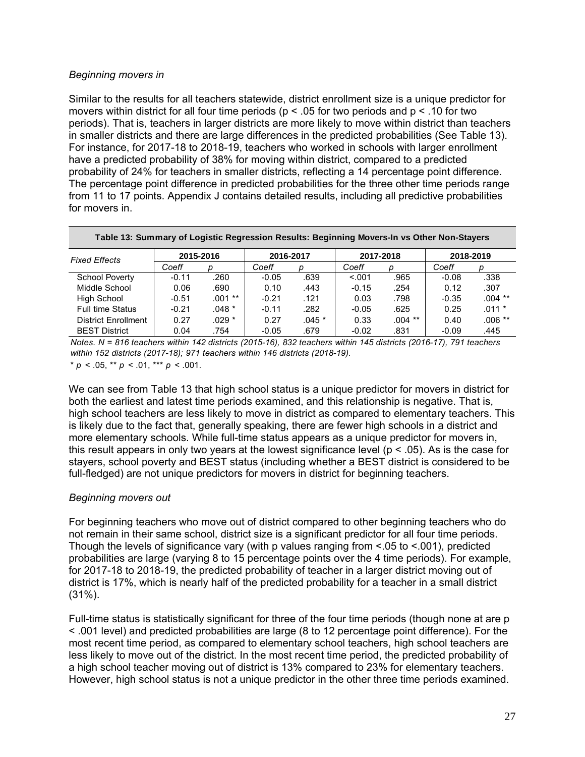*Beginning movers in*

Similar to the results for all teachers statewide, district enrollment size is a unique predictor for movers within district for all four time periods ($p < .05$ for two periods and $p < .10$ for two periods). That is, teachers in larger districts are more likely to move within district than teachers in smaller districts and there are large differences in the predicted probabilities (See Table 13). For instance, for 2017-18 to 2018-19, teachers who worked in schools with larger enrollment have a predicted probability of 38% for moving within district, compared to a predicted probability of 24% for teachers in smaller districts, reflecting a 14 percentage point difference. The percentage point difference in predicted probabilities for the three other time periods range from 11 to 17 points. Appendix J contains detailed results, including all predictive probabilities for movers in.

**Table 13: Summary of Logistic Regression Results: Beginning Movers-In vs Other Non-Stayers**

| Fixed Effects | 2015-2016 | | 2016-2017 | | 2017-2018 | | 2018-2019 | |
|---|---|---|---|---|---|---|---|---|
| | *Coeff* | *p* | *Coeff* | *p* | *Coeff* | *p* | *Coeff* | *p* |
| School Poverty | -0.11 | .260 | -0.05 | .639 | <.001 | .965 | -0.08 | .338 |
| Middle School | 0.06 | .690 | 0.10 | .443 | -0.15 | .254 | 0.12 | .307 |
| High School | -0.51 | .001 ** | -0.21 | .121 | 0.03 | .798 | -0.35 | .004 ** |
| Full time Status | -0.21 | .048 * | -0.11 | .282 | -0.05 | .625 | 0.25 | .011 * |
| District Enrollment | 0.27 | .029 * | 0.27 | .045 * | 0.33 | .004 ** | 0.40 | .006 ** |
| BEST District | 0.04 | .754 | -0.05 | .679 | -0.02 | .831 | -0.09 | .445 |

*Notes. N = 816 teachers within 142 districts (2015-16), 832 teachers within 145 districts (2016-17), 791 teachers within 152 districts (2017-18); 971 teachers within 146 districts (2018-19).*

\* $p < .05$, \*\* $p < .01$, \*\*\* $p < .001$.

We can see from Table 13 that high school status is a unique predictor for movers in district for both the earliest and latest time periods examined, and this relationship is negative. That is, high school teachers are less likely to move in district as compared to elementary teachers. This is likely due to the fact that, generally speaking, there are fewer high schools in a district and more elementary schools. While full-time status appears as a unique predictor for movers in, this result appears in only two years at the lowest significance level ($p < .05$). As is the case for stayers, school poverty and BEST status (including whether a BEST district is considered to be full-fledged) are not unique predictors for movers in district for beginning teachers.

*Beginning movers out*

For beginning teachers who move out of district compared to other beginning teachers who do not remain in their same school, district size is a significant predictor for all four time periods. Though the levels of significance vary (with p values ranging from <.05 to <.001), predicted probabilities are large (varying 8 to 15 percentage points over the 4 time periods). For example, for 2017-18 to 2018-19, the predicted probability of teacher in a larger district moving out of district is 17%, which is nearly half of the predicted probability for a teacher in a small district (31%).

Full-time status is statistically significant for three of the four time periods (though none at are $p < .001$ level) and predicted probabilities are large (8 to 12 percentage point difference). For the most recent time period, as compared to elementary school teachers, high school teachers are less likely to move out of the district. In the most recent time period, the predicted probability of a high school teacher moving out of district is 13% compared to 23% for elementary teachers. However, high school status is not a unique predictor in the other three time periods examined.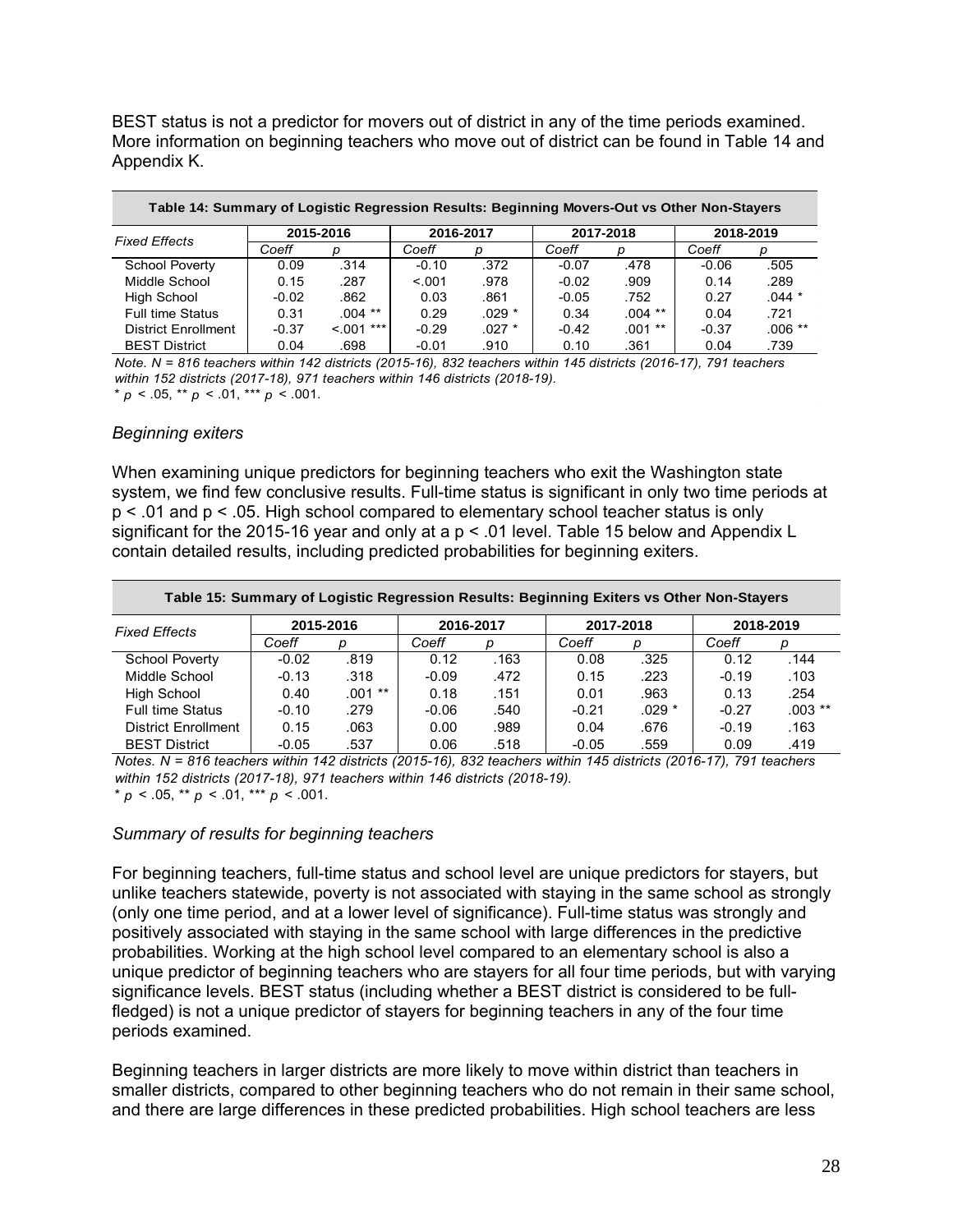BEST status is not a predictor for movers out of district in any of the time periods examined. More information on beginning teachers who move out of district can be found in Table 14 and Appendix K.

**Table 14: Summary of Logistic Regression Results: Beginning Movers-Out vs Other Non-Stayers**

| Fixed Effects | 2015-2016 | | 2016-2017 | | 2017-2018 | | 2018-2019 | |
|---|---|---|---|---|---|---|---|---|
| | *Coeff* | *p* | *Coeff* | *p* | *Coeff* | *p* | *Coeff* | *p* |
| School Poverty | 0.09 | .314 | -0.10 | .372 | -0.07 | .478 | -0.06 | .505 |
| Middle School | 0.15 | .287 | <.001 | .978 | -0.02 | .909 | 0.14 | .289 |
| High School | -0.02 | .862 | 0.03 | .861 | -0.05 | .752 | 0.27 | .044 * |
| Full time Status | 0.31 | .004 ** | 0.29 | .029 * | 0.34 | .004 ** | 0.04 | .721 |
| District Enrollment | -0.37 | <.001 *** | -0.29 | .027 * | -0.42 | .001 ** | -0.37 | .006 ** |
| BEST District | 0.04 | .698 | -0.01 | .910 | 0.10 | .361 | 0.04 | .739 |

*Note. N = 816 teachers within 142 districts (2015-16), 832 teachers within 145 districts (2016-17), 791 teachers within 152 districts (2017-18), 971 teachers within 146 districts (2018-19).*
\* $p < .05$, \*\* $p < .01$, \*\*\* $p < .001$.

### *Beginning exiters*

When examining unique predictors for beginning teachers who exit the Washington state system, we find few conclusive results. Full-time status is significant in only two time periods at $p < .01$ and $p < .05$. High school compared to elementary school teacher status is only significant for the 2015-16 year and only at a $p < .01$ level. Table 15 below and Appendix L contain detailed results, including predicted probabilities for beginning exiters.

**Table 15: Summary of Logistic Regression Results: Beginning Exiters vs Other Non-Stayers**

| Fixed Effects | 2015-2016 | | 2016-2017 | | 2017-2018 | | 2018-2019 | |
|---|---|---|---|---|---|---|---|---|
| | *Coeff* | *p* | *Coeff* | *p* | *Coeff* | *p* | *Coeff* | *p* |
| School Poverty | -0.02 | .819 | 0.12 | .163 | 0.08 | .325 | 0.12 | .144 |
| Middle School | -0.13 | .318 | -0.09 | .472 | 0.15 | .223 | -0.19 | .103 |
| High School | 0.40 | .001 ** | 0.18 | .151 | 0.01 | .963 | 0.13 | .254 |
| Full time Status | -0.10 | .279 | -0.06 | .540 | -0.21 | .029 * | -0.27 | .003 ** |
| District Enrollment | 0.15 | .063 | 0.00 | .989 | 0.04 | .676 | -0.19 | .163 |
| BEST District | -0.05 | .537 | 0.06 | .518 | -0.05 | .559 | 0.09 | .419 |

*Notes. N = 816 teachers within 142 districts (2015-16), 832 teachers within 145 districts (2016-17), 791 teachers within 152 districts (2017-18), 971 teachers within 146 districts (2018-19).*
\* $p < .05$, \*\* $p < .01$, \*\*\* $p < .001$.

### *Summary of results for beginning teachers*

For beginning teachers, full-time status and school level are unique predictors for stayers, but unlike teachers statewide, poverty is not associated with staying in the same school as strongly (only one time period, and at a lower level of significance). Full-time status was strongly and positively associated with staying in the same school with large differences in the predictive probabilities. Working at the high school level compared to an elementary school is also a unique predictor of beginning teachers who are stayers for all four time periods, but with varying significance levels. BEST status (including whether a BEST district is considered to be full-fledged) is not a unique predictor of stayers for beginning teachers in any of the four time periods examined.

Beginning teachers in larger districts are more likely to move within district than teachers in smaller districts, compared to other beginning teachers who do not remain in their same school, and there are large differences in these predicted probabilities. High school teachers are less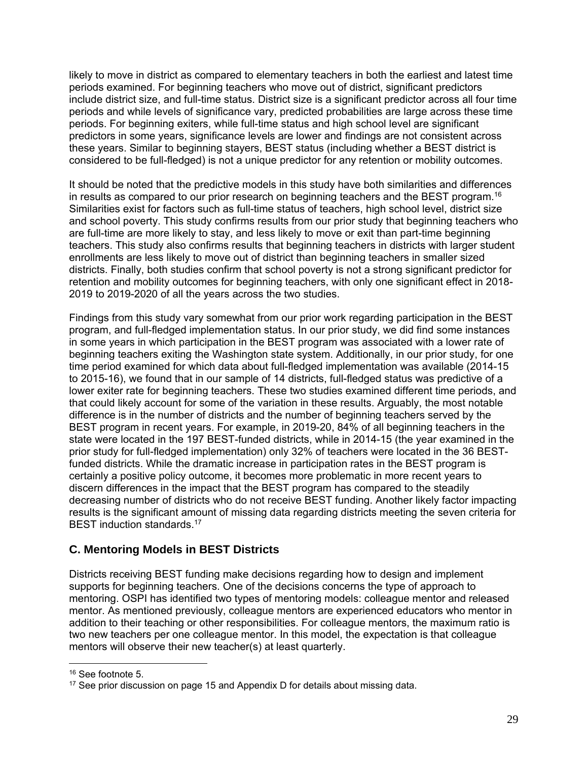likely to move in district as compared to elementary teachers in both the earliest and latest time periods examined. For beginning teachers who move out of district, significant predictors include district size, and full-time status. District size is a significant predictor across all four time periods and while levels of significance vary, predicted probabilities are large across these time periods. For beginning exiters, while full-time status and high school level are significant predictors in some years, significance levels are lower and findings are not consistent across these years. Similar to beginning stayers, BEST status (including whether a BEST district is considered to be full-fledged) is not a unique predictor for any retention or mobility outcomes.

It should be noted that the predictive models in this study have both similarities and differences in results as compared to our prior research on beginning teachers and the BEST program.[16] Similarities exist for factors such as full-time status of teachers, high school level, district size and school poverty. This study confirms results from our prior study that beginning teachers who are full-time are more likely to stay, and less likely to move or exit than part-time beginning teachers. This study also confirms results that beginning teachers in districts with larger student enrollments are less likely to move out of district than beginning teachers in smaller sized districts. Finally, both studies confirm that school poverty is not a strong significant predictor for retention and mobility outcomes for beginning teachers, with only one significant effect in 2018-2019 to 2019-2020 of all the years across the two studies.

Findings from this study vary somewhat from our prior work regarding participation in the BEST program, and full-fledged implementation status. In our prior study, we did find some instances in some years in which participation in the BEST program was associated with a lower rate of beginning teachers exiting the Washington state system. Additionally, in our prior study, for one time period examined for which data about full-fledged implementation was available (2014-15 to 2015-16), we found that in our sample of 14 districts, full-fledged status was predictive of a lower exiter rate for beginning teachers. These two studies examined different time periods, and that could likely account for some of the variation in these results. Arguably, the most notable difference is in the number of districts and the number of beginning teachers served by the BEST program in recent years. For example, in 2019-20, 84% of all beginning teachers in the state were located in the 197 BEST-funded districts, while in 2014-15 (the year examined in the prior study for full-fledged implementation) only 32% of teachers were located in the 36 BEST-funded districts. While the dramatic increase in participation rates in the BEST program is certainly a positive policy outcome, it becomes more problematic in more recent years to discern differences in the impact that the BEST program has compared to the steadily decreasing number of districts who do not receive BEST funding. Another likely factor impacting results is the significant amount of missing data regarding districts meeting the seven criteria for BEST induction standards.[17]

## C. Mentoring Models in BEST Districts

Districts receiving BEST funding make decisions regarding how to design and implement supports for beginning teachers. One of the decisions concerns the type of approach to mentoring. OSPI has identified two types of mentoring models: colleague mentor and released mentor. As mentioned previously, colleague mentors are experienced educators who mentor in addition to their teaching or other responsibilities. For colleague mentors, the maximum ratio is two new teachers per one colleague mentor. In this model, the expectation is that colleague mentors will observe their new teacher(s) at least quarterly.

---

[16] See footnote 5.

[17] See prior discussion on page 15 and Appendix D for details about missing data.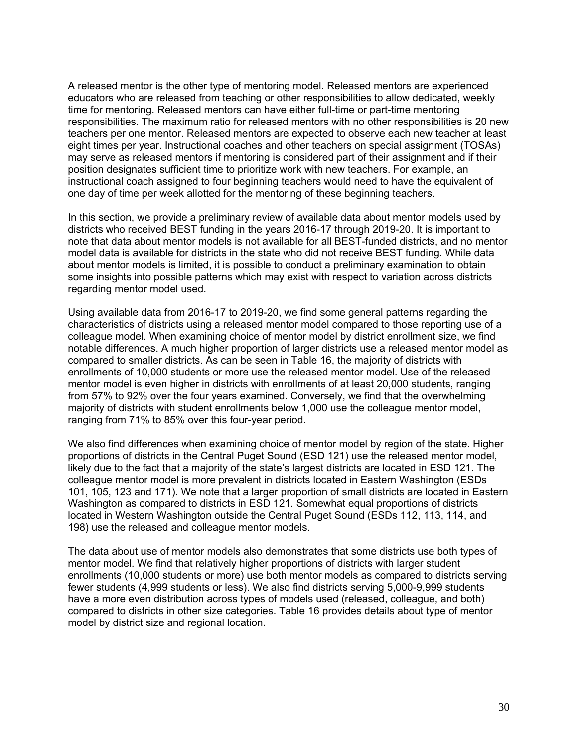A released mentor is the other type of mentoring model. Released mentors are experienced educators who are released from teaching or other responsibilities to allow dedicated, weekly time for mentoring. Released mentors can have either full-time or part-time mentoring responsibilities. The maximum ratio for released mentors with no other responsibilities is 20 new teachers per one mentor. Released mentors are expected to observe each new teacher at least eight times per year. Instructional coaches and other teachers on special assignment (TOSAs) may serve as released mentors if mentoring is considered part of their assignment and if their position designates sufficient time to prioritize work with new teachers. For example, an instructional coach assigned to four beginning teachers would need to have the equivalent of one day of time per week allotted for the mentoring of these beginning teachers.

In this section, we provide a preliminary review of available data about mentor models used by districts who received BEST funding in the years 2016-17 through 2019-20. It is important to note that data about mentor models is not available for all BEST-funded districts, and no mentor model data is available for districts in the state who did not receive BEST funding. While data about mentor models is limited, it is possible to conduct a preliminary examination to obtain some insights into possible patterns which may exist with respect to variation across districts regarding mentor model used.

Using available data from 2016-17 to 2019-20, we find some general patterns regarding the characteristics of districts using a released mentor model compared to those reporting use of a colleague model. When examining choice of mentor model by district enrollment size, we find notable differences. A much higher proportion of larger districts use a released mentor model as compared to smaller districts. As can be seen in Table 16, the majority of districts with enrollments of 10,000 students or more use the released mentor model. Use of the released mentor model is even higher in districts with enrollments of at least 20,000 students, ranging from 57% to 92% over the four years examined. Conversely, we find that the overwhelming majority of districts with student enrollments below 1,000 use the colleague mentor model, ranging from 71% to 85% over this four-year period.

We also find differences when examining choice of mentor model by region of the state. Higher proportions of districts in the Central Puget Sound (ESD 121) use the released mentor model, likely due to the fact that a majority of the state's largest districts are located in ESD 121. The colleague mentor model is more prevalent in districts located in Eastern Washington (ESDs 101, 105, 123 and 171). We note that a larger proportion of small districts are located in Eastern Washington as compared to districts in ESD 121. Somewhat equal proportions of districts located in Western Washington outside the Central Puget Sound (ESDs 112, 113, 114, and 198) use the released and colleague mentor models.

The data about use of mentor models also demonstrates that some districts use both types of mentor model. We find that relatively higher proportions of districts with larger student enrollments (10,000 students or more) use both mentor models as compared to districts serving fewer students (4,999 students or less). We also find districts serving 5,000-9,999 students have a more even distribution across types of models used (released, colleague, and both) compared to districts in other size categories. Table 16 provides details about type of mentor model by district size and regional location.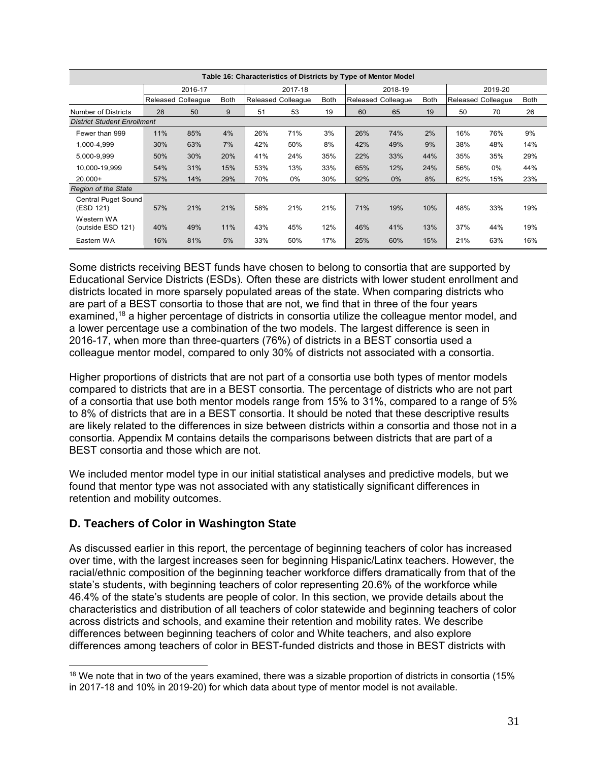| Table 16: Characteristics of Districts by Type of Mentor Model | | | | | | | | | | | | |
|---|---|---|---|---|---|---|---|---|---|---|---|---|
| | 2016-17 | | | 2017-18 | | | 2018-19 | | | 2019-20 | | |
| | Released | Colleague | Both | Released | Colleague | Both | Released | Colleague | Both | Released | Colleague | Both |
| Number of Districts | 28 | 50 | 9 | 51 | 53 | 19 | 60 | 65 | 19 | 50 | 70 | 26 |
| *District Student Enrollment* | | | | | | | | | | | | |
| Fewer than 999 | 11% | 85% | 4% | 26% | 71% | 3% | 26% | 74% | 2% | 16% | 76% | 9% |
| 1,000-4,999 | 30% | 63% | 7% | 42% | 50% | 8% | 42% | 49% | 9% | 38% | 48% | 14% |
| 5,000-9,999 | 50% | 30% | 20% | 41% | 24% | 35% | 22% | 33% | 44% | 35% | 35% | 29% |
| 10,000-19,999 | 54% | 31% | 15% | 53% | 13% | 33% | 65% | 12% | 24% | 56% | 0% | 44% |
| 20,000+ | 57% | 14% | 29% | 70% | 0% | 30% | 92% | 0% | 8% | 62% | 15% | 23% |
| *Region of the State* | | | | | | | | | | | | |
| Central Puget Sound (ESD 121) | 57% | 21% | 21% | 58% | 21% | 21% | 71% | 19% | 10% | 48% | 33% | 19% |
| Western WA (outside ESD 121) | 40% | 49% | 11% | 43% | 45% | 12% | 46% | 41% | 13% | 37% | 44% | 19% |
| Eastern WA | 16% | 81% | 5% | 33% | 50% | 17% | 25% | 60% | 15% | 21% | 63% | 16% |

Some districts receiving BEST funds have chosen to belong to consortia that are supported by Educational Service Districts (ESDs). Often these are districts with lower student enrollment and districts located in more sparsely populated areas of the state. When comparing districts who are part of a BEST consortia to those that are not, we find that in three of the four years examined,[18] a higher percentage of districts in consortia utilize the colleague mentor model, and a lower percentage use a combination of the two models. The largest difference is seen in 2016-17, when more than three-quarters (76%) of districts in a BEST consortia used a colleague mentor model, compared to only 30% of districts not associated with a consortia.

Higher proportions of districts that are not part of a consortia use both types of mentor models compared to districts that are in a BEST consortia. The percentage of districts who are not part of a consortia that use both mentor models range from 15% to 31%, compared to a range of 5% to 8% of districts that are in a BEST consortia. It should be noted that these descriptive results are likely related to the differences in size between districts within a consortia and those not in a consortia. Appendix M contains details the comparisons between districts that are part of a BEST consortia and those which are not.

We included mentor model type in our initial statistical analyses and predictive models, but we found that mentor type was not associated with any statistically significant differences in retention and mobility outcomes.

## D. Teachers of Color in Washington State

As discussed earlier in this report, the percentage of beginning teachers of color has increased over time, with the largest increases seen for beginning Hispanic/Latinx teachers. However, the racial/ethnic composition of the beginning teacher workforce differs dramatically from that of the state's students, with beginning teachers of color representing 20.6% of the workforce while 46.4% of the state's students are people of color. In this section, we provide details about the characteristics and distribution of all teachers of color statewide and beginning teachers of color across districts and schools, and examine their retention and mobility rates. We describe differences between beginning teachers of color and White teachers, and also explore differences among teachers of color in BEST-funded districts and those in BEST districts with

[18] We note that in two of the years examined, there was a sizable proportion of districts in consortia (15% in 2017-18 and 10% in 2019-20) for which data about type of mentor model is not available.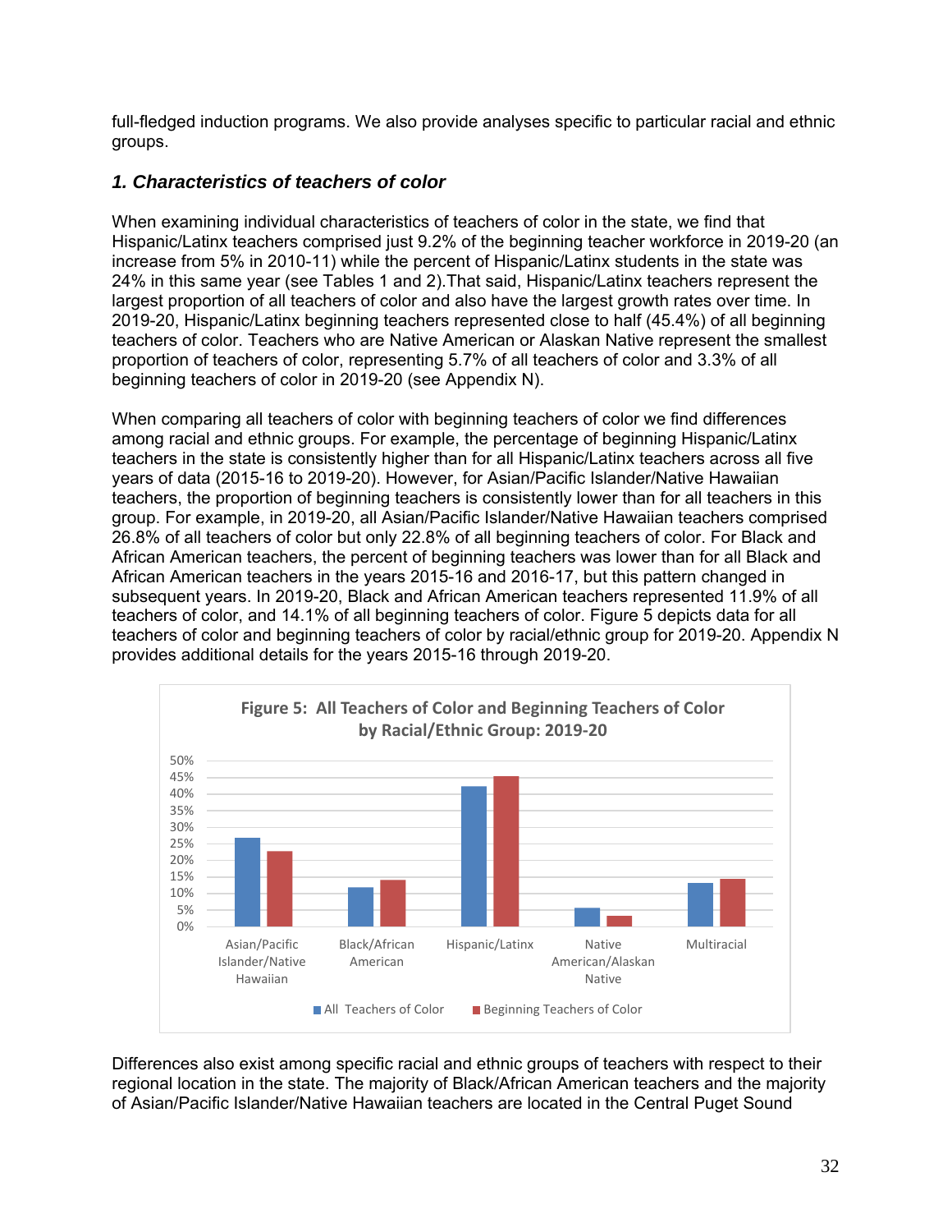full-fledged induction programs. We also provide analyses specific to particular racial and ethnic groups.

### *1. Characteristics of teachers of color*

When examining individual characteristics of teachers of color in the state, we find that Hispanic/Latinx teachers comprised just 9.2% of the beginning teacher workforce in 2019-20 (an increase from 5% in 2010-11) while the percent of Hispanic/Latinx students in the state was 24% in this same year (see Tables 1 and 2).That said, Hispanic/Latinx teachers represent the largest proportion of all teachers of color and also have the largest growth rates over time. In 2019-20, Hispanic/Latinx beginning teachers represented close to half (45.4%) of all beginning teachers of color. Teachers who are Native American or Alaskan Native represent the smallest proportion of teachers of color, representing 5.7% of all teachers of color and 3.3% of all beginning teachers of color in 2019-20 (see Appendix N).

When comparing all teachers of color with beginning teachers of color we find differences among racial and ethnic groups. For example, the percentage of beginning Hispanic/Latinx teachers in the state is consistently higher than for all Hispanic/Latinx teachers across all five years of data (2015-16 to 2019-20). However, for Asian/Pacific Islander/Native Hawaiian teachers, the proportion of beginning teachers is consistently lower than for all teachers in this group. For example, in 2019-20, all Asian/Pacific Islander/Native Hawaiian teachers comprised 26.8% of all teachers of color but only 22.8% of all beginning teachers of color. For Black and African American teachers, the percent of beginning teachers was lower than for all Black and African American teachers in the years 2015-16 and 2016-17, but this pattern changed in subsequent years. In 2019-20, Black and African American teachers represented 11.9% of all teachers of color, and 14.1% of all beginning teachers of color. Figure 5 depicts data for all teachers of color and beginning teachers of color by racial/ethnic group for 2019-20. Appendix N provides additional details for the years 2015-16 through 2019-20.

**Figure 5: All Teachers of Color and Beginning Teachers of Color by Racial/Ethnic Group: 2019-20**

Differences also exist among specific racial and ethnic groups of teachers with respect to their regional location in the state. The majority of Black/African American teachers and the majority of Asian/Pacific Islander/Native Hawaiian teachers are located in the Central Puget Sound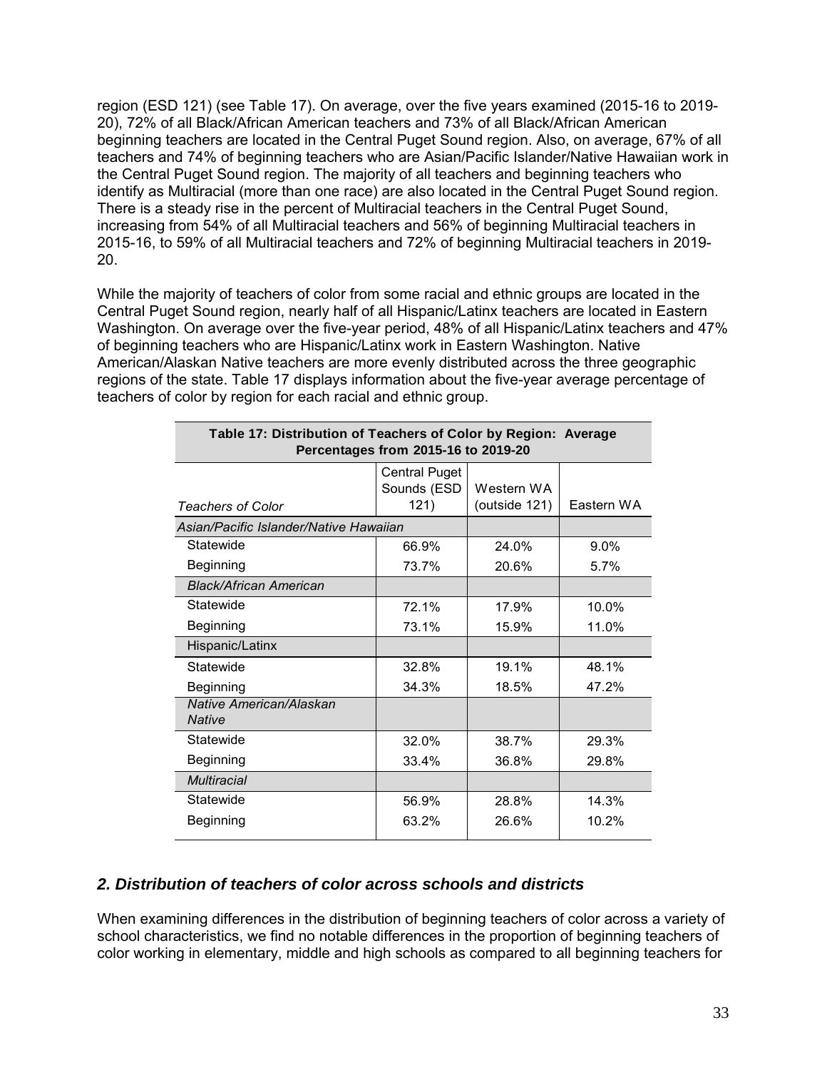region (ESD 121) (see Table 17). On average, over the five years examined (2015-16 to 2019-20), 72% of all Black/African American teachers and 73% of all Black/African American beginning teachers are located in the Central Puget Sound region. Also, on average, 67% of all teachers and 74% of beginning teachers who are Asian/Pacific Islander/Native Hawaiian work in the Central Puget Sound region. The majority of all teachers and beginning teachers who identify as Multiracial (more than one race) are also located in the Central Puget Sound region. There is a steady rise in the percent of Multiracial teachers in the Central Puget Sound, increasing from 54% of all Multiracial teachers and 56% of beginning Multiracial teachers in 2015-16, to 59% of all Multiracial teachers and 72% of beginning Multiracial teachers in 2019-20.

While the majority of teachers of color from some racial and ethnic groups are located in the Central Puget Sound region, nearly half of all Hispanic/Latinx teachers are located in Eastern Washington. On average over the five-year period, 48% of all Hispanic/Latinx teachers and 47% of beginning teachers who are Hispanic/Latinx work in Eastern Washington. Native American/Alaskan Native teachers are more evenly distributed across the three geographic regions of the state. Table 17 displays information about the five-year average percentage of teachers of color by region for each racial and ethnic group.

**Table 17: Distribution of Teachers of Color by Region: Average Percentages from 2015-16 to 2019-20**

| *Teachers of Color* | Central Puget Sounds (ESD 121) | Western WA (outside 121) | Eastern WA |
|---|---|---|---|
| *Asian/Pacific Islander/Native Hawaiian* | | | |
| Statewide | 66.9% | 24.0% | 9.0% |
| Beginning | 73.7% | 20.6% | 5.7% |
| *Black/African American* | | | |
| Statewide | 72.1% | 17.9% | 10.0% |
| Beginning | 73.1% | 15.9% | 11.0% |
| Hispanic/Latinx | | | |
| Statewide | 32.8% | 19.1% | 48.1% |
| Beginning | 34.3% | 18.5% | 47.2% |
| *Native American/Alaskan Native* | | | |
| Statewide | 32.0% | 38.7% | 29.3% |
| Beginning | 33.4% | 36.8% | 29.8% |
| *Multiracial* | | | |
| Statewide | 56.9% | 28.8% | 14.3% |
| Beginning | 63.2% | 26.6% | 10.2% |

## *2. Distribution of teachers of color across schools and districts*

When examining differences in the distribution of beginning teachers of color across a variety of school characteristics, we find no notable differences in the proportion of beginning teachers of color working in elementary, middle and high schools as compared to all beginning teachers for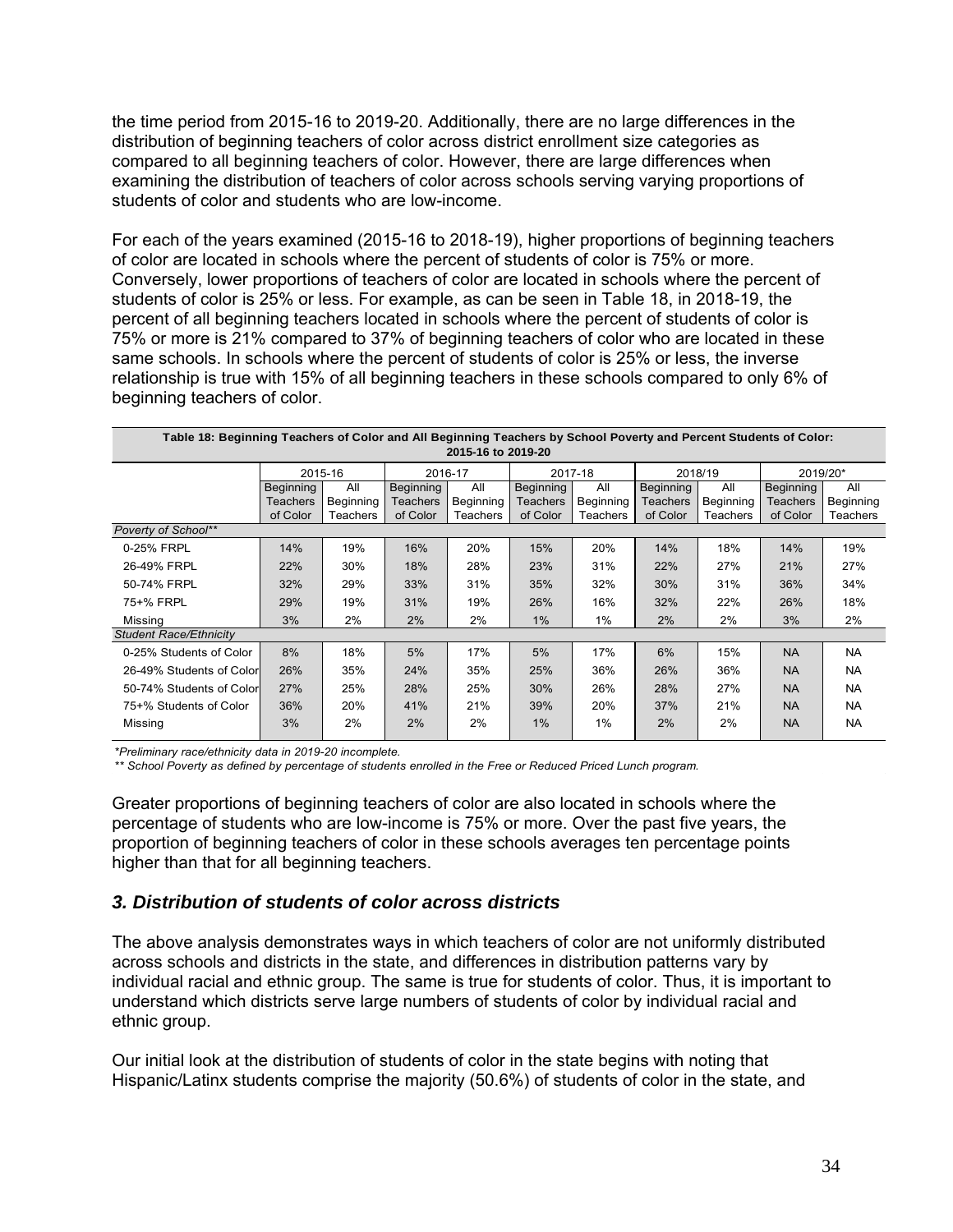the time period from 2015-16 to 2019-20. Additionally, there are no large differences in the distribution of beginning teachers of color across district enrollment size categories as compared to all beginning teachers of color. However, there are large differences when examining the distribution of teachers of color across schools serving varying proportions of students of color and students who are low-income.

For each of the years examined (2015-16 to 2018-19), higher proportions of beginning teachers of color are located in schools where the percent of students of color is 75% or more. Conversely, lower proportions of teachers of color are located in schools where the percent of students of color is 25% or less. For example, as can be seen in Table 18, in 2018-19, the percent of all beginning teachers located in schools where the percent of students of color is 75% or more is 21% compared to 37% of beginning teachers of color who are located in these same schools. In schools where the percent of students of color is 25% or less, the inverse relationship is true with 15% of all beginning teachers in these schools compared to only 6% of beginning teachers of color.

**Table 18: Beginning Teachers of Color and All Beginning Teachers by School Poverty and Percent Students of Color: 2015-16 to 2019-20**

| | 2015-16 | | 2016-17 | | 2017-18 | | 2018/19 | | 2019/20* | |
|---|---|---|---|---|---|---|---|---|---|---|
| | Beginning Teachers of Color | All Beginning Teachers | Beginning Teachers of Color | All Beginning Teachers | Beginning Teachers of Color | All Beginning Teachers | Beginning Teachers of Color | All Beginning Teachers | Beginning Teachers of Color | All Beginning Teachers |
| *Poverty of School*** | | | | | | | | | | |
| 0-25% FRPL | 14% | 19% | 16% | 20% | 15% | 20% | 14% | 18% | 14% | 19% |
| 26-49% FRPL | 22% | 30% | 18% | 28% | 23% | 31% | 22% | 27% | 21% | 27% |
| 50-74% FRPL | 32% | 29% | 33% | 31% | 35% | 32% | 30% | 31% | 36% | 34% |
| 75+% FRPL | 29% | 19% | 31% | 19% | 26% | 16% | 32% | 22% | 26% | 18% |
| Missing | 3% | 2% | 2% | 2% | 1% | 1% | 2% | 2% | 3% | 2% |
| *Student Race/Ethnicity* | | | | | | | | | | |
| 0-25% Students of Color | 8% | 18% | 5% | 17% | 5% | 17% | 6% | 15% | NA | NA |
| 26-49% Students of Color | 26% | 35% | 24% | 35% | 25% | 36% | 26% | 36% | NA | NA |
| 50-74% Students of Color | 27% | 25% | 28% | 25% | 30% | 26% | 28% | 27% | NA | NA |
| 75+% Students of Color | 36% | 20% | 41% | 21% | 39% | 20% | 37% | 21% | NA | NA |
| Missing | 3% | 2% | 2% | 2% | 1% | 1% | 2% | 2% | NA | NA |

*\*Preliminary race/ethnicity data in 2019-20 incomplete.*

*\*\* School Poverty as defined by percentage of students enrolled in the Free or Reduced Priced Lunch program.*

Greater proportions of beginning teachers of color are also located in schools where the percentage of students who are low-income is 75% or more. Over the past five years, the proportion of beginning teachers of color in these schools averages ten percentage points higher than that for all beginning teachers.

### *3. Distribution of students of color across districts*

The above analysis demonstrates ways in which teachers of color are not uniformly distributed across schools and districts in the state, and differences in distribution patterns vary by individual racial and ethnic group. The same is true for students of color. Thus, it is important to understand which districts serve large numbers of students of color by individual racial and ethnic group.

Our initial look at the distribution of students of color in the state begins with noting that Hispanic/Latinx students comprise the majority (50.6%) of students of color in the state, and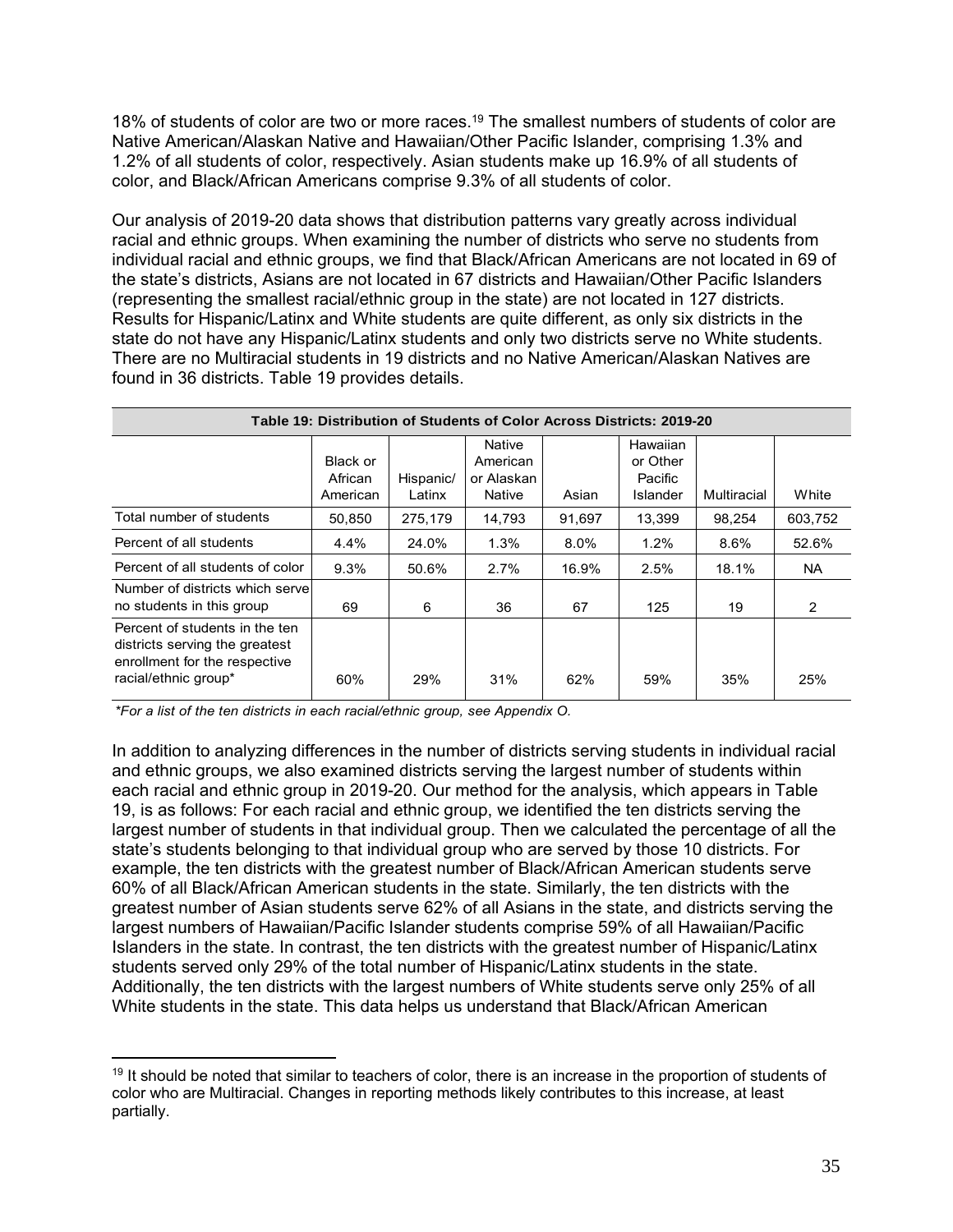18% of students of color are two or more races.[19] The smallest numbers of students of color are Native American/Alaskan Native and Hawaiian/Other Pacific Islander, comprising 1.3% and 1.2% of all students of color, respectively. Asian students make up 16.9% of all students of color, and Black/African Americans comprise 9.3% of all students of color.

Our analysis of 2019-20 data shows that distribution patterns vary greatly across individual racial and ethnic groups. When examining the number of districts who serve no students from individual racial and ethnic groups, we find that Black/African Americans are not located in 69 of the state's districts, Asians are not located in 67 districts and Hawaiian/Other Pacific Islanders (representing the smallest racial/ethnic group in the state) are not located in 127 districts. Results for Hispanic/Latinx and White students are quite different, as only six districts in the state do not have any Hispanic/Latinx students and only two districts serve no White students. There are no Multiracial students in 19 districts and no Native American/Alaskan Natives are found in 36 districts. Table 19 provides details.

**Table 19: Distribution of Students of Color Across Districts: 2019-20**

| | Black or African American | Hispanic/ Latinx | Native American or Alaskan Native | Asian | Hawaiian or Other Pacific Islander | Multiracial | White |
|---|---|---|---|---|---|---|---|
| Total number of students | 50,850 | 275,179 | 14,793 | 91,697 | 13,399 | 98,254 | 603,752 |
| Percent of all students | 4.4% | 24.0% | 1.3% | 8.0% | 1.2% | 8.6% | 52.6% |
| Percent of all students of color | 9.3% | 50.6% | 2.7% | 16.9% | 2.5% | 18.1% | NA |
| Number of districts which serve no students in this group | 69 | 6 | 36 | 67 | 125 | 19 | 2 |
| Percent of students in the ten districts serving the greatest enrollment for the respective racial/ethnic group* | 60% | 29% | 31% | 62% | 59% | 35% | 25% |

*\*For a list of the ten districts in each racial/ethnic group, see Appendix O.*

In addition to analyzing differences in the number of districts serving students in individual racial and ethnic groups, we also examined districts serving the largest number of students within each racial and ethnic group in 2019-20. Our method for the analysis, which appears in Table 19, is as follows: For each racial and ethnic group, we identified the ten districts serving the largest number of students in that individual group. Then we calculated the percentage of all the state's students belonging to that individual group who are served by those 10 districts. For example, the ten districts with the greatest number of Black/African American students serve 60% of all Black/African American students in the state. Similarly, the ten districts with the greatest number of Asian students serve 62% of all Asians in the state, and districts serving the largest numbers of Hawaiian/Pacific Islander students comprise 59% of all Hawaiian/Pacific Islanders in the state. In contrast, the ten districts with the greatest number of Hispanic/Latinx students served only 29% of the total number of Hispanic/Latinx students in the state. Additionally, the ten districts with the largest numbers of White students serve only 25% of all White students in the state. This data helps us understand that Black/African American

[19] It should be noted that similar to teachers of color, there is an increase in the proportion of students of color who are Multiracial. Changes in reporting methods likely contributes to this increase, at least partially.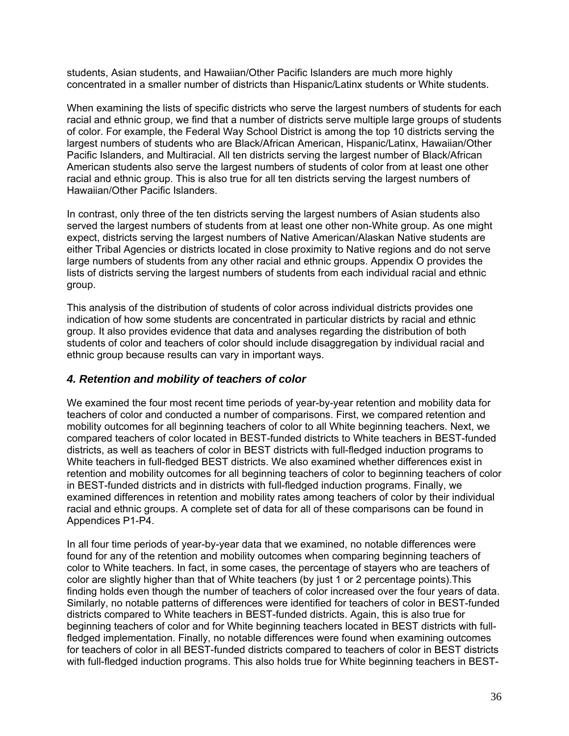students, Asian students, and Hawaiian/Other Pacific Islanders are much more highly concentrated in a smaller number of districts than Hispanic/Latinx students or White students.

When examining the lists of specific districts who serve the largest numbers of students for each racial and ethnic group, we find that a number of districts serve multiple large groups of students of color. For example, the Federal Way School District is among the top 10 districts serving the largest numbers of students who are Black/African American, Hispanic/Latinx, Hawaiian/Other Pacific Islanders, and Multiracial. All ten districts serving the largest number of Black/African American students also serve the largest numbers of students of color from at least one other racial and ethnic group. This is also true for all ten districts serving the largest numbers of Hawaiian/Other Pacific Islanders.

In contrast, only three of the ten districts serving the largest numbers of Asian students also served the largest numbers of students from at least one other non-White group. As one might expect, districts serving the largest numbers of Native American/Alaskan Native students are either Tribal Agencies or districts located in close proximity to Native regions and do not serve large numbers of students from any other racial and ethnic groups. Appendix O provides the lists of districts serving the largest numbers of students from each individual racial and ethnic group.

This analysis of the distribution of students of color across individual districts provides one indication of how some students are concentrated in particular districts by racial and ethnic group. It also provides evidence that data and analyses regarding the distribution of both students of color and teachers of color should include disaggregation by individual racial and ethnic group because results can vary in important ways.

### *4. Retention and mobility of teachers of color*

We examined the four most recent time periods of year-by-year retention and mobility data for teachers of color and conducted a number of comparisons. First, we compared retention and mobility outcomes for all beginning teachers of color to all White beginning teachers. Next, we compared teachers of color located in BEST-funded districts to White teachers in BEST-funded districts, as well as teachers of color in BEST districts with full-fledged induction programs to White teachers in full-fledged BEST districts. We also examined whether differences exist in retention and mobility outcomes for all beginning teachers of color to beginning teachers of color in BEST-funded districts and in districts with full-fledged induction programs. Finally, we examined differences in retention and mobility rates among teachers of color by their individual racial and ethnic groups. A complete set of data for all of these comparisons can be found in Appendices P1-P4.

In all four time periods of year-by-year data that we examined, no notable differences were found for any of the retention and mobility outcomes when comparing beginning teachers of color to White teachers. In fact, in some cases, the percentage of stayers who are teachers of color are slightly higher than that of White teachers (by just 1 or 2 percentage points).This finding holds even though the number of teachers of color increased over the four years of data. Similarly, no notable patterns of differences were identified for teachers of color in BEST-funded districts compared to White teachers in BEST-funded districts. Again, this is also true for beginning teachers of color and for White beginning teachers located in BEST districts with full-fledged implementation. Finally, no notable differences were found when examining outcomes for teachers of color in all BEST-funded districts compared to teachers of color in BEST districts with full-fledged induction programs. This also holds true for White beginning teachers in BEST-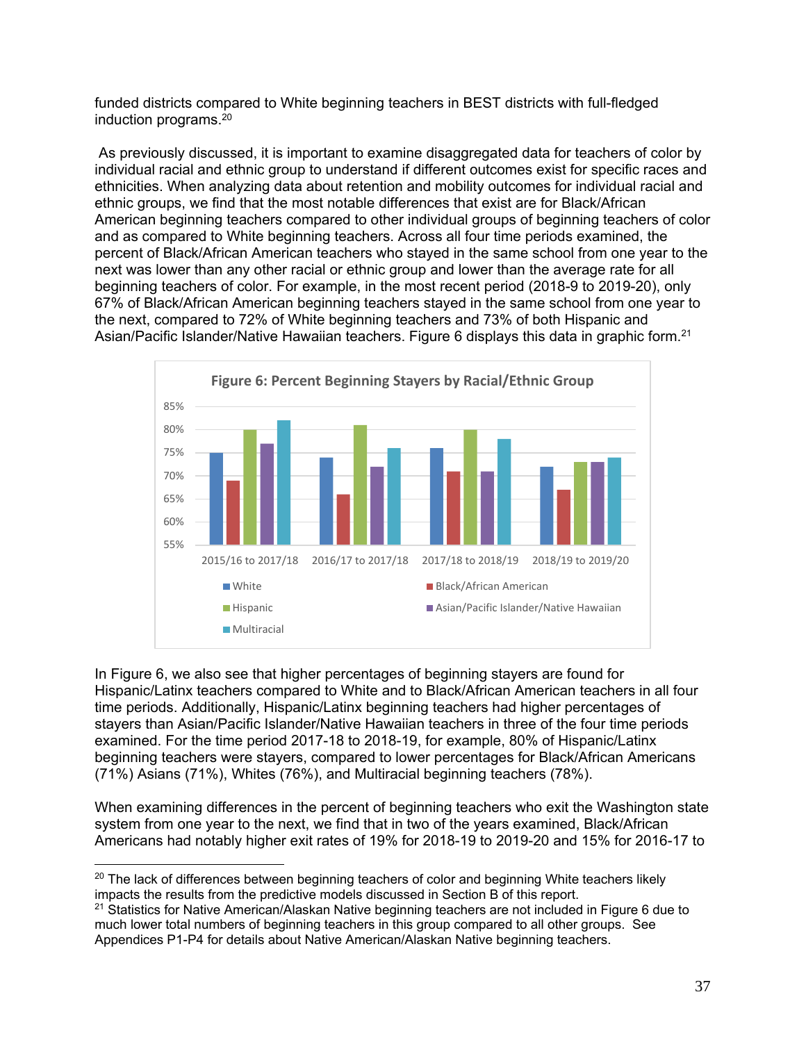funded districts compared to White beginning teachers in BEST districts with full-fledged induction programs.[20]

As previously discussed, it is important to examine disaggregated data for teachers of color by individual racial and ethnic group to understand if different outcomes exist for specific races and ethnicities. When analyzing data about retention and mobility outcomes for individual racial and ethnic groups, we find that the most notable differences that exist are for Black/African American beginning teachers compared to other individual groups of beginning teachers of color and as compared to White beginning teachers. Across all four time periods examined, the percent of Black/African American teachers who stayed in the same school from one year to the next was lower than any other racial or ethnic group and lower than the average rate for all beginning teachers of color. For example, in the most recent period (2018-9 to 2019-20), only 67% of Black/African American beginning teachers stayed in the same school from one year to the next, compared to 72% of White beginning teachers and 73% of both Hispanic and Asian/Pacific Islander/Native Hawaiian teachers. Figure 6 displays this data in graphic form.[21]

**Figure 6: Percent Beginning Stayers by Racial/Ethnic Group**

| | White | Black/African American | Hispanic | Asian/Pacific Islander/Native Hawaiian | Multiracial |
|---|---|---|---|---|---|
| 2015/16 to 2017/18 | 75% | 69% | 80% | 77% | 82% |
| 2016/17 to 2017/18 | 74% | 66% | 81% | 72% | 76% |
| 2017/18 to 2018/19 | 76% | 71% | 80% | 71% | 78% |
| 2018/19 to 2019/20 | 72% | 67% | 73% | 73% | 74% |

In Figure 6, we also see that higher percentages of beginning stayers are found for Hispanic/Latinx teachers compared to White and to Black/African American teachers in all four time periods. Additionally, Hispanic/Latinx beginning teachers had higher percentages of stayers than Asian/Pacific Islander/Native Hawaiian teachers in three of the four time periods examined. For the time period 2017-18 to 2018-19, for example, 80% of Hispanic/Latinx beginning teachers were stayers, compared to lower percentages for Black/African Americans (71%) Asians (71%), Whites (76%), and Multiracial beginning teachers (78%).

When examining differences in the percent of beginning teachers who exit the Washington state system from one year to the next, we find that in two of the years examined, Black/African Americans had notably higher exit rates of 19% for 2018-19 to 2019-20 and 15% for 2016-17 to

---

[20] The lack of differences between beginning teachers of color and beginning White teachers likely impacts the results from the predictive models discussed in Section B of this report.

[21] Statistics for Native American/Alaskan Native beginning teachers are not included in Figure 6 due to much lower total numbers of beginning teachers in this group compared to all other groups. See Appendices P1-P4 for details about Native American/Alaskan Native beginning teachers.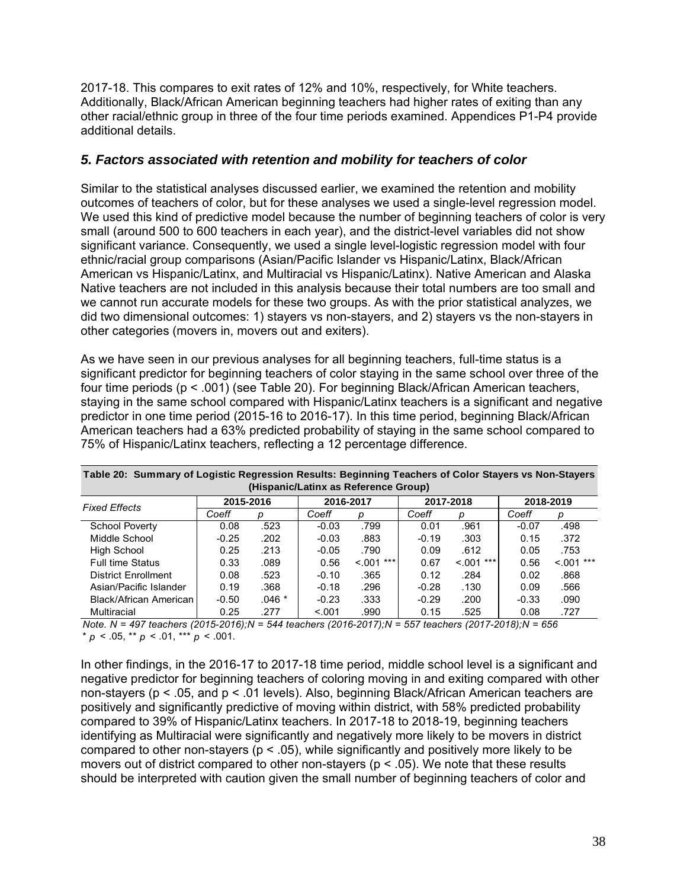2017-18. This compares to exit rates of 12% and 10%, respectively, for White teachers. Additionally, Black/African American beginning teachers had higher rates of exiting than any other racial/ethnic group in three of the four time periods examined. Appendices P1-P4 provide additional details.

### *5. Factors associated with retention and mobility for teachers of color*

Similar to the statistical analyses discussed earlier, we examined the retention and mobility outcomes of teachers of color, but for these analyses we used a single-level regression model. We used this kind of predictive model because the number of beginning teachers of color is very small (around 500 to 600 teachers in each year), and the district-level variables did not show significant variance. Consequently, we used a single level-logistic regression model with four ethnic/racial group comparisons (Asian/Pacific Islander vs Hispanic/Latinx, Black/African American vs Hispanic/Latinx, and Multiracial vs Hispanic/Latinx). Native American and Alaska Native teachers are not included in this analysis because their total numbers are too small and we cannot run accurate models for these two groups. As with the prior statistical analyzes, we did two dimensional outcomes: 1) stayers vs non-stayers, and 2) stayers vs the non-stayers in other categories (movers in, movers out and exiters).

As we have seen in our previous analyses for all beginning teachers, full-time status is a significant predictor for beginning teachers of color staying in the same school over three of the four time periods ($p < .001$) (see Table 20). For beginning Black/African American teachers, staying in the same school compared with Hispanic/Latinx teachers is a significant and negative predictor in one time period (2015-16 to 2016-17). In this time period, beginning Black/African American teachers had a 63% predicted probability of staying in the same school compared to 75% of Hispanic/Latinx teachers, reflecting a 12 percentage difference.

**Table 20: Summary of Logistic Regression Results: Beginning Teachers of Color Stayers vs Non-Stayers (Hispanic/Latinx as Reference Group)**

| *Fixed Effects* | 2015-2016 | | 2016-2017 | | 2017-2018 | | 2018-2019 | |
|---|---|---|---|---|---|---|---|---|
| | *Coeff* | *p* | *Coeff* | *p* | *Coeff* | *p* | *Coeff* | *p* |
| School Poverty | 0.08 | .523 | -0.03 | .799 | 0.01 | .961 | -0.07 | .498 |
| Middle School | -0.25 | .202 | -0.03 | .883 | -0.19 | .303 | 0.15 | .372 |
| High School | 0.25 | .213 | -0.05 | .790 | 0.09 | .612 | 0.05 | .753 |
| Full time Status | 0.33 | .089 | 0.56 | <.001 *** | 0.67 | <.001 *** | 0.56 | <.001 *** |
| District Enrollment | 0.08 | .523 | -0.10 | .365 | 0.12 | .284 | 0.02 | .868 |
| Asian/Pacific Islander | 0.19 | .368 | -0.18 | .296 | -0.28 | .130 | 0.09 | .566 |
| Black/African American | -0.50 | .046 * | -0.23 | .333 | -0.29 | .200 | -0.33 | .090 |
| Multiracial | 0.25 | .277 | <.001 | .990 | 0.15 | .525 | 0.08 | .727 |

*Note. N = 497 teachers (2015-2016);N = 544 teachers (2016-2017);N = 557 teachers (2017-2018);N = 656*
\* $p < .05$, \*\* $p < .01$, \*\*\* $p < .001$.

In other findings, in the 2016-17 to 2017-18 time period, middle school level is a significant and negative predictor for beginning teachers of coloring moving in and exiting compared with other non-stayers ($p < .05$, and $p < .01$ levels). Also, beginning Black/African American teachers are positively and significantly predictive of moving within district, with 58% predicted probability compared to 39% of Hispanic/Latinx teachers. In 2017-18 to 2018-19, beginning teachers identifying as Multiracial were significantly and negatively more likely to be movers in district compared to other non-stayers ($p < .05$), while significantly and positively more likely to be movers out of district compared to other non-stayers ($p < .05$). We note that these results should be interpreted with caution given the small number of beginning teachers of color and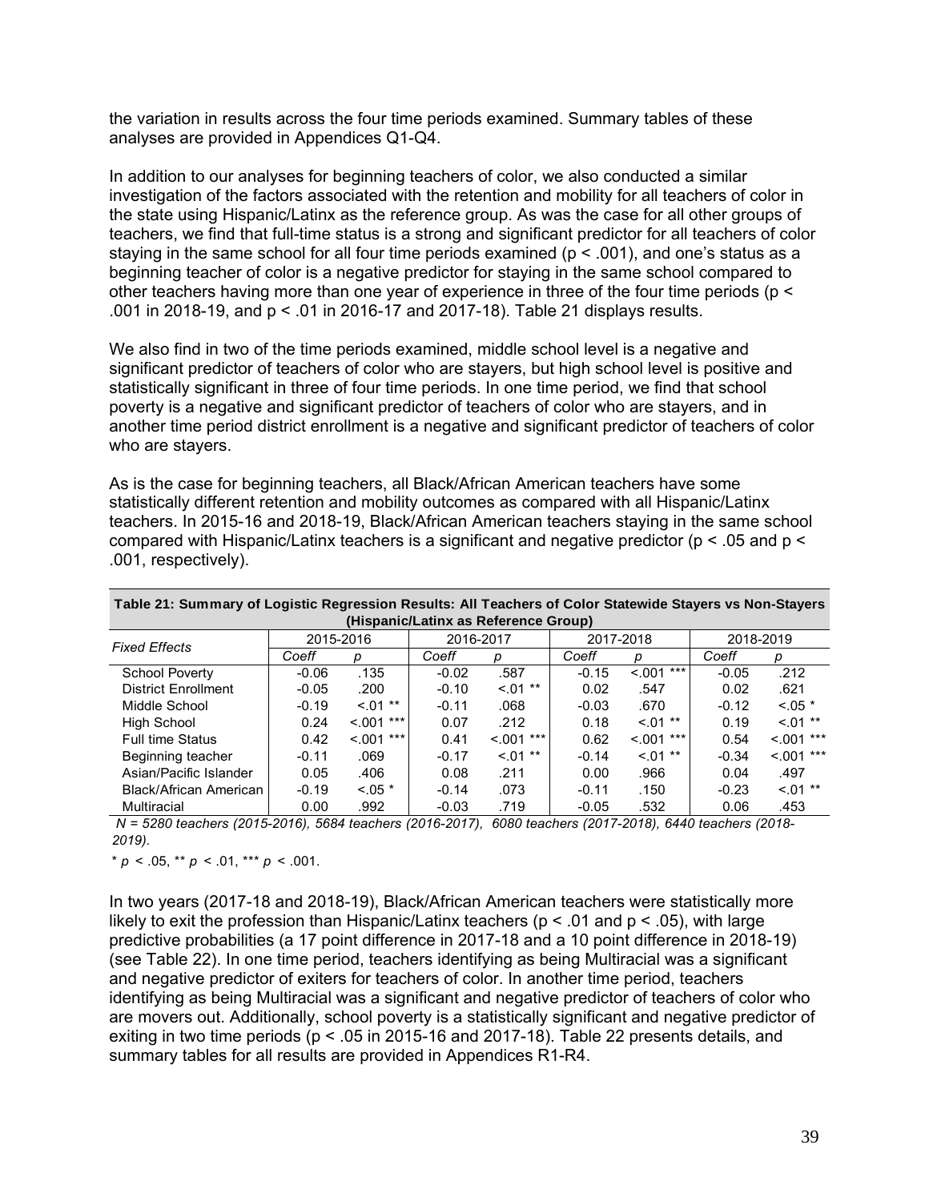the variation in results across the four time periods examined. Summary tables of these analyses are provided in Appendices Q1-Q4.

In addition to our analyses for beginning teachers of color, we also conducted a similar investigation of the factors associated with the retention and mobility for all teachers of color in the state using Hispanic/Latinx as the reference group. As was the case for all other groups of teachers, we find that full-time status is a strong and significant predictor for all teachers of color staying in the same school for all four time periods examined ($p < .001$), and one's status as a beginning teacher of color is a negative predictor for staying in the same school compared to other teachers having more than one year of experience in three of the four time periods ($p < .001$ in 2018-19, and $p < .01$ in 2016-17 and 2017-18). Table 21 displays results.

We also find in two of the time periods examined, middle school level is a negative and significant predictor of teachers of color who are stayers, but high school level is positive and statistically significant in three of four time periods. In one time period, we find that school poverty is a negative and significant predictor of teachers of color who are stayers, and in another time period district enrollment is a negative and significant predictor of teachers of color who are stayers.

As is the case for beginning teachers, all Black/African American teachers have some statistically different retention and mobility outcomes as compared with all Hispanic/Latinx teachers. In 2015-16 and 2018-19, Black/African American teachers staying in the same school compared with Hispanic/Latinx teachers is a significant and negative predictor ($p < .05$ and $p < .001$, respectively).

**Table 21: Summary of Logistic Regression Results: All Teachers of Color Statewide Stayers vs Non-Stayers (Hispanic/Latinx as Reference Group)**

| *Fixed Effects* | 2015-2016 | | 2016-2017 | | 2017-2018 | | 2018-2019 | |
|---|---|---|---|---|---|---|---|---|
| | *Coeff* | *p* | *Coeff* | *p* | *Coeff* | *p* | *Coeff* | *p* |
| School Poverty | -0.06 | .135 | -0.02 | .587 | -0.15 | <.001 *** | -0.05 | .212 |
| District Enrollment | -0.05 | .200 | -0.10 | <.01 ** | 0.02 | .547 | 0.02 | .621 |
| Middle School | -0.19 | <.01 ** | -0.11 | .068 | -0.03 | .670 | -0.12 | <.05 * |
| High School | 0.24 | <.001 *** | 0.07 | .212 | 0.18 | <.01 ** | 0.19 | <.01 ** |
| Full time Status | 0.42 | <.001 *** | 0.41 | <.001 *** | 0.62 | <.001 *** | 0.54 | <.001 *** |
| Beginning teacher | -0.11 | .069 | -0.17 | <.01 ** | -0.14 | <.01 ** | -0.34 | <.001 *** |
| Asian/Pacific Islander | 0.05 | .406 | 0.08 | .211 | 0.00 | .966 | 0.04 | .497 |
| Black/African American | -0.19 | <.05 * | -0.14 | .073 | -0.11 | .150 | -0.23 | <.01 ** |
| Multiracial | 0.00 | .992 | -0.03 | .719 | -0.05 | .532 | 0.06 | .453 |

*N = 5280 teachers (2015-2016), 5684 teachers (2016-2017), 6080 teachers (2017-2018), 6440 teachers (2018-2019).*

\* $p < .05$, \*\* $p < .01$, \*\*\* $p < .001$.

In two years (2017-18 and 2018-19), Black/African American teachers were statistically more likely to exit the profession than Hispanic/Latinx teachers ($p < .01$ and $p < .05$), with large predictive probabilities (a 17 point difference in 2017-18 and a 10 point difference in 2018-19) (see Table 22). In one time period, teachers identifying as being Multiracial was a significant and negative predictor of exiters for teachers of color. In another time period, teachers identifying as being Multiracial was a significant and negative predictor of teachers of color who are movers out. Additionally, school poverty is a statistically significant and negative predictor of exiting in two time periods ($p < .05$ in 2015-16 and 2017-18). Table 22 presents details, and summary tables for all results are provided in Appendices R1-R4.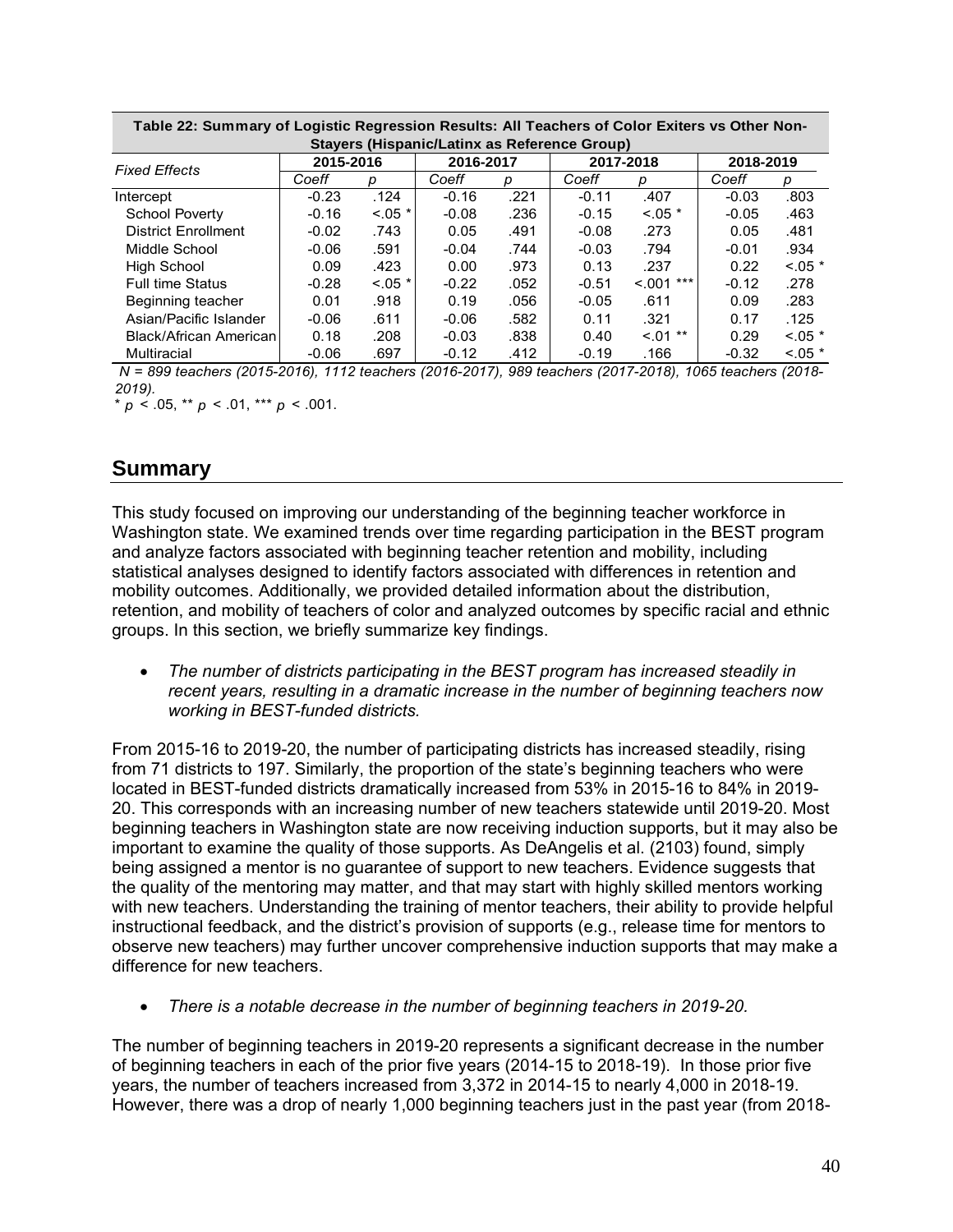| Table 22: Summary of Logistic Regression Results: All Teachers of Color Exiters vs Other Non-Stayers (Hispanic/Latinx as Reference Group) | | | | | | | | |
|---|---|---|---|---|---|---|---|---|
| *Fixed Effects* | 2015-2016 | | 2016-2017 | | 2017-2018 | | 2018-2019 | |
| | *Coeff* | *p* | *Coeff* | *p* | *Coeff* | *p* | *Coeff* | *p* |
| Intercept | -0.23 | .124 | -0.16 | .221 | -0.11 | .407 | -0.03 | .803 |
| School Poverty | -0.16 | <.05 * | -0.08 | .236 | -0.15 | <.05 * | -0.05 | .463 |
| District Enrollment | -0.02 | .743 | 0.05 | .491 | -0.08 | .273 | 0.05 | .481 |
| Middle School | -0.06 | .591 | -0.04 | .744 | -0.03 | .794 | -0.01 | .934 |
| High School | 0.09 | .423 | 0.00 | .973 | 0.13 | .237 | 0.22 | <.05 * |
| Full time Status | -0.28 | <.05 * | -0.22 | .052 | -0.51 | <.001 *** | -0.12 | .278 |
| Beginning teacher | 0.01 | .918 | 0.19 | .056 | -0.05 | .611 | 0.09 | .283 |
| Asian/Pacific Islander | -0.06 | .611 | -0.06 | .582 | 0.11 | .321 | 0.17 | .125 |
| Black/African American | 0.18 | .208 | -0.03 | .838 | 0.40 | <.01 ** | 0.29 | <.05 * |
| Multiracial | -0.06 | .697 | -0.12 | .412 | -0.19 | .166 | -0.32 | <.05 * |

*N = 899 teachers (2015-2016), 1112 teachers (2016-2017), 989 teachers (2017-2018), 1065 teachers (2018-2019).*

* $p < .05$, ** $p < .01$, *** $p < .001$.

## Summary

This study focused on improving our understanding of the beginning teacher workforce in Washington state. We examined trends over time regarding participation in the BEST program and analyze factors associated with beginning teacher retention and mobility, including statistical analyses designed to identify factors associated with differences in retention and mobility outcomes. Additionally, we provided detailed information about the distribution, retention, and mobility of teachers of color and analyzed outcomes by specific racial and ethnic groups. In this section, we briefly summarize key findings.

- *The number of districts participating in the BEST program has increased steadily in recent years, resulting in a dramatic increase in the number of beginning teachers now working in BEST-funded districts.*

From 2015-16 to 2019-20, the number of participating districts has increased steadily, rising from 71 districts to 197. Similarly, the proportion of the state's beginning teachers who were located in BEST-funded districts dramatically increased from 53% in 2015-16 to 84% in 2019-20. This corresponds with an increasing number of new teachers statewide until 2019-20. Most beginning teachers in Washington state are now receiving induction supports, but it may also be important to examine the quality of those supports. As DeAngelis et al. (2103) found, simply being assigned a mentor is no guarantee of support to new teachers. Evidence suggests that the quality of the mentoring may matter, and that may start with highly skilled mentors working with new teachers. Understanding the training of mentor teachers, their ability to provide helpful instructional feedback, and the district's provision of supports (e.g., release time for mentors to observe new teachers) may further uncover comprehensive induction supports that may make a difference for new teachers.

- *There is a notable decrease in the number of beginning teachers in 2019-20.*

The number of beginning teachers in 2019-20 represents a significant decrease in the number of beginning teachers in each of the prior five years (2014-15 to 2018-19). In those prior five years, the number of teachers increased from 3,372 in 2014-15 to nearly 4,000 in 2018-19. However, there was a drop of nearly 1,000 beginning teachers just in the past year (from 2018-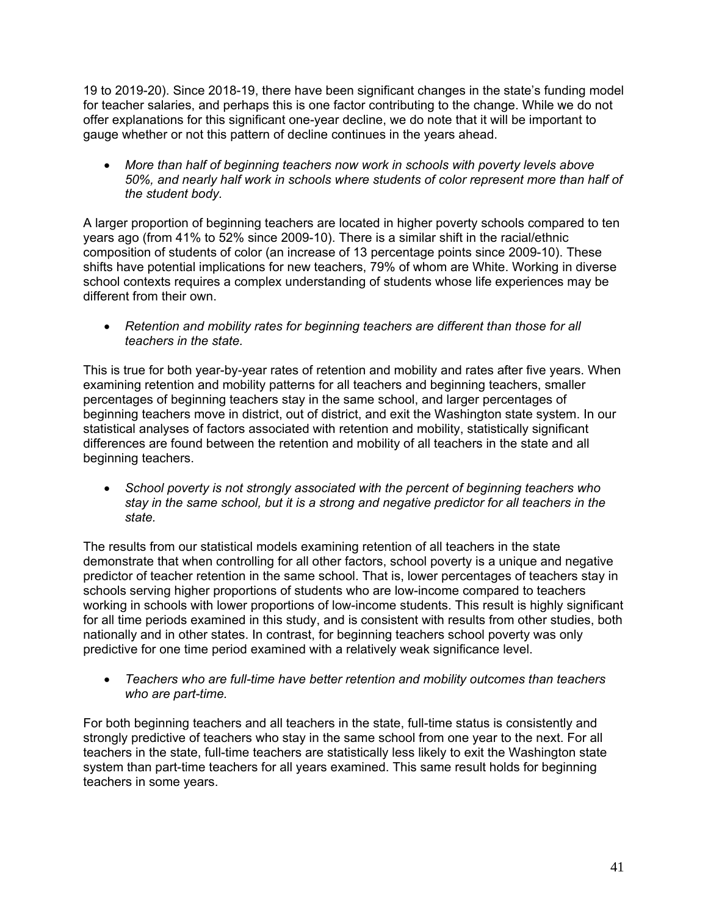19 to 2019-20). Since 2018-19, there have been significant changes in the state's funding model for teacher salaries, and perhaps this is one factor contributing to the change. While we do not offer explanations for this significant one-year decline, we do note that it will be important to gauge whether or not this pattern of decline continues in the years ahead.

- *More than half of beginning teachers now work in schools with poverty levels above 50%, and nearly half work in schools where students of color represent more than half of the student body.*

A larger proportion of beginning teachers are located in higher poverty schools compared to ten years ago (from 41% to 52% since 2009-10). There is a similar shift in the racial/ethnic composition of students of color (an increase of 13 percentage points since 2009-10). These shifts have potential implications for new teachers, 79% of whom are White. Working in diverse school contexts requires a complex understanding of students whose life experiences may be different from their own.

- *Retention and mobility rates for beginning teachers are different than those for all teachers in the state.*

This is true for both year-by-year rates of retention and mobility and rates after five years. When examining retention and mobility patterns for all teachers and beginning teachers, smaller percentages of beginning teachers stay in the same school, and larger percentages of beginning teachers move in district, out of district, and exit the Washington state system. In our statistical analyses of factors associated with retention and mobility, statistically significant differences are found between the retention and mobility of all teachers in the state and all beginning teachers.

- *School poverty is not strongly associated with the percent of beginning teachers who stay in the same school, but it is a strong and negative predictor for all teachers in the state.*

The results from our statistical models examining retention of all teachers in the state demonstrate that when controlling for all other factors, school poverty is a unique and negative predictor of teacher retention in the same school. That is, lower percentages of teachers stay in schools serving higher proportions of students who are low-income compared to teachers working in schools with lower proportions of low-income students. This result is highly significant for all time periods examined in this study, and is consistent with results from other studies, both nationally and in other states. In contrast, for beginning teachers school poverty was only predictive for one time period examined with a relatively weak significance level.

- *Teachers who are full-time have better retention and mobility outcomes than teachers who are part-time.*

For both beginning teachers and all teachers in the state, full-time status is consistently and strongly predictive of teachers who stay in the same school from one year to the next. For all teachers in the state, full-time teachers are statistically less likely to exit the Washington state system than part-time teachers for all years examined. This same result holds for beginning teachers in some years.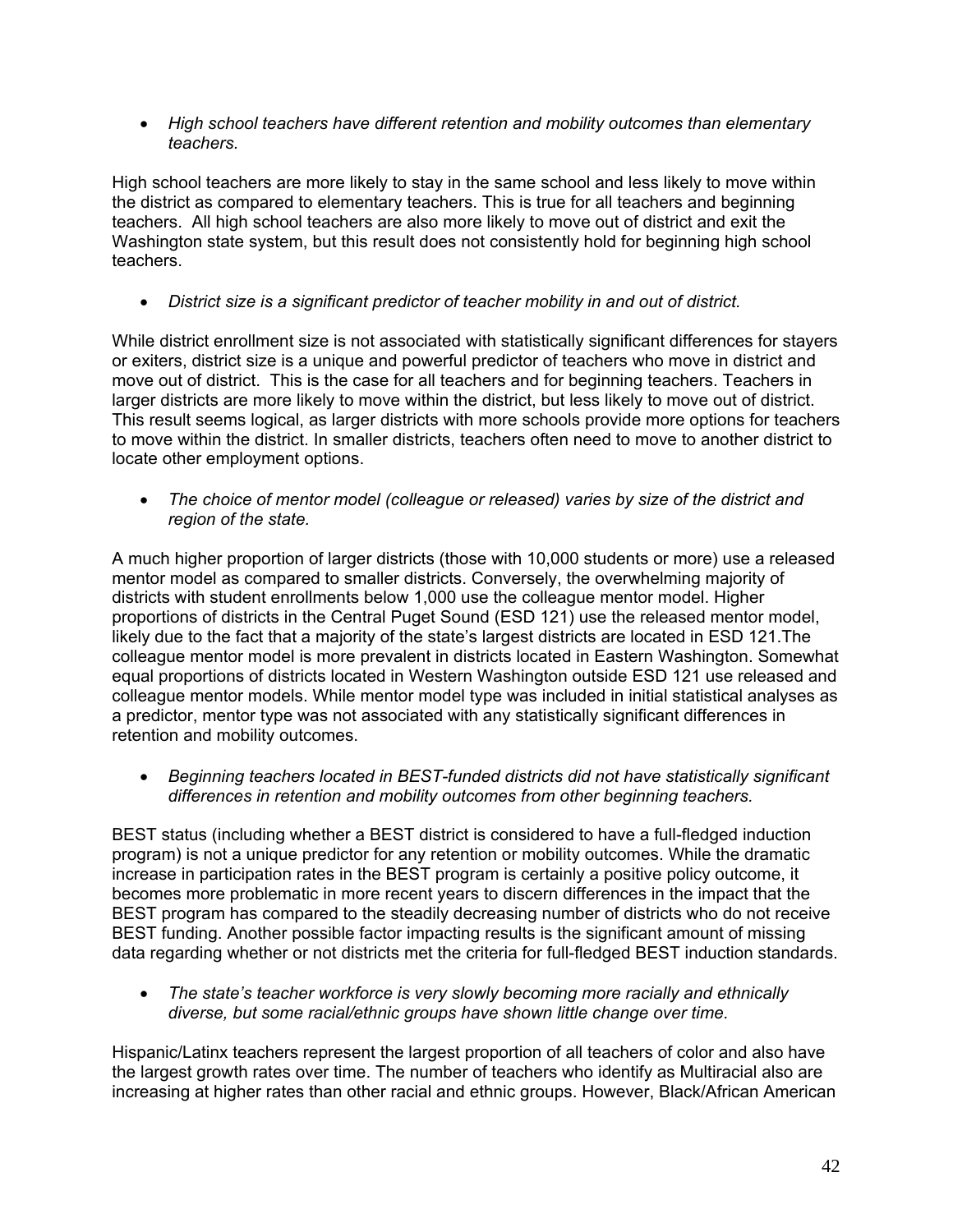- *High school teachers have different retention and mobility outcomes than elementary teachers.*

High school teachers are more likely to stay in the same school and less likely to move within the district as compared to elementary teachers. This is true for all teachers and beginning teachers. All high school teachers are also more likely to move out of district and exit the Washington state system, but this result does not consistently hold for beginning high school teachers.

- *District size is a significant predictor of teacher mobility in and out of district.*

While district enrollment size is not associated with statistically significant differences for stayers or exiters, district size is a unique and powerful predictor of teachers who move in district and move out of district. This is the case for all teachers and for beginning teachers. Teachers in larger districts are more likely to move within the district, but less likely to move out of district. This result seems logical, as larger districts with more schools provide more options for teachers to move within the district. In smaller districts, teachers often need to move to another district to locate other employment options.

- *The choice of mentor model (colleague or released) varies by size of the district and region of the state.*

A much higher proportion of larger districts (those with 10,000 students or more) use a released mentor model as compared to smaller districts. Conversely, the overwhelming majority of districts with student enrollments below 1,000 use the colleague mentor model. Higher proportions of districts in the Central Puget Sound (ESD 121) use the released mentor model, likely due to the fact that a majority of the state's largest districts are located in ESD 121.The colleague mentor model is more prevalent in districts located in Eastern Washington. Somewhat equal proportions of districts located in Western Washington outside ESD 121 use released and colleague mentor models. While mentor model type was included in initial statistical analyses as a predictor, mentor type was not associated with any statistically significant differences in retention and mobility outcomes.

- *Beginning teachers located in BEST-funded districts did not have statistically significant differences in retention and mobility outcomes from other beginning teachers.*

BEST status (including whether a BEST district is considered to have a full-fledged induction program) is not a unique predictor for any retention or mobility outcomes. While the dramatic increase in participation rates in the BEST program is certainly a positive policy outcome, it becomes more problematic in more recent years to discern differences in the impact that the BEST program has compared to the steadily decreasing number of districts who do not receive BEST funding. Another possible factor impacting results is the significant amount of missing data regarding whether or not districts met the criteria for full-fledged BEST induction standards.

- *The state's teacher workforce is very slowly becoming more racially and ethnically diverse, but some racial/ethnic groups have shown little change over time.*

Hispanic/Latinx teachers represent the largest proportion of all teachers of color and also have the largest growth rates over time. The number of teachers who identify as Multiracial also are increasing at higher rates than other racial and ethnic groups. However, Black/African American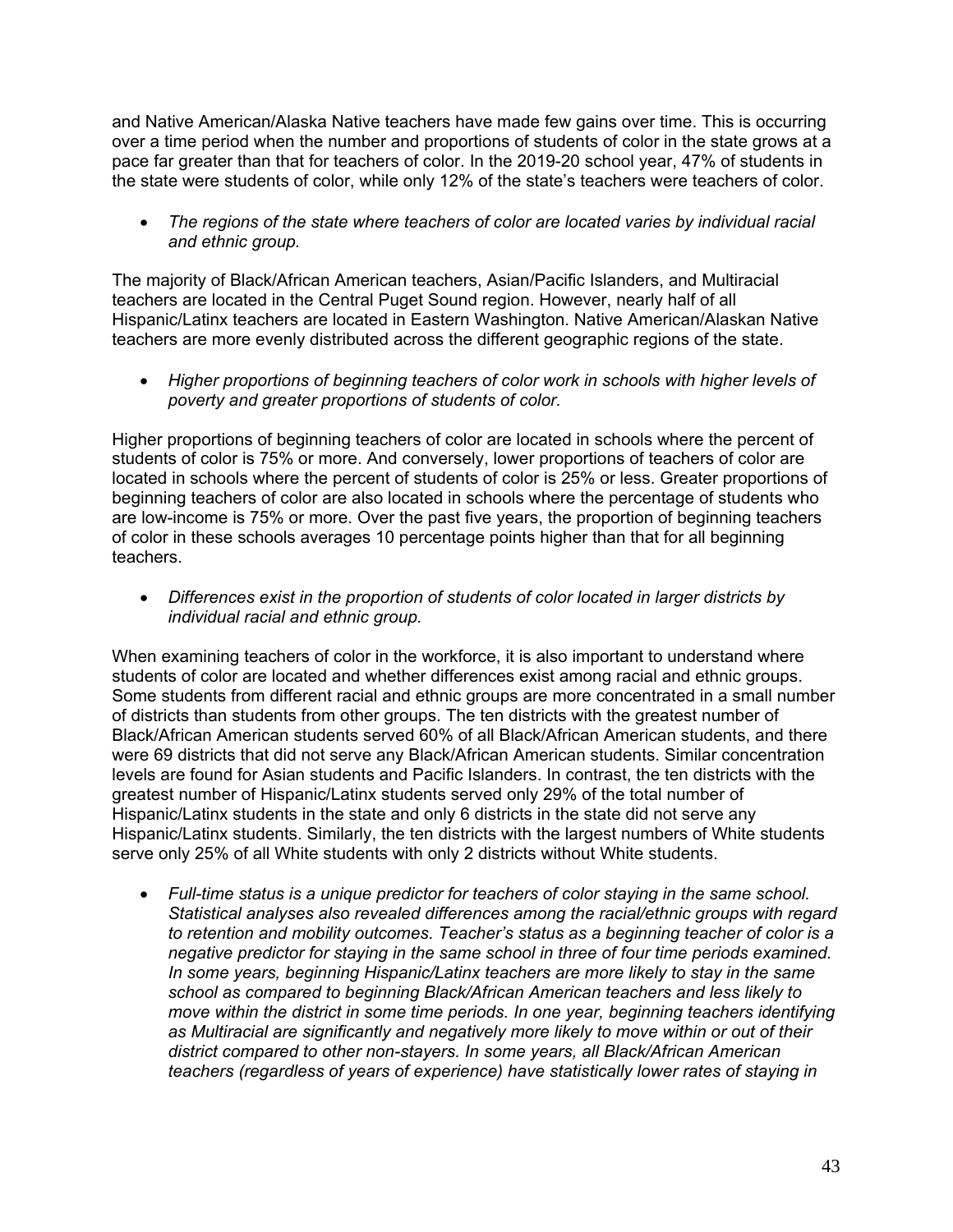and Native American/Alaska Native teachers have made few gains over time. This is occurring over a time period when the number and proportions of students of color in the state grows at a pace far greater than that for teachers of color. In the 2019-20 school year, 47% of students in the state were students of color, while only 12% of the state's teachers were teachers of color.

- *The regions of the state where teachers of color are located varies by individual racial and ethnic group.*

The majority of Black/African American teachers, Asian/Pacific Islanders, and Multiracial teachers are located in the Central Puget Sound region. However, nearly half of all Hispanic/Latinx teachers are located in Eastern Washington. Native American/Alaskan Native teachers are more evenly distributed across the different geographic regions of the state.

- *Higher proportions of beginning teachers of color work in schools with higher levels of poverty and greater proportions of students of color.*

Higher proportions of beginning teachers of color are located in schools where the percent of students of color is 75% or more. And conversely, lower proportions of teachers of color are located in schools where the percent of students of color is 25% or less. Greater proportions of beginning teachers of color are also located in schools where the percentage of students who are low-income is 75% or more. Over the past five years, the proportion of beginning teachers of color in these schools averages 10 percentage points higher than that for all beginning teachers.

- *Differences exist in the proportion of students of color located in larger districts by individual racial and ethnic group.*

When examining teachers of color in the workforce, it is also important to understand where students of color are located and whether differences exist among racial and ethnic groups. Some students from different racial and ethnic groups are more concentrated in a small number of districts than students from other groups. The ten districts with the greatest number of Black/African American students served 60% of all Black/African American students, and there were 69 districts that did not serve any Black/African American students. Similar concentration levels are found for Asian students and Pacific Islanders. In contrast, the ten districts with the greatest number of Hispanic/Latinx students served only 29% of the total number of Hispanic/Latinx students in the state and only 6 districts in the state did not serve any Hispanic/Latinx students. Similarly, the ten districts with the largest numbers of White students serve only 25% of all White students with only 2 districts without White students.

- *Full-time status is a unique predictor for teachers of color staying in the same school. Statistical analyses also revealed differences among the racial/ethnic groups with regard to retention and mobility outcomes. Teacher's status as a beginning teacher of color is a negative predictor for staying in the same school in three of four time periods examined. In some years, beginning Hispanic/Latinx teachers are more likely to stay in the same school as compared to beginning Black/African American teachers and less likely to move within the district in some time periods. In one year, beginning teachers identifying as Multiracial are significantly and negatively more likely to move within or out of their district compared to other non-stayers. In some years, all Black/African American teachers (regardless of years of experience) have statistically lower rates of staying in*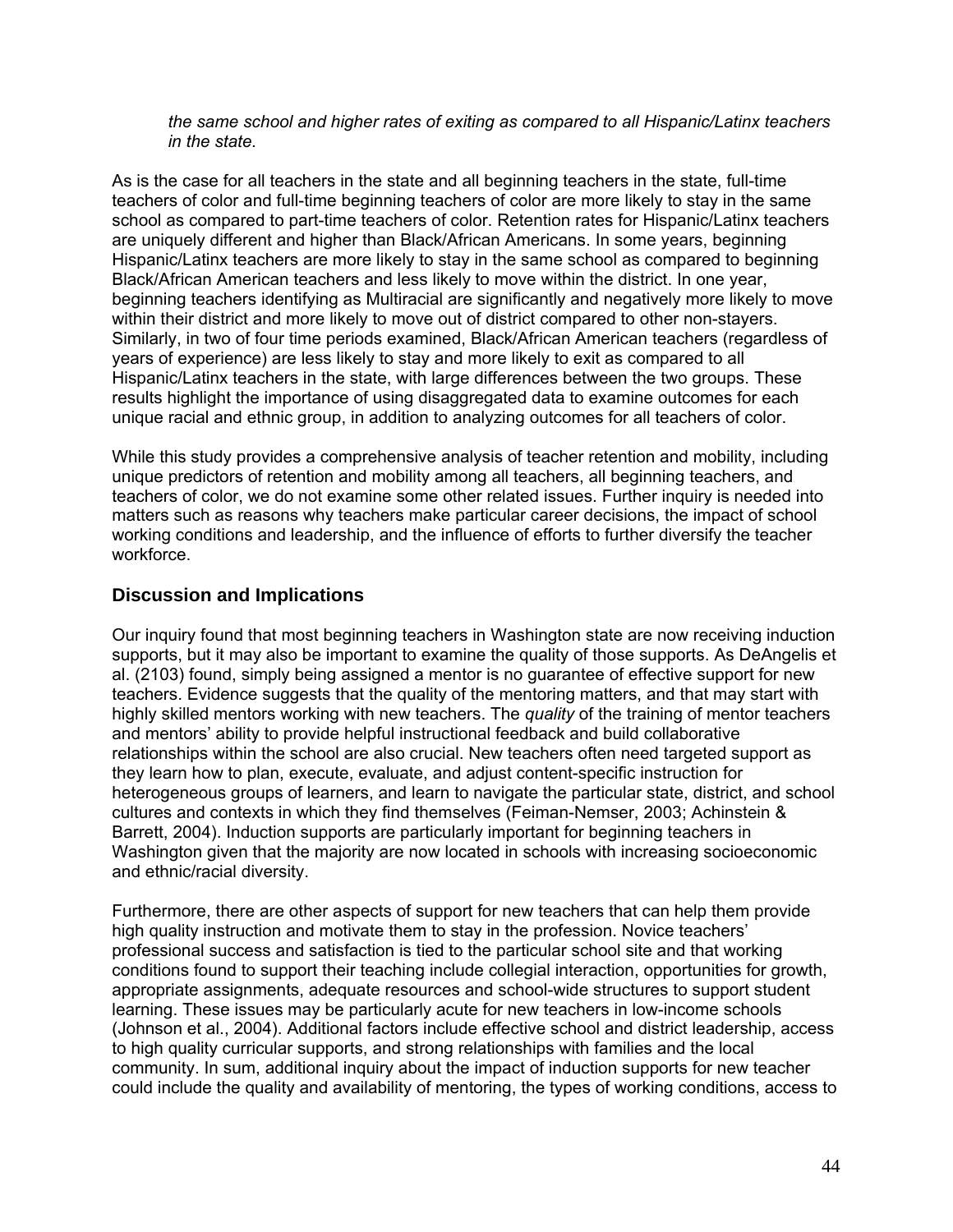*the same school and higher rates of exiting as compared to all Hispanic/Latinx teachers in the state.*

As is the case for all teachers in the state and all beginning teachers in the state, full-time teachers of color and full-time beginning teachers of color are more likely to stay in the same school as compared to part-time teachers of color. Retention rates for Hispanic/Latinx teachers are uniquely different and higher than Black/African Americans. In some years, beginning Hispanic/Latinx teachers are more likely to stay in the same school as compared to beginning Black/African American teachers and less likely to move within the district. In one year, beginning teachers identifying as Multiracial are significantly and negatively more likely to move within their district and more likely to move out of district compared to other non-stayers. Similarly, in two of four time periods examined, Black/African American teachers (regardless of years of experience) are less likely to stay and more likely to exit as compared to all Hispanic/Latinx teachers in the state, with large differences between the two groups. These results highlight the importance of using disaggregated data to examine outcomes for each unique racial and ethnic group, in addition to analyzing outcomes for all teachers of color.

While this study provides a comprehensive analysis of teacher retention and mobility, including unique predictors of retention and mobility among all teachers, all beginning teachers, and teachers of color, we do not examine some other related issues. Further inquiry is needed into matters such as reasons why teachers make particular career decisions, the impact of school working conditions and leadership, and the influence of efforts to further diversify the teacher workforce.

## Discussion and Implications

Our inquiry found that most beginning teachers in Washington state are now receiving induction supports, but it may also be important to examine the quality of those supports. As DeAngelis et al. (2103) found, simply being assigned a mentor is no guarantee of effective support for new teachers. Evidence suggests that the quality of the mentoring matters, and that may start with highly skilled mentors working with new teachers. The *quality* of the training of mentor teachers and mentors' ability to provide helpful instructional feedback and build collaborative relationships within the school are also crucial. New teachers often need targeted support as they learn how to plan, execute, evaluate, and adjust content-specific instruction for heterogeneous groups of learners, and learn to navigate the particular state, district, and school cultures and contexts in which they find themselves (Feiman-Nemser, 2003; Achinstein & Barrett, 2004). Induction supports are particularly important for beginning teachers in Washington given that the majority are now located in schools with increasing socioeconomic and ethnic/racial diversity.

Furthermore, there are other aspects of support for new teachers that can help them provide high quality instruction and motivate them to stay in the profession. Novice teachers' professional success and satisfaction is tied to the particular school site and that working conditions found to support their teaching include collegial interaction, opportunities for growth, appropriate assignments, adequate resources and school-wide structures to support student learning. These issues may be particularly acute for new teachers in low-income schools (Johnson et al., 2004). Additional factors include effective school and district leadership, access to high quality curricular supports, and strong relationships with families and the local community. In sum, additional inquiry about the impact of induction supports for new teacher could include the quality and availability of mentoring, the types of working conditions, access to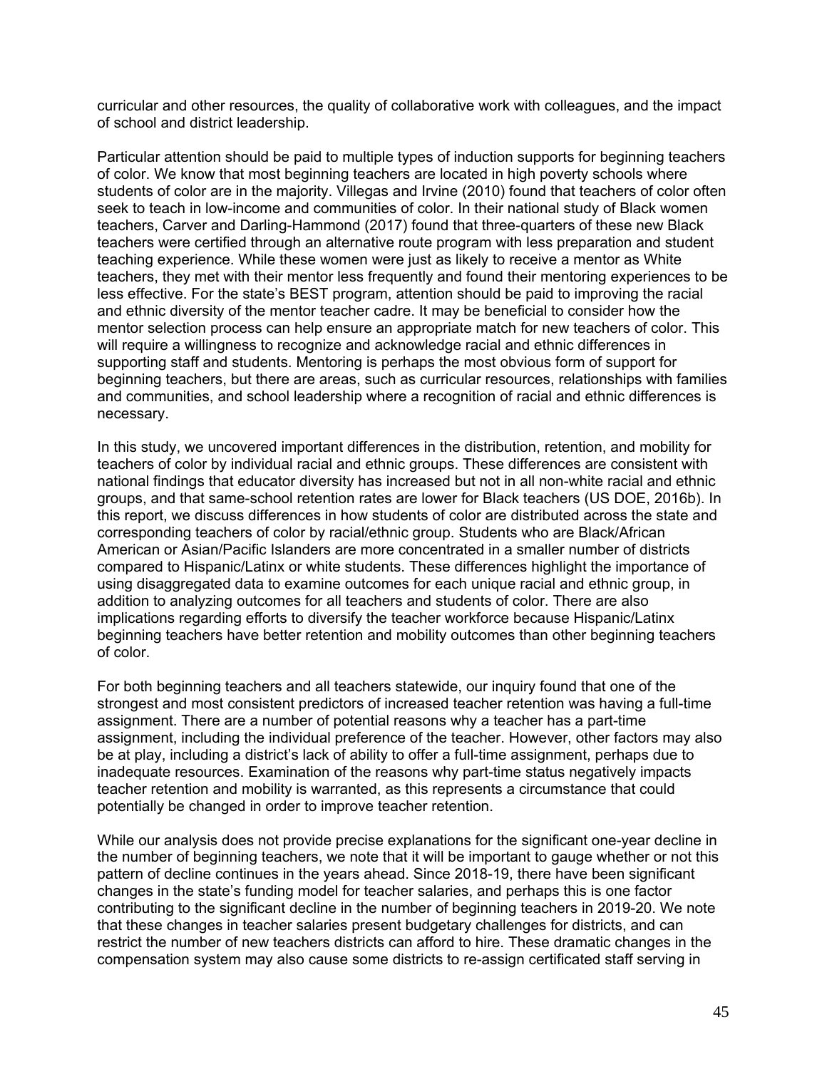curricular and other resources, the quality of collaborative work with colleagues, and the impact of school and district leadership.

Particular attention should be paid to multiple types of induction supports for beginning teachers of color. We know that most beginning teachers are located in high poverty schools where students of color are in the majority. Villegas and Irvine (2010) found that teachers of color often seek to teach in low-income and communities of color. In their national study of Black women teachers, Carver and Darling-Hammond (2017) found that three-quarters of these new Black teachers were certified through an alternative route program with less preparation and student teaching experience. While these women were just as likely to receive a mentor as White teachers, they met with their mentor less frequently and found their mentoring experiences to be less effective. For the state's BEST program, attention should be paid to improving the racial and ethnic diversity of the mentor teacher cadre. It may be beneficial to consider how the mentor selection process can help ensure an appropriate match for new teachers of color. This will require a willingness to recognize and acknowledge racial and ethnic differences in supporting staff and students. Mentoring is perhaps the most obvious form of support for beginning teachers, but there are areas, such as curricular resources, relationships with families and communities, and school leadership where a recognition of racial and ethnic differences is necessary.

In this study, we uncovered important differences in the distribution, retention, and mobility for teachers of color by individual racial and ethnic groups. These differences are consistent with national findings that educator diversity has increased but not in all non-white racial and ethnic groups, and that same-school retention rates are lower for Black teachers (US DOE, 2016b). In this report, we discuss differences in how students of color are distributed across the state and corresponding teachers of color by racial/ethnic group. Students who are Black/African American or Asian/Pacific Islanders are more concentrated in a smaller number of districts compared to Hispanic/Latinx or white students. These differences highlight the importance of using disaggregated data to examine outcomes for each unique racial and ethnic group, in addition to analyzing outcomes for all teachers and students of color. There are also implications regarding efforts to diversify the teacher workforce because Hispanic/Latinx beginning teachers have better retention and mobility outcomes than other beginning teachers of color.

For both beginning teachers and all teachers statewide, our inquiry found that one of the strongest and most consistent predictors of increased teacher retention was having a full-time assignment. There are a number of potential reasons why a teacher has a part-time assignment, including the individual preference of the teacher. However, other factors may also be at play, including a district's lack of ability to offer a full-time assignment, perhaps due to inadequate resources. Examination of the reasons why part-time status negatively impacts teacher retention and mobility is warranted, as this represents a circumstance that could potentially be changed in order to improve teacher retention.

While our analysis does not provide precise explanations for the significant one-year decline in the number of beginning teachers, we note that it will be important to gauge whether or not this pattern of decline continues in the years ahead. Since 2018-19, there have been significant changes in the state's funding model for teacher salaries, and perhaps this is one factor contributing to the significant decline in the number of beginning teachers in 2019-20. We note that these changes in teacher salaries present budgetary challenges for districts, and can restrict the number of new teachers districts can afford to hire. These dramatic changes in the compensation system may also cause some districts to re-assign certificated staff serving in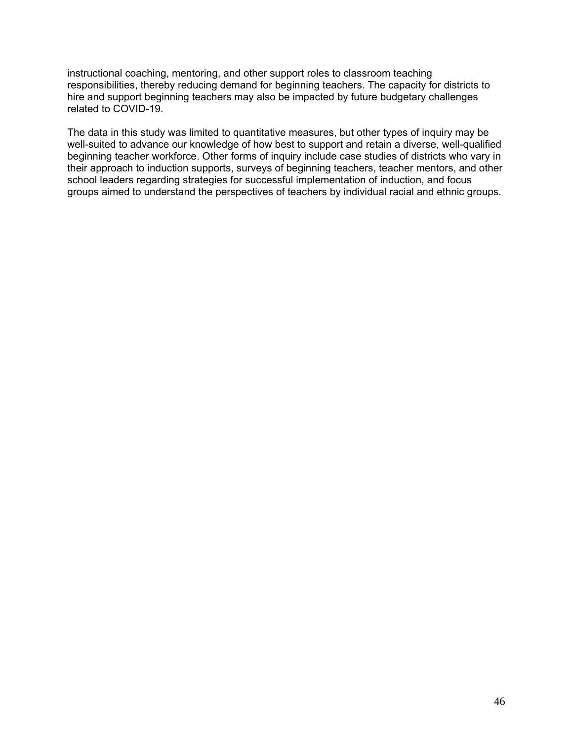instructional coaching, mentoring, and other support roles to classroom teaching responsibilities, thereby reducing demand for beginning teachers. The capacity for districts to hire and support beginning teachers may also be impacted by future budgetary challenges related to COVID-19.

The data in this study was limited to quantitative measures, but other types of inquiry may be well-suited to advance our knowledge of how best to support and retain a diverse, well-qualified beginning teacher workforce. Other forms of inquiry include case studies of districts who vary in their approach to induction supports, surveys of beginning teachers, teacher mentors, and other school leaders regarding strategies for successful implementation of induction, and focus groups aimed to understand the perspectives of teachers by individual racial and ethnic groups.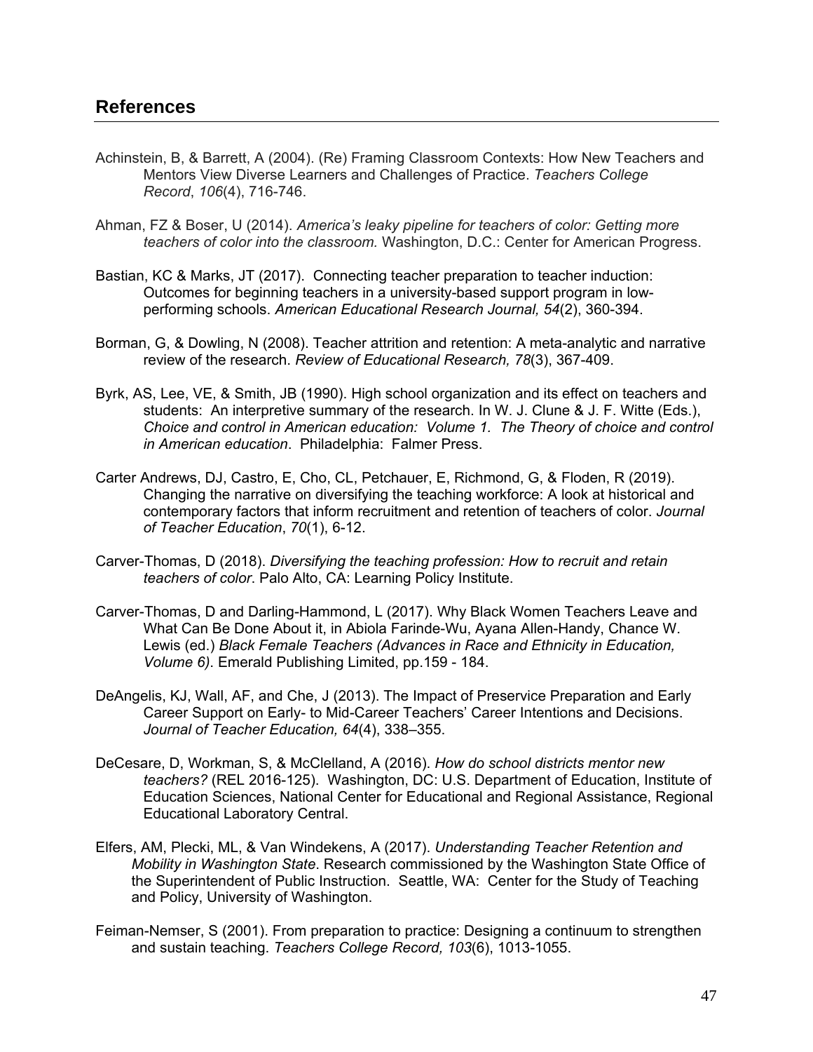## References

Achinstein, B, & Barrett, A (2004). (Re) Framing Classroom Contexts: How New Teachers and Mentors View Diverse Learners and Challenges of Practice. *Teachers College Record*, *106*(4), 716-746.

Ahman, FZ & Boser, U (2014). *America's leaky pipeline for teachers of color: Getting more teachers of color into the classroom.* Washington, D.C.: Center for American Progress.

Bastian, KC & Marks, JT (2017). Connecting teacher preparation to teacher induction: Outcomes for beginning teachers in a university-based support program in low-performing schools. *American Educational Research Journal, 54*(2), 360-394.

Borman, G, & Dowling, N (2008). Teacher attrition and retention: A meta-analytic and narrative review of the research. *Review of Educational Research, 78*(3), 367-409.

Byrk, AS, Lee, VE, & Smith, JB (1990). High school organization and its effect on teachers and students: An interpretive summary of the research. In W. J. Clune & J. F. Witte (Eds.), *Choice and control in American education: Volume 1. The Theory of choice and control in American education*. Philadelphia: Falmer Press.

Carter Andrews, DJ, Castro, E, Cho, CL, Petchauer, E, Richmond, G, & Floden, R (2019). Changing the narrative on diversifying the teaching workforce: A look at historical and contemporary factors that inform recruitment and retention of teachers of color. *Journal of Teacher Education*, *70*(1), 6-12.

Carver-Thomas, D (2018). *Diversifying the teaching profession: How to recruit and retain teachers of color*. Palo Alto, CA: Learning Policy Institute.

Carver-Thomas, D and Darling-Hammond, L (2017). Why Black Women Teachers Leave and What Can Be Done About it, in Abiola Farinde-Wu, Ayana Allen-Handy, Chance W. Lewis (ed.) *Black Female Teachers (Advances in Race and Ethnicity in Education, Volume 6)*. Emerald Publishing Limited, pp.159 - 184.

DeAngelis, KJ, Wall, AF, and Che, J (2013). The Impact of Preservice Preparation and Early Career Support on Early- to Mid-Career Teachers' Career Intentions and Decisions. *Journal of Teacher Education, 64*(4), 338–355.

DeCesare, D, Workman, S, & McClelland, A (2016). *How do school districts mentor new teachers?* (REL 2016-125). Washington, DC: U.S. Department of Education, Institute of Education Sciences, National Center for Educational and Regional Assistance, Regional Educational Laboratory Central.

Elfers, AM, Plecki, ML, & Van Windekens, A (2017). *Understanding Teacher Retention and Mobility in Washington State*. Research commissioned by the Washington State Office of the Superintendent of Public Instruction. Seattle, WA: Center for the Study of Teaching and Policy, University of Washington.

Feiman-Nemser, S (2001). From preparation to practice: Designing a continuum to strengthen and sustain teaching. *Teachers College Record, 103*(6), 1013-1055.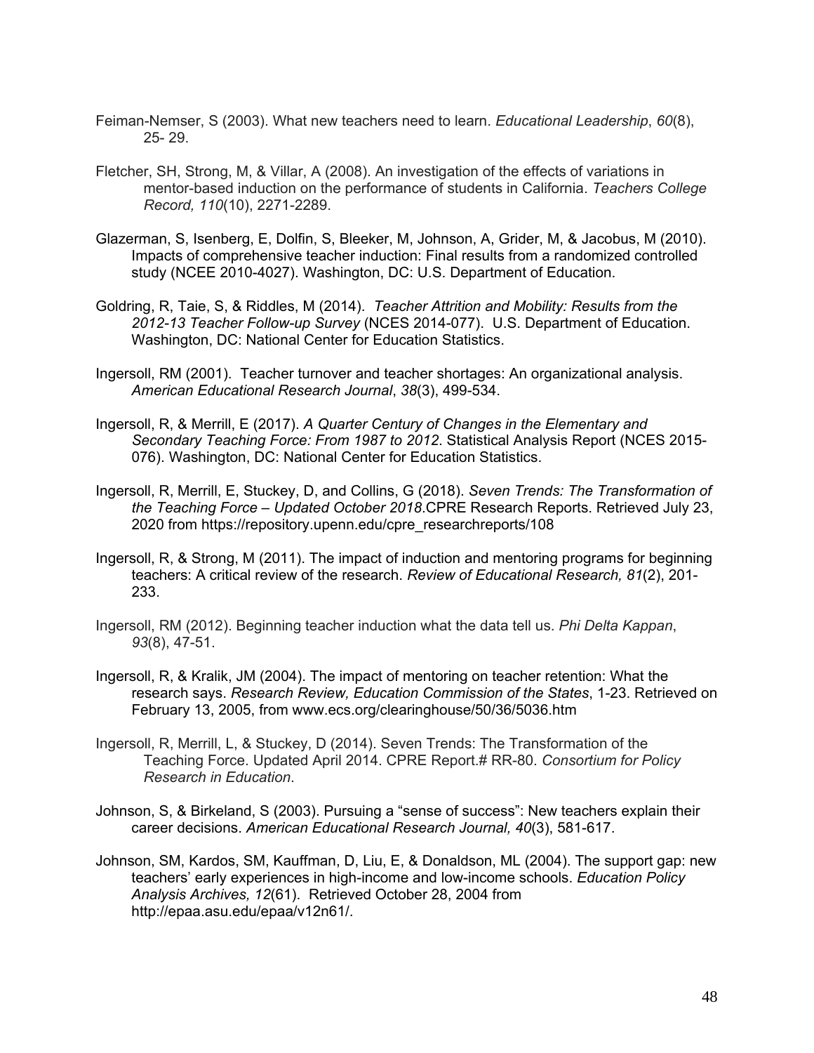Feiman-Nemser, S (2003). What new teachers need to learn. *Educational Leadership*, *60*(8), 25- 29.

Fletcher, SH, Strong, M, & Villar, A (2008). An investigation of the effects of variations in mentor-based induction on the performance of students in California. *Teachers College Record, 110*(10), 2271-2289.

Glazerman, S, Isenberg, E, Dolfin, S, Bleeker, M, Johnson, A, Grider, M, & Jacobus, M (2010). Impacts of comprehensive teacher induction: Final results from a randomized controlled study (NCEE 2010-4027). Washington, DC: U.S. Department of Education.

Goldring, R, Taie, S, & Riddles, M (2014). *Teacher Attrition and Mobility: Results from the 2012-13 Teacher Follow-up Survey* (NCES 2014-077). U.S. Department of Education. Washington, DC: National Center for Education Statistics.

Ingersoll, RM (2001). Teacher turnover and teacher shortages: An organizational analysis. *American Educational Research Journal*, *38*(3), 499-534.

Ingersoll, R, & Merrill, E (2017). *A Quarter Century of Changes in the Elementary and Secondary Teaching Force: From 1987 to 2012*. Statistical Analysis Report (NCES 2015-076). Washington, DC: National Center for Education Statistics.

Ingersoll, R, Merrill, E, Stuckey, D, and Collins, G (2018). *Seven Trends: The Transformation of the Teaching Force – Updated October 2018*.CPRE Research Reports. Retrieved July 23, 2020 from https://repository.upenn.edu/cpre_researchreports/108

Ingersoll, R, & Strong, M (2011). The impact of induction and mentoring programs for beginning teachers: A critical review of the research. *Review of Educational Research, 81*(2), 201-233.

Ingersoll, RM (2012). Beginning teacher induction what the data tell us. *Phi Delta Kappan*, *93*(8), 47-51.

Ingersoll, R, & Kralik, JM (2004). The impact of mentoring on teacher retention: What the research says. *Research Review, Education Commission of the States*, 1-23. Retrieved on February 13, 2005, from www.ecs.org/clearinghouse/50/36/5036.htm

Ingersoll, R, Merrill, L, & Stuckey, D (2014). Seven Trends: The Transformation of the Teaching Force. Updated April 2014. CPRE Report.# RR-80. *Consortium for Policy Research in Education*.

Johnson, S, & Birkeland, S (2003). Pursuing a "sense of success": New teachers explain their career decisions. *American Educational Research Journal, 40*(3), 581-617.

Johnson, SM, Kardos, SM, Kauffman, D, Liu, E, & Donaldson, ML (2004). The support gap: new teachers' early experiences in high-income and low-income schools. *Education Policy Analysis Archives, 12*(61). Retrieved October 28, 2004 from http://epaa.asu.edu/epaa/v12n61/.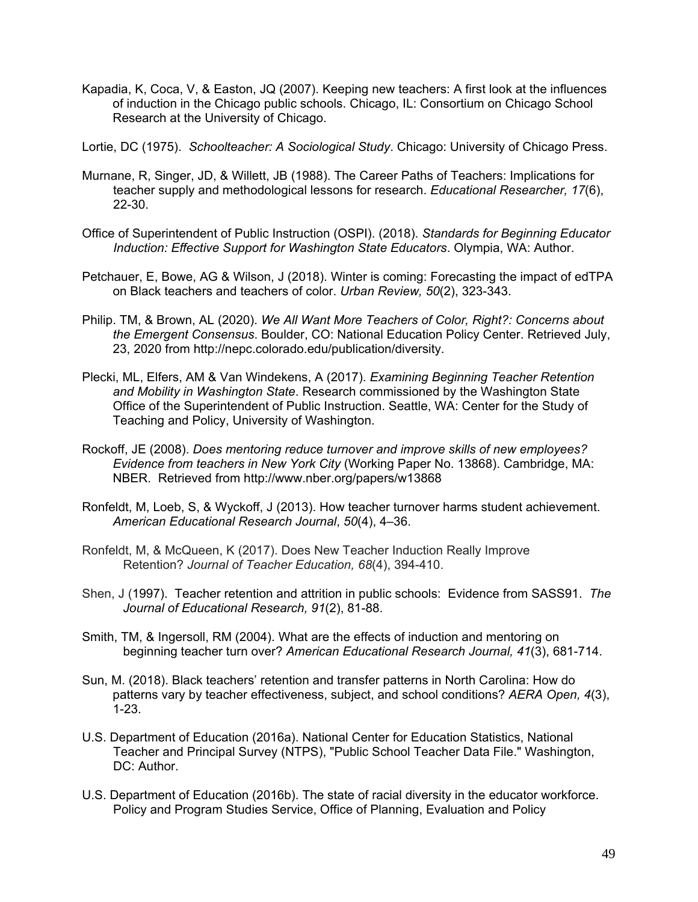Kapadia, K, Coca, V, & Easton, JQ (2007). Keeping new teachers: A first look at the influences of induction in the Chicago public schools. Chicago, IL: Consortium on Chicago School Research at the University of Chicago.

Lortie, DC (1975). *Schoolteacher: A Sociological Study*. Chicago: University of Chicago Press.

Murnane, R, Singer, JD, & Willett, JB (1988). The Career Paths of Teachers: Implications for teacher supply and methodological lessons for research. *Educational Researcher, 17*(6), 22-30.

Office of Superintendent of Public Instruction (OSPI). (2018). *Standards for Beginning Educator Induction: Effective Support for Washington State Educators*. Olympia, WA: Author.

Petchauer, E, Bowe, AG & Wilson, J (2018). Winter is coming: Forecasting the impact of edTPA on Black teachers and teachers of color. *Urban Review, 50*(2), 323-343.

Philip. TM, & Brown, AL (2020). *We All Want More Teachers of Color, Right?: Concerns about the Emergent Consensus*. Boulder, CO: National Education Policy Center. Retrieved July, 23, 2020 from http://nepc.colorado.edu/publication/diversity.

Plecki, ML, Elfers, AM & Van Windekens, A (2017). *Examining Beginning Teacher Retention and Mobility in Washington State*. Research commissioned by the Washington State Office of the Superintendent of Public Instruction. Seattle, WA: Center for the Study of Teaching and Policy, University of Washington.

Rockoff, JE (2008). *Does mentoring reduce turnover and improve skills of new employees? Evidence from teachers in New York City* (Working Paper No. 13868). Cambridge, MA: NBER. Retrieved from http://www.nber.org/papers/w13868

Ronfeldt, M, Loeb, S, & Wyckoff, J (2013). How teacher turnover harms student achievement. *American Educational Research Journal*, *50*(4), 4–36.

Ronfeldt, M, & McQueen, K (2017). Does New Teacher Induction Really Improve Retention? *Journal of Teacher Education, 68*(4), 394-410.

Shen, J (1997). Teacher retention and attrition in public schools: Evidence from SASS91. *The Journal of Educational Research, 91*(2), 81-88.

Smith, TM, & Ingersoll, RM (2004). What are the effects of induction and mentoring on beginning teacher turn over? *American Educational Research Journal, 41*(3), 681-714.

Sun, M. (2018). Black teachers' retention and transfer patterns in North Carolina: How do patterns vary by teacher effectiveness, subject, and school conditions? *AERA Open, 4*(3), 1-23.

U.S. Department of Education (2016a). National Center for Education Statistics, National Teacher and Principal Survey (NTPS), "Public School Teacher Data File." Washington, DC: Author.

U.S. Department of Education (2016b). The state of racial diversity in the educator workforce. Policy and Program Studies Service, Office of Planning, Evaluation and Policy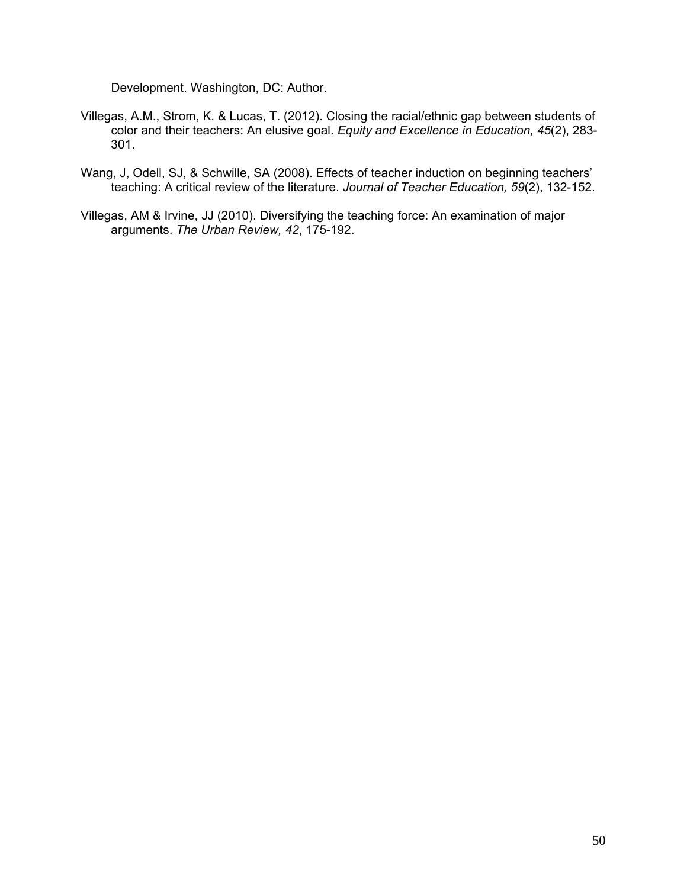Development. Washington, DC: Author.

Villegas, A.M., Strom, K. & Lucas, T. (2012). Closing the racial/ethnic gap between students of color and their teachers: An elusive goal. *Equity and Excellence in Education, 45*(2), 283-301.

Wang, J, Odell, SJ, & Schwille, SA (2008). Effects of teacher induction on beginning teachers' teaching: A critical review of the literature. *Journal of Teacher Education, 59*(2), 132-152.

Villegas, AM & Irvine, JJ (2010). Diversifying the teaching force: An examination of major arguments. *The Urban Review, 42*, 175-192.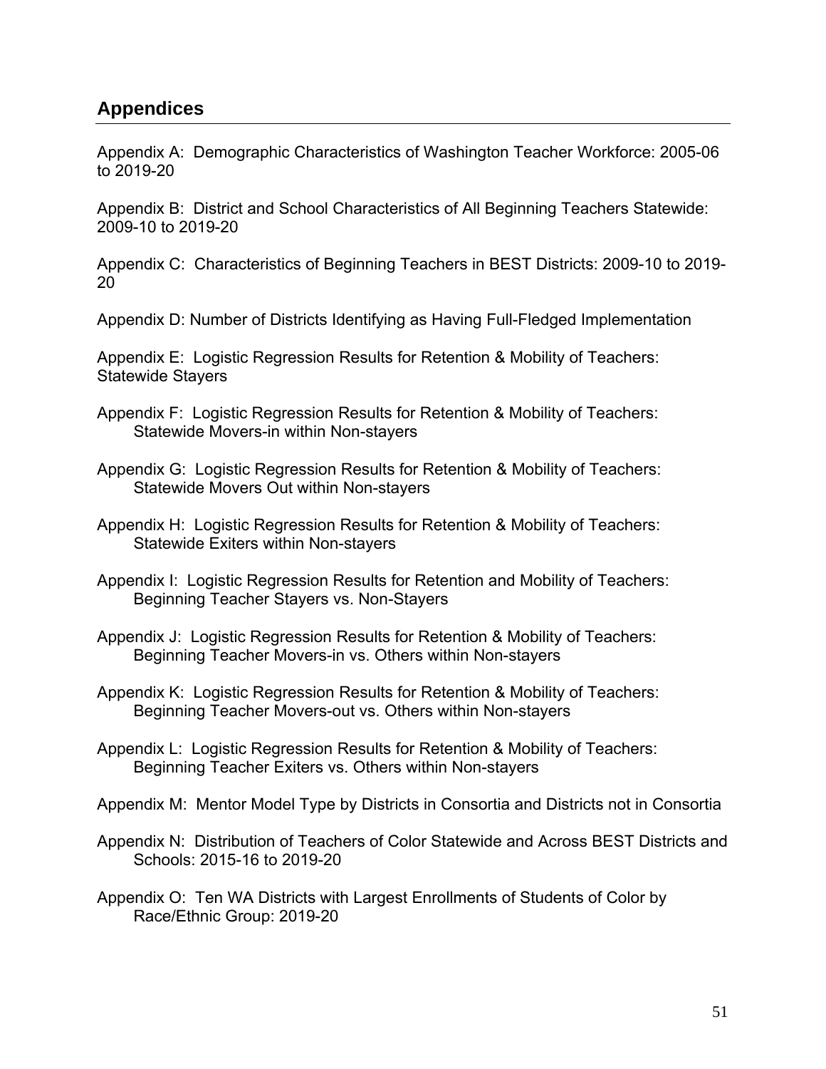## Appendices

Appendix A: Demographic Characteristics of Washington Teacher Workforce: 2005-06 to 2019-20

Appendix B: District and School Characteristics of All Beginning Teachers Statewide: 2009-10 to 2019-20

Appendix C: Characteristics of Beginning Teachers in BEST Districts: 2009-10 to 2019-20

Appendix D: Number of Districts Identifying as Having Full-Fledged Implementation

Appendix E: Logistic Regression Results for Retention & Mobility of Teachers: Statewide Stayers

Appendix F: Logistic Regression Results for Retention & Mobility of Teachers: Statewide Movers-in within Non-stayers

Appendix G: Logistic Regression Results for Retention & Mobility of Teachers: Statewide Movers Out within Non-stayers

Appendix H: Logistic Regression Results for Retention & Mobility of Teachers: Statewide Exiters within Non-stayers

Appendix I: Logistic Regression Results for Retention and Mobility of Teachers: Beginning Teacher Stayers vs. Non-Stayers

Appendix J: Logistic Regression Results for Retention & Mobility of Teachers: Beginning Teacher Movers-in vs. Others within Non-stayers

Appendix K: Logistic Regression Results for Retention & Mobility of Teachers: Beginning Teacher Movers-out vs. Others within Non-stayers

Appendix L: Logistic Regression Results for Retention & Mobility of Teachers: Beginning Teacher Exiters vs. Others within Non-stayers

Appendix M: Mentor Model Type by Districts in Consortia and Districts not in Consortia

Appendix N: Distribution of Teachers of Color Statewide and Across BEST Districts and Schools: 2015-16 to 2019-20

Appendix O: Ten WA Districts with Largest Enrollments of Students of Color by Race/Ethnic Group: 2019-20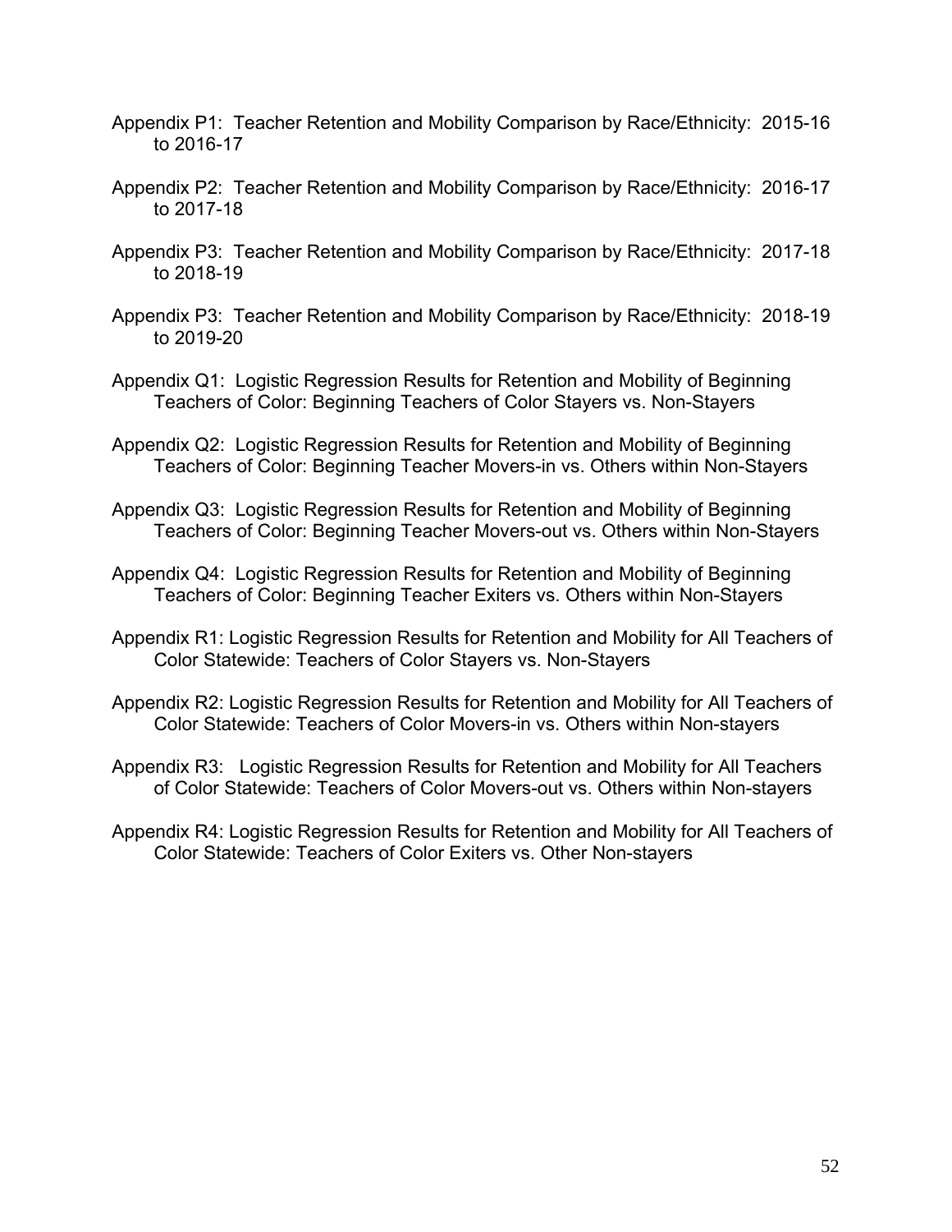Appendix P1: Teacher Retention and Mobility Comparison by Race/Ethnicity: 2015-16 to 2016-17

Appendix P2: Teacher Retention and Mobility Comparison by Race/Ethnicity: 2016-17 to 2017-18

Appendix P3: Teacher Retention and Mobility Comparison by Race/Ethnicity: 2017-18 to 2018-19

Appendix P3: Teacher Retention and Mobility Comparison by Race/Ethnicity: 2018-19 to 2019-20

Appendix Q1: Logistic Regression Results for Retention and Mobility of Beginning Teachers of Color: Beginning Teachers of Color Stayers vs. Non-Stayers

Appendix Q2: Logistic Regression Results for Retention and Mobility of Beginning Teachers of Color: Beginning Teacher Movers-in vs. Others within Non-Stayers

Appendix Q3: Logistic Regression Results for Retention and Mobility of Beginning Teachers of Color: Beginning Teacher Movers-out vs. Others within Non-Stayers

Appendix Q4: Logistic Regression Results for Retention and Mobility of Beginning Teachers of Color: Beginning Teacher Exiters vs. Others within Non-Stayers

Appendix R1: Logistic Regression Results for Retention and Mobility for All Teachers of Color Statewide: Teachers of Color Stayers vs. Non-Stayers

Appendix R2: Logistic Regression Results for Retention and Mobility for All Teachers of Color Statewide: Teachers of Color Movers-in vs. Others within Non-stayers

Appendix R3: Logistic Regression Results for Retention and Mobility for All Teachers of Color Statewide: Teachers of Color Movers-out vs. Others within Non-stayers

Appendix R4: Logistic Regression Results for Retention and Mobility for All Teachers of Color Statewide: Teachers of Color Exiters vs. Other Non-stayers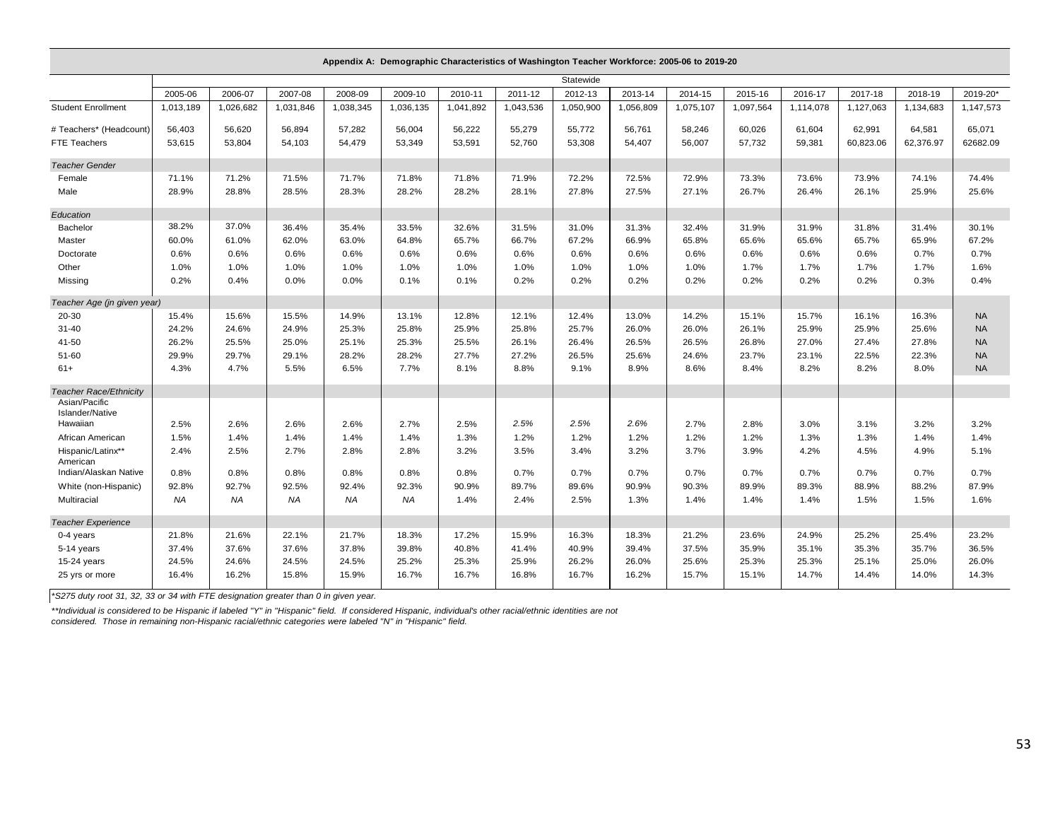**Appendix A: Demographic Characteristics of Washington Teacher Workforce: 2005-06 to 2019-20**

| | Statewide | | | | | | | | | | | | | | |
|---|---|---|---|---|---|---|---|---|---|---|---|---|---|---|---|
| | 2005-06 | 2006-07 | 2007-08 | 2008-09 | 2009-10 | 2010-11 | 2011-12 | 2012-13 | 2013-14 | 2014-15 | 2015-16 | 2016-17 | 2017-18 | 2018-19 | 2019-20* |
| Student Enrollment | 1,013,189 | 1,026,682 | 1,031,846 | 1,038,345 | 1,036,135 | 1,041,892 | 1,043,536 | 1,050,900 | 1,056,809 | 1,075,107 | 1,097,564 | 1,114,078 | 1,127,063 | 1,134,683 | 1,147,573 |
| # Teachers* (Headcount) | 56,403 | 56,620 | 56,894 | 57,282 | 56,004 | 56,222 | 55,279 | 55,772 | 56,761 | 58,246 | 60,026 | 61,604 | 62,991 | 64,581 | 65,071 |
| FTE Teachers | 53,615 | 53,804 | 54,103 | 54,479 | 53,349 | 53,591 | 52,760 | 53,308 | 54,407 | 56,007 | 57,732 | 59,381 | 60,823.06 | 62,376.97 | 62682.09 |
| *Teacher Gender* | | | | | | | | | | | | | | | |
| Female | 71.1% | 71.2% | 71.5% | 71.7% | 71.8% | 71.8% | 71.9% | 72.2% | 72.5% | 72.9% | 73.3% | 73.6% | 73.9% | 74.1% | 74.4% |
| Male | 28.9% | 28.8% | 28.5% | 28.3% | 28.2% | 28.2% | 28.1% | 27.8% | 27.5% | 27.1% | 26.7% | 26.4% | 26.1% | 25.9% | 25.6% |
| *Education* | | | | | | | | | | | | | | | |
| Bachelor | 38.2% | 37.0% | 36.4% | 35.4% | 33.5% | 32.6% | 31.5% | 31.0% | 31.3% | 32.4% | 31.9% | 31.9% | 31.8% | 31.4% | 30.1% |
| Master | 60.0% | 61.0% | 62.0% | 63.0% | 64.8% | 65.7% | 66.7% | 67.2% | 66.9% | 65.8% | 65.6% | 65.6% | 65.7% | 65.9% | 67.2% |
| Doctorate | 0.6% | 0.6% | 0.6% | 0.6% | 0.6% | 0.6% | 0.6% | 0.6% | 0.6% | 0.6% | 0.6% | 0.6% | 0.6% | 0.7% | 0.7% |
| Other | 1.0% | 1.0% | 1.0% | 1.0% | 1.0% | 1.0% | 1.0% | 1.0% | 1.0% | 1.0% | 1.7% | 1.7% | 1.7% | 1.7% | 1.6% |
| Missing | 0.2% | 0.4% | 0.0% | 0.0% | 0.1% | 0.1% | 0.2% | 0.2% | 0.2% | 0.2% | 0.2% | 0.2% | 0.2% | 0.3% | 0.4% |
| *Teacher Age (jn given year)* | | | | | | | | | | | | | | | |
| 20-30 | 15.4% | 15.6% | 15.5% | 14.9% | 13.1% | 12.8% | 12.1% | 12.4% | 13.0% | 14.2% | 15.1% | 15.7% | 16.1% | 16.3% | NA |
| 31-40 | 24.2% | 24.6% | 24.9% | 25.3% | 25.8% | 25.9% | 25.8% | 25.7% | 26.0% | 26.0% | 26.1% | 25.9% | 25.9% | 25.6% | NA |
| 41-50 | 26.2% | 25.5% | 25.0% | 25.1% | 25.3% | 25.5% | 26.1% | 26.4% | 26.5% | 26.5% | 26.8% | 27.0% | 27.4% | 27.8% | NA |
| 51-60 | 29.9% | 29.7% | 29.1% | 28.2% | 28.2% | 27.7% | 27.2% | 26.5% | 25.6% | 24.6% | 23.7% | 23.1% | 22.5% | 22.3% | NA |
| 61+ | 4.3% | 4.7% | 5.5% | 6.5% | 7.7% | 8.1% | 8.8% | 9.1% | 8.9% | 8.6% | 8.4% | 8.2% | 8.2% | 8.0% | NA |
| *Teacher Race/Ethnicity* | | | | | | | | | | | | | | | |
| Asian/Pacific Islander/Native Hawaiian | 2.5% | 2.6% | 2.6% | 2.6% | 2.7% | 2.5% | *2.5%* | *2.5%* | *2.6%* | 2.7% | 2.8% | 3.0% | 3.1% | 3.2% | 3.2% |
| African American | 1.5% | 1.4% | 1.4% | 1.4% | 1.4% | 1.3% | 1.2% | 1.2% | 1.2% | 1.2% | 1.2% | 1.3% | 1.3% | 1.4% | 1.4% |
| Hispanic/Latinx** | 2.4% | 2.5% | 2.7% | 2.8% | 2.8% | 3.2% | 3.5% | 3.4% | 3.2% | 3.7% | 3.9% | 4.2% | 4.5% | 4.9% | 5.1% |
| American Indian/Alaskan Native | 0.8% | 0.8% | 0.8% | 0.8% | 0.8% | 0.8% | 0.7% | 0.7% | 0.7% | 0.7% | 0.7% | 0.7% | 0.7% | 0.7% | 0.7% |
| White (non-Hispanic) | 92.8% | 92.7% | 92.5% | 92.4% | 92.3% | 90.9% | 89.7% | 89.6% | 90.9% | 90.3% | 89.9% | 89.3% | 88.9% | 88.2% | 87.9% |
| Multiracial | *NA* | *NA* | *NA* | *NA* | *NA* | 1.4% | 2.4% | 2.5% | 1.3% | 1.4% | 1.4% | 1.4% | 1.5% | 1.5% | 1.6% |
| *Teacher Experience* | | | | | | | | | | | | | | | |
| 0-4 years | 21.8% | 21.6% | 22.1% | 21.7% | 18.3% | 17.2% | 15.9% | 16.3% | 18.3% | 21.2% | 23.6% | 24.9% | 25.2% | 25.4% | 23.2% |
| 5-14 years | 37.4% | 37.6% | 37.6% | 37.8% | 39.8% | 40.8% | 41.4% | 40.9% | 39.4% | 37.5% | 35.9% | 35.1% | 35.3% | 35.7% | 36.5% |
| 15-24 years | 24.5% | 24.6% | 24.5% | 24.5% | 25.2% | 25.3% | 25.9% | 26.2% | 26.0% | 25.6% | 25.3% | 25.3% | 25.1% | 25.0% | 26.0% |
| 25 yrs or more | 16.4% | 16.2% | 15.8% | 15.9% | 16.7% | 16.7% | 16.8% | 16.7% | 16.2% | 15.7% | 15.1% | 14.7% | 14.4% | 14.0% | 14.3% |

*\*S275 duty root 31, 32, 33 or 34 with FTE designation greater than 0 in given year.*

*\*\*Individual is considered to be Hispanic if labeled "Y" in "Hispanic" field. If considered Hispanic, individual's other racial/ethnic identities are not considered. Those in remaining non-Hispanic racial/ethnic categories were labeled "N" in "Hispanic" field.*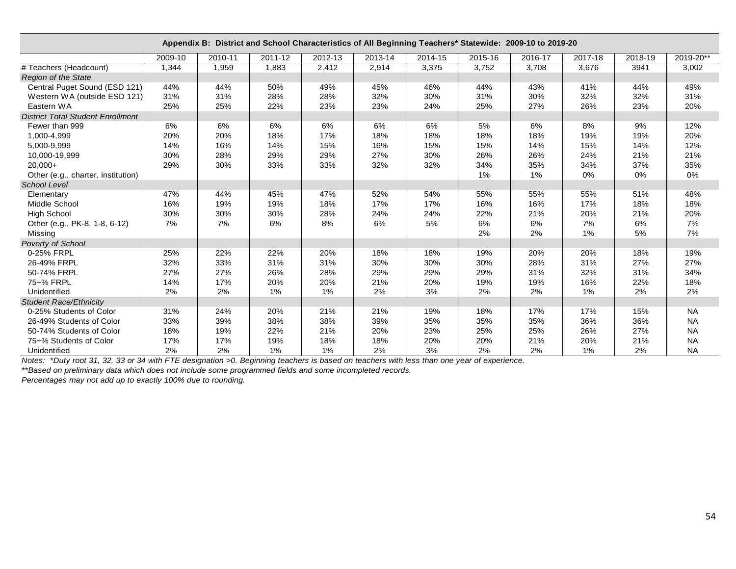| Appendix B: District and School Characteristics of All Beginning Teachers* Statewide: 2009-10 to 2019-20 | | | | | | | | | | | |
|---|---|---|---|---|---|---|---|---|---|---|---|
| | 2009-10 | 2010-11 | 2011-12 | 2012-13 | 2013-14 | 2014-15 | 2015-16 | 2016-17 | 2017-18 | 2018-19 | 2019-20** |
| # Teachers (Headcount) | 1,344 | 1,959 | 1,883 | 2,412 | 2,914 | 3,375 | 3,752 | 3,708 | 3,676 | 3941 | 3,002 |
| *Region of the State* | | | | | | | | | | | |
| Central Puget Sound (ESD 121) | 44% | 44% | 50% | 49% | 45% | 46% | 44% | 43% | 41% | 44% | 49% |
| Western WA (outside ESD 121) | 31% | 31% | 28% | 28% | 32% | 30% | 31% | 30% | 32% | 32% | 31% |
| Eastern WA | 25% | 25% | 22% | 23% | 23% | 24% | 25% | 27% | 26% | 23% | 20% |
| *District Total Student Enrollment* | | | | | | | | | | | |
| Fewer than 999 | 6% | 6% | 6% | 6% | 6% | 6% | 5% | 6% | 8% | 9% | 12% |
| 1,000-4,999 | 20% | 20% | 18% | 17% | 18% | 18% | 18% | 18% | 19% | 19% | 20% |
| 5,000-9,999 | 14% | 16% | 14% | 15% | 16% | 15% | 15% | 14% | 15% | 14% | 12% |
| 10,000-19,999 | 30% | 28% | 29% | 29% | 27% | 30% | 26% | 26% | 24% | 21% | 21% |
| 20,000+ | 29% | 30% | 33% | 33% | 32% | 32% | 34% | 35% | 34% | 37% | 35% |
| Other (e.g., charter, institution) | | | | | | | 1% | 1% | 0% | 0% | 0% |
| *School Level* | | | | | | | | | | | |
| Elementary | 47% | 44% | 45% | 47% | 52% | 54% | 55% | 55% | 55% | 51% | 48% |
| Middle School | 16% | 19% | 19% | 18% | 17% | 17% | 16% | 16% | 17% | 18% | 18% |
| High School | 30% | 30% | 30% | 28% | 24% | 24% | 22% | 21% | 20% | 21% | 20% |
| Other (e.g., PK-8, 1-8, 6-12) | 7% | 7% | 6% | 8% | 6% | 5% | 6% | 6% | 7% | 6% | 7% |
| Missing | | | | | | | 2% | 2% | 1% | 5% | 7% |
| *Poverty of School* | | | | | | | | | | | |
| 0-25% FRPL | 25% | 22% | 22% | 20% | 18% | 18% | 19% | 20% | 20% | 18% | 19% |
| 26-49% FRPL | 32% | 33% | 31% | 31% | 30% | 30% | 30% | 28% | 31% | 27% | 27% |
| 50-74% FRPL | 27% | 27% | 26% | 28% | 29% | 29% | 29% | 31% | 32% | 31% | 34% |
| 75+% FRPL | 14% | 17% | 20% | 20% | 21% | 20% | 19% | 19% | 16% | 22% | 18% |
| Unidentified | 2% | 2% | 1% | 1% | 2% | 3% | 2% | 2% | 1% | 2% | 2% |
| *Student Race/Ethnicity* | | | | | | | | | | | |
| 0-25% Students of Color | 31% | 24% | 20% | 21% | 21% | 19% | 18% | 17% | 17% | 15% | NA |
| 26-49% Students of Color | 33% | 39% | 38% | 38% | 39% | 35% | 35% | 35% | 36% | 36% | NA |
| 50-74% Students of Color | 18% | 19% | 22% | 21% | 20% | 23% | 25% | 25% | 26% | 27% | NA |
| 75+% Students of Color | 17% | 17% | 19% | 18% | 18% | 20% | 20% | 21% | 20% | 21% | NA |
| Unidentified | 2% | 2% | 1% | 1% | 2% | 3% | 2% | 2% | 1% | 2% | NA |

*Notes: \*Duty root 31, 32, 33 or 34 with FTE designation >0. Beginning teachers is based on teachers with less than one year of experience.*

*\*\*Based on preliminary data which does not include some programmed fields and some incompleted records.*

*Percentages may not add up to exactly 100% due to rounding.*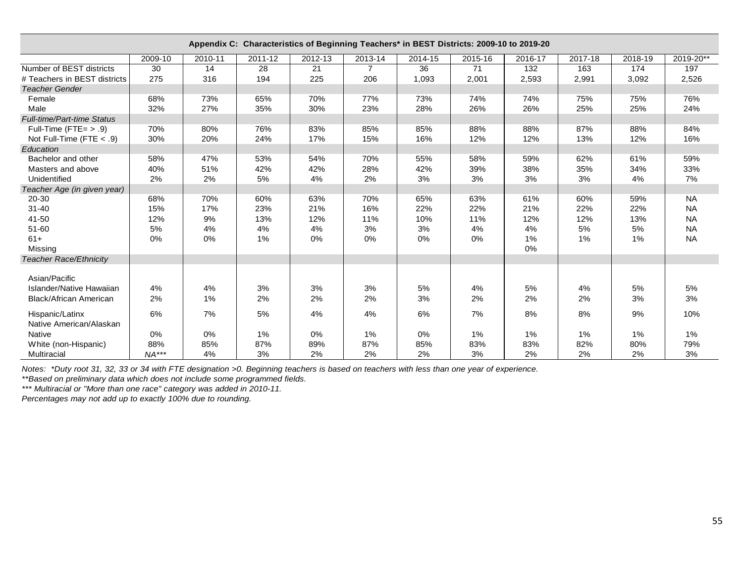| Appendix C: Characteristics of Beginning Teachers* in BEST Districts: 2009-10 to 2019-20 | | | | | | | | | | | |
|---|---|---|---|---|---|---|---|---|---|---|---|
| | 2009-10 | 2010-11 | 2011-12 | 2012-13 | 2013-14 | 2014-15 | 2015-16 | 2016-17 | 2017-18 | 2018-19 | 2019-20** |
| Number of BEST districts | 30 | 14 | 28 | 21 | 7 | 36 | 71 | 132 | 163 | 174 | 197 |
| # Teachers in BEST districts | 275 | 316 | 194 | 225 | 206 | 1,093 | 2,001 | 2,593 | 2,991 | 3,092 | 2,526 |
| *Teacher Gender* | | | | | | | | | | | |
| Female | 68% | 73% | 65% | 70% | 77% | 73% | 74% | 74% | 75% | 75% | 76% |
| Male | 32% | 27% | 35% | 30% | 23% | 28% | 26% | 26% | 25% | 25% | 24% |
| *Full-time/Part-time Status* | | | | | | | | | | | |
| Full-Time (FTE= > .9) | 70% | 80% | 76% | 83% | 85% | 85% | 88% | 88% | 87% | 88% | 84% |
| Not Full-Time (FTE < .9) | 30% | 20% | 24% | 17% | 15% | 16% | 12% | 12% | 13% | 12% | 16% |
| *Education* | | | | | | | | | | | |
| Bachelor and other | 58% | 47% | 53% | 54% | 70% | 55% | 58% | 59% | 62% | 61% | 59% |
| Masters and above | 40% | 51% | 42% | 42% | 28% | 42% | 39% | 38% | 35% | 34% | 33% |
| Unidentified | 2% | 2% | 5% | 4% | 2% | 3% | 3% | 3% | 3% | 4% | 7% |
| *Teacher Age (in given year)* | | | | | | | | | | | |
| 20-30 | 68% | 70% | 60% | 63% | 70% | 65% | 63% | 61% | 60% | 59% | NA |
| 31-40 | 15% | 17% | 23% | 21% | 16% | 22% | 22% | 21% | 22% | 22% | NA |
| 41-50 | 12% | 9% | 13% | 12% | 11% | 10% | 11% | 12% | 12% | 13% | NA |
| 51-60 | 5% | 4% | 4% | 4% | 3% | 3% | 4% | 4% | 5% | 5% | NA |
| 61+ | 0% | 0% | 1% | 0% | 0% | 0% | 0% | 1% | 1% | 1% | NA |
| Missing | | | | | | | | 0% | | | |
| *Teacher Race/Ethnicity* | | | | | | | | | | | |
| Asian/Pacific Islander/Native Hawaiian | 4% | 4% | 3% | 3% | 3% | 5% | 4% | 5% | 4% | 5% | 5% |
| Black/African American | 2% | 1% | 2% | 2% | 2% | 3% | 2% | 2% | 2% | 3% | 3% |
| Hispanic/Latinx | 6% | 7% | 5% | 4% | 4% | 6% | 7% | 8% | 8% | 9% | 10% |
| Native American/Alaskan Native | 0% | 0% | 1% | 0% | 1% | 0% | 1% | 1% | 1% | 1% | 1% |
| White (non-Hispanic) | 88% | 85% | 87% | 89% | 87% | 85% | 83% | 83% | 82% | 80% | 79% |
| Multiracial | *NA**** | 4% | 3% | 2% | 2% | 2% | 3% | 2% | 2% | 2% | 3% |

*Notes: *Duty root 31, 32, 33 or 34 with FTE designation >0. Beginning teachers is based on teachers with less than one year of experience.*

*\*\*Based on preliminary data which does not include some programmed fields.*

*\*\*\* Multiracial or "More than one race" category was added in 2010-11.*

*Percentages may not add up to exactly 100% due to rounding.*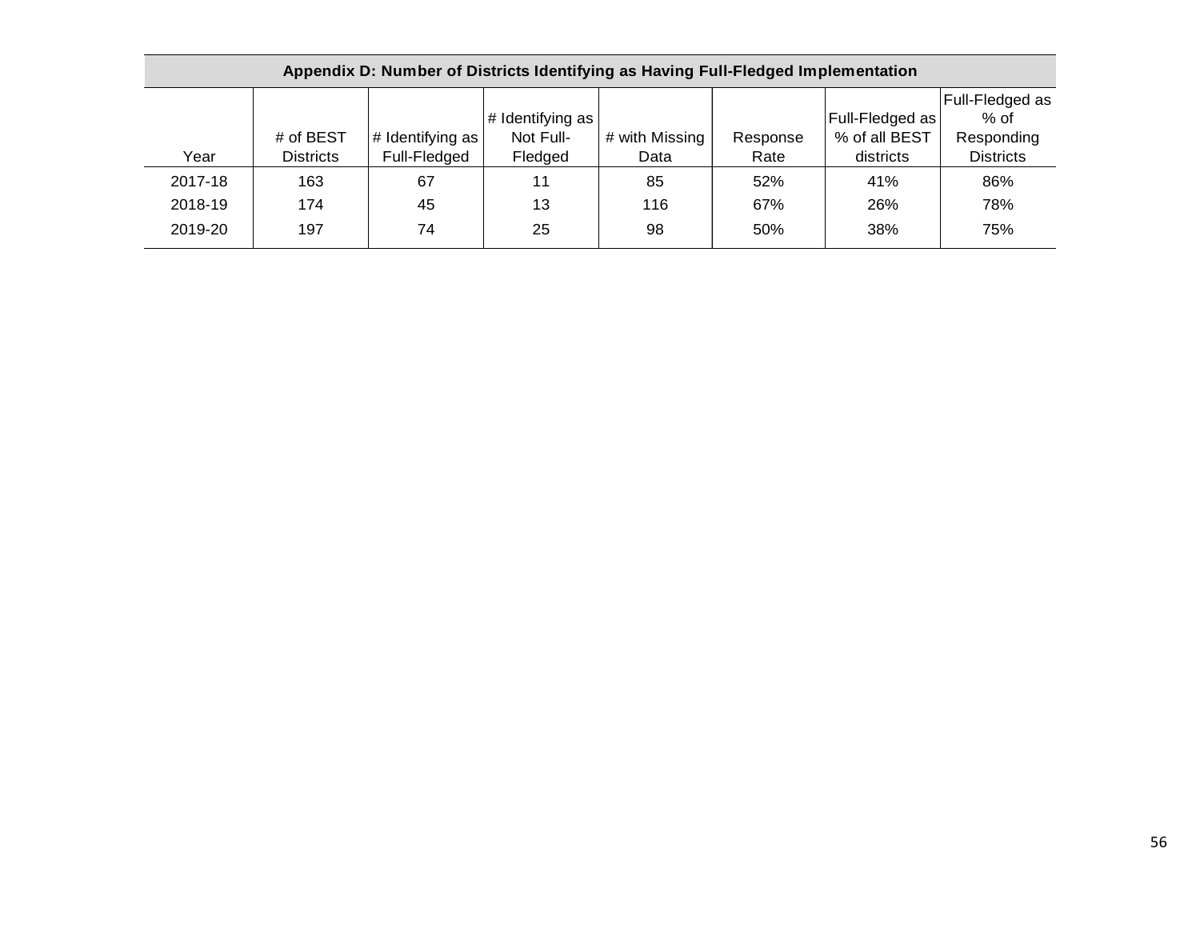**Appendix D: Number of Districts Identifying as Having Full-Fledged Implementation**

| Year | # of BEST Districts | # Identifying as Full-Fledged | # Identifying as Not Full-Fledged | # with Missing Data | Response Rate | Full-Fledged as % of all BEST districts | Full-Fledged as % of Responding Districts |
|---|---|---|---|---|---|---|---|
| 2017-18 | 163 | 67 | 11 | 85 | 52% | 41% | 86% |
| 2018-19 | 174 | 45 | 13 | 116 | 67% | 26% | 78% |
| 2019-20 | 197 | 74 | 25 | 98 | 50% | 38% | 75% |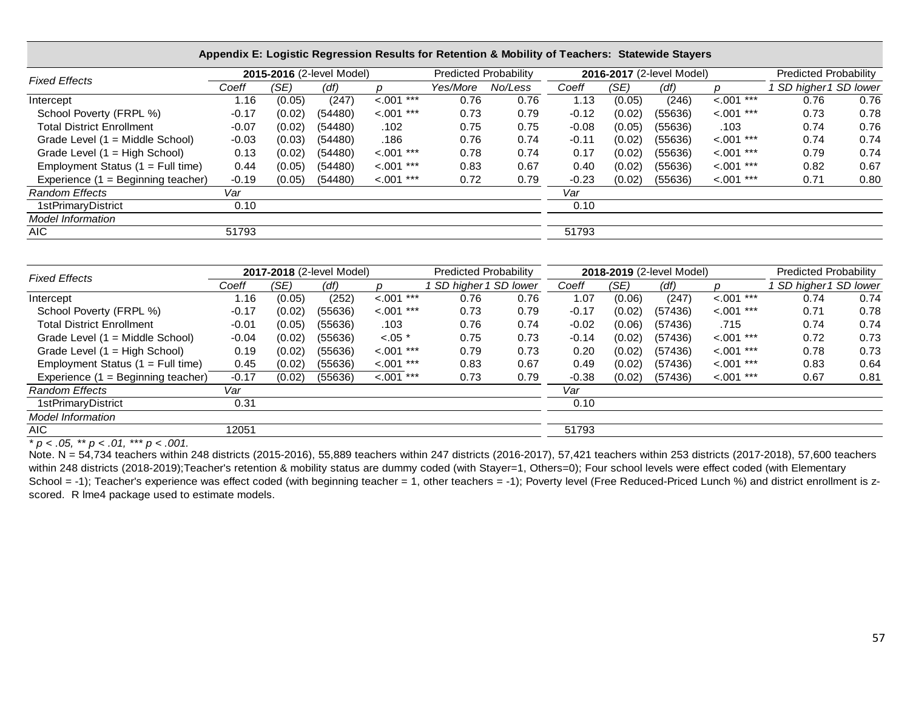## Appendix E: Logistic Regression Results for Retention & Mobility of Teachers: Statewide Stayers

| Fixed Effects | 2015-2016 (2-level Model) | | | | Predicted Probability | | 2016-2017 (2-level Model) | | | | Predicted Probability | |
|---|---|---|---|---|---|---|---|---|---|---|---|---|
| | *Coeff* | *(SE)* | *(df)* | *p* | *Yes/More* | *No/Less* | *Coeff* | *(SE)* | *(df)* | *p* | *1 SD higher* | *1 SD lower* |
| Intercept | 1.16 | (0.05) | (247) | <.001 *** | 0.76 | 0.76 | 1.13 | (0.05) | (246) | <.001 *** | 0.76 | 0.76 |
| School Poverty (FRPL %) | -0.17 | (0.02) | (54480) | <.001 *** | 0.73 | 0.79 | -0.12 | (0.02) | (55636) | <.001 *** | 0.73 | 0.78 |
| Total District Enrollment | -0.07 | (0.02) | (54480) | .102 | 0.75 | 0.75 | -0.08 | (0.05) | (55636) | .103 | 0.74 | 0.76 |
| Grade Level (1 = Middle School) | -0.03 | (0.03) | (54480) | .186 | 0.76 | 0.74 | -0.11 | (0.02) | (55636) | <.001 *** | 0.74 | 0.74 |
| Grade Level (1 = High School) | 0.13 | (0.02) | (54480) | <.001 *** | 0.78 | 0.74 | 0.17 | (0.02) | (55636) | <.001 *** | 0.79 | 0.74 |
| Employment Status (1 = Full time) | 0.44 | (0.05) | (54480) | <.001 *** | 0.83 | 0.67 | 0.40 | (0.02) | (55636) | <.001 *** | 0.82 | 0.67 |
| Experience (1 = Beginning teacher) | -0.19 | (0.05) | (54480) | <.001 *** | 0.72 | 0.79 | -0.23 | (0.02) | (55636) | <.001 *** | 0.71 | 0.80 |
| *Random Effects* | *Var* | | | | | | *Var* | | | | | |
| 1stPrimaryDistrict | 0.10 | | | | | | 0.10 | | | | | |
| *Model Information* | | | | | | | | | | | | |
| AIC | 51793 | | | | | | 51793 | | | | | |

| Fixed Effects | 2017-2018 (2-level Model) | | | | Predicted Probability | | 2018-2019 (2-level Model) | | | | Predicted Probability | |
|---|---|---|---|---|---|---|---|---|---|---|---|---|
| | *Coeff* | *(SE)* | *(df)* | *p* | *1 SD higher* | *1 SD lower* | *Coeff* | *(SE)* | *(df)* | *p* | *1 SD higher* | *1 SD lower* |
| Intercept | 1.16 | (0.05) | (252) | <.001 *** | 0.76 | 0.76 | 1.07 | (0.06) | (247) | <.001 *** | 0.74 | 0.74 |
| School Poverty (FRPL %) | -0.17 | (0.02) | (55636) | <.001 *** | 0.73 | 0.79 | -0.17 | (0.02) | (57436) | <.001 *** | 0.71 | 0.78 |
| Total District Enrollment | -0.01 | (0.05) | (55636) | .103 | 0.76 | 0.74 | -0.02 | (0.06) | (57436) | .715 | 0.74 | 0.74 |
| Grade Level (1 = Middle School) | -0.04 | (0.02) | (55636) | <.05 * | 0.75 | 0.73 | -0.14 | (0.02) | (57436) | <.001 *** | 0.72 | 0.73 |
| Grade Level (1 = High School) | 0.19 | (0.02) | (55636) | <.001 *** | 0.79 | 0.73 | 0.20 | (0.02) | (57436) | <.001 *** | 0.78 | 0.73 |
| Employment Status (1 = Full time) | 0.45 | (0.02) | (55636) | <.001 *** | 0.83 | 0.67 | 0.49 | (0.02) | (57436) | <.001 *** | 0.83 | 0.64 |
| Experience (1 = Beginning teacher) | -0.17 | (0.02) | (55636) | <.001 *** | 0.73 | 0.79 | -0.38 | (0.02) | (57436) | <.001 *** | 0.67 | 0.81 |
| *Random Effects* | *Var* | | | | | | *Var* | | | | | |
| 1stPrimaryDistrict | 0.31 | | | | | | 0.10 | | | | | |
| *Model Information* | | | | | | | | | | | | |
| AIC | 12051 | | | | | | 51793 | | | | | |

*\* p < .05, \*\* p < .01, \*\*\* p < .001.*

Note. N = 54,734 teachers within 248 districts (2015-2016), 55,889 teachers within 247 districts (2016-2017), 57,421 teachers within 253 districts (2017-2018), 57,600 teachers within 248 districts (2018-2019);Teacher's retention & mobility status are dummy coded (with Stayer=1, Others=0); Four school levels were effect coded (with Elementary School = -1); Teacher's experience was effect coded (with beginning teacher = 1, other teachers = -1); Poverty level (Free Reduced-Priced Lunch %) and district enrollment is z-scored. R lme4 package used to estimate models.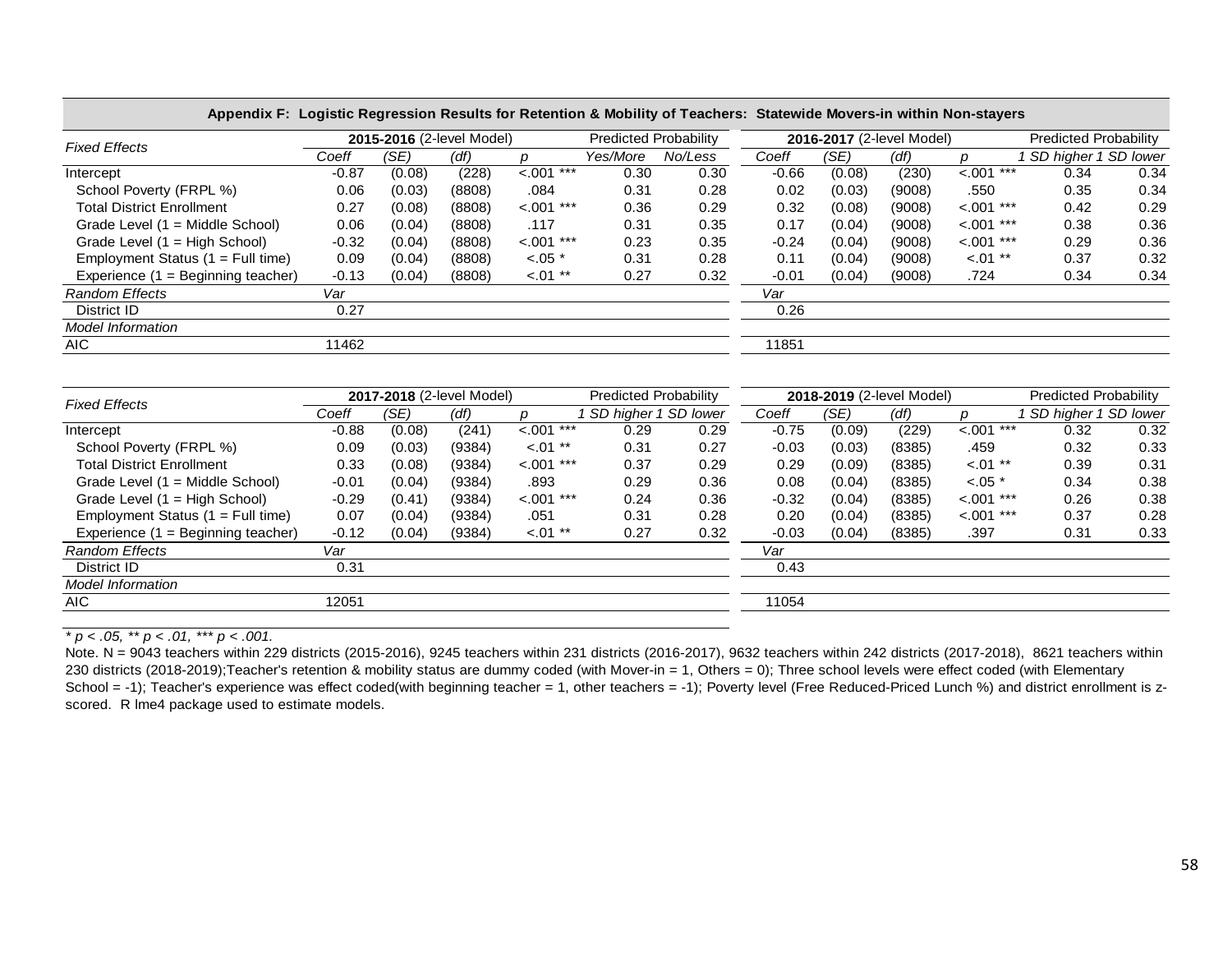**Appendix F: Logistic Regression Results for Retention & Mobility of Teachers: Statewide Movers-in within Non-stayers**

| *Fixed Effects* | **2015-2016** (2-level Model) | | | | Predicted Probability | | **2016-2017** (2-level Model) | | | | Predicted Probability | |
|---|---|---|---|---|---|---|---|---|---|---|---|---|
| | *Coeff* | *(SE)* | *(df)* | *p* | *Yes/More* | *No/Less* | *Coeff* | *(SE)* | *(df)* | *p* | *1 SD higher* | *1 SD lower* |
| Intercept | -0.87 | (0.08) | (228) | <.001 *** | 0.30 | 0.30 | -0.66 | (0.08) | (230) | <.001 *** | 0.34 | 0.34 |
| School Poverty (FRPL %) | 0.06 | (0.03) | (8808) | .084 | 0.31 | 0.28 | 0.02 | (0.03) | (9008) | .550 | 0.35 | 0.34 |
| Total District Enrollment | 0.27 | (0.08) | (8808) | <.001 *** | 0.36 | 0.29 | 0.32 | (0.08) | (9008) | <.001 *** | 0.42 | 0.29 |
| Grade Level (1 = Middle School) | 0.06 | (0.04) | (8808) | .117 | 0.31 | 0.35 | 0.17 | (0.04) | (9008) | <.001 *** | 0.38 | 0.36 |
| Grade Level (1 = High School) | -0.32 | (0.04) | (8808) | <.001 *** | 0.23 | 0.35 | -0.24 | (0.04) | (9008) | <.001 *** | 0.29 | 0.36 |
| Employment Status (1 = Full time) | 0.09 | (0.04) | (8808) | <.05 * | 0.31 | 0.28 | 0.11 | (0.04) | (9008) | <.01 ** | 0.37 | 0.32 |
| Experience (1 = Beginning teacher) | -0.13 | (0.04) | (8808) | <.01 ** | 0.27 | 0.32 | -0.01 | (0.04) | (9008) | .724 | 0.34 | 0.34 |
| *Random Effects* | *Var* | | | | | | *Var* | | | | | |
| District ID | 0.27 | | | | | | 0.26 | | | | | |
| *Model Information* | | | | | | | | | | | | |
| AIC | 11462 | | | | | | 11851 | | | | | |

| *Fixed Effects* | **2017-2018** (2-level Model) | | | | Predicted Probability | | **2018-2019** (2-level Model) | | | | Predicted Probability | |
|---|---|---|---|---|---|---|---|---|---|---|---|---|
| | *Coeff* | *(SE)* | *(df)* | *p* | *1 SD higher* | *1 SD lower* | *Coeff* | *(SE)* | *(df)* | *p* | *1 SD higher* | *1 SD lower* |
| Intercept | -0.88 | (0.08) | (241) | <.001 *** | 0.29 | 0.29 | -0.75 | (0.09) | (229) | <.001 *** | 0.32 | 0.32 |
| School Poverty (FRPL %) | 0.09 | (0.03) | (9384) | <.01 ** | 0.31 | 0.27 | -0.03 | (0.03) | (8385) | .459 | 0.32 | 0.33 |
| Total District Enrollment | 0.33 | (0.08) | (9384) | <.001 *** | 0.37 | 0.29 | 0.29 | (0.09) | (8385) | <.01 ** | 0.39 | 0.31 |
| Grade Level (1 = Middle School) | -0.01 | (0.04) | (9384) | .893 | 0.29 | 0.36 | 0.08 | (0.04) | (8385) | <.05 * | 0.34 | 0.38 |
| Grade Level (1 = High School) | -0.29 | (0.41) | (9384) | <.001 *** | 0.24 | 0.36 | -0.32 | (0.04) | (8385) | <.001 *** | 0.26 | 0.38 |
| Employment Status (1 = Full time) | 0.07 | (0.04) | (9384) | .051 | 0.31 | 0.28 | 0.20 | (0.04) | (8385) | <.001 *** | 0.37 | 0.28 |
| Experience (1 = Beginning teacher) | -0.12 | (0.04) | (9384) | <.01 ** | 0.27 | 0.32 | -0.03 | (0.04) | (8385) | .397 | 0.31 | 0.33 |
| *Random Effects* | *Var* | | | | | | *Var* | | | | | |
| District ID | 0.31 | | | | | | 0.43 | | | | | |
| *Model Information* | | | | | | | | | | | | |
| AIC | 12051 | | | | | | 11054 | | | | | |

*\* p < .05, \*\* p < .01, \*\*\* p < .001.*

Note. N = 9043 teachers within 229 districts (2015-2016), 9245 teachers within 231 districts (2016-2017), 9632 teachers within 242 districts (2017-2018), 8621 teachers within 230 districts (2018-2019);Teacher's retention & mobility status are dummy coded (with Mover-in = 1, Others = 0); Three school levels were effect coded (with Elementary School = -1); Teacher's experience was effect coded(with beginning teacher = 1, other teachers = -1); Poverty level (Free Reduced-Priced Lunch %) and district enrollment is z-scored. R lme4 package used to estimate models.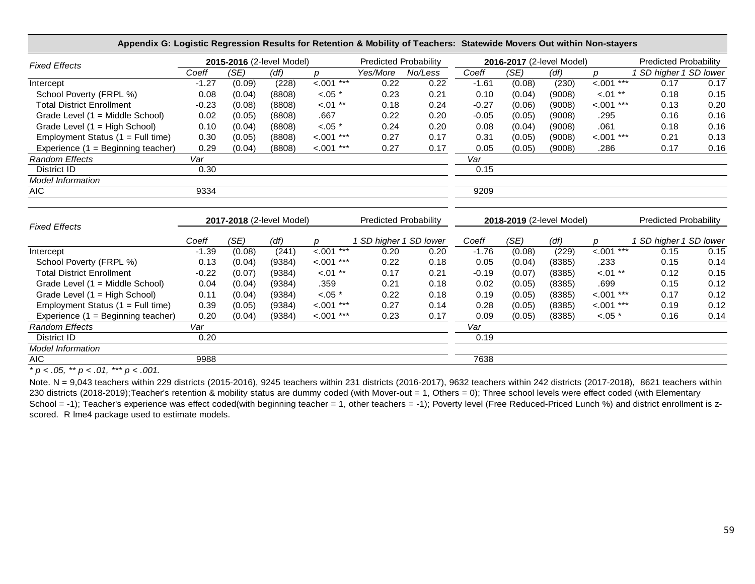**Appendix G: Logistic Regression Results for Retention & Mobility of Teachers: Statewide Movers Out within Non-stayers**

| *Fixed Effects* | **2015-2016** (2-level Model) | | | | Predicted Probability | | **2016-2017** (2-level Model) | | | | Predicted Probability | |
|---|---|---|---|---|---|---|---|---|---|---|---|---|
| | *Coeff* | *(SE)* | *(df)* | *p* | *Yes/More* | *No/Less* | *Coeff* | *(SE)* | *(df)* | *p* | *1 SD higher* | *1 SD lower* |
| Intercept | -1.27 | (0.09) | (228) | <.001 *** | 0.22 | 0.22 | -1.61 | (0.08) | (230) | <.001 *** | 0.17 | 0.17 |
| School Poverty (FRPL %) | 0.08 | (0.04) | (8808) | <.05 * | 0.23 | 0.21 | 0.10 | (0.04) | (9008) | <.01 ** | 0.18 | 0.15 |
| Total District Enrollment | -0.23 | (0.08) | (8808) | <.01 ** | 0.18 | 0.24 | -0.27 | (0.06) | (9008) | <.001 *** | 0.13 | 0.20 |
| Grade Level (1 = Middle School) | 0.02 | (0.05) | (8808) | .667 | 0.22 | 0.20 | -0.05 | (0.05) | (9008) | .295 | 0.16 | 0.16 |
| Grade Level (1 = High School) | 0.10 | (0.04) | (8808) | <.05 * | 0.24 | 0.20 | 0.08 | (0.04) | (9008) | .061 | 0.18 | 0.16 |
| Employment Status (1 = Full time) | 0.30 | (0.05) | (8808) | <.001 *** | 0.27 | 0.17 | 0.31 | (0.05) | (9008) | <.001 *** | 0.21 | 0.13 |
| Experience (1 = Beginning teacher) | 0.29 | (0.04) | (8808) | <.001 *** | 0.27 | 0.17 | 0.05 | (0.05) | (9008) | .286 | 0.17 | 0.16 |
| *Random Effects* | *Var* | | | | | | *Var* | | | | | |
| District ID | 0.30 | | | | | | 0.15 | | | | | |
| *Model Information* | | | | | | | | | | | | |
| AIC | 9334 | | | | | | 9209 | | | | | |

| *Fixed Effects* | **2017-2018** (2-level Model) | | | | Predicted Probability | | **2018-2019** (2-level Model) | | | | Predicted Probability | |
|---|---|---|---|---|---|---|---|---|---|---|---|---|
| | *Coeff* | *(SE)* | *(df)* | *p* | *1 SD higher* | *1 SD lower* | *Coeff* | *(SE)* | *(df)* | *p* | *1 SD higher* | *1 SD lower* |
| Intercept | -1.39 | (0.08) | (241) | <.001 *** | 0.20 | 0.20 | -1.76 | (0.08) | (229) | <.001 *** | 0.15 | 0.15 |
| School Poverty (FRPL %) | 0.13 | (0.04) | (9384) | <.001 *** | 0.22 | 0.18 | 0.05 | (0.04) | (8385) | .233 | 0.15 | 0.14 |
| Total District Enrollment | -0.22 | (0.07) | (9384) | <.01 ** | 0.17 | 0.21 | -0.19 | (0.07) | (8385) | <.01 ** | 0.12 | 0.15 |
| Grade Level (1 = Middle School) | 0.04 | (0.04) | (9384) | .359 | 0.21 | 0.18 | 0.02 | (0.05) | (8385) | .699 | 0.15 | 0.12 |
| Grade Level (1 = High School) | 0.11 | (0.04) | (9384) | <.05 * | 0.22 | 0.18 | 0.19 | (0.05) | (8385) | <.001 *** | 0.17 | 0.12 |
| Employment Status (1 = Full time) | 0.39 | (0.05) | (9384) | <.001 *** | 0.27 | 0.14 | 0.28 | (0.05) | (8385) | <.001 *** | 0.19 | 0.12 |
| Experience (1 = Beginning teacher) | 0.20 | (0.04) | (9384) | <.001 *** | 0.23 | 0.17 | 0.09 | (0.05) | (8385) | <.05 * | 0.16 | 0.14 |
| *Random Effects* | *Var* | | | | | | *Var* | | | | | |
| District ID | 0.20 | | | | | | 0.19 | | | | | |
| *Model Information* | | | | | | | | | | | | |
| AIC | 9988 | | | | | | 7638 | | | | | |

*\* p < .05, \*\* p < .01, \*\*\* p < .001.*

Note. N = 9,043 teachers within 229 districts (2015-2016), 9245 teachers within 231 districts (2016-2017), 9632 teachers within 242 districts (2017-2018), 8621 teachers within 230 districts (2018-2019);Teacher's retention & mobility status are dummy coded (with Mover-out = 1, Others = 0); Three school levels were effect coded (with Elementary School = -1); Teacher's experience was effect coded(with beginning teacher = 1, other teachers = -1); Poverty level (Free Reduced-Priced Lunch %) and district enrollment is z-scored. R lme4 package used to estimate models.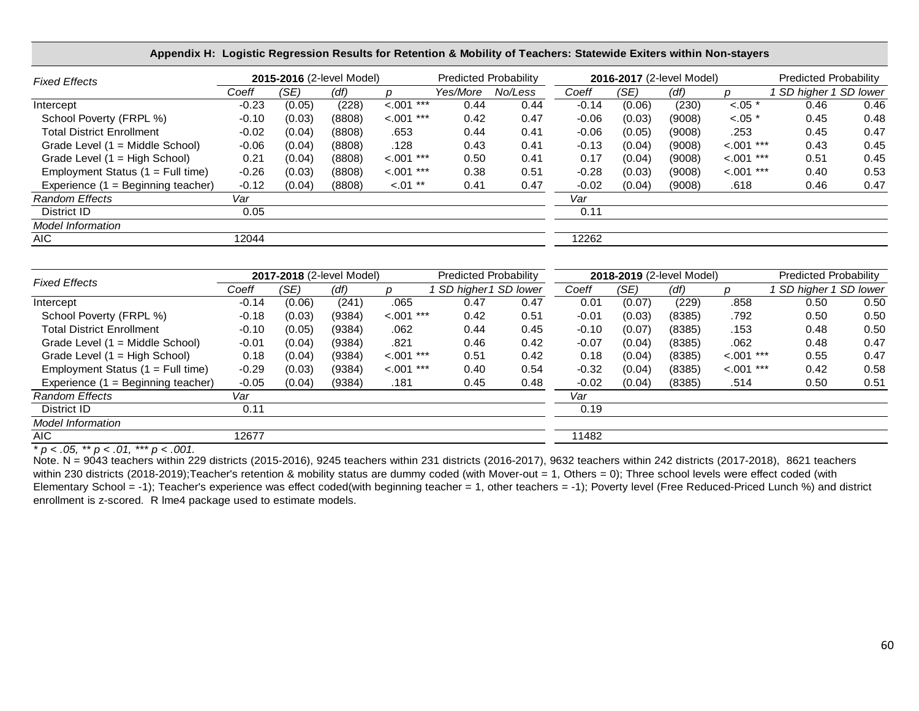**Appendix H: Logistic Regression Results for Retention & Mobility of Teachers: Statewide Exiters within Non-stayers**

| Fixed Effects | 2015-2016 (2-level Model) | | | | Predicted Probability | | 2016-2017 (2-level Model) | | | | Predicted Probability | |
|---|---|---|---|---|---|---|---|---|---|---|---|---|
| | Coeff | (SE) | (df) | p | Yes/More | No/Less | Coeff | (SE) | (df) | p | 1 SD higher | 1 SD lower |
| Intercept | -0.23 | (0.05) | (228) | <.001 *** | 0.44 | 0.44 | -0.14 | (0.06) | (230) | <.05 * | 0.46 | 0.46 |
| School Poverty (FRPL %) | -0.10 | (0.03) | (8808) | <.001 *** | 0.42 | 0.47 | -0.06 | (0.03) | (9008) | <.05 * | 0.45 | 0.48 |
| Total District Enrollment | -0.02 | (0.04) | (8808) | .653 | 0.44 | 0.41 | -0.06 | (0.05) | (9008) | .253 | 0.45 | 0.47 |
| Grade Level (1 = Middle School) | -0.06 | (0.04) | (8808) | .128 | 0.43 | 0.41 | -0.13 | (0.04) | (9008) | <.001 *** | 0.43 | 0.45 |
| Grade Level (1 = High School) | 0.21 | (0.04) | (8808) | <.001 *** | 0.50 | 0.41 | 0.17 | (0.04) | (9008) | <.001 *** | 0.51 | 0.45 |
| Employment Status (1 = Full time) | -0.26 | (0.03) | (8808) | <.001 *** | 0.38 | 0.51 | -0.28 | (0.03) | (9008) | <.001 *** | 0.40 | 0.53 |
| Experience (1 = Beginning teacher) | -0.12 | (0.04) | (8808) | <.01 ** | 0.41 | 0.47 | -0.02 | (0.04) | (9008) | .618 | 0.46 | 0.47 |
| *Random Effects* | *Var* | | | | | | *Var* | | | | | |
| District ID | 0.05 | | | | | | 0.11 | | | | | |
| *Model Information* | | | | | | | | | | | | |
| AIC | 12044 | | | | | | 12262 | | | | | |

| Fixed Effects | 2017-2018 (2-level Model) | | | | Predicted Probability | | 2018-2019 (2-level Model) | | | | Predicted Probability | |
|---|---|---|---|---|---|---|---|---|---|---|---|---|
| | Coeff | (SE) | (df) | p | 1 SD higher | 1 SD lower | Coeff | (SE) | (df) | p | 1 SD higher | 1 SD lower |
| Intercept | -0.14 | (0.06) | (241) | .065 | 0.47 | 0.47 | 0.01 | (0.07) | (229) | .858 | 0.50 | 0.50 |
| School Poverty (FRPL %) | -0.18 | (0.03) | (9384) | <.001 *** | 0.42 | 0.51 | -0.01 | (0.03) | (8385) | .792 | 0.50 | 0.50 |
| Total District Enrollment | -0.10 | (0.05) | (9384) | .062 | 0.44 | 0.45 | -0.10 | (0.07) | (8385) | .153 | 0.48 | 0.50 |
| Grade Level (1 = Middle School) | -0.01 | (0.04) | (9384) | .821 | 0.46 | 0.42 | -0.07 | (0.04) | (8385) | .062 | 0.48 | 0.47 |
| Grade Level (1 = High School) | 0.18 | (0.04) | (9384) | <.001 *** | 0.51 | 0.42 | 0.18 | (0.04) | (8385) | <.001 *** | 0.55 | 0.47 |
| Employment Status (1 = Full time) | -0.29 | (0.03) | (9384) | <.001 *** | 0.40 | 0.54 | -0.32 | (0.04) | (8385) | <.001 *** | 0.42 | 0.58 |
| Experience (1 = Beginning teacher) | -0.05 | (0.04) | (9384) | .181 | 0.45 | 0.48 | -0.02 | (0.04) | (8385) | .514 | 0.50 | 0.51 |
| *Random Effects* | *Var* | | | | | | *Var* | | | | | |
| District ID | 0.11 | | | | | | 0.19 | | | | | |
| *Model Information* | | | | | | | | | | | | |
| AIC | 12677 | | | | | | 11482 | | | | | |

*\* p < .05, \*\* p < .01, \*\*\* p < .001.*

Note. N = 9043 teachers within 229 districts (2015-2016), 9245 teachers within 231 districts (2016-2017), 9632 teachers within 242 districts (2017-2018), 8621 teachers within 230 districts (2018-2019);Teacher's retention & mobility status are dummy coded (with Mover-out = 1, Others = 0); Three school levels were effect coded (with Elementary School = -1); Teacher's experience was effect coded(with beginning teacher = 1, other teachers = -1); Poverty level (Free Reduced-Priced Lunch %) and district enrollment is z-scored. R lme4 package used to estimate models.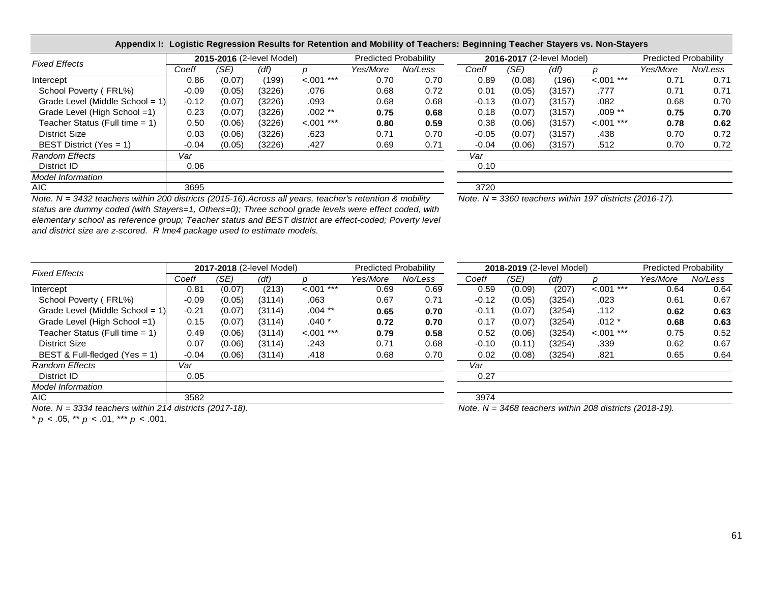**Appendix I: Logistic Regression Results for Retention and Mobility of Teachers: Beginning Teacher Stayers vs. Non-Stayers**

| *Fixed Effects* | **2015-2016** (2-level Model) | | | | Predicted Probability | | **2016-2017** (2-level Model) | | | | Predicted Probability | |
|---|---|---|---|---|---|---|---|---|---|---|---|---|
| | *Coeff* | *(SE)* | *(df)* | *p* | *Yes/More* | *No/Less* | *Coeff* | *(SE)* | *(df)* | *p* | *Yes/More* | *No/Less* |
| Intercept | 0.86 | (0.07) | (199) | <.001 *** | 0.70 | 0.70 | 0.89 | (0.08) | (196) | <.001 *** | 0.71 | 0.71 |
| School Poverty ( FRL%) | -0.09 | (0.05) | (3226) | .076 | 0.68 | 0.72 | 0.01 | (0.05) | (3157) | .777 | 0.71 | 0.71 |
| Grade Level (Middle School = 1) | -0.12 | (0.07) | (3226) | .093 | 0.68 | 0.68 | -0.13 | (0.07) | (3157) | .082 | 0.68 | 0.70 |
| Grade Level (High School =1) | 0.23 | (0.07) | (3226) | .002 ** | **0.75** | **0.68** | 0.18 | (0.07) | (3157) | .009 ** | **0.75** | **0.70** |
| Teacher Status (Full time = 1) | 0.50 | (0.06) | (3226) | <.001 *** | **0.80** | **0.59** | 0.38 | (0.06) | (3157) | <.001 *** | **0.78** | **0.62** |
| District Size | 0.03 | (0.06) | (3226) | .623 | 0.71 | 0.70 | -0.05 | (0.07) | (3157) | .438 | 0.70 | 0.72 |
| BEST District (Yes = 1) | -0.04 | (0.05) | (3226) | .427 | 0.69 | 0.71 | -0.04 | (0.06) | (3157) | .512 | 0.70 | 0.72 |
| *Random Effects* | *Var* | | | | | | *Var* | | | | | |
| District ID | 0.06 | | | | | | 0.10 | | | | | |
| *Model Information* | | | | | | | | | | | | |
| AIC | 3695 | | | | | | 3720 | | | | | |

*Note. N = 3432 teachers within 200 districts (2015-16).Across all years, teacher's retention & mobility status are dummy coded (with Stayers=1, Others=0); Three school grade levels were effect coded, with elementary school as reference group; Teacher status and BEST district are effect-coded; Poverty level and district size are z-scored. R lme4 package used to estimate models.*

*Note. N = 3360 teachers within 197 districts (2016-17).*

| *Fixed Effects* | **2017-2018** (2-level Model) | | | | Predicted Probability | | **2018-2019** (2-level Model) | | | | Predicted Probability | |
|---|---|---|---|---|---|---|---|---|---|---|---|---|
| | *Coeff* | *(SE)* | *(df)* | *p* | *Yes/More* | *No/Less* | *Coeff* | *(SE)* | *(df)* | *p* | *Yes/More* | *No/Less* |
| Intercept | 0.81 | (0.07) | (213) | <.001 *** | 0.69 | 0.69 | 0.59 | (0.09) | (207) | <.001 *** | 0.64 | 0.64 |
| School Poverty ( FRL%) | -0.09 | (0.05) | (3114) | .063 | 0.67 | 0.71 | -0.12 | (0.05) | (3254) | .023 | 0.61 | 0.67 |
| Grade Level (Middle School = 1) | -0.21 | (0.07) | (3114) | .004 ** | **0.65** | **0.70** | -0.11 | (0.07) | (3254) | .112 | **0.62** | **0.63** |
| Grade Level (High School =1) | 0.15 | (0.07) | (3114) | .040 * | **0.72** | **0.70** | 0.17 | (0.07) | (3254) | .012 * | **0.68** | **0.63** |
| Teacher Status (Full time = 1) | 0.49 | (0.06) | (3114) | <.001 *** | **0.79** | **0.58** | 0.52 | (0.06) | (3254) | <.001 *** | 0.75 | 0.52 |
| District Size | 0.07 | (0.06) | (3114) | .243 | 0.71 | 0.68 | -0.10 | (0.11) | (3254) | .339 | 0.62 | 0.67 |
| BEST & Full-fledged (Yes = 1) | -0.04 | (0.06) | (3114) | .418 | 0.68 | 0.70 | 0.02 | (0.08) | (3254) | .821 | 0.65 | 0.64 |
| *Random Effects* | *Var* | | | | | | *Var* | | | | | |
| District ID | 0.05 | | | | | | 0.27 | | | | | |
| *Model Information* | | | | | | | | | | | | |
| AIC | 3582 | | | | | | 3974 | | | | | |

*Note. N = 3334 teachers within 214 districts (2017-18).*

*Note. N = 3468 teachers within 208 districts (2018-19).*

\* $p < .05$, \*\* $p < .01$, \*\*\* $p < .001$.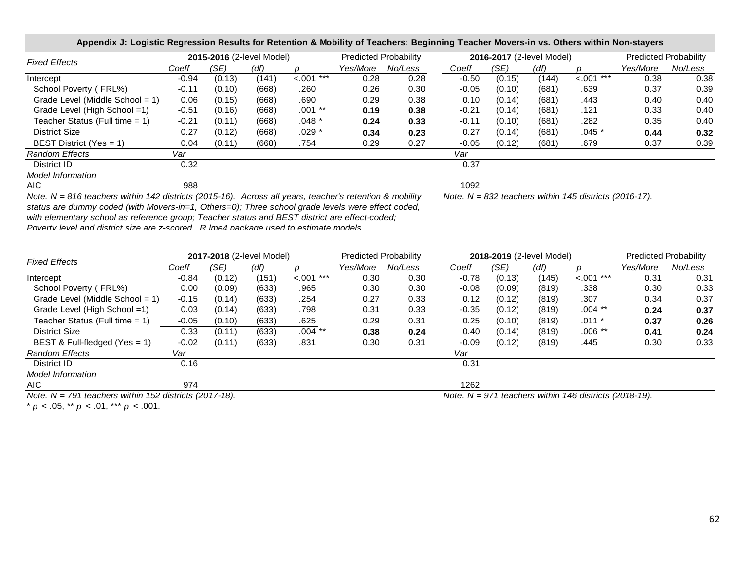**Appendix J: Logistic Regression Results for Retention & Mobility of Teachers: Beginning Teacher Movers-in vs. Others within Non-stayers**

| *Fixed Effects* | **2015-2016** (2-level Model) | | | | Predicted Probability | | **2016-2017** (2-level Model) | | | | Predicted Probability | |
|---|---|---|---|---|---|---|---|---|---|---|---|---|
| | *Coeff* | *(SE)* | *(df)* | *p* | *Yes/More* | *No/Less* | *Coeff* | *(SE)* | *(df)* | *p* | *Yes/More* | *No/Less* |
| Intercept | -0.94 | (0.13) | (141) | <.001 *** | 0.28 | 0.28 | -0.50 | (0.15) | (144) | <.001 *** | 0.38 | 0.38 |
| School Poverty ( FRL%) | -0.11 | (0.10) | (668) | .260 | 0.26 | 0.30 | -0.05 | (0.10) | (681) | .639 | 0.37 | 0.39 |
| Grade Level (Middle School = 1) | 0.06 | (0.15) | (668) | .690 | 0.29 | 0.38 | 0.10 | (0.14) | (681) | .443 | 0.40 | 0.40 |
| Grade Level (High School =1) | -0.51 | (0.16) | (668) | .001 ** | **0.19** | **0.38** | -0.21 | (0.14) | (681) | .121 | 0.33 | 0.40 |
| Teacher Status (Full time = 1) | -0.21 | (0.11) | (668) | .048 * | **0.24** | **0.33** | -0.11 | (0.10) | (681) | .282 | 0.35 | 0.40 |
| District Size | 0.27 | (0.12) | (668) | .029 * | **0.34** | **0.23** | 0.27 | (0.14) | (681) | .045 * | **0.44** | **0.32** |
| BEST District (Yes = 1) | 0.04 | (0.11) | (668) | .754 | 0.29 | 0.27 | -0.05 | (0.12) | (681) | .679 | 0.37 | 0.39 |
| *Random Effects* | *Var* | | | | | | *Var* | | | | | |
| District ID | 0.32 | | | | | | 0.37 | | | | | |
| *Model Information* | | | | | | | | | | | | |
| AIC | 988 | | | | | | 1092 | | | | | |

*Note. N = 816 teachers within 142 districts (2015-16). Across all years, teacher's retention & mobility status are dummy coded (with Movers-in=1, Others=0); Three school grade levels were effect coded, with elementary school as reference group; Teacher status and BEST district are effect-coded; Poverty level and district size are z-scored. R lme4 package used to estimate models*

*Note. N = 832 teachers within 145 districts (2016-17).*

| *Fixed Effects* | **2017-2018** (2-level Model) | | | | Predicted Probability | | **2018-2019** (2-level Model) | | | | Predicted Probability | |
|---|---|---|---|---|---|---|---|---|---|---|---|---|
| | *Coeff* | *(SE)* | *(df)* | *p* | *Yes/More* | *No/Less* | *Coeff* | *(SE)* | *(df)* | *p* | *Yes/More* | *No/Less* |
| Intercept | -0.84 | (0.12) | (151) | <.001 *** | 0.30 | 0.30 | -0.78 | (0.13) | (145) | <.001 *** | 0.31 | 0.31 |
| School Poverty ( FRL%) | 0.00 | (0.09) | (633) | .965 | 0.30 | 0.30 | -0.08 | (0.09) | (819) | .338 | 0.30 | 0.33 |
| Grade Level (Middle School = 1) | -0.15 | (0.14) | (633) | .254 | 0.27 | 0.33 | 0.12 | (0.12) | (819) | .307 | 0.34 | 0.37 |
| Grade Level (High School =1) | 0.03 | (0.14) | (633) | .798 | 0.31 | 0.33 | -0.35 | (0.12) | (819) | .004 ** | **0.24** | **0.37** |
| Teacher Status (Full time = 1) | -0.05 | (0.10) | (633) | .625 | 0.29 | 0.31 | 0.25 | (0.10) | (819) | .011 * | **0.37** | **0.26** |
| District Size | 0.33 | (0.11) | (633) | .004 ** | **0.38** | **0.24** | 0.40 | (0.14) | (819) | .006 ** | **0.41** | **0.24** |
| BEST & Full-fledged (Yes = 1) | -0.02 | (0.11) | (633) | .831 | 0.30 | 0.31 | -0.09 | (0.12) | (819) | .445 | 0.30 | 0.33 |
| *Random Effects* | *Var* | | | | | | *Var* | | | | | |
| District ID | 0.16 | | | | | | 0.31 | | | | | |
| *Model Information* | | | | | | | | | | | | |
| AIC | 974 | | | | | | 1262 | | | | | |

*Note. N = 791 teachers within 152 districts (2017-18).*

*Note. N = 971 teachers within 146 districts (2018-19).*

\* $p$ < .05, \*\* $p$ < .01, \*\*\* $p$ < .001.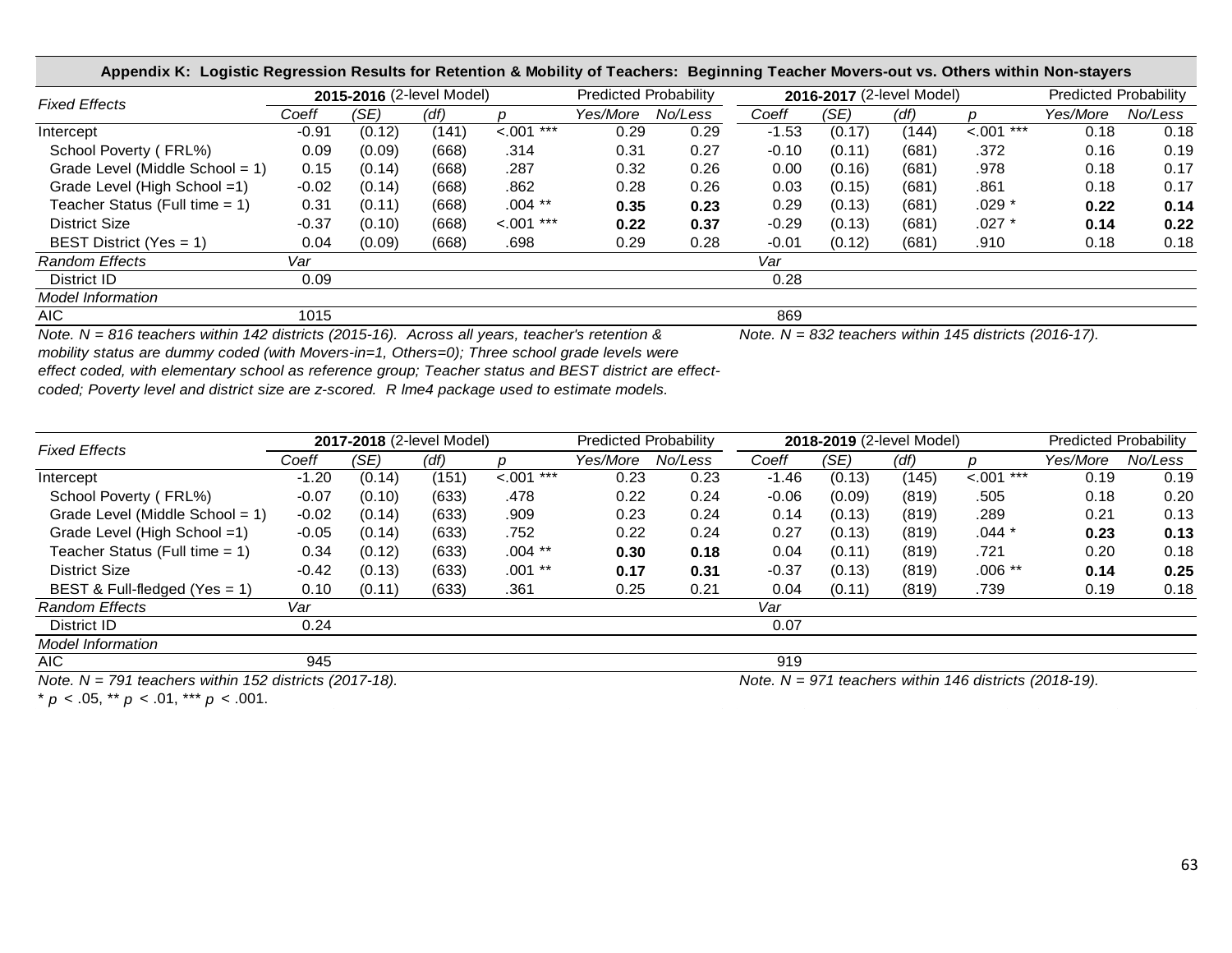**Appendix K: Logistic Regression Results for Retention & Mobility of Teachers: Beginning Teacher Movers-out vs. Others within Non-stayers**

| *Fixed Effects* | **2015-2016** (2-level Model) | | | | Predicted Probability | | **2016-2017** (2-level Model) | | | | Predicted Probability | |
|---|---|---|---|---|---|---|---|---|---|---|---|---|
| | *Coeff* | *(SE)* | *(df)* | *p* | *Yes/More* | *No/Less* | *Coeff* | *(SE)* | *(df)* | *p* | *Yes/More* | *No/Less* |
| Intercept | -0.91 | (0.12) | (141) | <.001 *** | 0.29 | 0.29 | -1.53 | (0.17) | (144) | <.001 *** | 0.18 | 0.18 |
| School Poverty ( FRL%) | 0.09 | (0.09) | (668) | .314 | 0.31 | 0.27 | -0.10 | (0.11) | (681) | .372 | 0.16 | 0.19 |
| Grade Level (Middle School = 1) | 0.15 | (0.14) | (668) | .287 | 0.32 | 0.26 | 0.00 | (0.16) | (681) | .978 | 0.18 | 0.17 |
| Grade Level (High School =1) | -0.02 | (0.14) | (668) | .862 | 0.28 | 0.26 | 0.03 | (0.15) | (681) | .861 | 0.18 | 0.17 |
| Teacher Status (Full time = 1) | 0.31 | (0.11) | (668) | .004 ** | **0.35** | **0.23** | 0.29 | (0.13) | (681) | .029 * | **0.22** | **0.14** |
| District Size | -0.37 | (0.10) | (668) | <.001 *** | **0.22** | **0.37** | -0.29 | (0.13) | (681) | .027 * | **0.14** | **0.22** |
| BEST District (Yes = 1) | 0.04 | (0.09) | (668) | .698 | 0.29 | 0.28 | -0.01 | (0.12) | (681) | .910 | 0.18 | 0.18 |
| *Random Effects* | *Var* | | | | | | *Var* | | | | | |
| District ID | 0.09 | | | | | | 0.28 | | | | | |
| *Model Information* | | | | | | | | | | | | |
| AIC | 1015 | | | | | | 869 | | | | | |

*Note. N = 816 teachers within 142 districts (2015-16). Across all years, teacher's retention & mobility status are dummy coded (with Movers-in=1, Others=0); Three school grade levels were effect coded, with elementary school as reference group; Teacher status and BEST district are effect-coded; Poverty level and district size are z-scored. R lme4 package used to estimate models.*

*Note. N = 832 teachers within 145 districts (2016-17).*

| *Fixed Effects* | **2017-2018** (2-level Model) | | | | Predicted Probability | | **2018-2019** (2-level Model) | | | | Predicted Probability | |
|---|---|---|---|---|---|---|---|---|---|---|---|---|
| | *Coeff* | *(SE)* | *(df)* | *p* | *Yes/More* | *No/Less* | *Coeff* | *(SE)* | *(df)* | *p* | *Yes/More* | *No/Less* |
| Intercept | -1.20 | (0.14) | (151) | <.001 *** | 0.23 | 0.23 | -1.46 | (0.13) | (145) | <.001 *** | 0.19 | 0.19 |
| School Poverty ( FRL%) | -0.07 | (0.10) | (633) | .478 | 0.22 | 0.24 | -0.06 | (0.09) | (819) | .505 | 0.18 | 0.20 |
| Grade Level (Middle School = 1) | -0.02 | (0.14) | (633) | .909 | 0.23 | 0.24 | 0.14 | (0.13) | (819) | .289 | 0.21 | 0.13 |
| Grade Level (High School =1) | -0.05 | (0.14) | (633) | .752 | 0.22 | 0.24 | 0.27 | (0.13) | (819) | .044 * | **0.23** | **0.13** |
| Teacher Status (Full time = 1) | 0.34 | (0.12) | (633) | .004 ** | **0.30** | **0.18** | 0.04 | (0.11) | (819) | .721 | 0.20 | 0.18 |
| District Size | -0.42 | (0.13) | (633) | .001 ** | **0.17** | **0.31** | -0.37 | (0.13) | (819) | .006 ** | **0.14** | **0.25** |
| BEST & Full-fledged (Yes = 1) | 0.10 | (0.11) | (633) | .361 | 0.25 | 0.21 | 0.04 | (0.11) | (819) | .739 | 0.19 | 0.18 |
| *Random Effects* | *Var* | | | | | | *Var* | | | | | |
| District ID | 0.24 | | | | | | 0.07 | | | | | |
| *Model Information* | | | | | | | | | | | | |
| AIC | 945 | | | | | | 919 | | | | | |

*Note. N = 791 teachers within 152 districts (2017-18).*

*Note. N = 971 teachers within 146 districts (2018-19).*

* $p < .05$, ** $p < .01$, *** $p < .001$.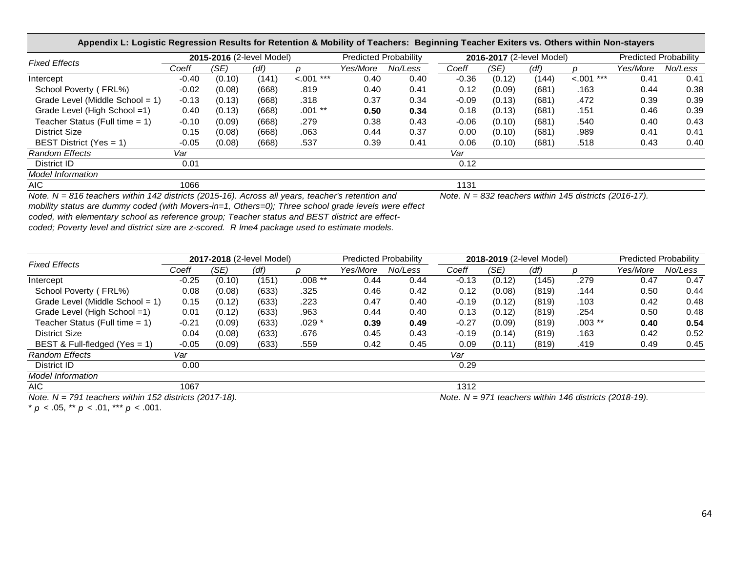**Appendix L: Logistic Regression Results for Retention & Mobility of Teachers: Beginning Teacher Exiters vs. Others within Non-stayers**

| Fixed Effects | **2015-2016** (2-level Model) | | | | Predicted Probability | | **2016-2017** (2-level Model) | | | | Predicted Probability | |
|---|---|---|---|---|---|---|---|---|---|---|---|---|
| | *Coeff* | *(SE)* | *(df)* | *p* | *Yes/More* | *No/Less* | *Coeff* | *(SE)* | *(df)* | *p* | *Yes/More* | *No/Less* |
| Intercept | -0.40 | (0.10) | (141) | <.001 *** | 0.40 | 0.40 | -0.36 | (0.12) | (144) | <.001 *** | 0.41 | 0.41 |
| School Poverty ( FRL%) | -0.02 | (0.08) | (668) | .819 | 0.40 | 0.41 | 0.12 | (0.09) | (681) | .163 | 0.44 | 0.38 |
| Grade Level (Middle School = 1) | -0.13 | (0.13) | (668) | .318 | 0.37 | 0.34 | -0.09 | (0.13) | (681) | .472 | 0.39 | 0.39 |
| Grade Level (High School =1) | 0.40 | (0.13) | (668) | .001 ** | **0.50** | **0.34** | 0.18 | (0.13) | (681) | .151 | 0.46 | 0.39 |
| Teacher Status (Full time = 1) | -0.10 | (0.09) | (668) | .279 | 0.38 | 0.43 | -0.06 | (0.10) | (681) | .540 | 0.40 | 0.43 |
| District Size | 0.15 | (0.08) | (668) | .063 | 0.44 | 0.37 | 0.00 | (0.10) | (681) | .989 | 0.41 | 0.41 |
| BEST District (Yes = 1) | -0.05 | (0.08) | (668) | .537 | 0.39 | 0.41 | 0.06 | (0.10) | (681) | .518 | 0.43 | 0.40 |
| *Random Effects* | *Var* | | | | | | *Var* | | | | | |
| District ID | 0.01 | | | | | | 0.12 | | | | | |
| *Model Information* | | | | | | | | | | | | |
| AIC | 1066 | | | | | | 1131 | | | | | |

*Note. N = 816 teachers within 142 districts (2015-16). Across all years, teacher's retention and mobility status are dummy coded (with Movers-in=1, Others=0); Three school grade levels were effect coded, with elementary school as reference group; Teacher status and BEST district are effect-coded; Poverty level and district size are z-scored. R lme4 package used to estimate models.*

*Note. N = 832 teachers within 145 districts (2016-17).*

| Fixed Effects | **2017-2018** (2-level Model) | | | | Predicted Probability | | **2018-2019** (2-level Model) | | | | Predicted Probability | |
|---|---|---|---|---|---|---|---|---|---|---|---|---|
| | *Coeff* | *(SE)* | *(df)* | *p* | *Yes/More* | *No/Less* | *Coeff* | *(SE)* | *(df)* | *p* | *Yes/More* | *No/Less* |
| Intercept | -0.25 | (0.10) | (151) | .008 ** | 0.44 | 0.44 | -0.13 | (0.12) | (145) | .279 | 0.47 | 0.47 |
| School Poverty ( FRL%) | 0.08 | (0.08) | (633) | .325 | 0.46 | 0.42 | 0.12 | (0.08) | (819) | .144 | 0.50 | 0.44 |
| Grade Level (Middle School = 1) | 0.15 | (0.12) | (633) | .223 | 0.47 | 0.40 | -0.19 | (0.12) | (819) | .103 | 0.42 | 0.48 |
| Grade Level (High School =1) | 0.01 | (0.12) | (633) | .963 | 0.44 | 0.40 | 0.13 | (0.12) | (819) | .254 | 0.50 | 0.48 |
| Teacher Status (Full time = 1) | -0.21 | (0.09) | (633) | .029 * | **0.39** | **0.49** | -0.27 | (0.09) | (819) | .003 ** | **0.40** | **0.54** |
| District Size | 0.04 | (0.08) | (633) | .676 | 0.45 | 0.43 | -0.19 | (0.14) | (819) | .163 | 0.42 | 0.52 |
| BEST & Full-fledged (Yes = 1) | -0.05 | (0.09) | (633) | .559 | 0.42 | 0.45 | 0.09 | (0.11) | (819) | .419 | 0.49 | 0.45 |
| *Random Effects* | *Var* | | | | | | *Var* | | | | | |
| District ID | 0.00 | | | | | | 0.29 | | | | | |
| *Model Information* | | | | | | | | | | | | |
| AIC | 1067 | | | | | | 1312 | | | | | |

*Note. N = 791 teachers within 152 districts (2017-18).*

*Note. N = 971 teachers within 146 districts (2018-19).*

\* $p$ < .05, ** $p$ < .01, *** $p$ < .001.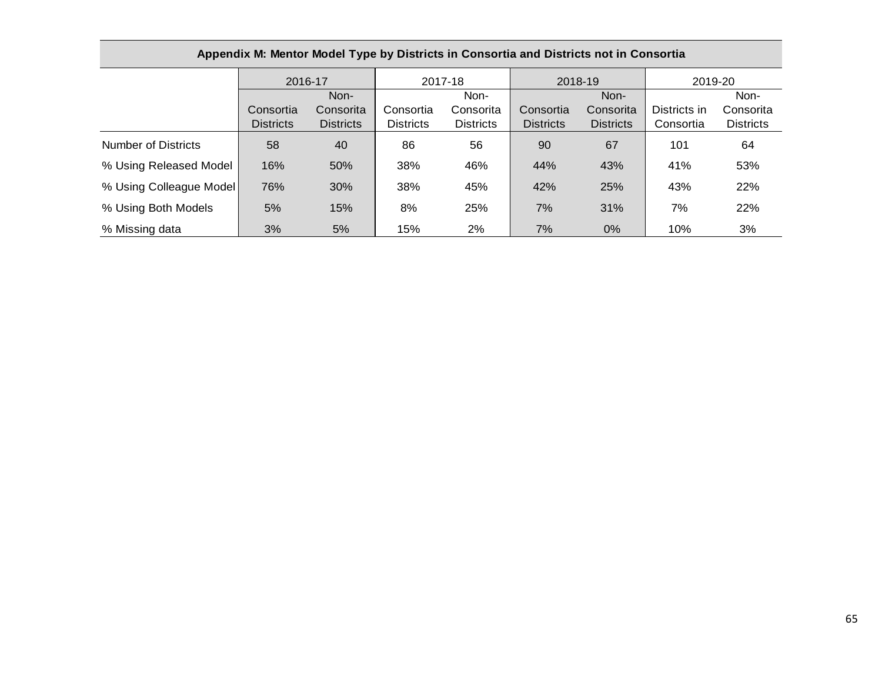## Appendix M: Mentor Model Type by Districts in Consortia and Districts not in Consortia

| | 2016-17 | | 2017-18 | | 2018-19 | | 2019-20 | |
|---|---|---|---|---|---|---|---|---|
| | Consortia Districts | Non-Consorita Districts | Consortia Districts | Non-Consorita Districts | Consortia Districts | Non-Consorita Districts | Districts in Consortia | Non-Consorita Districts |
| Number of Districts | 58 | 40 | 86 | 56 | 90 | 67 | 101 | 64 |
| % Using Released Model | 16% | 50% | 38% | 46% | 44% | 43% | 41% | 53% |
| % Using Colleague Model | 76% | 30% | 38% | 45% | 42% | 25% | 43% | 22% |
| % Using Both Models | 5% | 15% | 8% | 25% | 7% | 31% | 7% | 22% |
| % Missing data | 3% | 5% | 15% | 2% | 7% | 0% | 10% | 3% |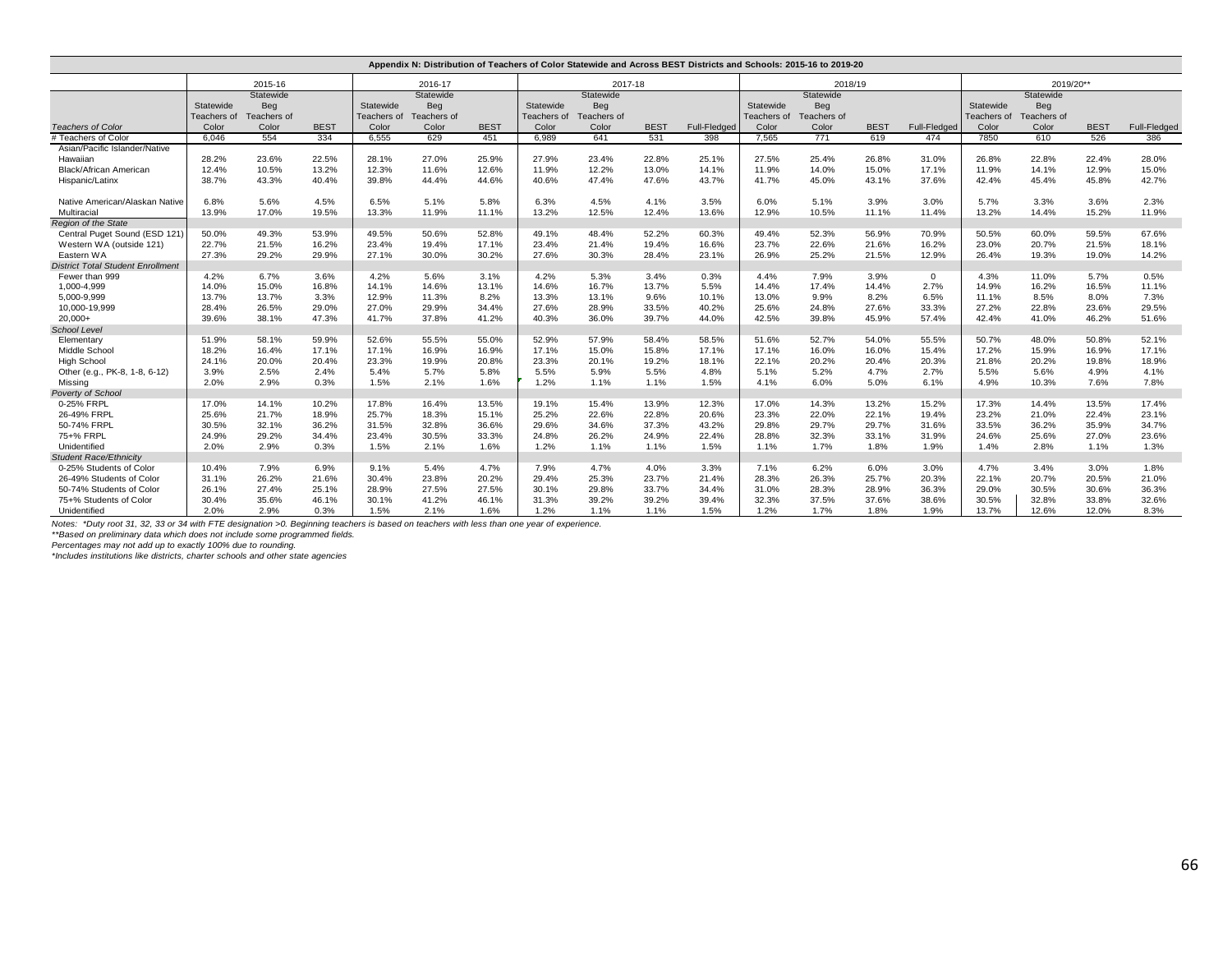## Appendix N: Distribution of Teachers of Color Statewide and Across BEST Districts and Schools: 2015-16 to 2019-20

| | 2015-16 | | | 2016-17 | | | 2017-18 | | | | 2018/19 | | | | 2019/20** | | | |
|---|---|---|---|---|---|---|---|---|---|---|---|---|---|---|---|---|---|---|
| *Teachers of Color* | Statewide Teachers of Color | Statewide Beg Teachers of Color | BEST | Statewide Teachers of Color | Statewide Beg Teachers of Color | BEST | Statewide Teachers of Color | Statewide Beg Teachers of Color | BEST | Full-Fledged | Statewide Teachers of Color | Statewide Beg Teachers of Color | BEST | Full-Fledged | Statewide Teachers of Color | Statewide Beg Teachers of Color | BEST | Full-Fledged |
| # Teachers of Color | 6,046 | 554 | 334 | 6,555 | 629 | 451 | 6,989 | 641 | 531 | 398 | 7,565 | 771 | 619 | 474 | 7850 | 610 | 526 | 386 |
| Asian/Pacific Islander/Native Hawaiian | 28.2% | 23.6% | 22.5% | 28.1% | 27.0% | 25.9% | 27.9% | 23.4% | 22.8% | 25.1% | 27.5% | 25.4% | 26.8% | 31.0% | 26.8% | 22.8% | 22.4% | 28.0% |
| Black/African American | 12.4% | 10.5% | 13.2% | 12.3% | 11.6% | 12.6% | 11.9% | 12.2% | 13.0% | 14.1% | 11.9% | 14.0% | 15.0% | 17.1% | 11.9% | 14.1% | 12.9% | 15.0% |
| Hispanic/Latinx | 38.7% | 43.3% | 40.4% | 39.8% | 44.4% | 44.6% | 40.6% | 47.4% | 47.6% | 43.7% | 41.7% | 45.0% | 43.1% | 37.6% | 42.4% | 45.4% | 45.8% | 42.7% |
| Native American/Alaskan Native | 6.8% | 5.6% | 4.5% | 6.5% | 5.1% | 5.8% | 6.3% | 4.5% | 4.1% | 3.5% | 6.0% | 5.1% | 3.9% | 3.0% | 5.7% | 3.3% | 3.6% | 2.3% |
| Multiracial | 13.9% | 17.0% | 19.5% | 13.3% | 11.9% | 11.1% | 13.2% | 12.5% | 12.4% | 13.6% | 12.9% | 10.5% | 11.1% | 11.4% | 13.2% | 14.4% | 15.2% | 11.9% |
| *Region of the State* | | | | | | | | | | | | | | | | | | |
| Central Puget Sound (ESD 121) | 50.0% | 49.3% | 53.9% | 49.5% | 50.6% | 52.8% | 49.1% | 48.4% | 52.2% | 60.3% | 49.4% | 52.3% | 56.9% | 70.9% | 50.5% | 60.0% | 59.5% | 67.6% |
| Western WA (outside 121) | 22.7% | 21.5% | 16.2% | 23.4% | 19.4% | 17.1% | 23.4% | 21.4% | 19.4% | 16.6% | 23.7% | 22.6% | 21.6% | 16.2% | 23.0% | 20.7% | 21.5% | 18.1% |
| Eastern WA | 27.3% | 29.2% | 29.9% | 27.1% | 30.0% | 30.2% | 27.6% | 30.3% | 28.4% | 23.1% | 26.9% | 25.2% | 21.5% | 12.9% | 26.4% | 19.3% | 19.0% | 14.2% |
| *District Total Student Enrollment* | | | | | | | | | | | | | | | | | | |
| Fewer than 999 | 4.2% | 6.7% | 3.6% | 4.2% | 5.6% | 3.1% | 4.2% | 5.3% | 3.4% | 0.3% | 4.4% | 7.9% | 3.9% | 0 | 4.3% | 11.0% | 5.7% | 0.5% |
| 1,000-4,999 | 14.0% | 15.0% | 16.8% | 14.1% | 14.6% | 13.1% | 14.6% | 16.7% | 13.7% | 5.5% | 14.4% | 17.4% | 14.4% | 2.7% | 14.9% | 16.2% | 16.5% | 11.1% |
| 5,000-9,999 | 13.7% | 13.7% | 3.3% | 12.9% | 11.3% | 8.2% | 13.3% | 13.1% | 9.6% | 10.1% | 13.0% | 9.9% | 8.2% | 6.5% | 11.1% | 8.5% | 8.0% | 7.3% |
| 10,000-19,999 | 28.4% | 26.5% | 29.0% | 27.0% | 29.9% | 34.4% | 27.6% | 28.9% | 33.5% | 40.2% | 25.6% | 24.8% | 27.6% | 33.3% | 27.2% | 22.8% | 23.6% | 29.5% |
| 20,000+ | 39.6% | 38.1% | 47.3% | 41.7% | 37.8% | 41.2% | 40.3% | 36.0% | 39.7% | 44.0% | 42.5% | 39.8% | 45.9% | 57.4% | 42.4% | 41.0% | 46.2% | 51.6% |
| *School Level* | | | | | | | | | | | | | | | | | | |
| Elementary | 51.9% | 58.1% | 59.9% | 52.6% | 55.5% | 55.0% | 52.9% | 57.9% | 58.4% | 58.5% | 51.6% | 52.7% | 54.0% | 55.5% | 50.7% | 48.0% | 50.8% | 52.1% |
| Middle School | 18.2% | 16.4% | 17.1% | 17.1% | 16.9% | 16.9% | 17.1% | 15.0% | 15.8% | 17.1% | 17.1% | 16.0% | 16.0% | 15.4% | 17.2% | 15.9% | 16.9% | 17.1% |
| High School | 24.1% | 20.0% | 20.4% | 23.3% | 19.9% | 20.8% | 23.3% | 20.1% | 19.2% | 18.1% | 22.1% | 20.2% | 20.4% | 20.3% | 21.8% | 20.2% | 19.8% | 18.9% |
| Other (e.g., PK-8, 1-8, 6-12) | 3.9% | 2.5% | 2.4% | 5.4% | 5.7% | 5.8% | 5.5% | 5.9% | 5.5% | 4.8% | 5.1% | 5.2% | 4.7% | 2.7% | 5.5% | 5.6% | 4.9% | 4.1% |
| Missing | 2.0% | 2.9% | 0.3% | 1.5% | 2.1% | 1.6% | 1.2% | 1.1% | 1.1% | 1.5% | 4.1% | 6.0% | 5.0% | 6.1% | 4.9% | 10.3% | 7.6% | 7.8% |
| *Poverty of School* | | | | | | | | | | | | | | | | | | |
| 0-25% FRPL | 17.0% | 14.1% | 10.2% | 17.8% | 16.4% | 13.5% | 19.1% | 15.4% | 13.9% | 12.3% | 17.0% | 14.3% | 13.2% | 15.2% | 17.3% | 14.4% | 13.5% | 17.4% |
| 26-49% FRPL | 25.6% | 21.7% | 18.9% | 25.7% | 18.3% | 15.1% | 25.2% | 22.6% | 22.8% | 20.6% | 23.3% | 22.0% | 22.1% | 19.4% | 23.2% | 21.0% | 22.4% | 23.1% |
| 50-74% FRPL | 30.5% | 32.1% | 36.2% | 31.5% | 32.8% | 36.6% | 29.6% | 34.6% | 37.3% | 43.2% | 29.8% | 29.7% | 29.7% | 31.6% | 33.5% | 36.2% | 35.9% | 34.7% |
| 75+% FRPL | 24.9% | 29.2% | 34.4% | 23.4% | 30.5% | 33.3% | 24.8% | 26.2% | 24.9% | 22.4% | 28.8% | 32.3% | 33.1% | 31.9% | 24.6% | 25.6% | 27.0% | 23.6% |
| Unidentified | 2.0% | 2.9% | 0.3% | 1.5% | 2.1% | 1.6% | 1.2% | 1.1% | 1.1% | 1.5% | 1.1% | 1.7% | 1.8% | 1.9% | 1.4% | 2.8% | 1.1% | 1.3% |
| *Student Race/Ethnicity* | | | | | | | | | | | | | | | | | | |
| 0-25% Students of Color | 10.4% | 7.9% | 6.9% | 9.1% | 5.4% | 4.7% | 7.9% | 4.7% | 4.0% | 3.3% | 7.1% | 6.2% | 6.0% | 3.0% | 4.7% | 3.4% | 3.0% | 1.8% |
| 26-49% Students of Color | 31.1% | 26.2% | 21.6% | 30.4% | 23.8% | 20.2% | 29.4% | 25.3% | 23.7% | 21.4% | 28.3% | 26.3% | 25.7% | 20.3% | 22.1% | 20.7% | 20.5% | 21.0% |
| 50-74% Students of Color | 26.1% | 27.4% | 25.1% | 28.9% | 27.5% | 27.5% | 30.1% | 29.8% | 33.7% | 34.4% | 31.0% | 28.3% | 28.9% | 36.3% | 29.0% | 30.5% | 30.6% | 36.3% |
| 75+% Students of Color | 30.4% | 35.6% | 46.1% | 30.1% | 41.2% | 46.1% | 31.3% | 39.2% | 39.2% | 39.4% | 32.3% | 37.5% | 37.6% | 38.6% | 30.5% | 32.8% | 33.8% | 32.6% |
| Unidentified | 2.0% | 2.9% | 0.3% | 1.5% | 2.1% | 1.6% | 1.2% | 1.1% | 1.1% | 1.5% | 1.2% | 1.7% | 1.8% | 1.9% | 13.7% | 12.6% | 12.0% | 8.3% |

*Notes: \*Duty root 31, 32, 33 or 34 with FTE designation >0. Beginning teachers is based on teachers with less than one year of experience.*

*\*\*Based on preliminary data which does not include some programmed fields.*

*Percentages may not add up to exactly 100% due to rounding.*

*\*Includes institutions like districts, charter schools and other state agencies*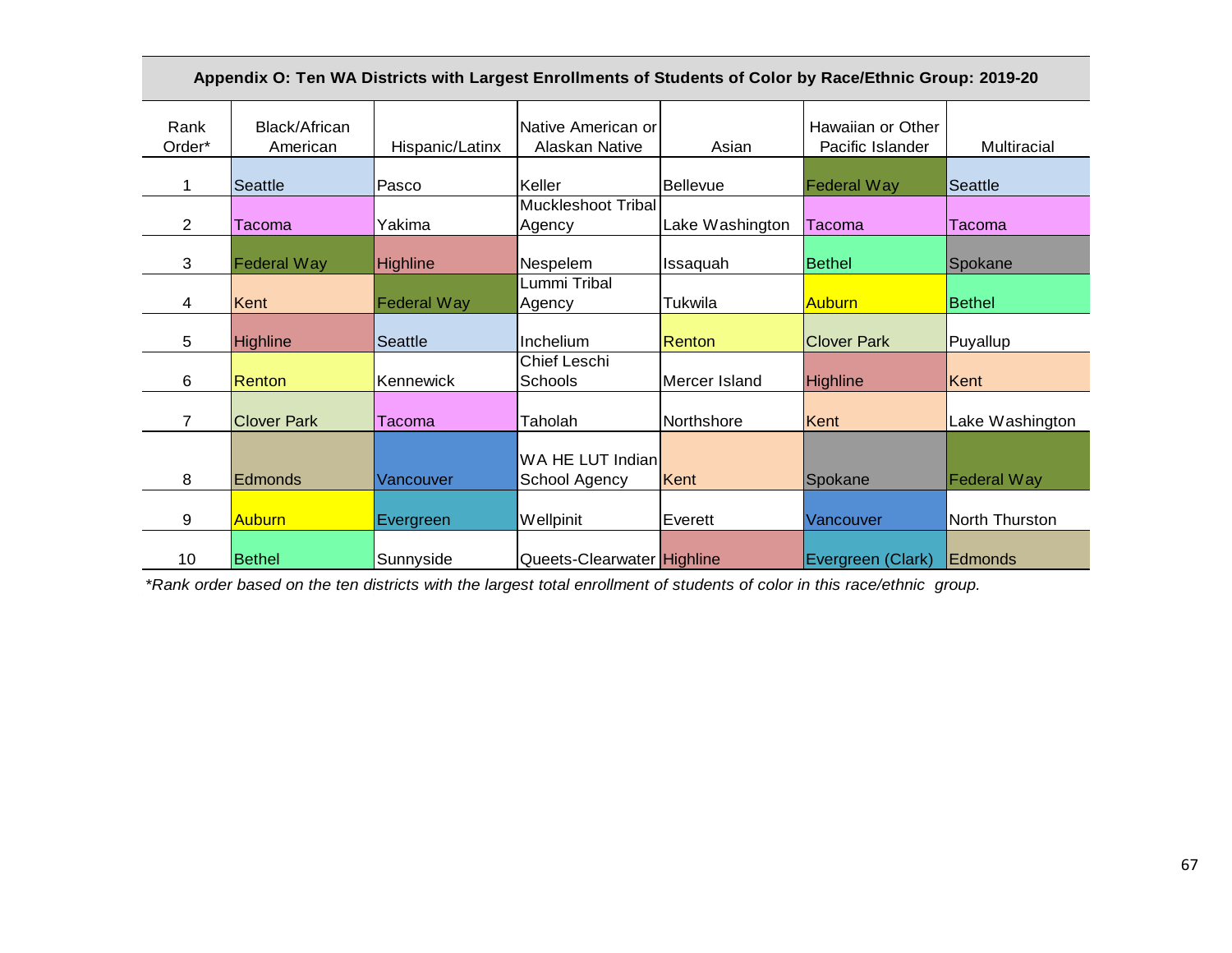## Appendix O: Ten WA Districts with Largest Enrollments of Students of Color by Race/Ethnic Group: 2019-20

| Rank Order* | Black/African American | Hispanic/Latinx | Native American or Alaskan Native | Asian | Hawaiian or Other Pacific Islander | Multiracial |
|---|---|---|---|---|---|---|
| 1 | Seattle | Pasco | Keller | Bellevue | Federal Way | Seattle |
| 2 | Tacoma | Yakima | Muckleshoot Tribal Agency | Lake Washington | Tacoma | Tacoma |
| 3 | Federal Way | Highline | Nespelem | Issaquah | Bethel | Spokane |
| 4 | Kent | Federal Way | Lummi Tribal Agency | Tukwila | Auburn | Bethel |
| 5 | Highline | Seattle | Inchelium | Renton | Clover Park | Puyallup |
| 6 | Renton | Kennewick | Chief Leschi Schools | Mercer Island | Highline | Kent |
| 7 | Clover Park | Tacoma | Taholah | Northshore | Kent | Lake Washington |
| 8 | Edmonds | Vancouver | WA HE LUT Indian School Agency | Kent | Spokane | Federal Way |
| 9 | Auburn | Evergreen | Wellpinit | Everett | Vancouver | North Thurston |
| 10 | Bethel | Sunnyside | Queets-Clearwater | Highline | Evergreen (Clark) | Edmonds |

*\*Rank order based on the ten districts with the largest total enrollment of students of color in this race/ethnic group.*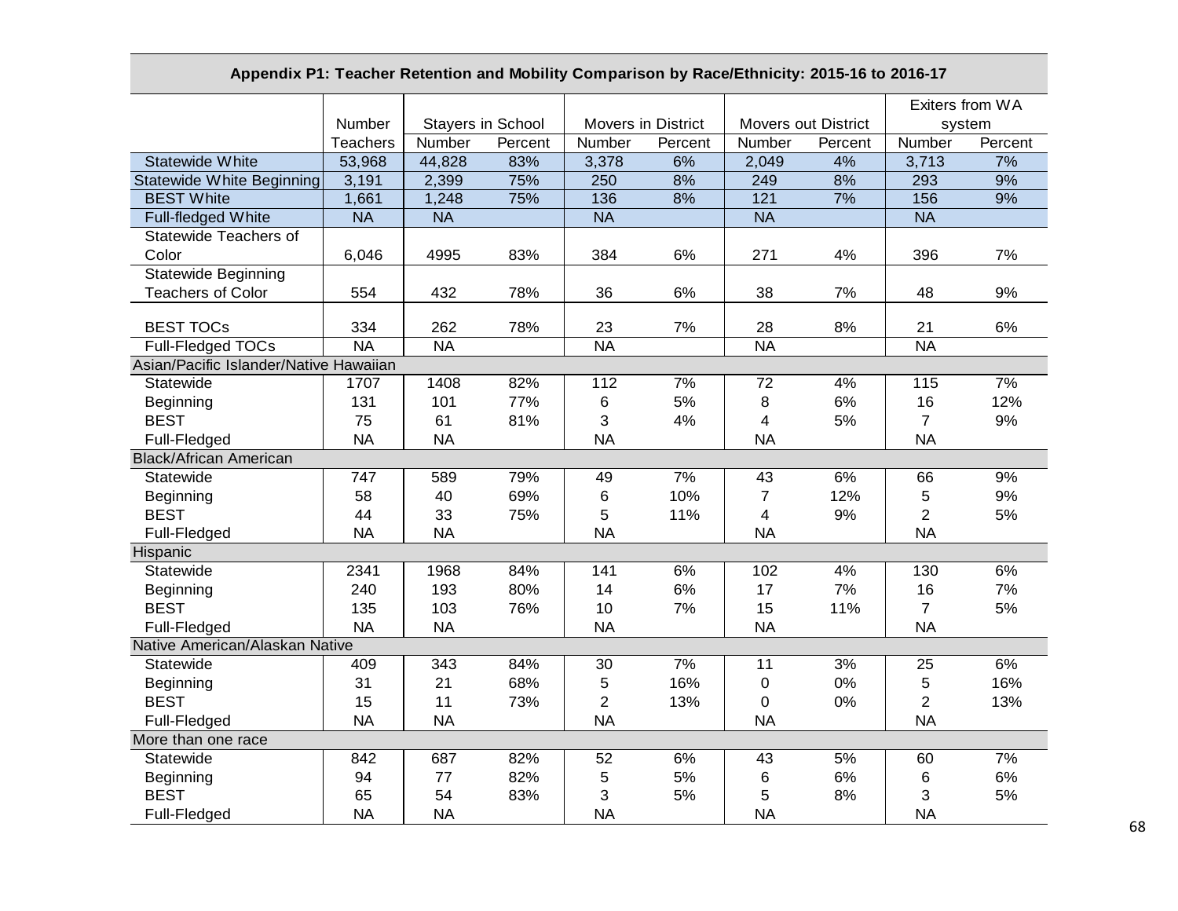| Appendix P1: Teacher Retention and Mobility Comparison by Race/Ethnicity: 2015-16 to 2016-17 | | | | | | | | | | |
|---|---|---|---|---|---|---|---|---|---|---|
| | Number | Stayers in School | | Movers in District | | Movers out District | | Exiters from WA system | | |
| | Teachers | Number | Percent | Number | Percent | Number | Percent | Number | Percent | |
| Statewide White | 53,968 | 44,828 | 83% | 3,378 | 6% | 2,049 | 4% | 3,713 | 7% | |
| Statewide White Beginning | 3,191 | 2,399 | 75% | 250 | 8% | 249 | 8% | 293 | 9% | |
| BEST White | 1,661 | 1,248 | 75% | 136 | 8% | 121 | 7% | 156 | 9% | |
| Full-fledged White | NA | NA | | NA | | NA | | NA | | |
| Statewide Teachers of Color | 6,046 | 4995 | 83% | 384 | 6% | 271 | 4% | 396 | 7% | |
| Statewide Beginning Teachers of Color | 554 | 432 | 78% | 36 | 6% | 38 | 7% | 48 | 9% | |
| BEST TOCs | 334 | 262 | 78% | 23 | 7% | 28 | 8% | 21 | 6% | |
| Full-Fledged TOCs | NA | NA | | NA | | NA | | NA | | |
| Asian/Pacific Islander/Native Hawaiian | | | | | | | | | | |
| Statewide | 1707 | 1408 | 82% | 112 | 7% | 72 | 4% | 115 | 7% | |
| Beginning | 131 | 101 | 77% | 6 | 5% | 8 | 6% | 16 | 12% | |
| BEST | 75 | 61 | 81% | 3 | 4% | 4 | 5% | 7 | 9% | |
| Full-Fledged | NA | NA | | NA | | NA | | NA | | |
| Black/African American | | | | | | | | | | |
| Statewide | 747 | 589 | 79% | 49 | 7% | 43 | 6% | 66 | 9% | |
| Beginning | 58 | 40 | 69% | 6 | 10% | 7 | 12% | 5 | 9% | |
| BEST | 44 | 33 | 75% | 5 | 11% | 4 | 9% | 2 | 5% | |
| Full-Fledged | NA | NA | | NA | | NA | | NA | | |
| Hispanic | | | | | | | | | | |
| Statewide | 2341 | 1968 | 84% | 141 | 6% | 102 | 4% | 130 | 6% | |
| Beginning | 240 | 193 | 80% | 14 | 6% | 17 | 7% | 16 | 7% | |
| BEST | 135 | 103 | 76% | 10 | 7% | 15 | 11% | 7 | 5% | |
| Full-Fledged | NA | NA | | NA | | NA | | NA | | |
| Native American/Alaskan Native | | | | | | | | | | |
| Statewide | 409 | 343 | 84% | 30 | 7% | 11 | 3% | 25 | 6% | |
| Beginning | 31 | 21 | 68% | 5 | 16% | 0 | 0% | 5 | 16% | |
| BEST | 15 | 11 | 73% | 2 | 13% | 0 | 0% | 2 | 13% | |
| Full-Fledged | NA | NA | | NA | | NA | | NA | | |
| More than one race | | | | | | | | | | |
| Statewide | 842 | 687 | 82% | 52 | 6% | 43 | 5% | 60 | 7% | |
| Beginning | 94 | 77 | 82% | 5 | 5% | 6 | 6% | 6 | 6% | |
| BEST | 65 | 54 | 83% | 3 | 5% | 5 | 8% | 3 | 5% | |
| Full-Fledged | NA | NA | | NA | | NA | | NA | | |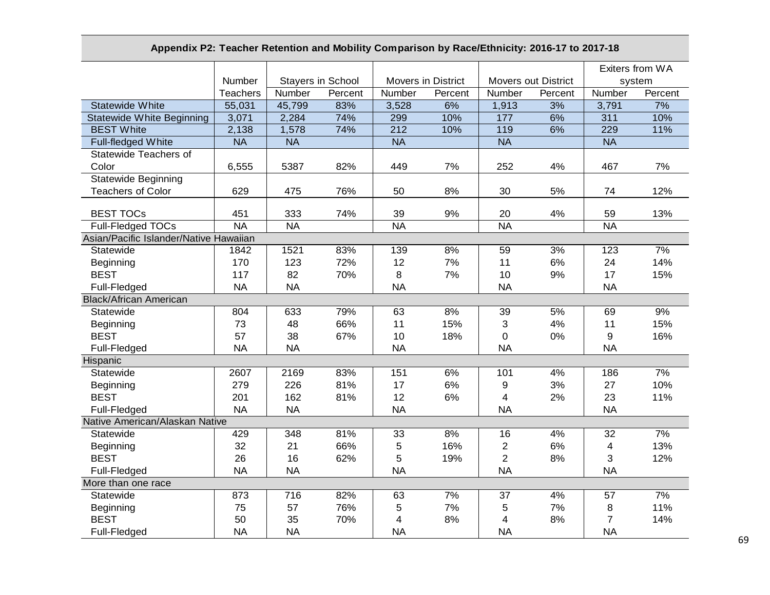**Appendix P2: Teacher Retention and Mobility Comparison by Race/Ethnicity: 2016-17 to 2017-18**

| | Number | Stayers in School | | Movers in District | | Movers out District | | Exiters from WA system | |
|---|---|---|---|---|---|---|---|---|---|
| | Teachers | Number | Percent | Number | Percent | Number | Percent | Number | Percent |
| Statewide White | 55,031 | 45,799 | 83% | 3,528 | 6% | 1,913 | 3% | 3,791 | 7% |
| Statewide White Beginning | 3,071 | 2,284 | 74% | 299 | 10% | 177 | 6% | 311 | 10% |
| BEST White | 2,138 | 1,578 | 74% | 212 | 10% | 119 | 6% | 229 | 11% |
| Full-fledged White | NA | NA | | NA | | NA | | NA | |
| Statewide Teachers of Color | 6,555 | 5387 | 82% | 449 | 7% | 252 | 4% | 467 | 7% |
| Statewide Beginning Teachers of Color | 629 | 475 | 76% | 50 | 8% | 30 | 5% | 74 | 12% |
| BEST TOCs | 451 | 333 | 74% | 39 | 9% | 20 | 4% | 59 | 13% |
| Full-Fledged TOCs | NA | NA | | NA | | NA | | NA | |
| **Asian/Pacific Islander/Native Hawaiian** | | | | | | | | | |
| Statewide | 1842 | 1521 | 83% | 139 | 8% | 59 | 3% | 123 | 7% |
| Beginning | 170 | 123 | 72% | 12 | 7% | 11 | 6% | 24 | 14% |
| BEST | 117 | 82 | 70% | 8 | 7% | 10 | 9% | 17 | 15% |
| Full-Fledged | NA | NA | | NA | | NA | | NA | |
| **Black/African American** | | | | | | | | | |
| Statewide | 804 | 633 | 79% | 63 | 8% | 39 | 5% | 69 | 9% |
| Beginning | 73 | 48 | 66% | 11 | 15% | 3 | 4% | 11 | 15% |
| BEST | 57 | 38 | 67% | 10 | 18% | 0 | 0% | 9 | 16% |
| Full-Fledged | NA | NA | | NA | | NA | | NA | |
| **Hispanic** | | | | | | | | | |
| Statewide | 2607 | 2169 | 83% | 151 | 6% | 101 | 4% | 186 | 7% |
| Beginning | 279 | 226 | 81% | 17 | 6% | 9 | 3% | 27 | 10% |
| BEST | 201 | 162 | 81% | 12 | 6% | 4 | 2% | 23 | 11% |
| Full-Fledged | NA | NA | | NA | | NA | | NA | |
| **Native American/Alaskan Native** | | | | | | | | | |
| Statewide | 429 | 348 | 81% | 33 | 8% | 16 | 4% | 32 | 7% |
| Beginning | 32 | 21 | 66% | 5 | 16% | 2 | 6% | 4 | 13% |
| BEST | 26 | 16 | 62% | 5 | 19% | 2 | 8% | 3 | 12% |
| Full-Fledged | NA | NA | | NA | | NA | | NA | |
| **More than one race** | | | | | | | | | |
| Statewide | 873 | 716 | 82% | 63 | 7% | 37 | 4% | 57 | 7% |
| Beginning | 75 | 57 | 76% | 5 | 7% | 5 | 7% | 8 | 11% |
| BEST | 50 | 35 | 70% | 4 | 8% | 4 | 8% | 7 | 14% |
| Full-Fledged | NA | NA | | NA | | NA | | NA | |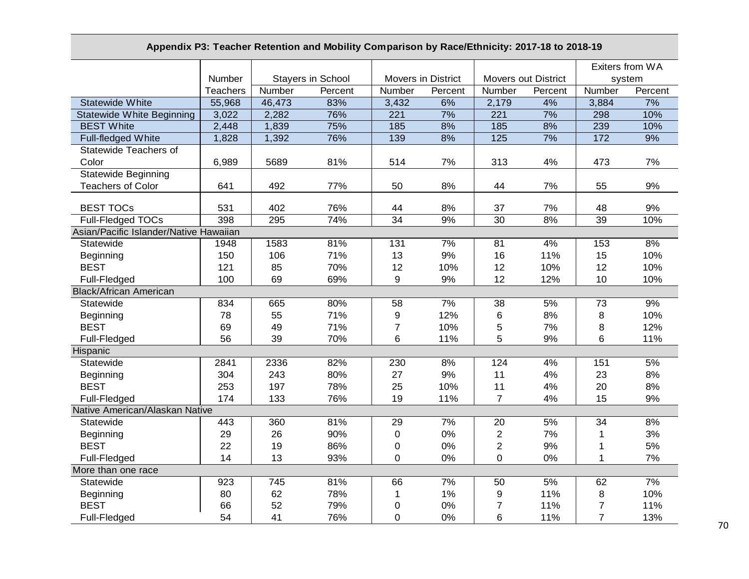| Appendix P3: Teacher Retention and Mobility Comparison by Race/Ethnicity: 2017-18 to 2018-19 | | | | | | | | | |
|---|---|---|---|---|---|---|---|---|---|
| | Number | Stayers in School | | Movers in District | | Movers out District | | Exiters from WA system | |
| | Teachers | Number | Percent | Number | Percent | Number | Percent | Number | Percent |
| Statewide White | 55,968 | 46,473 | 83% | 3,432 | 6% | 2,179 | 4% | 3,884 | 7% |
| Statewide White Beginning | 3,022 | 2,282 | 76% | 221 | 7% | 221 | 7% | 298 | 10% |
| BEST White | 2,448 | 1,839 | 75% | 185 | 8% | 185 | 8% | 239 | 10% |
| Full-fledged White | 1,828 | 1,392 | 76% | 139 | 8% | 125 | 7% | 172 | 9% |
| Statewide Teachers of Color | 6,989 | 5689 | 81% | 514 | 7% | 313 | 4% | 473 | 7% |
| Statewide Beginning Teachers of Color | 641 | 492 | 77% | 50 | 8% | 44 | 7% | 55 | 9% |
| BEST TOCs | 531 | 402 | 76% | 44 | 8% | 37 | 7% | 48 | 9% |
| Full-Fledged TOCs | 398 | 295 | 74% | 34 | 9% | 30 | 8% | 39 | 10% |
| Asian/Pacific Islander/Native Hawaiian | | | | | | | | | |
| Statewide | 1948 | 1583 | 81% | 131 | 7% | 81 | 4% | 153 | 8% |
| Beginning | 150 | 106 | 71% | 13 | 9% | 16 | 11% | 15 | 10% |
| BEST | 121 | 85 | 70% | 12 | 10% | 12 | 10% | 12 | 10% |
| Full-Fledged | 100 | 69 | 69% | 9 | 9% | 12 | 12% | 10 | 10% |
| Black/African American | | | | | | | | | |
| Statewide | 834 | 665 | 80% | 58 | 7% | 38 | 5% | 73 | 9% |
| Beginning | 78 | 55 | 71% | 9 | 12% | 6 | 8% | 8 | 10% |
| BEST | 69 | 49 | 71% | 7 | 10% | 5 | 7% | 8 | 12% |
| Full-Fledged | 56 | 39 | 70% | 6 | 11% | 5 | 9% | 6 | 11% |
| Hispanic | | | | | | | | | |
| Statewide | 2841 | 2336 | 82% | 230 | 8% | 124 | 4% | 151 | 5% |
| Beginning | 304 | 243 | 80% | 27 | 9% | 11 | 4% | 23 | 8% |
| BEST | 253 | 197 | 78% | 25 | 10% | 11 | 4% | 20 | 8% |
| Full-Fledged | 174 | 133 | 76% | 19 | 11% | 7 | 4% | 15 | 9% |
| Native American/Alaskan Native | | | | | | | | | |
| Statewide | 443 | 360 | 81% | 29 | 7% | 20 | 5% | 34 | 8% |
| Beginning | 29 | 26 | 90% | 0 | 0% | 2 | 7% | 1 | 3% |
| BEST | 22 | 19 | 86% | 0 | 0% | 2 | 9% | 1 | 5% |
| Full-Fledged | 14 | 13 | 93% | 0 | 0% | 0 | 0% | 1 | 7% |
| More than one race | | | | | | | | | |
| Statewide | 923 | 745 | 81% | 66 | 7% | 50 | 5% | 62 | 7% |
| Beginning | 80 | 62 | 78% | 1 | 1% | 9 | 11% | 8 | 10% |
| BEST | 66 | 52 | 79% | 0 | 0% | 7 | 11% | 7 | 11% |
| Full-Fledged | 54 | 41 | 76% | 0 | 0% | 6 | 11% | 7 | 13% |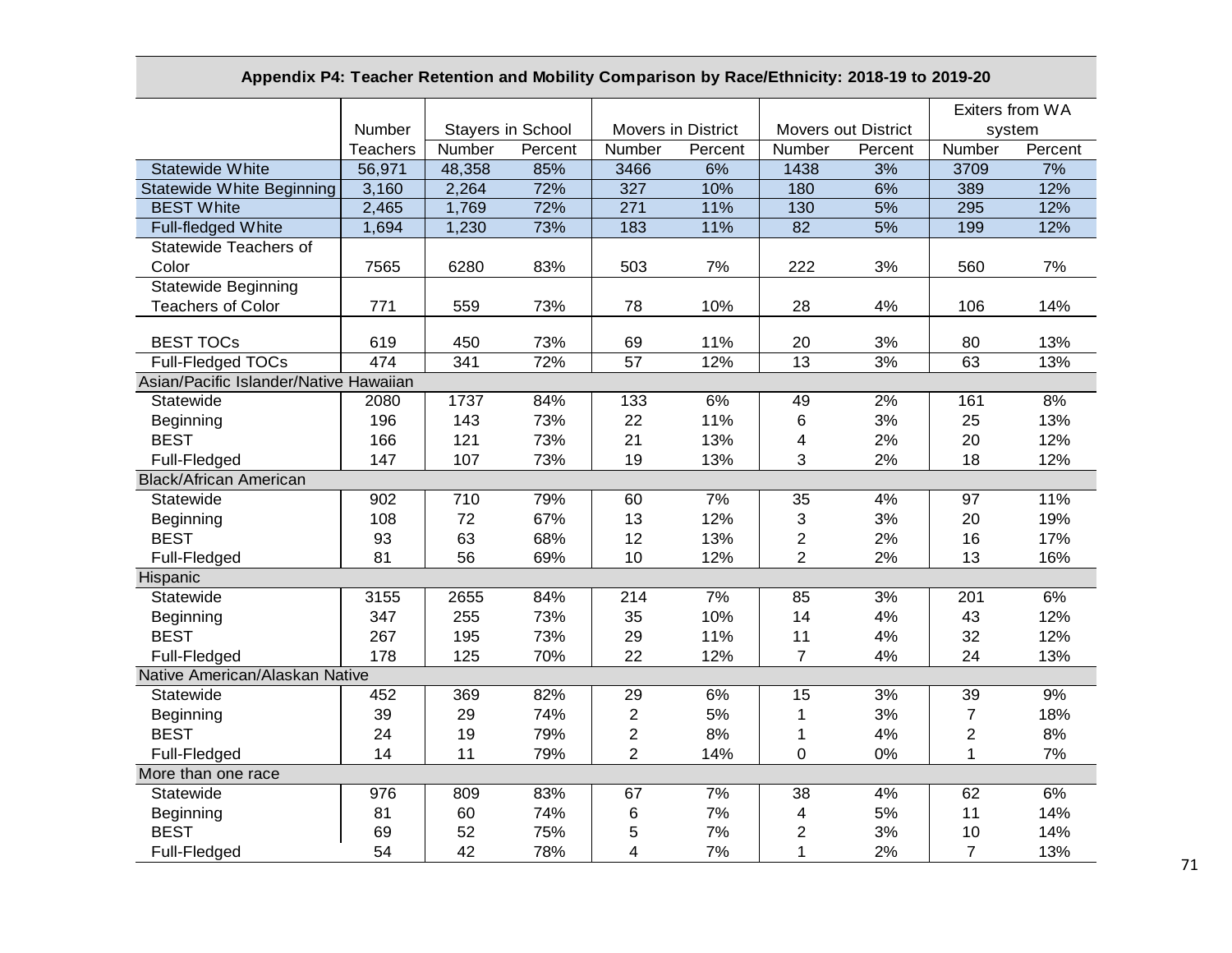## Appendix P4: Teacher Retention and Mobility Comparison by Race/Ethnicity: 2018-19 to 2019-20

| | Number | Stayers in School | | Movers in District | | Movers out District | | Exiters from WA system | |
|---|---|---|---|---|---|---|---|---|---|
| | Teachers | Number | Percent | Number | Percent | Number | Percent | Number | Percent |
| Statewide White | 56,971 | 48,358 | 85% | 3466 | 6% | 1438 | 3% | 3709 | 7% |
| Statewide White Beginning | 3,160 | 2,264 | 72% | 327 | 10% | 180 | 6% | 389 | 12% |
| BEST White | 2,465 | 1,769 | 72% | 271 | 11% | 130 | 5% | 295 | 12% |
| Full-fledged White | 1,694 | 1,230 | 73% | 183 | 11% | 82 | 5% | 199 | 12% |
| Statewide Teachers of Color | 7565 | 6280 | 83% | 503 | 7% | 222 | 3% | 560 | 7% |
| Statewide Beginning Teachers of Color | 771 | 559 | 73% | 78 | 10% | 28 | 4% | 106 | 14% |
| BEST TOCs | 619 | 450 | 73% | 69 | 11% | 20 | 3% | 80 | 13% |
| Full-Fledged TOCs | 474 | 341 | 72% | 57 | 12% | 13 | 3% | 63 | 13% |
| **Asian/Pacific Islander/Native Hawaiian** | | | | | | | | | |
| Statewide | 2080 | 1737 | 84% | 133 | 6% | 49 | 2% | 161 | 8% |
| Beginning | 196 | 143 | 73% | 22 | 11% | 6 | 3% | 25 | 13% |
| BEST | 166 | 121 | 73% | 21 | 13% | 4 | 2% | 20 | 12% |
| Full-Fledged | 147 | 107 | 73% | 19 | 13% | 3 | 2% | 18 | 12% |
| **Black/African American** | | | | | | | | | |
| Statewide | 902 | 710 | 79% | 60 | 7% | 35 | 4% | 97 | 11% |
| Beginning | 108 | 72 | 67% | 13 | 12% | 3 | 3% | 20 | 19% |
| BEST | 93 | 63 | 68% | 12 | 13% | 2 | 2% | 16 | 17% |
| Full-Fledged | 81 | 56 | 69% | 10 | 12% | 2 | 2% | 13 | 16% |
| **Hispanic** | | | | | | | | | |
| Statewide | 3155 | 2655 | 84% | 214 | 7% | 85 | 3% | 201 | 6% |
| Beginning | 347 | 255 | 73% | 35 | 10% | 14 | 4% | 43 | 12% |
| BEST | 267 | 195 | 73% | 29 | 11% | 11 | 4% | 32 | 12% |
| Full-Fledged | 178 | 125 | 70% | 22 | 12% | 7 | 4% | 24 | 13% |
| **Native American/Alaskan Native** | | | | | | | | | |
| Statewide | 452 | 369 | 82% | 29 | 6% | 15 | 3% | 39 | 9% |
| Beginning | 39 | 29 | 74% | 2 | 5% | 1 | 3% | 7 | 18% |
| BEST | 24 | 19 | 79% | 2 | 8% | 1 | 4% | 2 | 8% |
| Full-Fledged | 14 | 11 | 79% | 2 | 14% | 0 | 0% | 1 | 7% |
| **More than one race** | | | | | | | | | |
| Statewide | 976 | 809 | 83% | 67 | 7% | 38 | 4% | 62 | 6% |
| Beginning | 81 | 60 | 74% | 6 | 7% | 4 | 5% | 11 | 14% |
| BEST | 69 | 52 | 75% | 5 | 7% | 2 | 3% | 10 | 14% |
| Full-Fledged | 54 | 42 | 78% | 4 | 7% | 1 | 2% | 7 | 13% |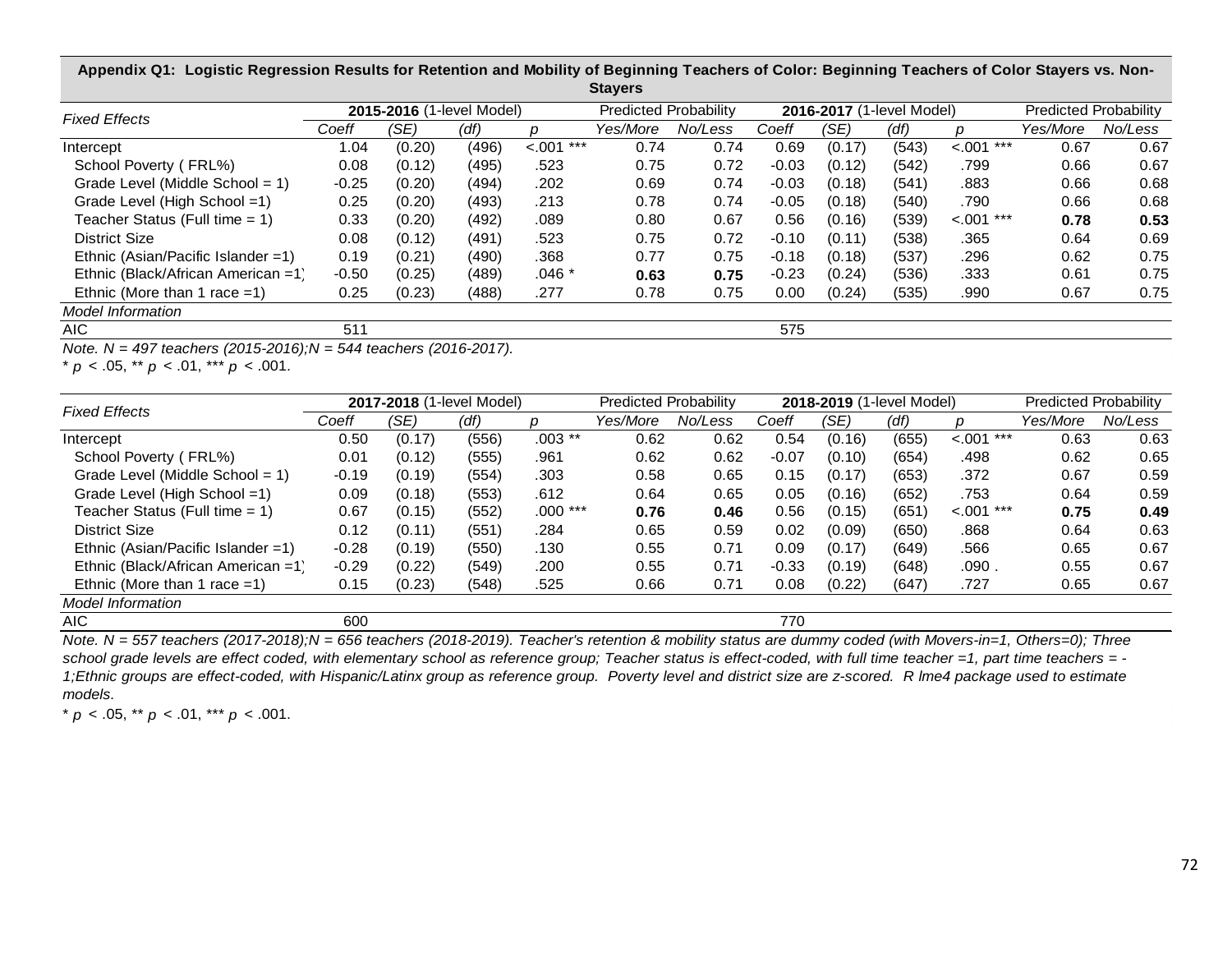**Appendix Q1: Logistic Regression Results for Retention and Mobility of Beginning Teachers of Color: Beginning Teachers of Color Stayers vs. Non-Stayers**

| *Fixed Effects* | **2015-2016** (1-level Model) | | | | Predicted Probability | | **2016-2017** (1-level Model) | | | | Predicted Probability | |
|---|---|---|---|---|---|---|---|---|---|---|---|---|
| | *Coeff* | *(SE)* | *(df)* | *p* | *Yes/More* | *No/Less* | *Coeff* | *(SE)* | *(df)* | *p* | *Yes/More* | *No/Less* |
| Intercept | 1.04 | (0.20) | (496) | <.001 *** | 0.74 | 0.74 | 0.69 | (0.17) | (543) | <.001 *** | 0.67 | 0.67 |
| School Poverty ( FRL%) | 0.08 | (0.12) | (495) | .523 | 0.75 | 0.72 | -0.03 | (0.12) | (542) | .799 | 0.66 | 0.67 |
| Grade Level (Middle School = 1) | -0.25 | (0.20) | (494) | .202 | 0.69 | 0.74 | -0.03 | (0.18) | (541) | .883 | 0.66 | 0.68 |
| Grade Level (High School =1) | 0.25 | (0.20) | (493) | .213 | 0.78 | 0.74 | -0.05 | (0.18) | (540) | .790 | 0.66 | 0.68 |
| Teacher Status (Full time = 1) | 0.33 | (0.20) | (492) | .089 | 0.80 | 0.67 | 0.56 | (0.16) | (539) | <.001 *** | **0.78** | **0.53** |
| District Size | 0.08 | (0.12) | (491) | .523 | 0.75 | 0.72 | -0.10 | (0.11) | (538) | .365 | 0.64 | 0.69 |
| Ethnic (Asian/Pacific Islander =1) | 0.19 | (0.21) | (490) | .368 | 0.77 | 0.75 | -0.18 | (0.18) | (537) | .296 | 0.62 | 0.75 |
| Ethnic (Black/African American =1) | -0.50 | (0.25) | (489) | .046 * | **0.63** | **0.75** | -0.23 | (0.24) | (536) | .333 | 0.61 | 0.75 |
| Ethnic (More than 1 race =1) | 0.25 | (0.23) | (488) | .277 | 0.78 | 0.75 | 0.00 | (0.24) | (535) | .990 | 0.67 | 0.75 |
| *Model Information* | | | | | | | | | | | | |
| AIC | 511 | | | | | | 575 | | | | | |

*Note. N = 497 teachers (2015-2016);N = 544 teachers (2016-2017).*

* $p < .05$, ** $p < .01$, *** $p < .001$.

| *Fixed Effects* | **2017-2018** (1-level Model) | | | | Predicted Probability | | **2018-2019** (1-level Model) | | | | Predicted Probability | |
|---|---|---|---|---|---|---|---|---|---|---|---|---|
| | *Coeff* | *(SE)* | *(df)* | *p* | *Yes/More* | *No/Less* | *Coeff* | *(SE)* | *(df)* | *p* | *Yes/More* | *No/Less* |
| Intercept | 0.50 | (0.17) | (556) | .003 ** | 0.62 | 0.62 | 0.54 | (0.16) | (655) | <.001 *** | 0.63 | 0.63 |
| School Poverty ( FRL%) | 0.01 | (0.12) | (555) | .961 | 0.62 | 0.62 | -0.07 | (0.10) | (654) | .498 | 0.62 | 0.65 |
| Grade Level (Middle School = 1) | -0.19 | (0.19) | (554) | .303 | 0.58 | 0.65 | 0.15 | (0.17) | (653) | .372 | 0.67 | 0.59 |
| Grade Level (High School =1) | 0.09 | (0.18) | (553) | .612 | 0.64 | 0.65 | 0.05 | (0.16) | (652) | .753 | 0.64 | 0.59 |
| Teacher Status (Full time = 1) | 0.67 | (0.15) | (552) | .000 *** | **0.76** | **0.46** | 0.56 | (0.15) | (651) | <.001 *** | **0.75** | **0.49** |
| District Size | 0.12 | (0.11) | (551) | .284 | 0.65 | 0.59 | 0.02 | (0.09) | (650) | .868 | 0.64 | 0.63 |
| Ethnic (Asian/Pacific Islander =1) | -0.28 | (0.19) | (550) | .130 | 0.55 | 0.71 | 0.09 | (0.17) | (649) | .566 | 0.65 | 0.67 |
| Ethnic (Black/African American =1) | -0.29 | (0.22) | (549) | .200 | 0.55 | 0.71 | -0.33 | (0.19) | (648) | .090 . | 0.55 | 0.67 |
| Ethnic (More than 1 race =1) | 0.15 | (0.23) | (548) | .525 | 0.66 | 0.71 | 0.08 | (0.22) | (647) | .727 | 0.65 | 0.67 |
| *Model Information* | | | | | | | | | | | | |
| AIC | 600 | | | | | | 770 | | | | | |

*Note. N = 557 teachers (2017-2018);N = 656 teachers (2018-2019). Teacher's retention & mobility status are dummy coded (with Movers-in=1, Others=0); Three school grade levels are effect coded, with elementary school as reference group; Teacher status is effect-coded, with full time teacher =1, part time teachers = -1;Ethnic groups are effect-coded, with Hispanic/Latinx group as reference group. Poverty level and district size are z-scored. R lme4 package used to estimate models.*

* $p < .05$, ** $p < .01$, *** $p < .001$.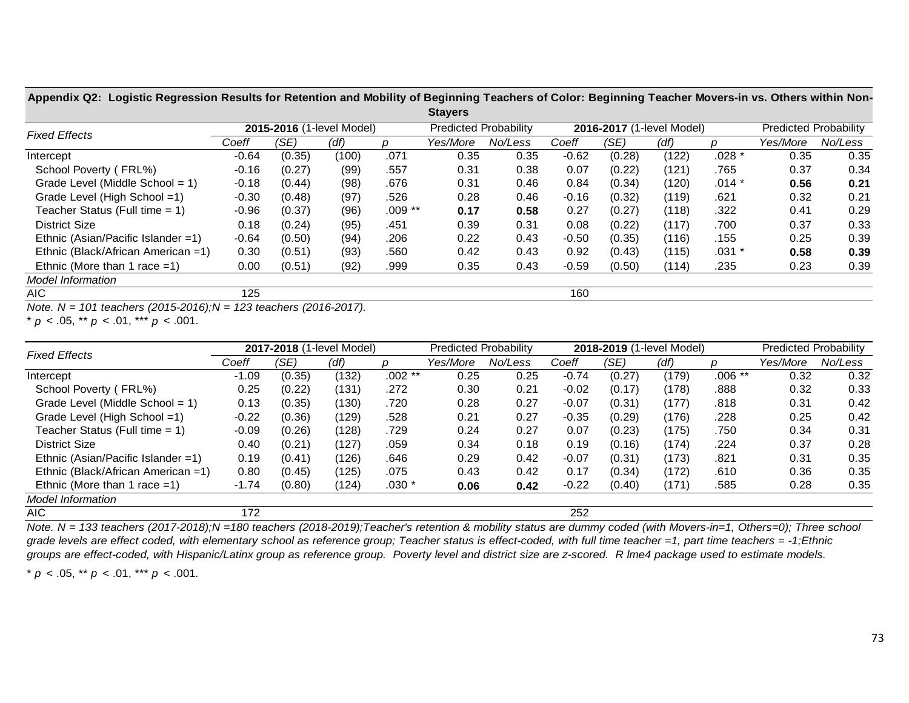**Appendix Q2: Logistic Regression Results for Retention and Mobility of Beginning Teachers of Color: Beginning Teacher Movers-in vs. Others within Non-Stayers**

| Fixed Effects | 2015-2016 (1-level Model) | | | | Predicted Probability | | 2016-2017 (1-level Model) | | | | Predicted Probability | |
|---|---|---|---|---|---|---|---|---|---|---|---|---|
| | *Coeff* | *(SE)* | *(df)* | *p* | *Yes/More* | *No/Less* | *Coeff* | *(SE)* | *(df)* | *p* | *Yes/More* | *No/Less* |
| Intercept | -0.64 | (0.35) | (100) | .071 | 0.35 | 0.35 | -0.62 | (0.28) | (122) | .028 * | 0.35 | 0.35 |
| School Poverty ( FRL%) | -0.16 | (0.27) | (99) | .557 | 0.31 | 0.38 | 0.07 | (0.22) | (121) | .765 | 0.37 | 0.34 |
| Grade Level (Middle School = 1) | -0.18 | (0.44) | (98) | .676 | 0.31 | 0.46 | 0.84 | (0.34) | (120) | .014 * | **0.56** | **0.21** |
| Grade Level (High School =1) | -0.30 | (0.48) | (97) | .526 | 0.28 | 0.46 | -0.16 | (0.32) | (119) | .621 | 0.32 | 0.21 |
| Teacher Status (Full time = 1) | -0.96 | (0.37) | (96) | .009 ** | **0.17** | **0.58** | 0.27 | (0.27) | (118) | .322 | 0.41 | 0.29 |
| District Size | 0.18 | (0.24) | (95) | .451 | 0.39 | 0.31 | 0.08 | (0.22) | (117) | .700 | 0.37 | 0.33 |
| Ethnic (Asian/Pacific Islander =1) | -0.64 | (0.50) | (94) | .206 | 0.22 | 0.43 | -0.50 | (0.35) | (116) | .155 | 0.25 | 0.39 |
| Ethnic (Black/African American =1) | 0.30 | (0.51) | (93) | .560 | 0.42 | 0.43 | 0.92 | (0.43) | (115) | .031 * | **0.58** | **0.39** |
| Ethnic (More than 1 race =1) | 0.00 | (0.51) | (92) | .999 | 0.35 | 0.43 | -0.59 | (0.50) | (114) | .235 | 0.23 | 0.39 |
| *Model Information* | | | | | | | | | | | | |
| AIC | 125 | | | | | | 160 | | | | | |

*Note. N = 101 teachers (2015-2016);N = 123 teachers (2016-2017).*

\* $p < .05$, ** $p < .01$, *** $p < .001$.

| Fixed Effects | 2017-2018 (1-level Model) | | | | Predicted Probability | | 2018-2019 (1-level Model) | | | | Predicted Probability | |
|---|---|---|---|---|---|---|---|---|---|---|---|---|
| | *Coeff* | *(SE)* | *(df)* | *p* | *Yes/More* | *No/Less* | *Coeff* | *(SE)* | *(df)* | *p* | *Yes/More* | *No/Less* |
| Intercept | -1.09 | (0.35) | (132) | .002 ** | 0.25 | 0.25 | -0.74 | (0.27) | (179) | .006 ** | 0.32 | 0.32 |
| School Poverty ( FRL%) | 0.25 | (0.22) | (131) | .272 | 0.30 | 0.21 | -0.02 | (0.17) | (178) | .888 | 0.32 | 0.33 |
| Grade Level (Middle School = 1) | 0.13 | (0.35) | (130) | .720 | 0.28 | 0.27 | -0.07 | (0.31) | (177) | .818 | 0.31 | 0.42 |
| Grade Level (High School =1) | -0.22 | (0.36) | (129) | .528 | 0.21 | 0.27 | -0.35 | (0.29) | (176) | .228 | 0.25 | 0.42 |
| Teacher Status (Full time = 1) | -0.09 | (0.26) | (128) | .729 | 0.24 | 0.27 | 0.07 | (0.23) | (175) | .750 | 0.34 | 0.31 |
| District Size | 0.40 | (0.21) | (127) | .059 | 0.34 | 0.18 | 0.19 | (0.16) | (174) | .224 | 0.37 | 0.28 |
| Ethnic (Asian/Pacific Islander =1) | 0.19 | (0.41) | (126) | .646 | 0.29 | 0.42 | -0.07 | (0.31) | (173) | .821 | 0.31 | 0.35 |
| Ethnic (Black/African American =1) | 0.80 | (0.45) | (125) | .075 | 0.43 | 0.42 | 0.17 | (0.34) | (172) | .610 | 0.36 | 0.35 |
| Ethnic (More than 1 race =1) | -1.74 | (0.80) | (124) | .030 * | **0.06** | **0.42** | -0.22 | (0.40) | (171) | .585 | 0.28 | 0.35 |
| *Model Information* | | | | | | | | | | | | |
| AIC | 172 | | | | | | 252 | | | | | |

*Note. N = 133 teachers (2017-2018);N =180 teachers (2018-2019);Teacher's retention & mobility status are dummy coded (with Movers-in=1, Others=0); Three school grade levels are effect coded, with elementary school as reference group; Teacher status is effect-coded, with full time teacher =1, part time teachers = -1;Ethnic groups are effect-coded, with Hispanic/Latinx group as reference group. Poverty level and district size are z-scored. R lme4 package used to estimate models.*

\* $p < .05$, ** $p < .01$, *** $p < .001$.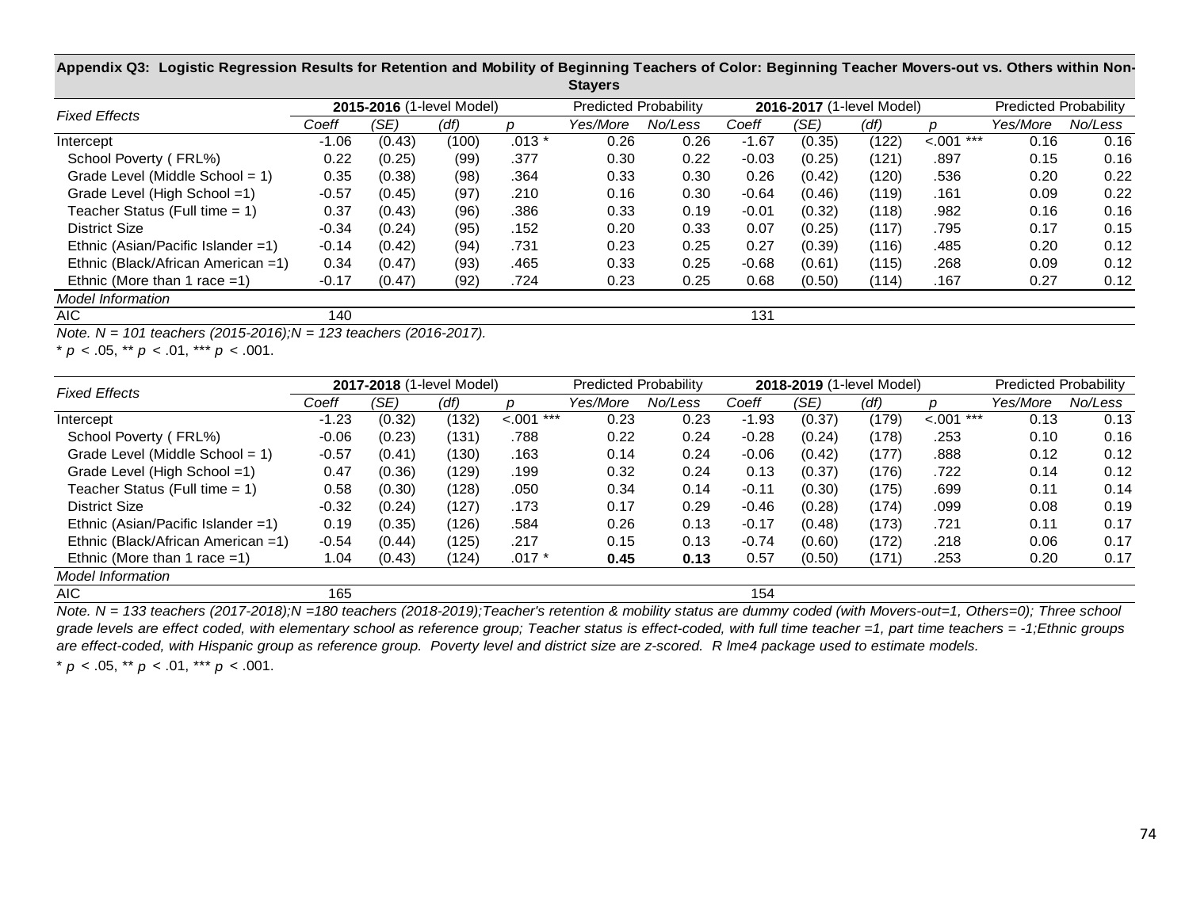**Appendix Q3: Logistic Regression Results for Retention and Mobility of Beginning Teachers of Color: Beginning Teacher Movers-out vs. Others within Non-Stayers**

| *Fixed Effects* | **2015-2016** (1-level Model) | | | | Predicted Probability | | **2016-2017** (1-level Model) | | | | Predicted Probability | |
|---|---|---|---|---|---|---|---|---|---|---|---|---|
| | *Coeff* | *(SE)* | *(df)* | *p* | *Yes/More* | *No/Less* | *Coeff* | *(SE)* | *(df)* | *p* | *Yes/More* | *No/Less* |
| Intercept | -1.06 | (0.43) | (100) | .013 * | 0.26 | 0.26 | -1.67 | (0.35) | (122) | <.001 *** | 0.16 | 0.16 |
| School Poverty ( FRL%) | 0.22 | (0.25) | (99) | .377 | 0.30 | 0.22 | -0.03 | (0.25) | (121) | .897 | 0.15 | 0.16 |
| Grade Level (Middle School = 1) | 0.35 | (0.38) | (98) | .364 | 0.33 | 0.30 | 0.26 | (0.42) | (120) | .536 | 0.20 | 0.22 |
| Grade Level (High School =1) | -0.57 | (0.45) | (97) | .210 | 0.16 | 0.30 | -0.64 | (0.46) | (119) | .161 | 0.09 | 0.22 |
| Teacher Status (Full time = 1) | 0.37 | (0.43) | (96) | .386 | 0.33 | 0.19 | -0.01 | (0.32) | (118) | .982 | 0.16 | 0.16 |
| District Size | -0.34 | (0.24) | (95) | .152 | 0.20 | 0.33 | 0.07 | (0.25) | (117) | .795 | 0.17 | 0.15 |
| Ethnic (Asian/Pacific Islander =1) | -0.14 | (0.42) | (94) | .731 | 0.23 | 0.25 | 0.27 | (0.39) | (116) | .485 | 0.20 | 0.12 |
| Ethnic (Black/African American =1) | 0.34 | (0.47) | (93) | .465 | 0.33 | 0.25 | -0.68 | (0.61) | (115) | .268 | 0.09 | 0.12 |
| Ethnic (More than 1 race =1) | -0.17 | (0.47) | (92) | .724 | 0.23 | 0.25 | 0.68 | (0.50) | (114) | .167 | 0.27 | 0.12 |
| *Model Information* | | | | | | | | | | | | |
| AIC | 140 | | | | | | 131 | | | | | |

*Note. N = 101 teachers (2015-2016);N = 123 teachers (2016-2017).*

* $p < .05$, ** $p < .01$, *** $p < .001$.

| *Fixed Effects* | **2017-2018** (1-level Model) | | | | Predicted Probability | | **2018-2019** (1-level Model) | | | | Predicted Probability | |
|---|---|---|---|---|---|---|---|---|---|---|---|---|
| | *Coeff* | *(SE)* | *(df)* | *p* | *Yes/More* | *No/Less* | *Coeff* | *(SE)* | *(df)* | *p* | *Yes/More* | *No/Less* |
| Intercept | -1.23 | (0.32) | (132) | <.001 *** | 0.23 | 0.23 | -1.93 | (0.37) | (179) | <.001 *** | 0.13 | 0.13 |
| School Poverty ( FRL%) | -0.06 | (0.23) | (131) | .788 | 0.22 | 0.24 | -0.28 | (0.24) | (178) | .253 | 0.10 | 0.16 |
| Grade Level (Middle School = 1) | -0.57 | (0.41) | (130) | .163 | 0.14 | 0.24 | -0.06 | (0.42) | (177) | .888 | 0.12 | 0.12 |
| Grade Level (High School =1) | 0.47 | (0.36) | (129) | .199 | 0.32 | 0.24 | 0.13 | (0.37) | (176) | .722 | 0.14 | 0.12 |
| Teacher Status (Full time = 1) | 0.58 | (0.30) | (128) | .050 | 0.34 | 0.14 | -0.11 | (0.30) | (175) | .699 | 0.11 | 0.14 |
| District Size | -0.32 | (0.24) | (127) | .173 | 0.17 | 0.29 | -0.46 | (0.28) | (174) | .099 | 0.08 | 0.19 |
| Ethnic (Asian/Pacific Islander =1) | 0.19 | (0.35) | (126) | .584 | 0.26 | 0.13 | -0.17 | (0.48) | (173) | .721 | 0.11 | 0.17 |
| Ethnic (Black/African American =1) | -0.54 | (0.44) | (125) | .217 | 0.15 | 0.13 | -0.74 | (0.60) | (172) | .218 | 0.06 | 0.17 |
| Ethnic (More than 1 race =1) | 1.04 | (0.43) | (124) | .017 * | **0.45** | **0.13** | 0.57 | (0.50) | (171) | .253 | 0.20 | 0.17 |
| *Model Information* | | | | | | | | | | | | |
| AIC | 165 | | | | | | 154 | | | | | |

*Note. N = 133 teachers (2017-2018);N =180 teachers (2018-2019);Teacher's retention & mobility status are dummy coded (with Movers-out=1, Others=0); Three school grade levels are effect coded, with elementary school as reference group; Teacher status is effect-coded, with full time teacher =1, part time teachers = -1;Ethnic groups are effect-coded, with Hispanic group as reference group. Poverty level and district size are z-scored. R lme4 package used to estimate models.*

* $p < .05$, ** $p < .01$, *** $p < .001$.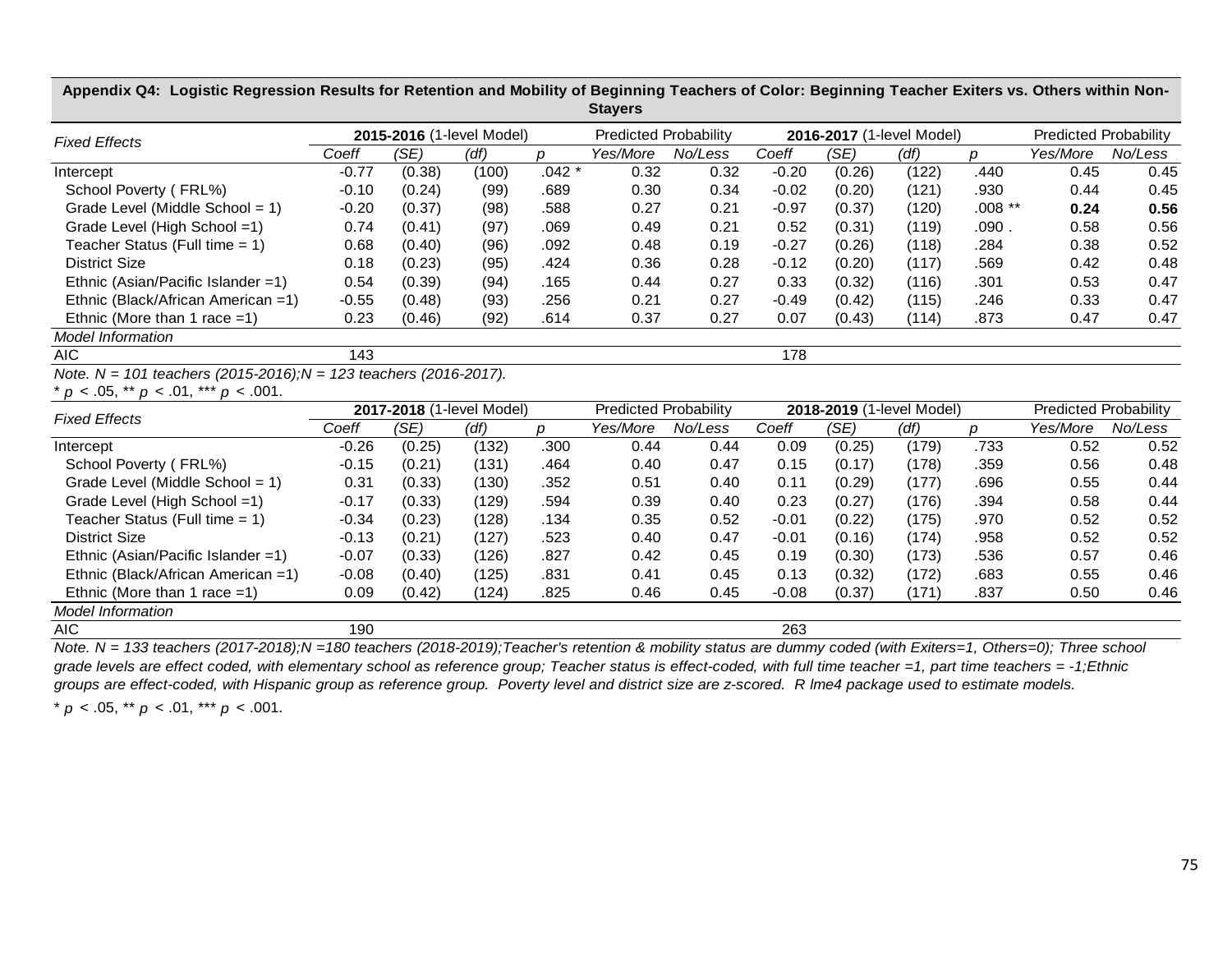**Appendix Q4: Logistic Regression Results for Retention and Mobility of Beginning Teachers of Color: Beginning Teacher Exiters vs. Others within Non-Stayers**

| *Fixed Effects* | **2015-2016** (1-level Model) | | | | Predicted Probability | | **2016-2017** (1-level Model) | | | | Predicted Probability | |
|---|---|---|---|---|---|---|---|---|---|---|---|---|
| | *Coeff* | *(SE)* | *(df)* | *p* | *Yes/More* | *No/Less* | *Coeff* | *(SE)* | *(df)* | *p* | *Yes/More* | *No/Less* |
| Intercept | -0.77 | (0.38) | (100) | .042 * | 0.32 | 0.32 | -0.20 | (0.26) | (122) | .440 | 0.45 | 0.45 |
| School Poverty ( FRL%) | -0.10 | (0.24) | (99) | .689 | 0.30 | 0.34 | -0.02 | (0.20) | (121) | .930 | 0.44 | 0.45 |
| Grade Level (Middle School = 1) | -0.20 | (0.37) | (98) | .588 | 0.27 | 0.21 | -0.97 | (0.37) | (120) | .008 ** | **0.24** | **0.56** |
| Grade Level (High School =1) | 0.74 | (0.41) | (97) | .069 | 0.49 | 0.21 | 0.52 | (0.31) | (119) | .090 . | 0.58 | 0.56 |
| Teacher Status (Full time = 1) | 0.68 | (0.40) | (96) | .092 | 0.48 | 0.19 | -0.27 | (0.26) | (118) | .284 | 0.38 | 0.52 |
| District Size | 0.18 | (0.23) | (95) | .424 | 0.36 | 0.28 | -0.12 | (0.20) | (117) | .569 | 0.42 | 0.48 |
| Ethnic (Asian/Pacific Islander =1) | 0.54 | (0.39) | (94) | .165 | 0.44 | 0.27 | 0.33 | (0.32) | (116) | .301 | 0.53 | 0.47 |
| Ethnic (Black/African American =1) | -0.55 | (0.48) | (93) | .256 | 0.21 | 0.27 | -0.49 | (0.42) | (115) | .246 | 0.33 | 0.47 |
| Ethnic (More than 1 race =1) | 0.23 | (0.46) | (92) | .614 | 0.37 | 0.27 | 0.07 | (0.43) | (114) | .873 | 0.47 | 0.47 |
| *Model Information* | | | | | | | | | | | | |
| AIC | 143 | | | | | | 178 | | | | | |

*Note. N = 101 teachers (2015-2016);N = 123 teachers (2016-2017).*

\* *p* < .05, ** *p* < .01, *** *p* < .001.

| *Fixed Effects* | **2017-2018** (1-level Model) | | | | Predicted Probability | | **2018-2019** (1-level Model) | | | | Predicted Probability | |
|---|---|---|---|---|---|---|---|---|---|---|---|---|
| | *Coeff* | *(SE)* | *(df)* | *p* | *Yes/More* | *No/Less* | *Coeff* | *(SE)* | *(df)* | *p* | *Yes/More* | *No/Less* |
| Intercept | -0.26 | (0.25) | (132) | .300 | 0.44 | 0.44 | 0.09 | (0.25) | (179) | .733 | 0.52 | 0.52 |
| School Poverty ( FRL%) | -0.15 | (0.21) | (131) | .464 | 0.40 | 0.47 | 0.15 | (0.17) | (178) | .359 | 0.56 | 0.48 |
| Grade Level (Middle School = 1) | 0.31 | (0.33) | (130) | .352 | 0.51 | 0.40 | 0.11 | (0.29) | (177) | .696 | 0.55 | 0.44 |
| Grade Level (High School =1) | -0.17 | (0.33) | (129) | .594 | 0.39 | 0.40 | 0.23 | (0.27) | (176) | .394 | 0.58 | 0.44 |
| Teacher Status (Full time = 1) | -0.34 | (0.23) | (128) | .134 | 0.35 | 0.52 | -0.01 | (0.22) | (175) | .970 | 0.52 | 0.52 |
| District Size | -0.13 | (0.21) | (127) | .523 | 0.40 | 0.47 | -0.01 | (0.16) | (174) | .958 | 0.52 | 0.52 |
| Ethnic (Asian/Pacific Islander =1) | -0.07 | (0.33) | (126) | .827 | 0.42 | 0.45 | 0.19 | (0.30) | (173) | .536 | 0.57 | 0.46 |
| Ethnic (Black/African American =1) | -0.08 | (0.40) | (125) | .831 | 0.41 | 0.45 | 0.13 | (0.32) | (172) | .683 | 0.55 | 0.46 |
| Ethnic (More than 1 race =1) | 0.09 | (0.42) | (124) | .825 | 0.46 | 0.45 | -0.08 | (0.37) | (171) | .837 | 0.50 | 0.46 |
| *Model Information* | | | | | | | | | | | | |
| AIC | 190 | | | | | | 263 | | | | | |

*Note. N = 133 teachers (2017-2018);N =180 teachers (2018-2019);Teacher's retention & mobility status are dummy coded (with Exiters=1, Others=0); Three school grade levels are effect coded, with elementary school as reference group; Teacher status is effect-coded, with full time teacher =1, part time teachers = -1;Ethnic groups are effect-coded, with Hispanic group as reference group. Poverty level and district size are z-scored. R lme4 package used to estimate models.*

\* *p* < .05, ** *p* < .01, *** *p* < .001.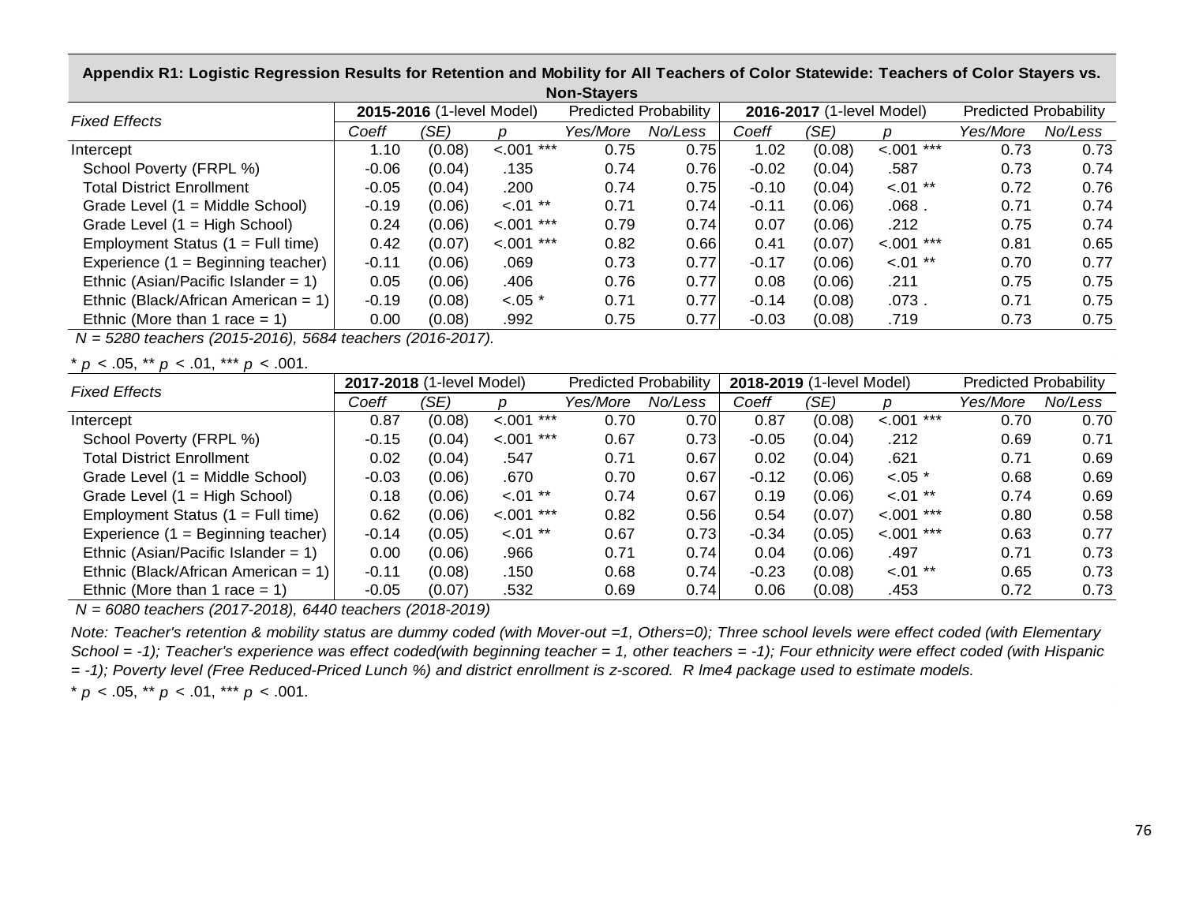**Appendix R1: Logistic Regression Results for Retention and Mobility for All Teachers of Color Statewide: Teachers of Color Stayers vs. Non-Stayers**

| *Fixed Effects* | **2015-2016** (1-level Model) | | | Predicted Probability | | **2016-2017** (1-level Model) | | | Predicted Probability | |
|---|---|---|---|---|---|---|---|---|---|---|
| | *Coeff* | *(SE)* | *p* | *Yes/More* | *No/Less* | *Coeff* | *(SE)* | *p* | *Yes/More* | *No/Less* |
| Intercept | 1.10 | (0.08) | <.001 *** | 0.75 | 0.75 | 1.02 | (0.08) | <.001 *** | 0.73 | 0.73 |
| School Poverty (FRPL %) | -0.06 | (0.04) | .135 | 0.74 | 0.76 | -0.02 | (0.04) | .587 | 0.73 | 0.74 |
| Total District Enrollment | -0.05 | (0.04) | .200 | 0.74 | 0.75 | -0.10 | (0.04) | <.01 ** | 0.72 | 0.76 |
| Grade Level (1 = Middle School) | -0.19 | (0.06) | <.01 ** | 0.71 | 0.74 | -0.11 | (0.06) | .068 . | 0.71 | 0.74 |
| Grade Level (1 = High School) | 0.24 | (0.06) | <.001 *** | 0.79 | 0.74 | 0.07 | (0.06) | .212 | 0.75 | 0.74 |
| Employment Status (1 = Full time) | 0.42 | (0.07) | <.001 *** | 0.82 | 0.66 | 0.41 | (0.07) | <.001 *** | 0.81 | 0.65 |
| Experience (1 = Beginning teacher) | -0.11 | (0.06) | .069 | 0.73 | 0.77 | -0.17 | (0.06) | <.01 ** | 0.70 | 0.77 |
| Ethnic (Asian/Pacific Islander = 1) | 0.05 | (0.06) | .406 | 0.76 | 0.77 | 0.08 | (0.06) | .211 | 0.75 | 0.75 |
| Ethnic (Black/African American = 1) | -0.19 | (0.08) | <.05 * | 0.71 | 0.77 | -0.14 | (0.08) | .073 . | 0.71 | 0.75 |
| Ethnic (More than 1 race = 1) | 0.00 | (0.08) | .992 | 0.75 | 0.77 | -0.03 | (0.08) | .719 | 0.73 | 0.75 |

*N = 5280 teachers (2015-2016), 5684 teachers (2016-2017).*

\* *p* < .05, ** *p* < .01, *** *p* < .001.

| *Fixed Effects* | **2017-2018** (1-level Model) | | | Predicted Probability | | **2018-2019** (1-level Model) | | | Predicted Probability | |
|---|---|---|---|---|---|---|---|---|---|---|
| | *Coeff* | *(SE)* | *p* | *Yes/More* | *No/Less* | *Coeff* | *(SE)* | *p* | *Yes/More* | *No/Less* |
| Intercept | 0.87 | (0.08) | <.001 *** | 0.70 | 0.70 | 0.87 | (0.08) | <.001 *** | 0.70 | 0.70 |
| School Poverty (FRPL %) | -0.15 | (0.04) | <.001 *** | 0.67 | 0.73 | -0.05 | (0.04) | .212 | 0.69 | 0.71 |
| Total District Enrollment | 0.02 | (0.04) | .547 | 0.71 | 0.67 | 0.02 | (0.04) | .621 | 0.71 | 0.69 |
| Grade Level (1 = Middle School) | -0.03 | (0.06) | .670 | 0.70 | 0.67 | -0.12 | (0.06) | <.05 * | 0.68 | 0.69 |
| Grade Level (1 = High School) | 0.18 | (0.06) | <.01 ** | 0.74 | 0.67 | 0.19 | (0.06) | <.01 ** | 0.74 | 0.69 |
| Employment Status (1 = Full time) | 0.62 | (0.06) | <.001 *** | 0.82 | 0.56 | 0.54 | (0.07) | <.001 *** | 0.80 | 0.58 |
| Experience (1 = Beginning teacher) | -0.14 | (0.05) | <.01 ** | 0.67 | 0.73 | -0.34 | (0.05) | <.001 *** | 0.63 | 0.77 |
| Ethnic (Asian/Pacific Islander = 1) | 0.00 | (0.06) | .966 | 0.71 | 0.74 | 0.04 | (0.06) | .497 | 0.71 | 0.73 |
| Ethnic (Black/African American = 1) | -0.11 | (0.08) | .150 | 0.68 | 0.74 | -0.23 | (0.08) | <.01 ** | 0.65 | 0.73 |
| Ethnic (More than 1 race = 1) | -0.05 | (0.07) | .532 | 0.69 | 0.74 | 0.06 | (0.08) | .453 | 0.72 | 0.73 |

*N = 6080 teachers (2017-2018), 6440 teachers (2018-2019)*

*Note: Teacher's retention & mobility status are dummy coded (with Mover-out =1, Others=0); Three school levels were effect coded (with Elementary School = -1); Teacher's experience was effect coded(with beginning teacher = 1, other teachers = -1); Four ethnicity were effect coded (with Hispanic = -1); Poverty level (Free Reduced-Priced Lunch %) and district enrollment is z-scored. R lme4 package used to estimate models.*

\* *p* < .05, ** *p* < .01, *** *p* < .001.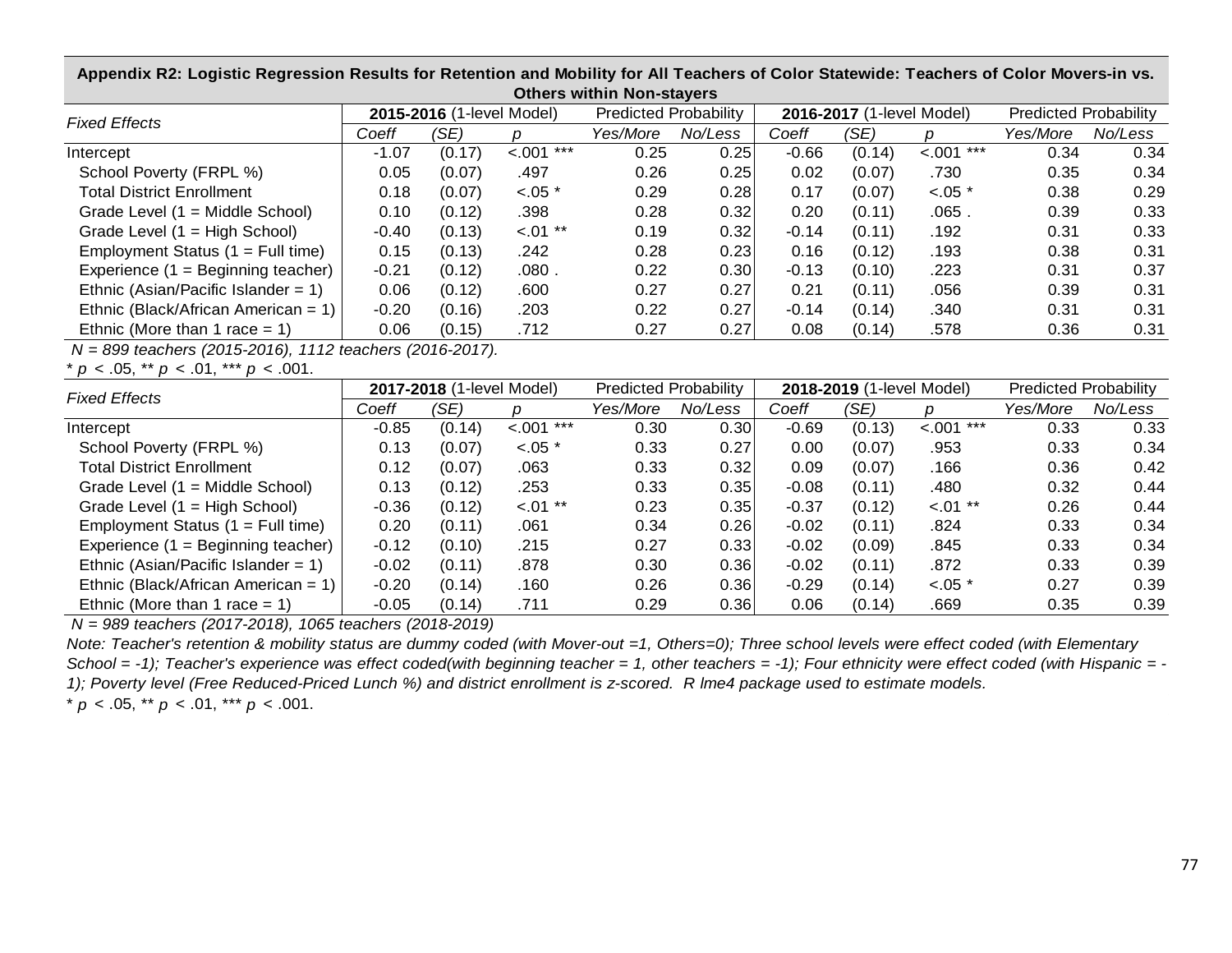**Appendix R2: Logistic Regression Results for Retention and Mobility for All Teachers of Color Statewide: Teachers of Color Movers-in vs. Others within Non-stayers**

| *Fixed Effects* | **2015-2016** (1-level Model) | | | Predicted Probability | | **2016-2017** (1-level Model) | | | Predicted Probability | |
|---|---|---|---|---|---|---|---|---|---|---|
| | *Coeff* | *(SE)* | *p* | *Yes/More* | *No/Less* | *Coeff* | *(SE)* | *p* | *Yes/More* | *No/Less* |
| Intercept | -1.07 | (0.17) | <.001 *** | 0.25 | 0.25 | -0.66 | (0.14) | <.001 *** | 0.34 | 0.34 |
| School Poverty (FRPL %) | 0.05 | (0.07) | .497 | 0.26 | 0.25 | 0.02 | (0.07) | .730 | 0.35 | 0.34 |
| Total District Enrollment | 0.18 | (0.07) | <.05 * | 0.29 | 0.28 | 0.17 | (0.07) | <.05 * | 0.38 | 0.29 |
| Grade Level (1 = Middle School) | 0.10 | (0.12) | .398 | 0.28 | 0.32 | 0.20 | (0.11) | .065 . | 0.39 | 0.33 |
| Grade Level (1 = High School) | -0.40 | (0.13) | <.01 ** | 0.19 | 0.32 | -0.14 | (0.11) | .192 | 0.31 | 0.33 |
| Employment Status (1 = Full time) | 0.15 | (0.13) | .242 | 0.28 | 0.23 | 0.16 | (0.12) | .193 | 0.38 | 0.31 |
| Experience (1 = Beginning teacher) | -0.21 | (0.12) | .080 . | 0.22 | 0.30 | -0.13 | (0.10) | .223 | 0.31 | 0.37 |
| Ethnic (Asian/Pacific Islander = 1) | 0.06 | (0.12) | .600 | 0.27 | 0.27 | 0.21 | (0.11) | .056 | 0.39 | 0.31 |
| Ethnic (Black/African American = 1) | -0.20 | (0.16) | .203 | 0.22 | 0.27 | -0.14 | (0.14) | .340 | 0.31 | 0.31 |
| Ethnic (More than 1 race = 1) | 0.06 | (0.15) | .712 | 0.27 | 0.27 | 0.08 | (0.14) | .578 | 0.36 | 0.31 |

*N = 899 teachers (2015-2016), 1112 teachers (2016-2017).*

* *p* < .05, ** *p* < .01, *** *p* < .001.

| *Fixed Effects* | **2017-2018** (1-level Model) | | | Predicted Probability | | **2018-2019** (1-level Model) | | | Predicted Probability | |
|---|---|---|---|---|---|---|---|---|---|---|
| | *Coeff* | *(SE)* | *p* | *Yes/More* | *No/Less* | *Coeff* | *(SE)* | *p* | *Yes/More* | *No/Less* |
| Intercept | -0.85 | (0.14) | <.001 *** | 0.30 | 0.30 | -0.69 | (0.13) | <.001 *** | 0.33 | 0.33 |
| School Poverty (FRPL %) | 0.13 | (0.07) | <.05 * | 0.33 | 0.27 | 0.00 | (0.07) | .953 | 0.33 | 0.34 |
| Total District Enrollment | 0.12 | (0.07) | .063 | 0.33 | 0.32 | 0.09 | (0.07) | .166 | 0.36 | 0.42 |
| Grade Level (1 = Middle School) | 0.13 | (0.12) | .253 | 0.33 | 0.35 | -0.08 | (0.11) | .480 | 0.32 | 0.44 |
| Grade Level (1 = High School) | -0.36 | (0.12) | <.01 ** | 0.23 | 0.35 | -0.37 | (0.12) | <.01 ** | 0.26 | 0.44 |
| Employment Status (1 = Full time) | 0.20 | (0.11) | .061 | 0.34 | 0.26 | -0.02 | (0.11) | .824 | 0.33 | 0.34 |
| Experience (1 = Beginning teacher) | -0.12 | (0.10) | .215 | 0.27 | 0.33 | -0.02 | (0.09) | .845 | 0.33 | 0.34 |
| Ethnic (Asian/Pacific Islander = 1) | -0.02 | (0.11) | .878 | 0.30 | 0.36 | -0.02 | (0.11) | .872 | 0.33 | 0.39 |
| Ethnic (Black/African American = 1) | -0.20 | (0.14) | .160 | 0.26 | 0.36 | -0.29 | (0.14) | <.05 * | 0.27 | 0.39 |
| Ethnic (More than 1 race = 1) | -0.05 | (0.14) | .711 | 0.29 | 0.36 | 0.06 | (0.14) | .669 | 0.35 | 0.39 |

*N = 989 teachers (2017-2018), 1065 teachers (2018-2019)*

*Note: Teacher's retention & mobility status are dummy coded (with Mover-out =1, Others=0); Three school levels were effect coded (with Elementary School = -1); Teacher's experience was effect coded(with beginning teacher = 1, other teachers = -1); Four ethnicity were effect coded (with Hispanic = -1); Poverty level (Free Reduced-Priced Lunch %) and district enrollment is z-scored. R lme4 package used to estimate models.*

* *p* < .05, ** *p* < .01, *** *p* < .001.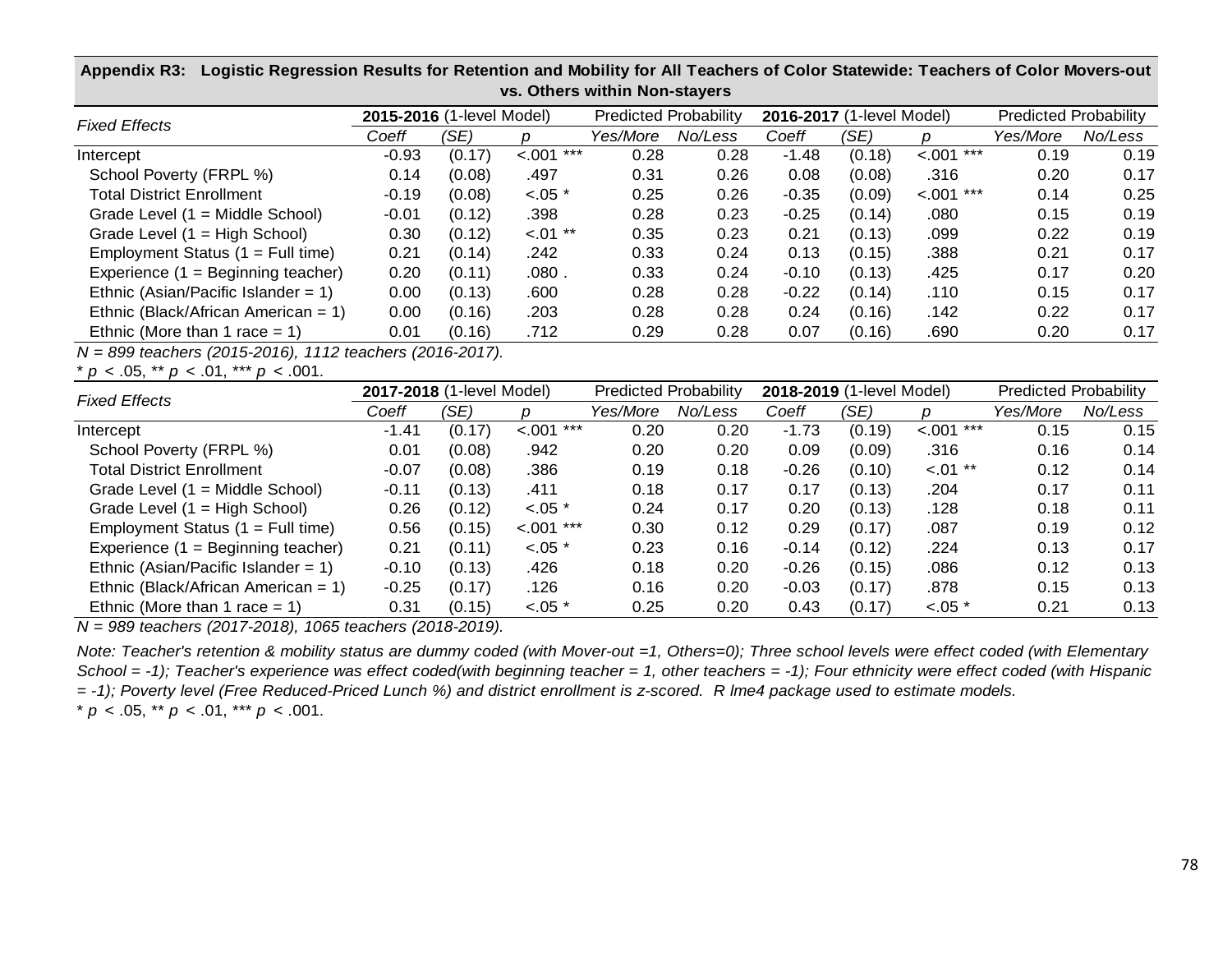**Appendix R3: Logistic Regression Results for Retention and Mobility for All Teachers of Color Statewide: Teachers of Color Movers-out vs. Others within Non-stayers**

| *Fixed Effects* | **2015-2016** (1-level Model) | | | Predicted Probability | | **2016-2017** (1-level Model) | | | Predicted Probability | |
|---|---|---|---|---|---|---|---|---|---|---|
| | *Coeff* | *(SE)* | *p* | *Yes/More* | *No/Less* | *Coeff* | *(SE)* | *p* | *Yes/More* | *No/Less* |
| Intercept | -0.93 | (0.17) | <.001 *** | 0.28 | 0.28 | -1.48 | (0.18) | <.001 *** | 0.19 | 0.19 |
| School Poverty (FRPL %) | 0.14 | (0.08) | .497 | 0.31 | 0.26 | 0.08 | (0.08) | .316 | 0.20 | 0.17 |
| Total District Enrollment | -0.19 | (0.08) | <.05 * | 0.25 | 0.26 | -0.35 | (0.09) | <.001 *** | 0.14 | 0.25 |
| Grade Level (1 = Middle School) | -0.01 | (0.12) | .398 | 0.28 | 0.23 | -0.25 | (0.14) | .080 | 0.15 | 0.19 |
| Grade Level (1 = High School) | 0.30 | (0.12) | <.01 ** | 0.35 | 0.23 | 0.21 | (0.13) | .099 | 0.22 | 0.19 |
| Employment Status (1 = Full time) | 0.21 | (0.14) | .242 | 0.33 | 0.24 | 0.13 | (0.15) | .388 | 0.21 | 0.17 |
| Experience (1 = Beginning teacher) | 0.20 | (0.11) | .080 . | 0.33 | 0.24 | -0.10 | (0.13) | .425 | 0.17 | 0.20 |
| Ethnic (Asian/Pacific Islander = 1) | 0.00 | (0.13) | .600 | 0.28 | 0.28 | -0.22 | (0.14) | .110 | 0.15 | 0.17 |
| Ethnic (Black/African American = 1) | 0.00 | (0.16) | .203 | 0.28 | 0.28 | 0.24 | (0.16) | .142 | 0.22 | 0.17 |
| Ethnic (More than 1 race = 1) | 0.01 | (0.16) | .712 | 0.29 | 0.28 | 0.07 | (0.16) | .690 | 0.20 | 0.17 |

*N = 899 teachers (2015-2016), 1112 teachers (2016-2017).*

\* $p < .05$, \*\* $p < .01$, \*\*\* $p < .001$.

| *Fixed Effects* | **2017-2018** (1-level Model) | | | Predicted Probability | | **2018-2019** (1-level Model) | | | Predicted Probability | |
|---|---|---|---|---|---|---|---|---|---|---|
| | *Coeff* | *(SE)* | *p* | *Yes/More* | *No/Less* | *Coeff* | *(SE)* | *p* | *Yes/More* | *No/Less* |
| Intercept | -1.41 | (0.17) | <.001 *** | 0.20 | 0.20 | -1.73 | (0.19) | <.001 *** | 0.15 | 0.15 |
| School Poverty (FRPL %) | 0.01 | (0.08) | .942 | 0.20 | 0.20 | 0.09 | (0.09) | .316 | 0.16 | 0.14 |
| Total District Enrollment | -0.07 | (0.08) | .386 | 0.19 | 0.18 | -0.26 | (0.10) | <.01 ** | 0.12 | 0.14 |
| Grade Level (1 = Middle School) | -0.11 | (0.13) | .411 | 0.18 | 0.17 | 0.17 | (0.13) | .204 | 0.17 | 0.11 |
| Grade Level (1 = High School) | 0.26 | (0.12) | <.05 * | 0.24 | 0.17 | 0.20 | (0.13) | .128 | 0.18 | 0.11 |
| Employment Status (1 = Full time) | 0.56 | (0.15) | <.001 *** | 0.30 | 0.12 | 0.29 | (0.17) | .087 | 0.19 | 0.12 |
| Experience (1 = Beginning teacher) | 0.21 | (0.11) | <.05 * | 0.23 | 0.16 | -0.14 | (0.12) | .224 | 0.13 | 0.17 |
| Ethnic (Asian/Pacific Islander = 1) | -0.10 | (0.13) | .426 | 0.18 | 0.20 | -0.26 | (0.15) | .086 | 0.12 | 0.13 |
| Ethnic (Black/African American = 1) | -0.25 | (0.17) | .126 | 0.16 | 0.20 | -0.03 | (0.17) | .878 | 0.15 | 0.13 |
| Ethnic (More than 1 race = 1) | 0.31 | (0.15) | <.05 * | 0.25 | 0.20 | 0.43 | (0.17) | <.05 * | 0.21 | 0.13 |

*N = 989 teachers (2017-2018), 1065 teachers (2018-2019).*

*Note: Teacher's retention & mobility status are dummy coded (with Mover-out =1, Others=0); Three school levels were effect coded (with Elementary School = -1); Teacher's experience was effect coded(with beginning teacher = 1, other teachers = -1); Four ethnicity were effect coded (with Hispanic = -1); Poverty level (Free Reduced-Priced Lunch %) and district enrollment is z-scored. R lme4 package used to estimate models.*

\* $p < .05$, \*\* $p < .01$, \*\*\* $p < .001$.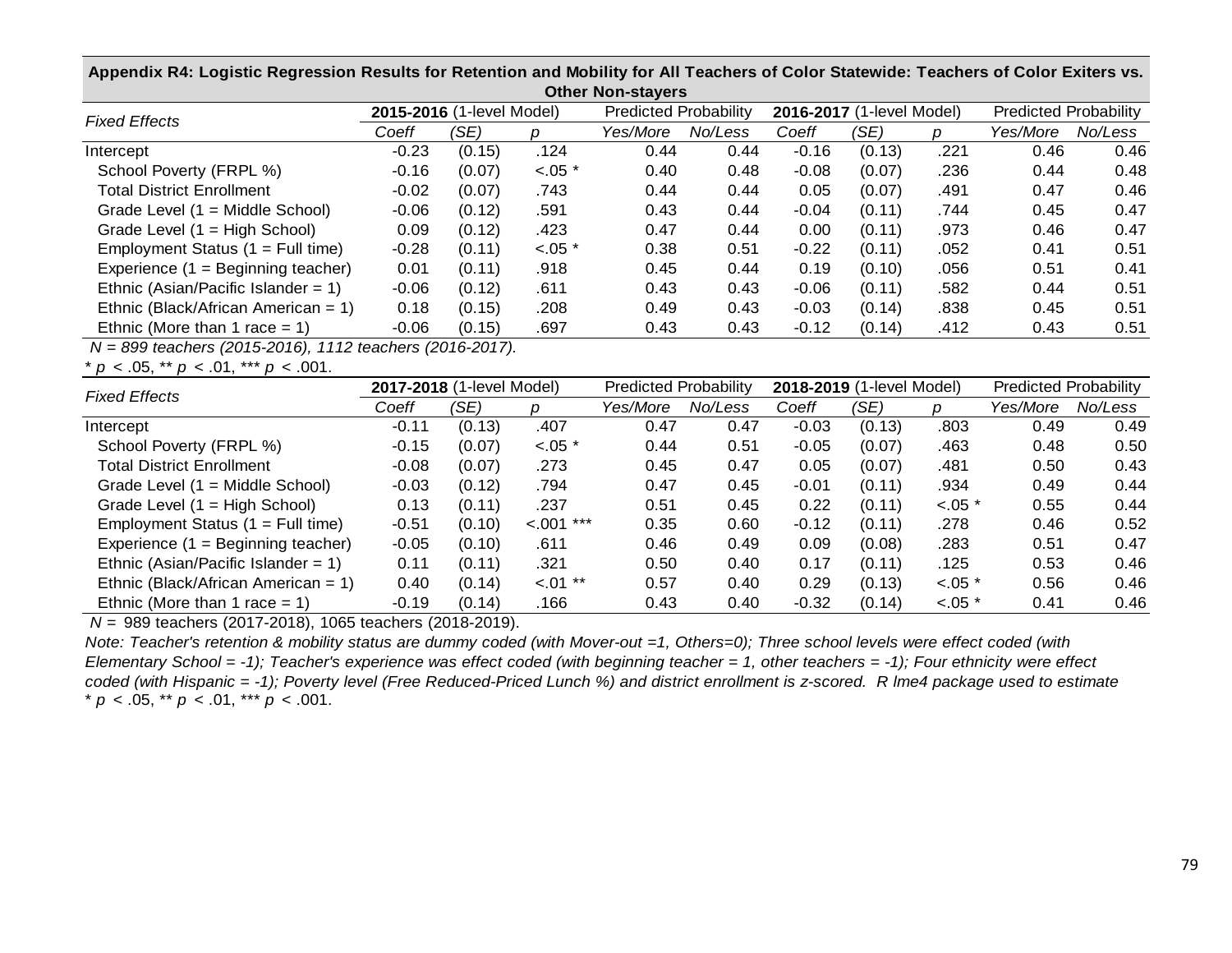**Appendix R4: Logistic Regression Results for Retention and Mobility for All Teachers of Color Statewide: Teachers of Color Exiters vs. Other Non-stayers**

| *Fixed Effects* | **2015-2016** (1-level Model) | | | Predicted Probability | | **2016-2017** (1-level Model) | | | Predicted Probability | |
|---|---|---|---|---|---|---|---|---|---|---|
| | *Coeff* | *(SE)* | *p* | *Yes/More* | *No/Less* | *Coeff* | *(SE)* | *p* | *Yes/More* | *No/Less* |
| Intercept | -0.23 | (0.15) | .124 | 0.44 | 0.44 | -0.16 | (0.13) | .221 | 0.46 | 0.46 |
| School Poverty (FRPL %) | -0.16 | (0.07) | <.05 * | 0.40 | 0.48 | -0.08 | (0.07) | .236 | 0.44 | 0.48 |
| Total District Enrollment | -0.02 | (0.07) | .743 | 0.44 | 0.44 | 0.05 | (0.07) | .491 | 0.47 | 0.46 |
| Grade Level (1 = Middle School) | -0.06 | (0.12) | .591 | 0.43 | 0.44 | -0.04 | (0.11) | .744 | 0.45 | 0.47 |
| Grade Level (1 = High School) | 0.09 | (0.12) | .423 | 0.47 | 0.44 | 0.00 | (0.11) | .973 | 0.46 | 0.47 |
| Employment Status (1 = Full time) | -0.28 | (0.11) | <.05 * | 0.38 | 0.51 | -0.22 | (0.11) | .052 | 0.41 | 0.51 |
| Experience (1 = Beginning teacher) | 0.01 | (0.11) | .918 | 0.45 | 0.44 | 0.19 | (0.10) | .056 | 0.51 | 0.41 |
| Ethnic (Asian/Pacific Islander = 1) | -0.06 | (0.12) | .611 | 0.43 | 0.43 | -0.06 | (0.11) | .582 | 0.44 | 0.51 |
| Ethnic (Black/African American = 1) | 0.18 | (0.15) | .208 | 0.49 | 0.43 | -0.03 | (0.14) | .838 | 0.45 | 0.51 |
| Ethnic (More than 1 race = 1) | -0.06 | (0.15) | .697 | 0.43 | 0.43 | -0.12 | (0.14) | .412 | 0.43 | 0.51 |

*N = 899 teachers (2015-2016), 1112 teachers (2016-2017).*

\* $p < .05$, \*\* $p < .01$, \*\*\* $p < .001$.

| *Fixed Effects* | **2017-2018** (1-level Model) | | | Predicted Probability | | **2018-2019** (1-level Model) | | | Predicted Probability | |
|---|---|---|---|---|---|---|---|---|---|---|
| | *Coeff* | *(SE)* | *p* | *Yes/More* | *No/Less* | *Coeff* | *(SE)* | *p* | *Yes/More* | *No/Less* |
| Intercept | -0.11 | (0.13) | .407 | 0.47 | 0.47 | -0.03 | (0.13) | .803 | 0.49 | 0.49 |
| School Poverty (FRPL %) | -0.15 | (0.07) | <.05 * | 0.44 | 0.51 | -0.05 | (0.07) | .463 | 0.48 | 0.50 |
| Total District Enrollment | -0.08 | (0.07) | .273 | 0.45 | 0.47 | 0.05 | (0.07) | .481 | 0.50 | 0.43 |
| Grade Level (1 = Middle School) | -0.03 | (0.12) | .794 | 0.47 | 0.45 | -0.01 | (0.11) | .934 | 0.49 | 0.44 |
| Grade Level (1 = High School) | 0.13 | (0.11) | .237 | 0.51 | 0.45 | 0.22 | (0.11) | <.05 * | 0.55 | 0.44 |
| Employment Status (1 = Full time) | -0.51 | (0.10) | <.001 *** | 0.35 | 0.60 | -0.12 | (0.11) | .278 | 0.46 | 0.52 |
| Experience (1 = Beginning teacher) | -0.05 | (0.10) | .611 | 0.46 | 0.49 | 0.09 | (0.08) | .283 | 0.51 | 0.47 |
| Ethnic (Asian/Pacific Islander = 1) | 0.11 | (0.11) | .321 | 0.50 | 0.40 | 0.17 | (0.11) | .125 | 0.53 | 0.46 |
| Ethnic (Black/African American = 1) | 0.40 | (0.14) | <.01 ** | 0.57 | 0.40 | 0.29 | (0.13) | <.05 * | 0.56 | 0.46 |
| Ethnic (More than 1 race = 1) | -0.19 | (0.14) | .166 | 0.43 | 0.40 | -0.32 | (0.14) | <.05 * | 0.41 | 0.46 |

*N* = 989 teachers (2017-2018), 1065 teachers (2018-2019).

*Note: Teacher's retention & mobility status are dummy coded (with Mover-out =1, Others=0); Three school levels were effect coded (with Elementary School = -1); Teacher's experience was effect coded (with beginning teacher = 1, other teachers = -1); Four ethnicity were effect coded (with Hispanic = -1); Poverty level (Free Reduced-Priced Lunch %) and district enrollment is z-scored. R lme4 package used to estimate*

\* $p < .05$, \*\* $p < .01$, \*\*\* $p < .001$.